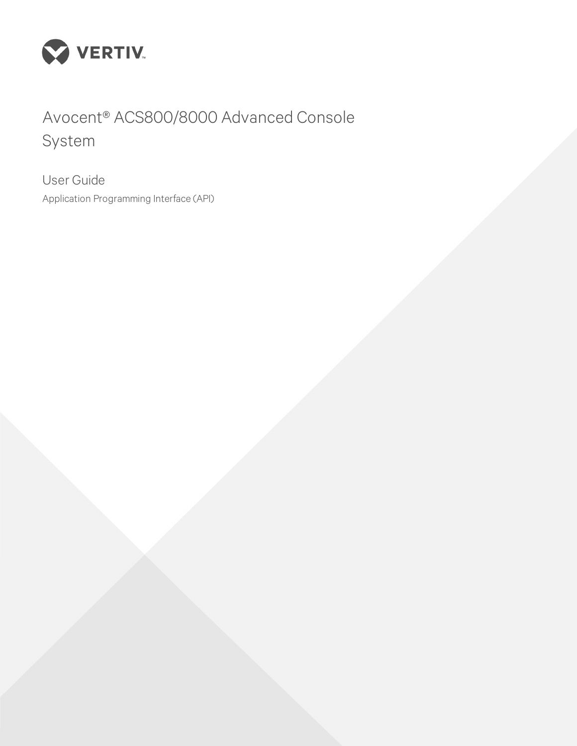VERTIV

# Avocent® ACS800/8000 Advanced Console System

## User Guide

Application Programming Interface (API)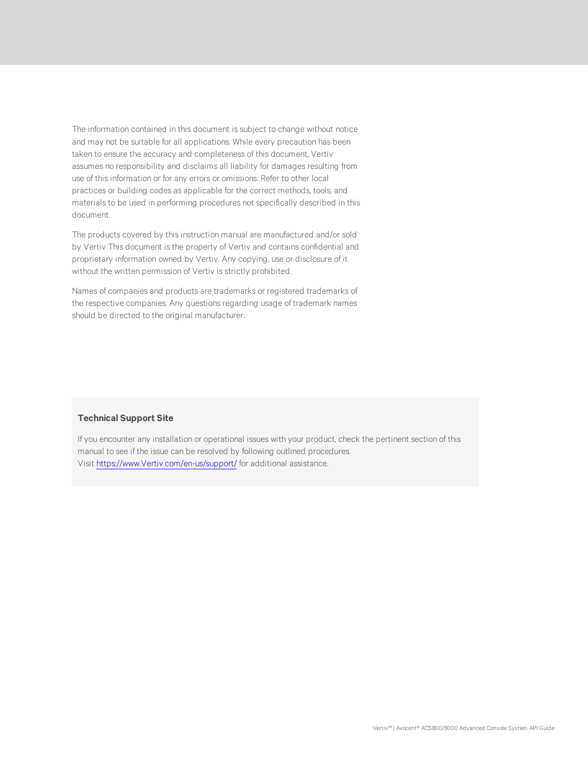The information contained in this document is subject to change without notice and may not be suitable for all applications. While every precaution has been taken to ensure the accuracy and completeness of this document, Vertiv assumes no responsibility and disclaims all liability for damages resulting from use of this information or for any errors or omissions. Refer to other local practices or building codes as applicable for the correct methods, tools, and materials to be used in performing procedures not specifically described in this document.

The products covered by this instruction manual are manufactured and/or sold by Vertiv This document is the property of Vertiv and contains confidential and proprietary information owned by Vertiv. Any copying, use or disclosure of it without the written permission of Vertiv is strictly prohibited.

Names of companies and products are trademarks or registered trademarks of the respective companies. Any questions regarding usage of trademark names should be directed to the original manufacturer.

**Technical Support Site**

If you encounter any installation or operational issues with your product, check the pertinent section of this manual to see if the issue can be resolved by following outlined procedures.
Visit https://www.Vertiv.com/en-us/support/ for additional assistance.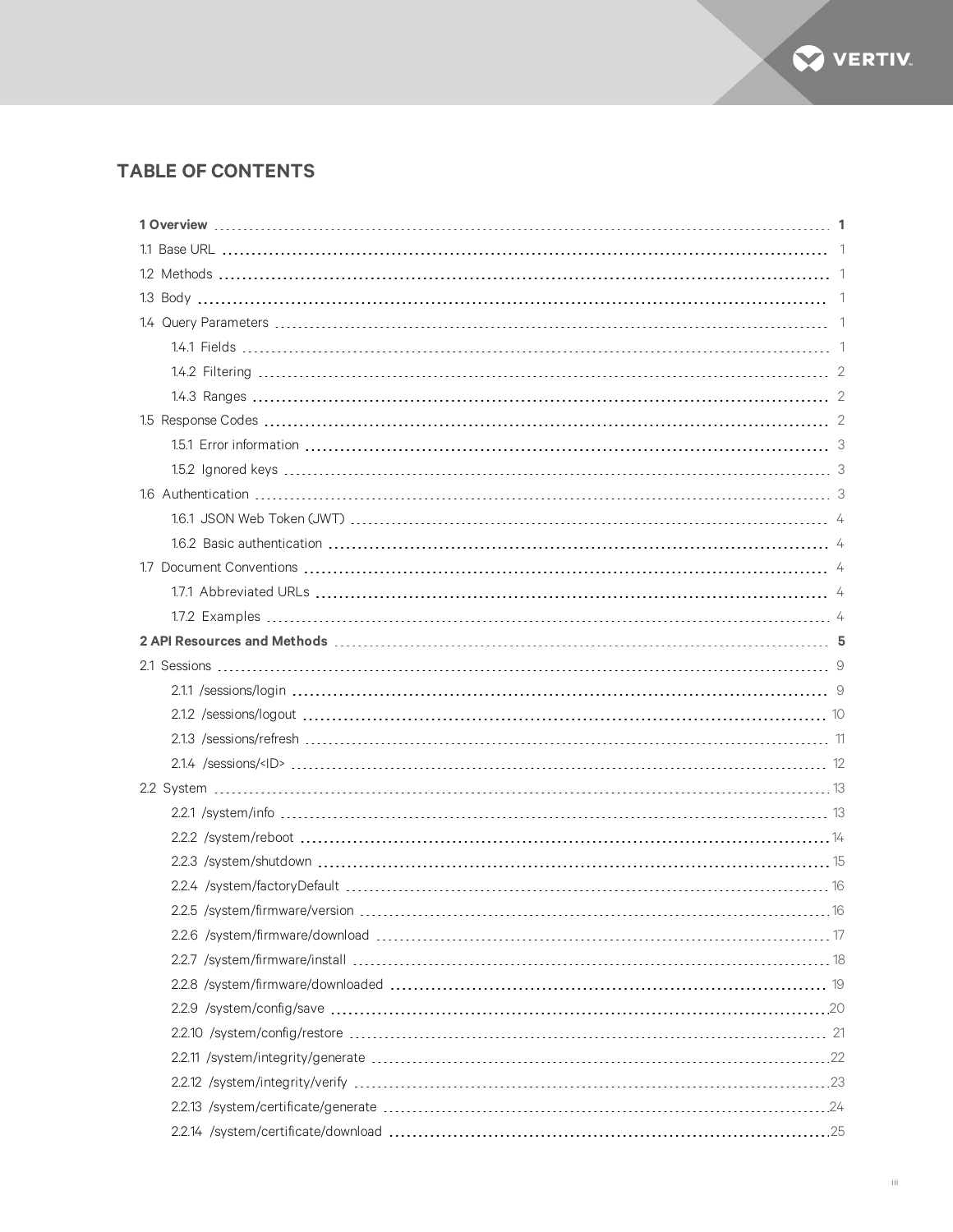# TABLE OF CONTENTS

**1 Overview** 1

1.1 Base URL 1

1.2 Methods 1

1.3 Body 1

1.4 Query Parameters 1

- 1.4.1 Fields 1
- 1.4.2 Filtering 2
- 1.4.3 Ranges 2

1.5 Response Codes 2

- 1.5.1 Error information 3
- 1.5.2 Ignored keys 3

1.6 Authentication 3

- 1.6.1 JSON Web Token (JWT) 4
- 1.6.2 Basic authentication 4

1.7 Document Conventions 4

- 1.7.1 Abbreviated URLs 4
- 1.7.2 Examples 4

**2 API Resources and Methods** 5

2.1 Sessions 9

- 2.1.1 /sessions/login 9
- 2.1.2 /sessions/logout 10
- 2.1.3 /sessions/refresh 11
- 2.1.4 /sessions/<ID> 12

2.2 System 13

- 2.2.1 /system/info 13
- 2.2.2 /system/reboot 14
- 2.2.3 /system/shutdown 15
- 2.2.4 /system/factoryDefault 16
- 2.2.5 /system/firmware/version 16
- 2.2.6 /system/firmware/download 17
- 2.2.7 /system/firmware/install 18
- 2.2.8 /system/firmware/downloaded 19
- 2.2.9 /system/config/save 20
- 2.2.10 /system/config/restore 21
- 2.2.11 /system/integrity/generate 22
- 2.2.12 /system/integrity/verify 23
- 2.2.13 /system/certificate/generate 24
- 2.2.14 /system/certificate/download 25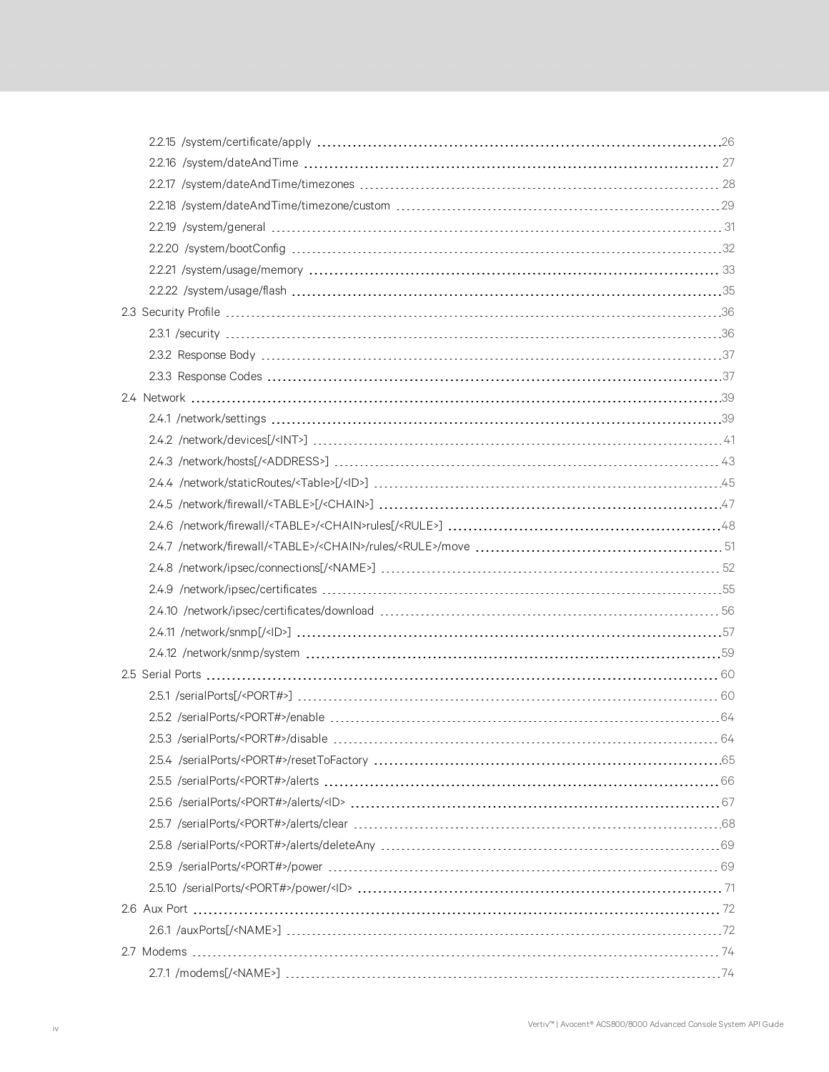2.2.15 /system/certificate/apply 26

2.2.16 /system/dateAndTime 27

2.2.17 /system/dateAndTime/timezones 28

2.2.18 /system/dateAndTime/timezone/custom 29

2.2.19 /system/general 31

2.2.20 /system/bootConfig 32

2.2.21 /system/usage/memory 33

2.2.22 /system/usage/flash 35

2.3 Security Profile 36

2.3.1 /security 36

2.3.2 Response Body 37

2.3.3 Response Codes 37

2.4 Network 39

2.4.1 /network/settings 39

2.4.2 /network/devices[/<INT>] 41

2.4.3 /network/hosts[/<ADDRESS>] 43

2.4.4 /network/staticRoutes/<Table>[/<ID>] 45

2.4.5 /network/firewall/<TABLE>[/<CHAIN>] 47

2.4.6 /network/firewall/<TABLE>/<CHAIN>rules[/<RULE>] 48

2.4.7 /network/firewall/<TABLE>/<CHAIN>/rules/<RULE>/move 51

2.4.8 /network/ipsec/connections[/<NAME>] 52

2.4.9 /network/ipsec/certificates 55

2.4.10 /network/ipsec/certificates/download 56

2.4.11 /network/snmp[/<ID>] 57

2.4.12 /network/snmp/system 59

2.5 Serial Ports 60

2.5.1 /serialPorts[/<PORT#>] 60

2.5.2 /serialPorts/<PORT#>/enable 64

2.5.3 /serialPorts/<PORT#>/disable 64

2.5.4 /serialPorts/<PORT#>/resetToFactory 65

2.5.5 /serialPorts/<PORT#>/alerts 66

2.5.6 /serialPorts/<PORT#>/alerts/<ID> 67

2.5.7 /serialPorts/<PORT#>/alerts/clear 68

2.5.8 /serialPorts/<PORT#>/alerts/deleteAny 69

2.5.9 /serialPorts/<PORT#>/power 69

2.5.10 /serialPorts/<PORT#>/power/<ID> 71

2.6 Aux Port 72

2.6.1 /auxPorts[/<NAME>] 72

2.7 Modems 74

2.7.1 /modems[/<NAME>] 74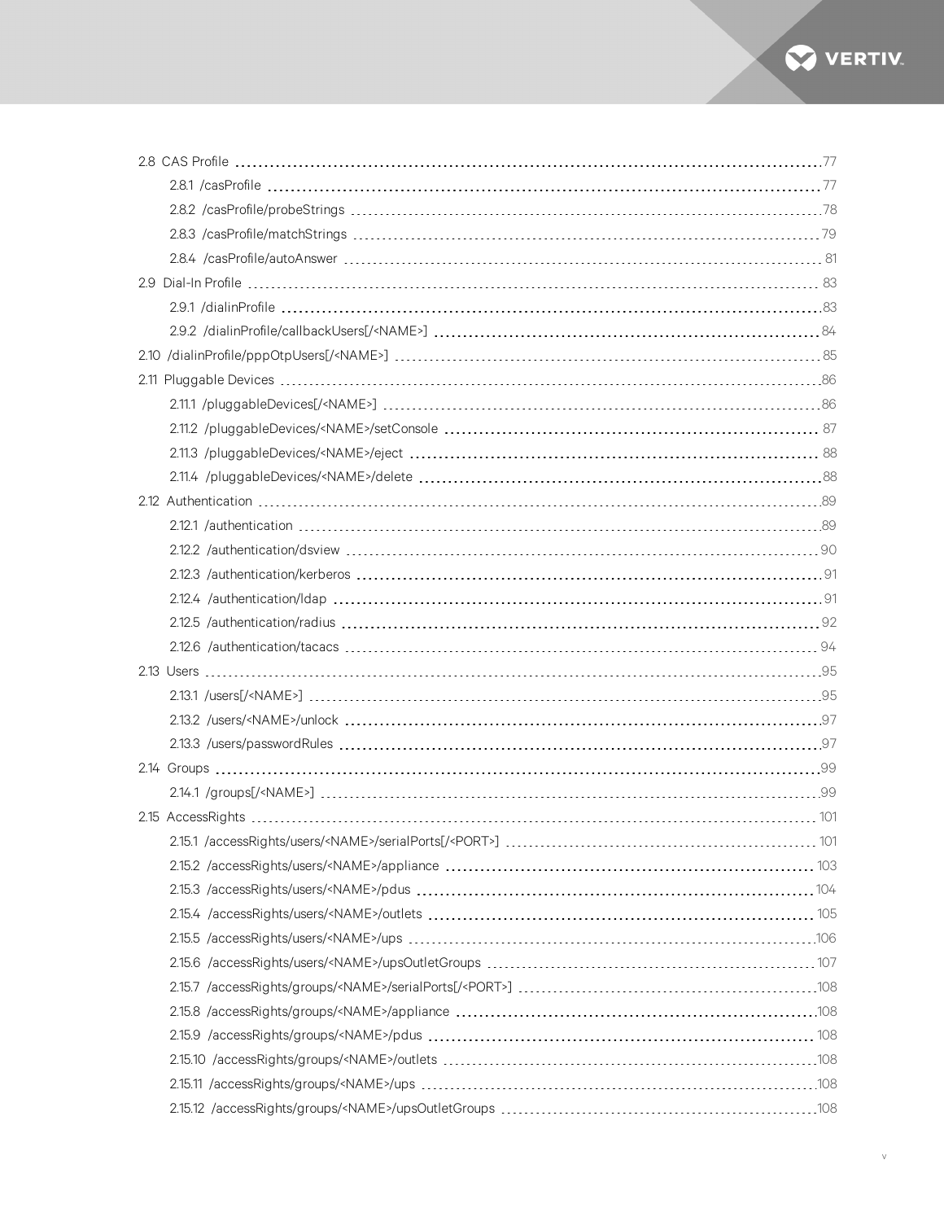- 2.8 CAS Profile ... 77
  - 2.8.1 /casProfile ... 77
  - 2.8.2 /casProfile/probeStrings ... 78
  - 2.8.3 /casProfile/matchStrings ... 79
  - 2.8.4 /casProfile/autoAnswer ... 81
- 2.9 Dial-In Profile ... 83
  - 2.9.1 /dialinProfile ... 83
  - 2.9.2 /dialinProfile/callbackUsers[/<NAME>] ... 84
- 2.10 /dialinProfile/pppOtpUsers[/<NAME>] ... 85
- 2.11 Pluggable Devices ... 86
  - 2.11.1 /pluggableDevices[/<NAME>] ... 86
  - 2.11.2 /pluggableDevices/<NAME>/setConsole ... 87
  - 2.11.3 /pluggableDevices/<NAME>/eject ... 88
  - 2.11.4 /pluggableDevices/<NAME>/delete ... 88
- 2.12 Authentication ... 89
  - 2.12.1 /authentication ... 89
  - 2.12.2 /authentication/dsview ... 90
  - 2.12.3 /authentication/kerberos ... 91
  - 2.12.4 /authentication/ldap ... 91
  - 2.12.5 /authentication/radius ... 92
  - 2.12.6 /authentication/tacacs ... 94
- 2.13 Users ... 95
  - 2.13.1 /users[/<NAME>] ... 95
  - 2.13.2 /users/<NAME>/unlock ... 97
  - 2.13.3 /users/passwordRules ... 97
- 2.14 Groups ... 99
  - 2.14.1 /groups[/<NAME>] ... 99
- 2.15 AccessRights ... 101
  - 2.15.1 /accessRights/users/<NAME>/serialPorts[/<PORT>] ... 101
  - 2.15.2 /accessRights/users/<NAME>/appliance ... 103
  - 2.15.3 /accessRights/users/<NAME>/pdus ... 104
  - 2.15.4 /accessRights/users/<NAME>/outlets ... 105
  - 2.15.5 /accessRights/users/<NAME>/ups ... 106
  - 2.15.6 /accessRights/users/<NAME>/upsOutletGroups ... 107
  - 2.15.7 /accessRights/groups/<NAME>/serialPorts[/<PORT>] ... 108
  - 2.15.8 /accessRights/groups/<NAME>/appliance ... 108
  - 2.15.9 /accessRights/groups/<NAME>/pdus ... 108
  - 2.15.10 /accessRights/groups/<NAME>/outlets ... 108
  - 2.15.11 /accessRights/groups/<NAME>/ups ... 108
  - 2.15.12 /accessRights/groups/<NAME>/upsOutletGroups ... 108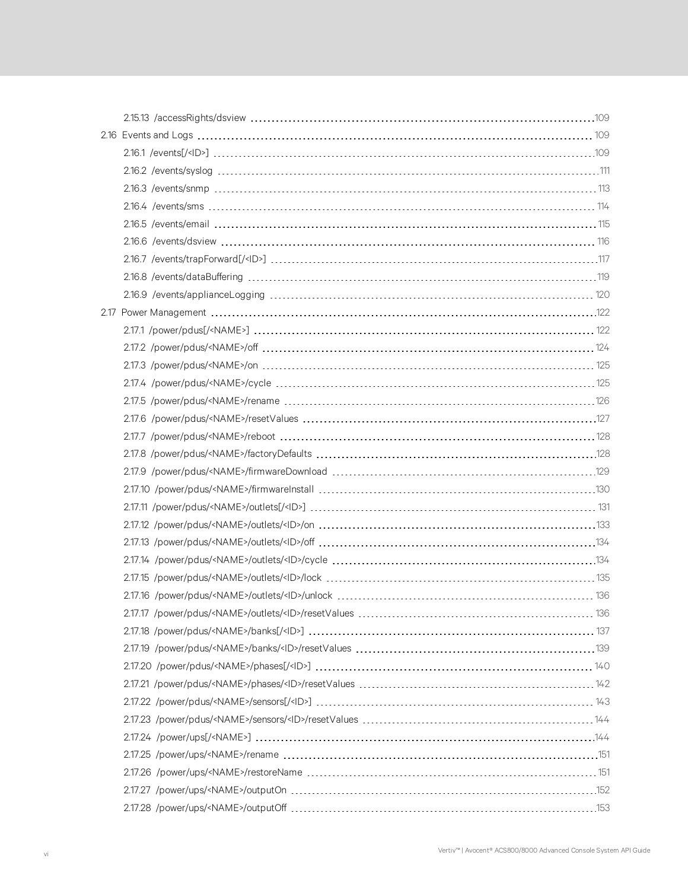2.15.13 /accessRights/dsview ........ 109

2.16 Events and Logs ........ 109

2.16.1 /events[/<ID>] ........ 109

2.16.2 /events/syslog ........ 111

2.16.3 /events/snmp ........ 113

2.16.4 /events/sms ........ 114

2.16.5 /events/email ........ 115

2.16.6 /events/dsview ........ 116

2.16.7 /events/trapForward[/<ID>] ........ 117

2.16.8 /events/dataBuffering ........ 119

2.16.9 /events/applianceLogging ........ 120

2.17 Power Management ........ 122

2.17.1 /power/pdus[/<NAME>] ........ 122

2.17.2 /power/pdus/<NAME>/off ........ 124

2.17.3 /power/pdus/<NAME>/on ........ 125

2.17.4 /power/pdus/<NAME>/cycle ........ 125

2.17.5 /power/pdus/<NAME>/rename ........ 126

2.17.6 /power/pdus/<NAME>/resetValues ........ 127

2.17.7 /power/pdus/<NAME>/reboot ........ 128

2.17.8 /power/pdus/<NAME>/factoryDefaults ........ 128

2.17.9 /power/pdus/<NAME>/firmwareDownload ........ 129

2.17.10 /power/pdus/<NAME>/firmwareInstall ........ 130

2.17.11 /power/pdus/<NAME>/outlets[/<ID>] ........ 131

2.17.12 /power/pdus/<NAME>/outlets/<ID>/on ........ 133

2.17.13 /power/pdus/<NAME>/outlets/<ID>/off ........ 134

2.17.14 /power/pdus/<NAME>/outlets/<ID>/cycle ........ 134

2.17.15 /power/pdus/<NAME>/outlets/<ID>/lock ........ 135

2.17.16 /power/pdus/<NAME>/outlets/<ID>/unlock ........ 136

2.17.17 /power/pdus/<NAME>/outlets/<ID>/resetValues ........ 136

2.17.18 /power/pdus/<NAME>/banks[/<ID>] ........ 137

2.17.19 /power/pdus/<NAME>/banks/<ID>/resetValues ........ 139

2.17.20 /power/pdus/<NAME>/phases[/<ID>] ........ 140

2.17.21 /power/pdus/<NAME>/phases/<ID>/resetValues ........ 142

2.17.22 /power/pdus/<NAME>/sensors[/<ID>] ........ 143

2.17.23 /power/pdus/<NAME>/sensors/<ID>/resetValues ........ 144

2.17.24 /power/ups[/<NAME>] ........ 144

2.17.25 /power/ups/<NAME>/rename ........ 151

2.17.26 /power/ups/<NAME>/restoreName ........ 151

2.17.27 /power/ups/<NAME>/outputOn ........ 152

2.17.28 /power/ups/<NAME>/outputOff ........ 153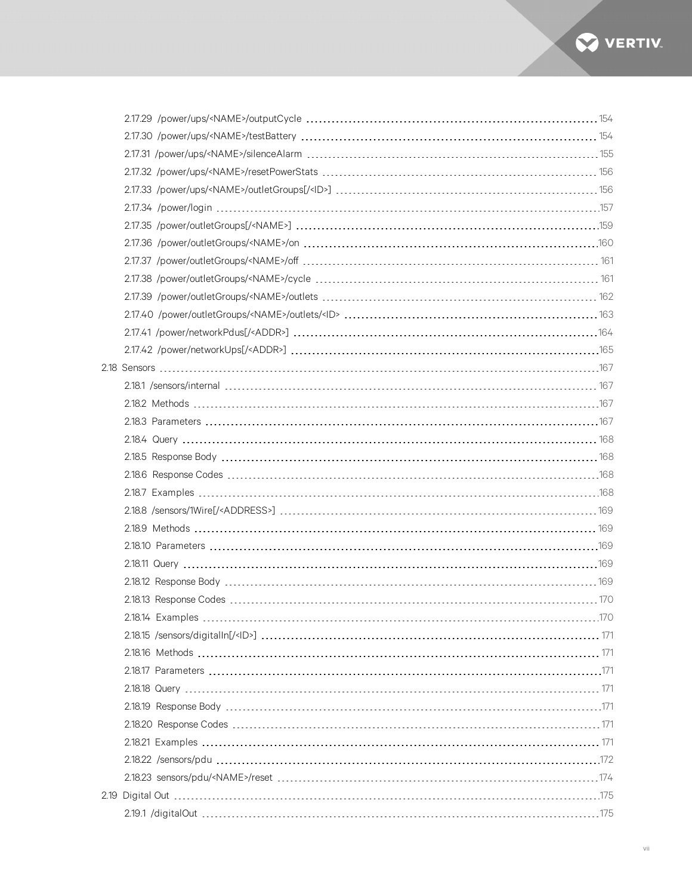- 2.17.29 /power/ups/<NAME>/outputCycle ... 154
- 2.17.30 /power/ups/<NAME>/testBattery ... 154
- 2.17.31 /power/ups/<NAME>/silenceAlarm ... 155
- 2.17.32 /power/ups/<NAME>/resetPowerStats ... 156
- 2.17.33 /power/ups/<NAME>/outletGroups[/<ID>] ... 156
- 2.17.34 /power/login ... 157
- 2.17.35 /power/outletGroups[/<NAME>] ... 159
- 2.17.36 /power/outletGroups/<NAME>/on ... 160
- 2.17.37 /power/outletGroups/<NAME>/off ... 161
- 2.17.38 /power/outletGroups/<NAME>/cycle ... 161
- 2.17.39 /power/outletGroups/<NAME>/outlets ... 162
- 2.17.40 /power/outletGroups/<NAME>/outlets/<ID> ... 163
- 2.17.41 /power/networkPdus[/<ADDR>] ... 164
- 2.17.42 /power/networkUps[/<ADDR>] ... 165

2.18 Sensors ... 167

- 2.18.1 /sensors/internal ... 167
- 2.18.2 Methods ... 167
- 2.18.3 Parameters ... 167
- 2.18.4 Query ... 168
- 2.18.5 Response Body ... 168
- 2.18.6 Response Codes ... 168
- 2.18.7 Examples ... 168
- 2.18.8 /sensors/1Wire[/<ADDRESS>] ... 169
- 2.18.9 Methods ... 169
- 2.18.10 Parameters ... 169
- 2.18.11 Query ... 169
- 2.18.12 Response Body ... 169
- 2.18.13 Response Codes ... 170
- 2.18.14 Examples ... 170
- 2.18.15 /sensors/digitalIn[/<ID>] ... 171
- 2.18.16 Methods ... 171
- 2.18.17 Parameters ... 171
- 2.18.18 Query ... 171
- 2.18.19 Response Body ... 171
- 2.18.20 Response Codes ... 171
- 2.18.21 Examples ... 171
- 2.18.22 /sensors/pdu ... 172
- 2.18.23 sensors/pdu/<NAME>/reset ... 174

2.19 Digital Out ... 175

- 2.19.1 /digitalOut ... 175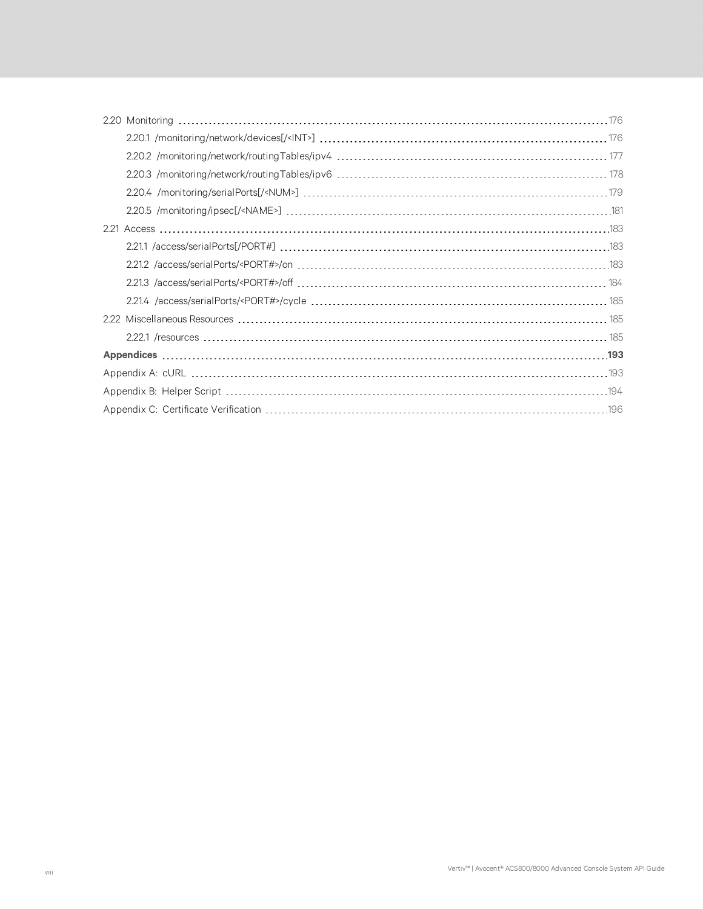2.20 Monitoring 176

- 2.20.1 /monitoring/network/devices[/<INT>] 176
- 2.20.2 /monitoring/network/routingTables/ipv4 177
- 2.20.3 /monitoring/network/routingTables/ipv6 178
- 2.20.4 /monitoring/serialPorts[/<NUM>] 179
- 2.20.5 /monitoring/ipsec[/<NAME>] 181

2.21 Access 183

- 2.21.1 /access/serialPorts[/PORT#] 183
- 2.21.2 /access/serialPorts/<PORT#>/on 183
- 2.21.3 /access/serialPorts/<PORT#>/off 184
- 2.21.4 /access/serialPorts/<PORT#>/cycle 185

2.22 Miscellaneous Resources 185

- 2.22.1 /resources 185

**Appendices 193**

Appendix A: cURL 193

Appendix B: Helper Script 194

Appendix C: Certificate Verification 196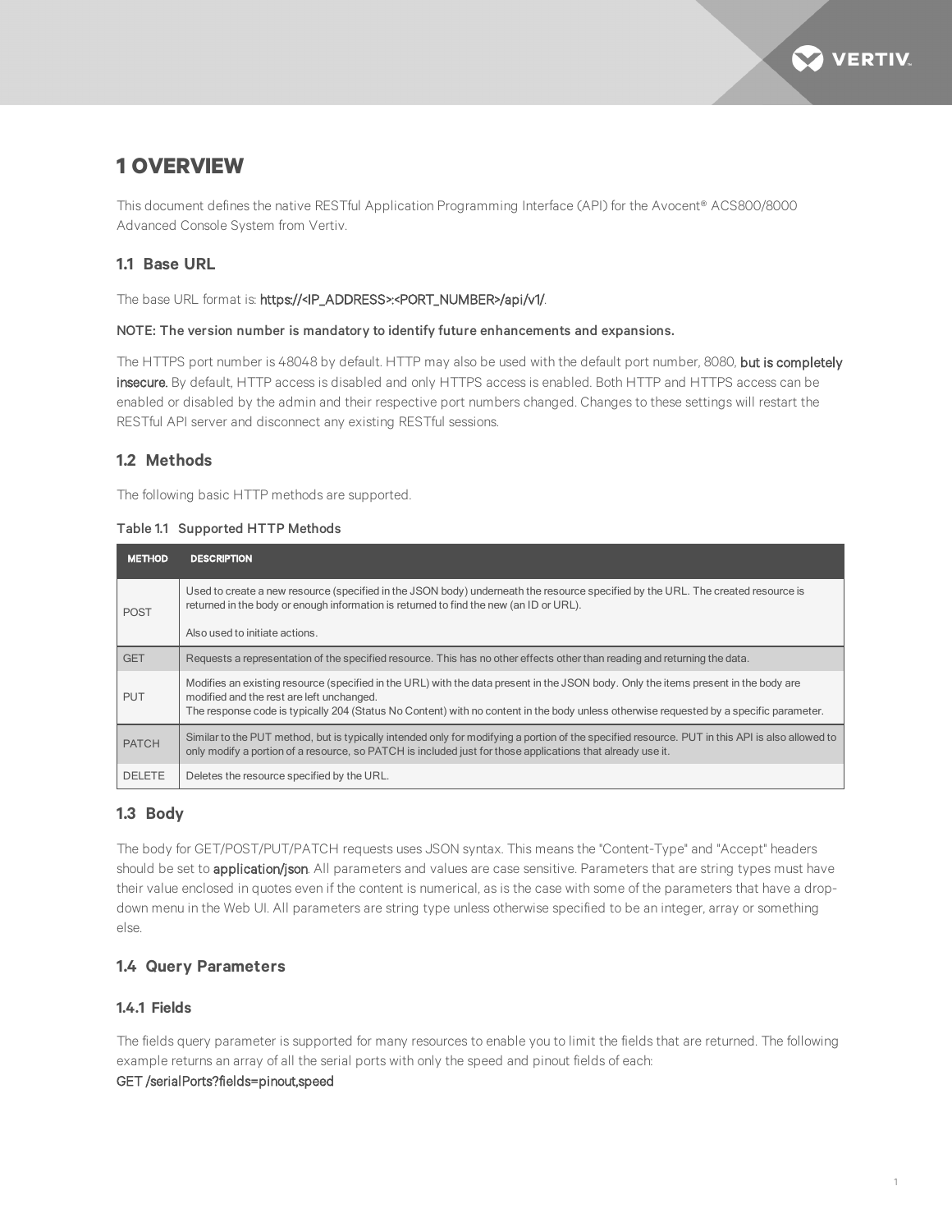# 1 OVERVIEW

This document defines the native RESTful Application Programming Interface (API) for the Avocent® ACS800/8000 Advanced Console System from Vertiv.

## 1.1 Base URL

The base URL format is: https://<IP_ADDRESS>:<PORT_NUMBER>/api/v1/.

NOTE: The version number is mandatory to identify future enhancements and expansions.

The HTTPS port number is 48048 by default. HTTP may also be used with the default port number, 8080, but is completely insecure. By default, HTTP access is disabled and only HTTPS access is enabled. Both HTTP and HTTPS access can be enabled or disabled by the admin and their respective port numbers changed. Changes to these settings will restart the RESTful API server and disconnect any existing RESTful sessions.

## 1.2 Methods

The following basic HTTP methods are supported.

Table 1.1 Supported HTTP Methods

| METHOD | DESCRIPTION |
| --- | --- |
| POST | Used to create a new resource (specified in the JSON body) underneath the resource specified by the URL. The created resource is returned in the body or enough information is returned to find the new (an ID or URL).<br><br>Also used to initiate actions. |
| GET | Requests a representation of the specified resource. This has no other effects other than reading and returning the data. |
| PUT | Modifies an existing resource (specified in the URL) with the data present in the JSON body. Only the items present in the body are modified and the rest are left unchanged.<br>The response code is typically 204 (Status No Content) with no content in the body unless otherwise requested by a specific parameter. |
| PATCH | Similar to the PUT method, but is typically intended only for modifying a portion of the specified resource. PUT in this API is also allowed to only modify a portion of a resource, so PATCH is included just for those applications that already use it. |
| DELETE | Deletes the resource specified by the URL. |

## 1.3 Body

The body for GET/POST/PUT/PATCH requests uses JSON syntax. This means the "Content-Type" and "Accept" headers should be set to application/json. All parameters and values are case sensitive. Parameters that are string types must have their value enclosed in quotes even if the content is numerical, as is the case with some of the parameters that have a drop-down menu in the Web UI. All parameters are string type unless otherwise specified to be an integer, array or something else.

## 1.4 Query Parameters

### 1.4.1 Fields

The fields query parameter is supported for many resources to enable you to limit the fields that are returned. The following example returns an array of all the serial ports with only the speed and pinout fields of each:
GET /serialPorts?fields=pinout,speed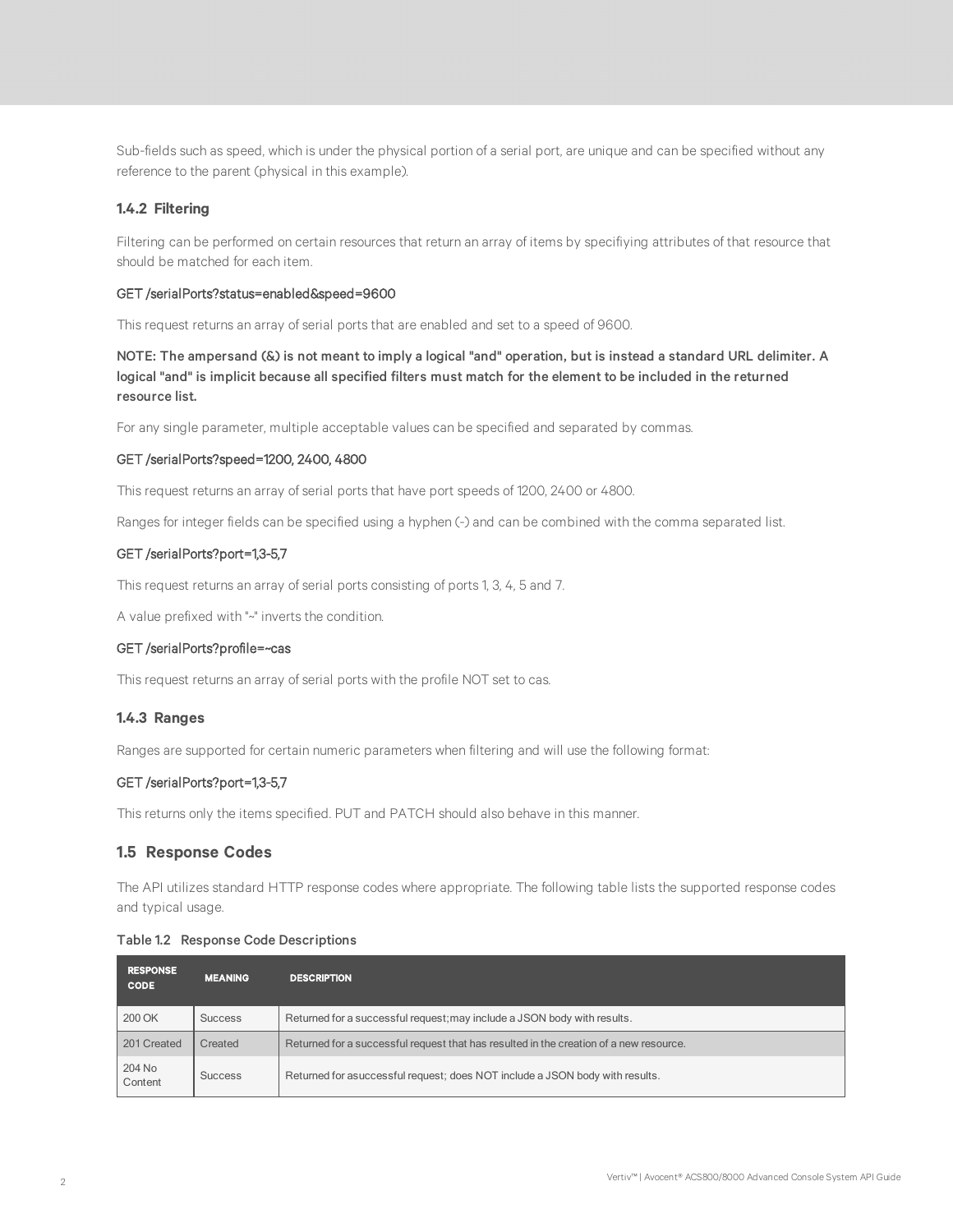Sub-fields such as speed, which is under the physical portion of a serial port, are unique and can be specified without any reference to the parent (physical in this example).

### 1.4.2 Filtering

Filtering can be performed on certain resources that return an array of items by specifiying attributes of that resource that should be matched for each item.

GET /serialPorts?status=enabled&speed=9600

This request returns an array of serial ports that are enabled and set to a speed of 9600.

**NOTE: The ampersand (&) is not meant to imply a logical "and" operation, but is instead a standard URL delimiter. A logical "and" is implicit because all specified filters must match for the element to be included in the returned resource list.**

For any single parameter, multiple acceptable values can be specified and separated by commas.

GET /serialPorts?speed=1200, 2400, 4800

This request returns an array of serial ports that have port speeds of 1200, 2400 or 4800.

Ranges for integer fields can be specified using a hyphen (-) and can be combined with the comma separated list.

GET /serialPorts?port=1,3-5,7

This request returns an array of serial ports consisting of ports 1, 3, 4, 5 and 7.

A value prefixed with "~" inverts the condition.

GET /serialPorts?profile=~cas

This request returns an array of serial ports with the profile NOT set to cas.

### 1.4.3 Ranges

Ranges are supported for certain numeric parameters when filtering and will use the following format:

GET /serialPorts?port=1,3-5,7

This returns only the items specified. PUT and PATCH should also behave in this manner.

## 1.5 Response Codes

The API utilizes standard HTTP response codes where appropriate. The following table lists the supported response codes and typical usage.

**Table 1.2 Response Code Descriptions**

| RESPONSE CODE | MEANING | DESCRIPTION |
|---|---|---|
| 200 OK | Success | Returned for a successful request;may include a JSON body with results. |
| 201 Created | Created | Returned for a successful request that has resulted in the creation of a new resource. |
| 204 No Content | Success | Returned for asuccessful request; does NOT include a JSON body with results. |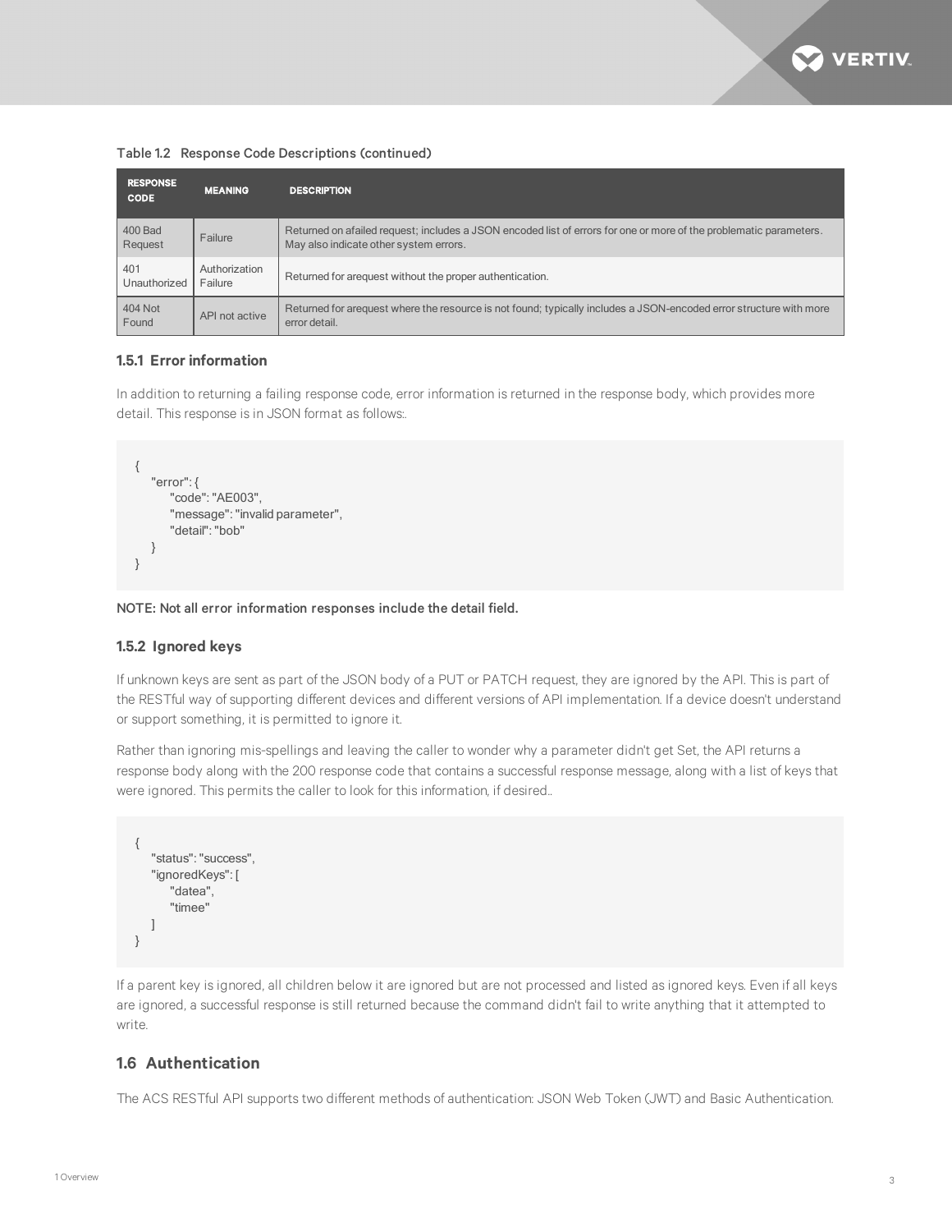Table 1.2 Response Code Descriptions (continued)

| RESPONSE CODE | MEANING | DESCRIPTION |
|---|---|---|
| 400 Bad Request | Failure | Returned on afailed request; includes a JSON encoded list of errors for one or more of the problematic parameters. May also indicate other system errors. |
| 401 Unauthorized | Authorization Failure | Returned for arequest without the proper authentication. |
| 404 Not Found | API not active | Returned for arequest where the resource is not found; typically includes a JSON-encoded error structure with more error detail. |

### 1.5.1 Error information

In addition to returning a failing response code, error information is returned in the response body, which provides more detail. This response is in JSON format as follows:.

```
{
    "error": {
        "code": "AE003",
        "message": "invalid parameter",
        "detail": "bob"
    }
}
```

**NOTE: Not all error information responses include the detail field.**

### 1.5.2 Ignored keys

If unknown keys are sent as part of the JSON body of a PUT or PATCH request, they are ignored by the API. This is part of the RESTful way of supporting different devices and different versions of API implementation. If a device doesn't understand or support something, it is permitted to ignore it.

Rather than ignoring mis-spellings and leaving the caller to wonder why a parameter didn't get Set, the API returns a response body along with the 200 response code that contains a successful response message, along with a list of keys that were ignored. This permits the caller to look for this information, if desired..

```
{
    "status": "success",
    "ignoredKeys": [
        "datea",
        "timee"
    ]
}
```

If a parent key is ignored, all children below it are ignored but are not processed and listed as ignored keys. Even if all keys are ignored, a successful response is still returned because the command didn't fail to write anything that it attempted to write.

## 1.6 Authentication

The ACS RESTful API supports two different methods of authentication: JSON Web Token (JWT) and Basic Authentication.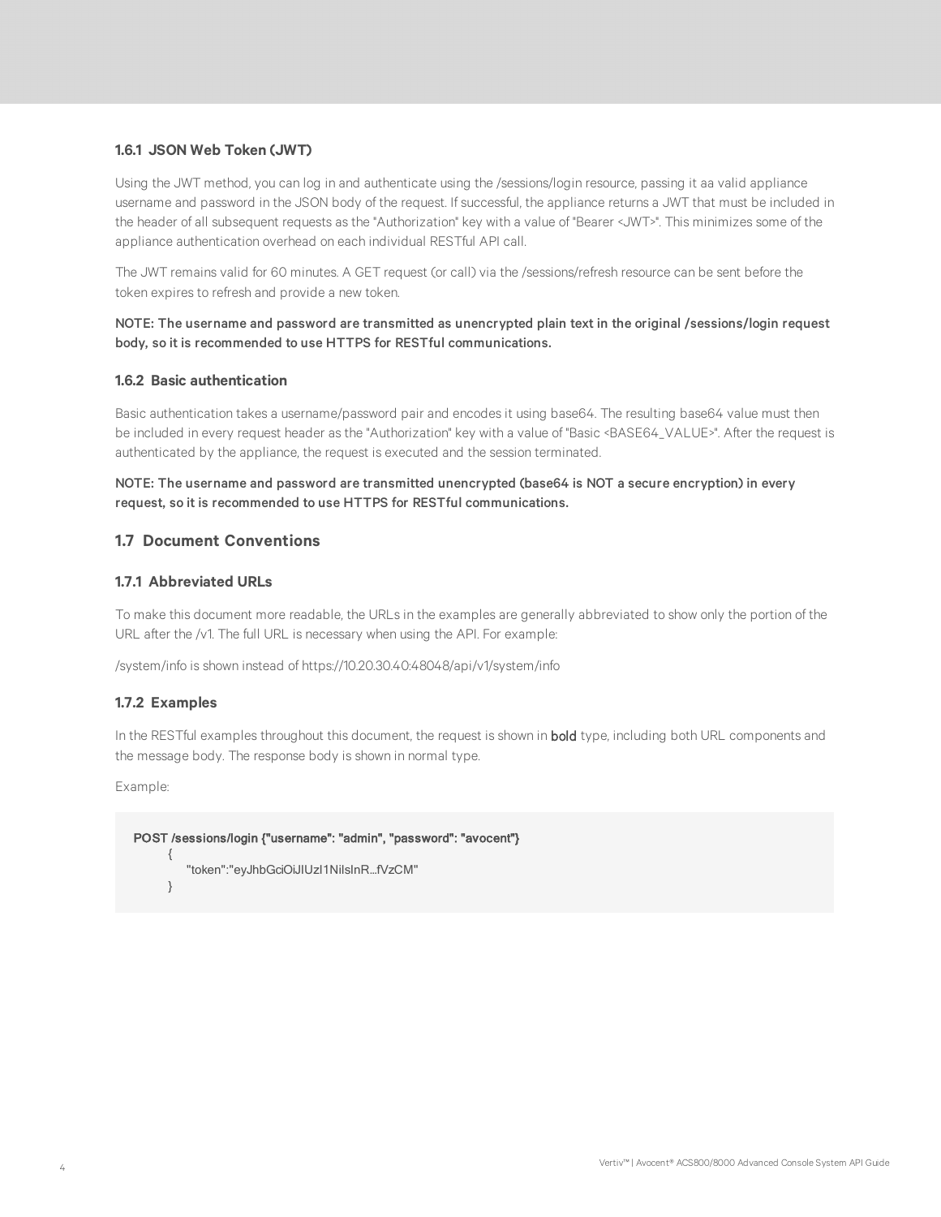### 1.6.1 JSON Web Token (JWT)

Using the JWT method, you can log in and authenticate using the /sessions/login resource, passing it aa valid appliance username and password in the JSON body of the request. If successful, the appliance returns a JWT that must be included in the header of all subsequent requests as the "Authorization" key with a value of "Bearer <JWT>". This minimizes some of the appliance authentication overhead on each individual RESTful API call.

The JWT remains valid for 60 minutes. A GET request (or call) via the /sessions/refresh resource can be sent before the token expires to refresh and provide a new token.

**NOTE: The username and password are transmitted as unencrypted plain text in the original /sessions/login request body, so it is recommended to use HTTPS for RESTful communications.**

### 1.6.2 Basic authentication

Basic authentication takes a username/password pair and encodes it using base64. The resulting base64 value must then be included in every request header as the "Authorization" key with a value of "Basic <BASE64_VALUE>". After the request is authenticated by the appliance, the request is executed and the session terminated.

**NOTE: The username and password are transmitted unencrypted (base64 is NOT a secure encryption) in every request, so it is recommended to use HTTPS for RESTful communications.**

## 1.7 Document Conventions

### 1.7.1 Abbreviated URLs

To make this document more readable, the URLs in the examples are generally abbreviated to show only the portion of the URL after the /v1. The full URL is necessary when using the API. For example:

/system/info is shown instead of https://10.20.30.40:48048/api/v1/system/info

### 1.7.2 Examples

In the RESTful examples throughout this document, the request is shown in **bold** type, including both URL components and the message body. The response body is shown in normal type.

Example:

```
POST /sessions/login {"username": "admin", "password": "avocent"}
    {
        "token":"eyJhbGciOiJIUzI1NiIsInR...fVzCM"
    }
```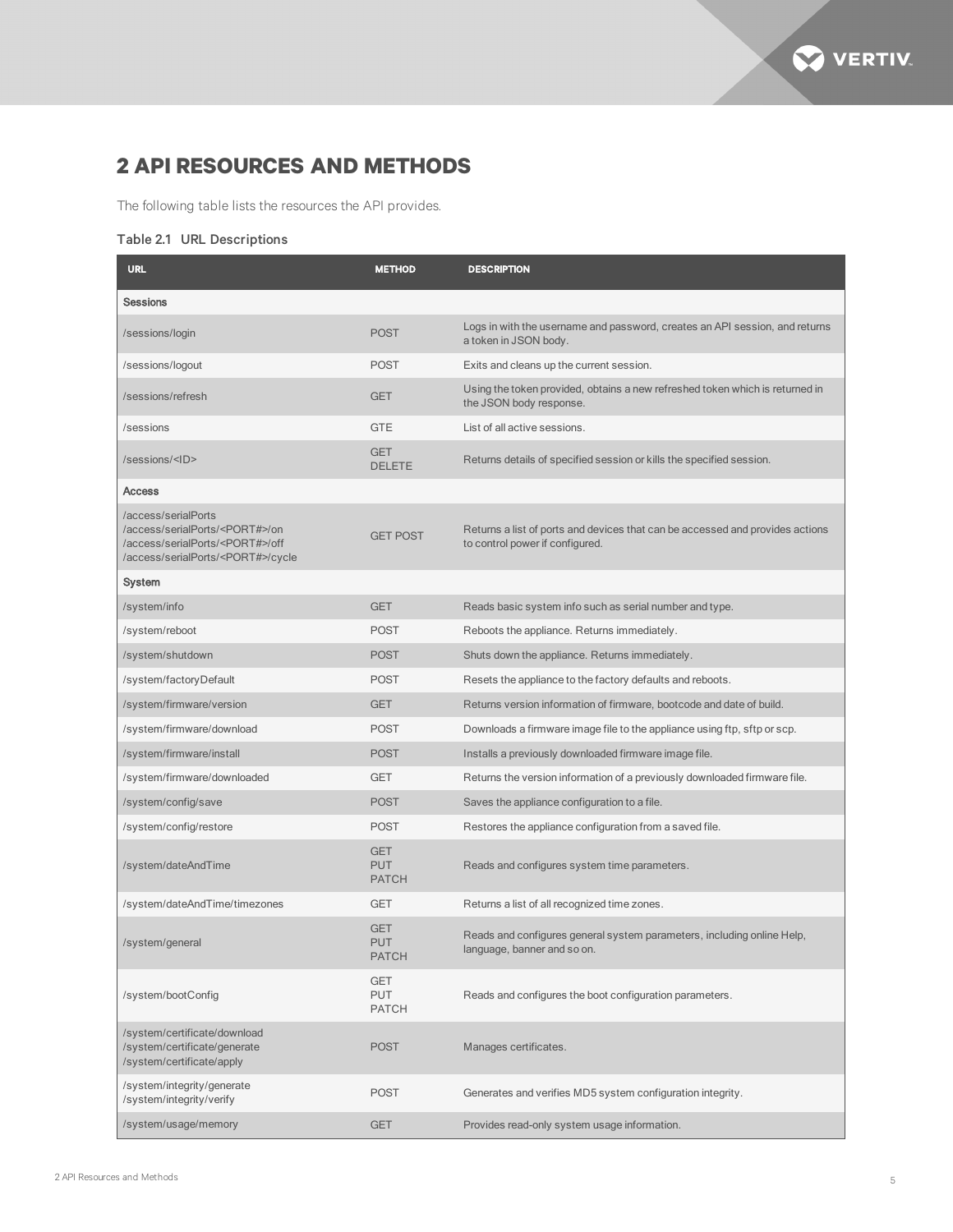# 2 API RESOURCES AND METHODS

The following table lists the resources the API provides.

Table 2.1 URL Descriptions

| URL | METHOD | DESCRIPTION |
|---|---|---|
| **Sessions** | | |
| /sessions/login | POST | Logs in with the username and password, creates an API session, and returns a token in JSON body. |
| /sessions/logout | POST | Exits and cleans up the current session. |
| /sessions/refresh | GET | Using the token provided, obtains a new refreshed token which is returned in the JSON body response. |
| /sessions | GTE | List of all active sessions. |
| /sessions/<ID> | GET<br>DELETE | Returns details of specified session or kills the specified session. |
| **Access** | | |
| /access/serialPorts<br>/access/serialPorts/<PORT#>/on<br>/access/serialPorts/<PORT#>/off<br>/access/serialPorts/<PORT#>/cycle | GET POST | Returns a list of ports and devices that can be accessed and provides actions to control power if configured. |
| **System** | | |
| /system/info | GET | Reads basic system info such as serial number and type. |
| /system/reboot | POST | Reboots the appliance. Returns immediately. |
| /system/shutdown | POST | Shuts down the appliance. Returns immediately. |
| /system/factoryDefault | POST | Resets the appliance to the factory defaults and reboots. |
| /system/firmware/version | GET | Returns version information of firmware, bootcode and date of build. |
| /system/firmware/download | POST | Downloads a firmware image file to the appliance using ftp, sftp or scp. |
| /system/firmware/install | POST | Installs a previously downloaded firmware image file. |
| /system/firmware/downloaded | GET | Returns the version information of a previously downloaded firmware file. |
| /system/config/save | POST | Saves the appliance configuration to a file. |
| /system/config/restore | POST | Restores the appliance configuration from a saved file. |
| /system/dateAndTime | GET<br>PUT<br>PATCH | Reads and configures system time parameters. |
| /system/dateAndTime/timezones | GET | Returns a list of all recognized time zones. |
| /system/general | GET<br>PUT<br>PATCH | Reads and configures general system parameters, including online Help, language, banner and so on. |
| /system/bootConfig | GET<br>PUT<br>PATCH | Reads and configures the boot configuration parameters. |
| /system/certificate/download<br>/system/certificate/generate<br>/system/certificate/apply | POST | Manages certificates. |
| /system/integrity/generate<br>/system/integrity/verify | POST | Generates and verifies MD5 system configuration integrity. |
| /system/usage/memory | GET | Provides read-only system usage information. |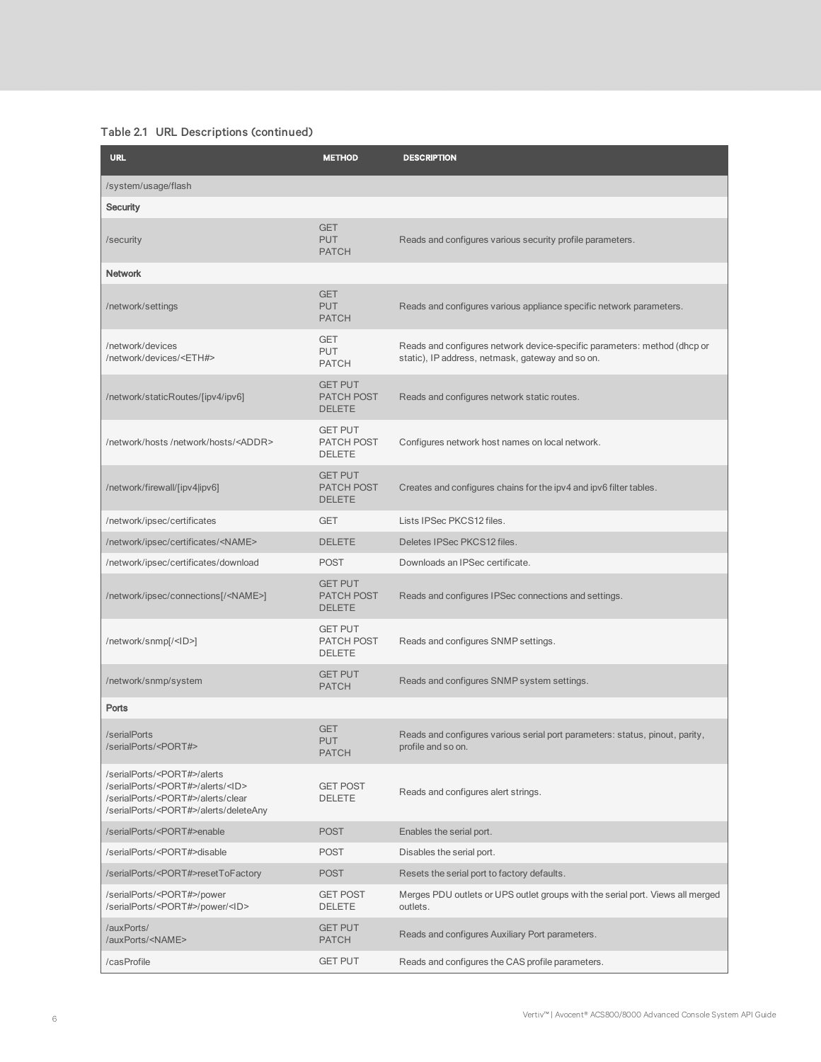Table 2.1 URL Descriptions (continued)

| URL | METHOD | DESCRIPTION |
|---|---|---|
| /system/usage/flash | | |
| **Security** | | |
| /security | GET<br>PUT<br>PATCH | Reads and configures various security profile parameters. |
| **Network** | | |
| /network/settings | GET<br>PUT<br>PATCH | Reads and configures various appliance specific network parameters. |
| /network/devices<br>/network/devices/<ETH#> | GET<br>PUT<br>PATCH | Reads and configures network device-specific parameters: method (dhcp or static), IP address, netmask, gateway and so on. |
| /network/staticRoutes/[ipv4/ipv6] | GET PUT<br>PATCH POST<br>DELETE | Reads and configures network static routes. |
| /network/hosts /network/hosts/<ADDR> | GET PUT<br>PATCH POST<br>DELETE | Configures network host names on local network. |
| /network/firewall/[ipv4\|ipv6] | GET PUT<br>PATCH POST<br>DELETE | Creates and configures chains for the ipv4 and ipv6 filter tables. |
| /network/ipsec/certificates | GET | Lists IPSec PKCS12 files. |
| /network/ipsec/certificates/<NAME> | DELETE | Deletes IPSec PKCS12 files. |
| /network/ipsec/certificates/download | POST | Downloads an IPSec certificate. |
| /network/ipsec/connections[/<NAME>] | GET PUT<br>PATCH POST<br>DELETE | Reads and configures IPSec connections and settings. |
| /network/snmp[/<ID>] | GET PUT<br>PATCH POST<br>DELETE | Reads and configures SNMP settings. |
| /network/snmp/system | GET PUT<br>PATCH | Reads and configures SNMP system settings. |
| **Ports** | | |
| /serialPorts<br>/serialPorts/<PORT#> | GET<br>PUT<br>PATCH | Reads and configures various serial port parameters: status, pinout, parity, profile and so on. |
| /serialPorts/<PORT#>/alerts<br>/serialPorts/<PORT#>/alerts/<ID><br>/serialPorts/<PORT#>/alerts/clear<br>/serialPorts/<PORT#>/alerts/deleteAny | GET POST<br>DELETE | Reads and configures alert strings. |
| /serialPorts/<PORT#>enable | POST | Enables the serial port. |
| /serialPorts/<PORT#>disable | POST | Disables the serial port. |
| /serialPorts/<PORT#>resetToFactory | POST | Resets the serial port to factory defaults. |
| /serialPorts/<PORT#>/power<br>/serialPorts/<PORT#>/power/<ID> | GET POST<br>DELETE | Merges PDU outlets or UPS outlet groups with the serial port. Views all merged outlets. |
| /auxPorts/<br>/auxPorts/<NAME> | GET PUT<br>PATCH | Reads and configures Auxiliary Port parameters. |
| /casProfile | GET PUT | Reads and configures the CAS profile parameters. |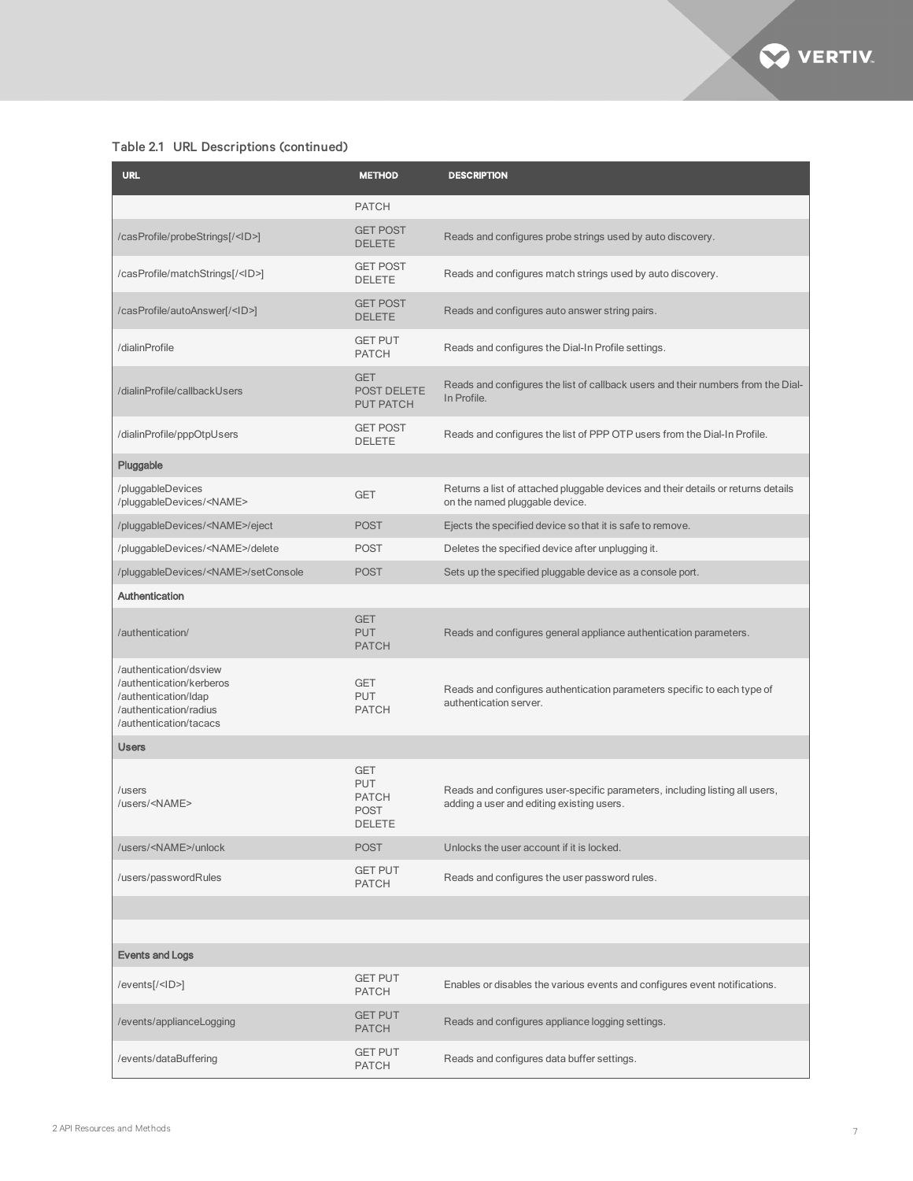Table 2.1 URL Descriptions (continued)

| URL | METHOD | DESCRIPTION |
|---|---|---|
| | PATCH | |
| /casProfile/probeStrings[/<ID>] | GET POST DELETE | Reads and configures probe strings used by auto discovery. |
| /casProfile/matchStrings[/<ID>] | GET POST DELETE | Reads and configures match strings used by auto discovery. |
| /casProfile/autoAnswer[/<ID>] | GET POST DELETE | Reads and configures auto answer string pairs. |
| /dialinProfile | GET PUT PATCH | Reads and configures the Dial-In Profile settings. |
| /dialinProfile/callbackUsers | GET POST DELETE PUT PATCH | Reads and configures the list of callback users and their numbers from the Dial-In Profile. |
| /dialinProfile/pppOtpUsers | GET POST DELETE | Reads and configures the list of PPP OTP users from the Dial-In Profile. |
| **Pluggable** | | |
| /pluggableDevices /pluggableDevices/<NAME> | GET | Returns a list of attached pluggable devices and their details or returns details on the named pluggable device. |
| /pluggableDevices/<NAME>/eject | POST | Ejects the specified device so that it is safe to remove. |
| /pluggableDevices/<NAME>/delete | POST | Deletes the specified device after unplugging it. |
| /pluggableDevices/<NAME>/setConsole | POST | Sets up the specified pluggable device as a console port. |
| **Authentication** | | |
| /authentication/ | GET PUT PATCH | Reads and configures general appliance authentication parameters. |
| /authentication/dsview /authentication/kerberos /authentication/ldap /authentication/radius /authentication/tacacs | GET PUT PATCH | Reads and configures authentication parameters specific to each type of authentication server. |
| **Users** | | |
| /users /users/<NAME> | GET PUT PATCH POST DELETE | Reads and configures user-specific parameters, including listing all users, adding a user and editing existing users. |
| /users/<NAME>/unlock | POST | Unlocks the user account if it is locked. |
| /users/passwordRules | GET PUT PATCH | Reads and configures the user password rules. |
| | | |
| | | |
| **Events and Logs** | | |
| /events[/<ID>] | GET PUT PATCH | Enables or disables the various events and configures event notifications. |
| /events/applianceLogging | GET PUT PATCH | Reads and configures appliance logging settings. |
| /events/dataBuffering | GET PUT PATCH | Reads and configures data buffer settings. |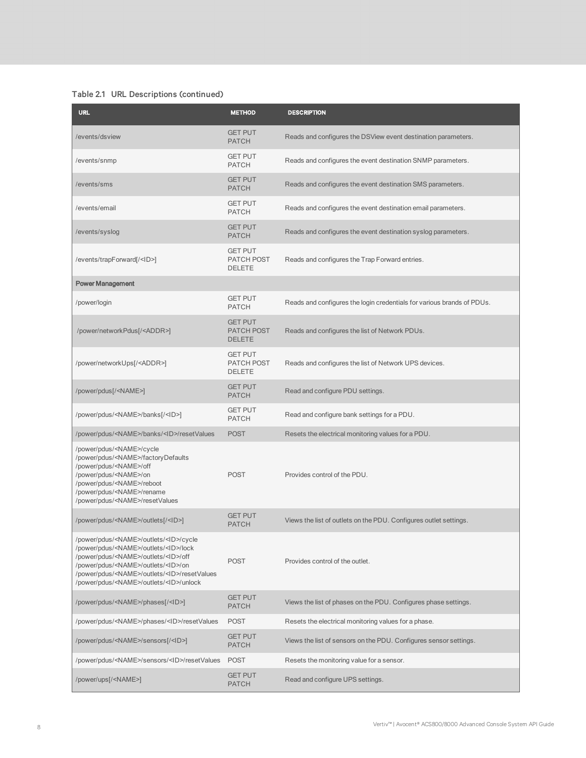Table 2.1 URL Descriptions (continued)

| URL | METHOD | DESCRIPTION |
|---|---|---|
| /events/dsview | GET PUT PATCH | Reads and configures the DSView event destination parameters. |
| /events/snmp | GET PUT PATCH | Reads and configures the event destination SNMP parameters. |
| /events/sms | GET PUT PATCH | Reads and configures the event destination SMS parameters. |
| /events/email | GET PUT PATCH | Reads and configures the event destination email parameters. |
| /events/syslog | GET PUT PATCH | Reads and configures the event destination syslog parameters. |
| /events/trapForward[/<ID>] | GET PUT PATCH POST DELETE | Reads and configures the Trap Forward entries. |
| **Power Management** | | |
| /power/login | GET PUT PATCH | Reads and configures the login credentials for various brands of PDUs. |
| /power/networkPdus[/<ADDR>] | GET PUT PATCH POST DELETE | Reads and configures the list of Network PDUs. |
| /power/networkUps[/<ADDR>] | GET PUT PATCH POST DELETE | Reads and configures the list of Network UPS devices. |
| /power/pdus[/<NAME>] | GET PUT PATCH | Read and configure PDU settings. |
| /power/pdus/<NAME>/banks[/<ID>] | GET PUT PATCH | Read and configure bank settings for a PDU. |
| /power/pdus/<NAME>/banks/<ID>/resetValues | POST | Resets the electrical monitoring values for a PDU. |
| /power/pdus/<NAME>/cycle<br>/power/pdus/<NAME>/factoryDefaults<br>/power/pdus/<NAME>/off<br>/power/pdus/<NAME>/on<br>/power/pdus/<NAME>/reboot<br>/power/pdus/<NAME>/rename<br>/power/pdus/<NAME>/resetValues | POST | Provides control of the PDU. |
| /power/pdus/<NAME>/outlets[/<ID>] | GET PUT PATCH | Views the list of outlets on the PDU. Configures outlet settings. |
| /power/pdus/<NAME>/outlets/<ID>/cycle<br>/power/pdus/<NAME>/outlets/<ID>/lock<br>/power/pdus/<NAME>/outlets/<ID>/off<br>/power/pdus/<NAME>/outlets/<ID>/on<br>/power/pdus/<NAME>/outlets/<ID>/resetValues<br>/power/pdus/<NAME>/outlets/<ID>/unlock | POST | Provides control of the outlet. |
| /power/pdus/<NAME>/phases[/<ID>] | GET PUT PATCH | Views the list of phases on the PDU. Configures phase settings. |
| /power/pdus/<NAME>/phases/<ID>/resetValues | POST | Resets the electrical monitoring values for a phase. |
| /power/pdus/<NAME>/sensors[/<ID>] | GET PUT PATCH | Views the list of sensors on the PDU. Configures sensor settings. |
| /power/pdus/<NAME>/sensors/<ID>/resetValues | POST | Resets the monitoring value for a sensor. |
| /power/ups[/<NAME>] | GET PUT PATCH | Read and configure UPS settings. |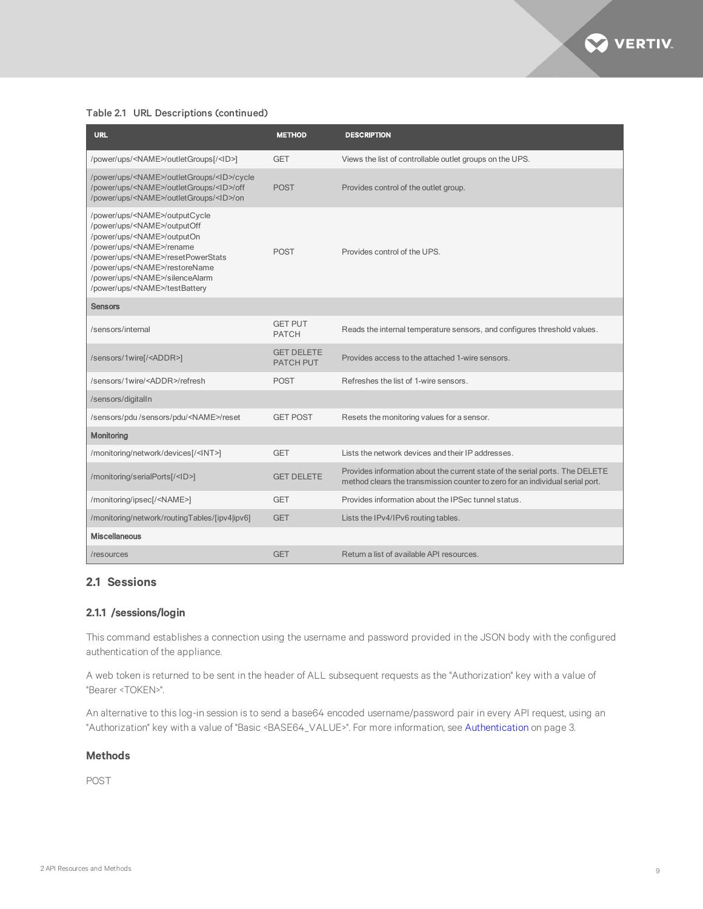Table 2.1 URL Descriptions (continued)

| URL | METHOD | DESCRIPTION |
|---|---|---|
| /power/ups/<NAME>/outletGroups[/<ID>] | GET | Views the list of controllable outlet groups on the UPS. |
| /power/ups/<NAME>/outletGroups/<ID>/cycle<br>/power/ups/<NAME>/outletGroups/<ID>/off<br>/power/ups/<NAME>/outletGroups/<ID>/on | POST | Provides control of the outlet group. |
| /power/ups/<NAME>/outputCycle<br>/power/ups/<NAME>/outputOff<br>/power/ups/<NAME>/outputOn<br>/power/ups/<NAME>/rename<br>/power/ups/<NAME>/resetPowerStats<br>/power/ups/<NAME>/restoreName<br>/power/ups/<NAME>/silenceAlarm<br>/power/ups/<NAME>/testBattery | POST | Provides control of the UPS. |
| **Sensors** | | |
| /sensors/internal | GET PUT PATCH | Reads the internal temperature sensors, and configures threshold values. |
| /sensors/1wire[/<ADDR>] | GET DELETE PATCH PUT | Provides access to the attached 1-wire sensors. |
| /sensors/1wire/<ADDR>/refresh | POST | Refreshes the list of 1-wire sensors. |
| /sensors/digitalIn | | |
| /sensors/pdu /sensors/pdu/<NAME>/reset | GET POST | Resets the monitoring values for a sensor. |
| **Monitoring** | | |
| /monitoring/network/devices[/<INT>] | GET | Lists the network devices and their IP addresses. |
| /monitoring/serialPorts[/<ID>] | GET DELETE | Provides information about the current state of the serial ports. The DELETE method clears the transmission counter to zero for an individual serial port. |
| /monitoring/ipsec[/<NAME>] | GET | Provides information about the IPSec tunnel status. |
| /monitoring/network/routingTables/[ipv4\|ipv6] | GET | Lists the IPv4/IPv6 routing tables. |
| **Miscellaneous** | | |
| /resources | GET | Return a list of available API resources. |

## 2.1 Sessions

### 2.1.1 /sessions/login

This command establishes a connection using the username and password provided in the JSON body with the configured authentication of the appliance.

A web token is returned to be sent in the header of ALL subsequent requests as the "Authorization" key with a value of "Bearer <TOKEN>".

An alternative to this log-in session is to send a base64 encoded username/password pair in every API request, using an "Authorization" key with a value of "Basic <BASE64_VALUE>". For more information, see Authentication on page 3.

#### Methods

POST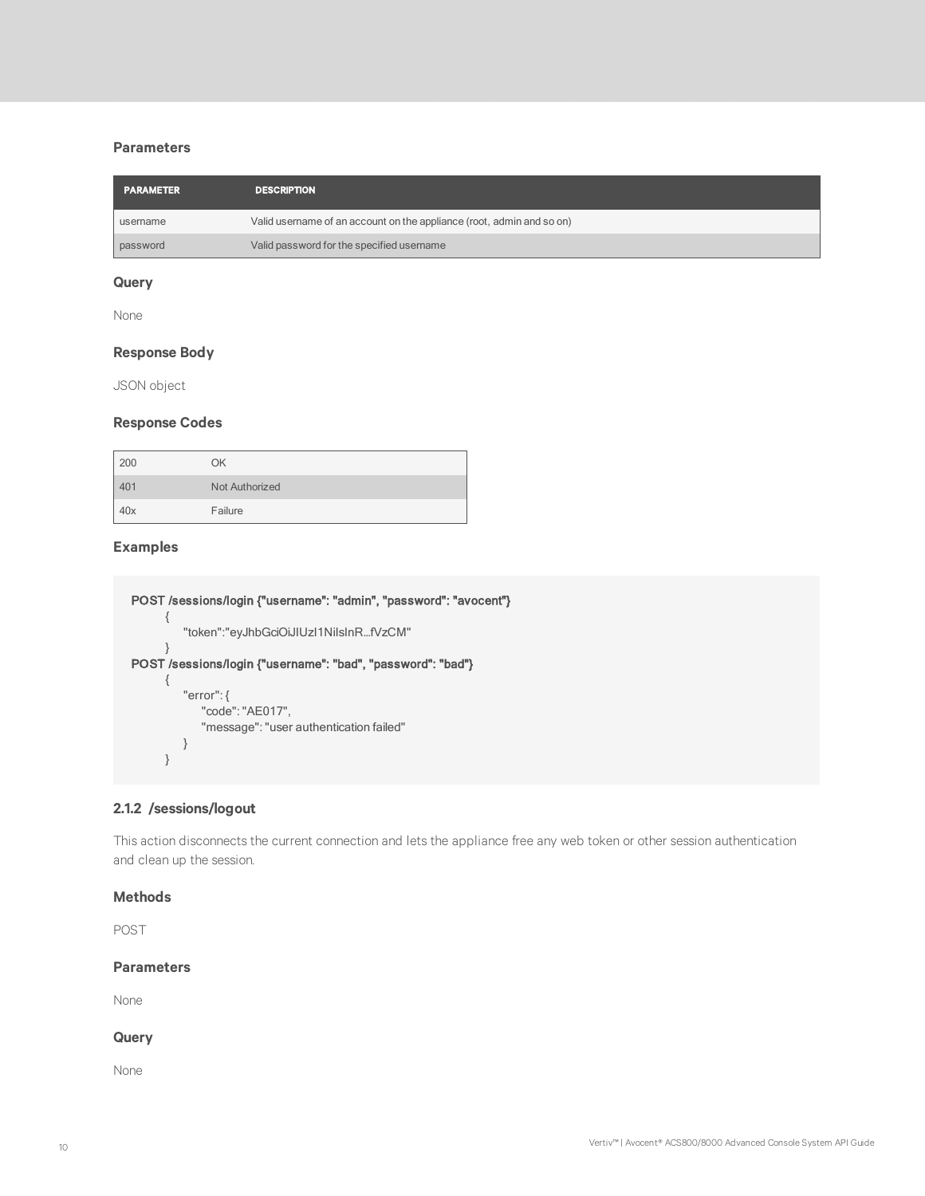### Parameters

| PARAMETER | DESCRIPTION |
| --- | --- |
| username | Valid username of an account on the appliance (root, admin and so on) |
| password | Valid password for the specified username |

### Query

None

### Response Body

JSON object

### Response Codes

| | |
| --- | --- |
| 200 | OK |
| 401 | Not Authorized |
| 40x | Failure |

### Examples

```
POST /sessions/login {"username": "admin", "password": "avocent"}
        {
            "token":"eyJhbGciOiJIUzI1NiIsInR...fVzCM"
        }
POST /sessions/login {"username": "bad", "password": "bad"}
        {
            "error": {
                "code": "AE017",
                "message": "user authentication failed"
            }
        }
```

## 2.1.2 /sessions/logout

This action disconnects the current connection and lets the appliance free any web token or other session authentication and clean up the session.

### Methods

POST

### Parameters

None

### Query

None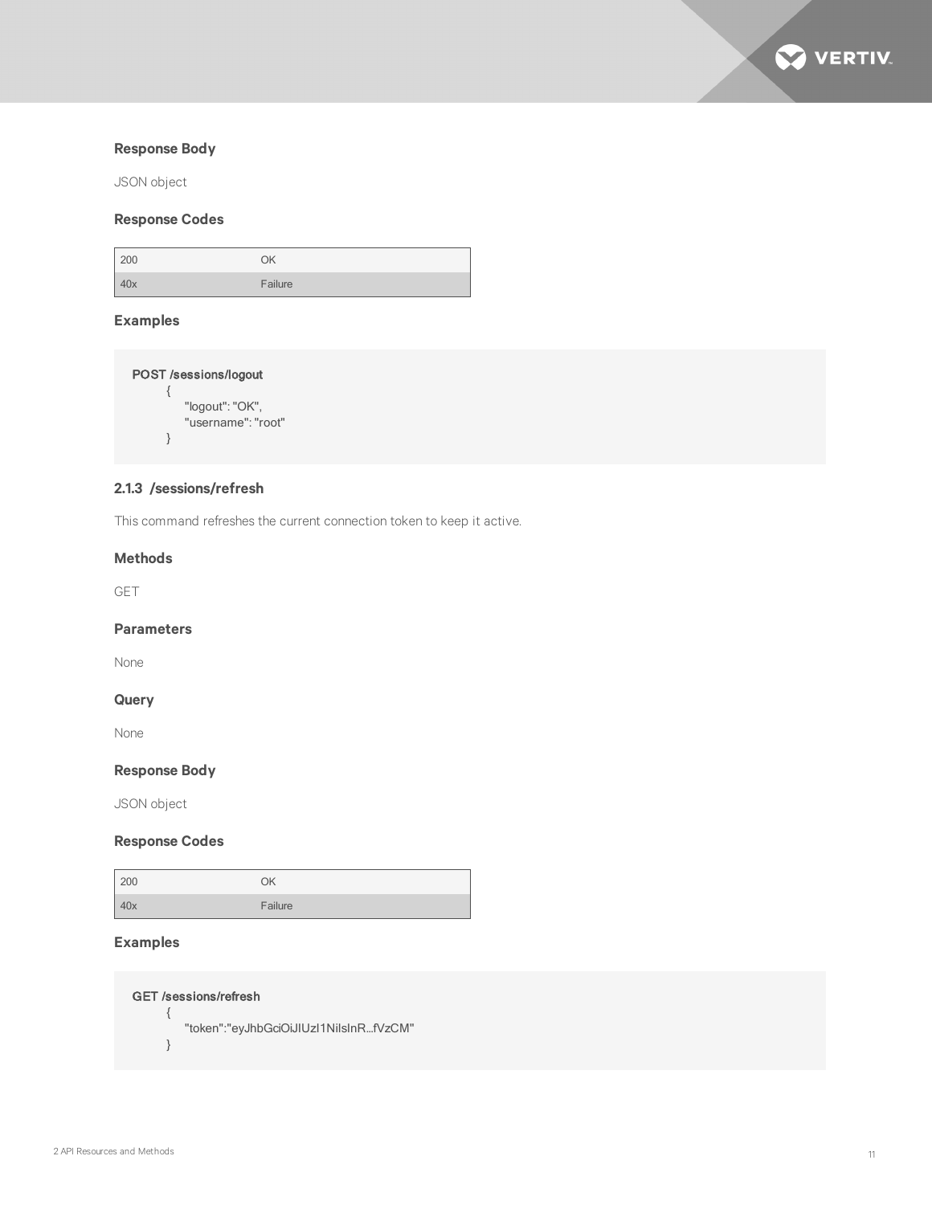### Response Body

JSON object

### Response Codes

| 200 | OK |
|---|---|
| 40x | Failure |

### Examples

```
POST /sessions/logout
    {
        "logout": "OK",
        "username": "root"
    }
```

## 2.1.3 /sessions/refresh

This command refreshes the current connection token to keep it active.

### Methods

GET

### Parameters

None

### Query

None

### Response Body

JSON object

### Response Codes

| 200 | OK |
|---|---|
| 40x | Failure |

### Examples

```
GET /sessions/refresh
    {
        "token":"eyJhbGciOiJIUzI1NiIsInR...fVzCM"
    }
```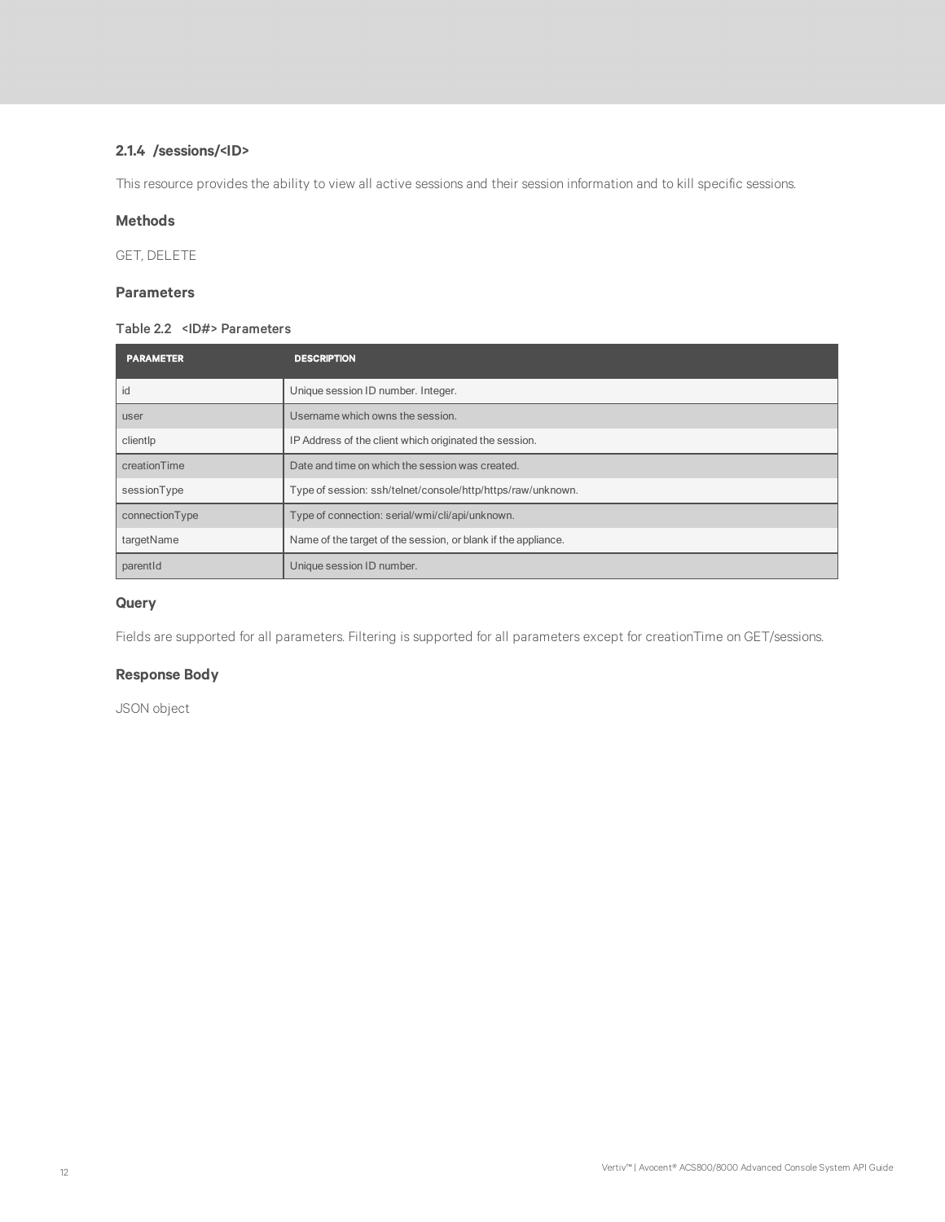### 2.1.4 /sessions/<ID>

This resource provides the ability to view all active sessions and their session information and to kill specific sessions.

#### Methods

GET, DELETE

#### Parameters

Table 2.2 <ID#> Parameters

| PARAMETER | DESCRIPTION |
| --- | --- |
| id | Unique session ID number. Integer. |
| user | Username which owns the session. |
| clientIp | IP Address of the client which originated the session. |
| creationTime | Date and time on which the session was created. |
| sessionType | Type of session: ssh/telnet/console/http/https/raw/unknown. |
| connectionType | Type of connection: serial/wmi/cli/api/unknown. |
| targetName | Name of the target of the session, or blank if the appliance. |
| parentId | Unique session ID number. |

#### Query

Fields are supported for all parameters. Filtering is supported for all parameters except for creationTime on GET/sessions.

#### Response Body

JSON object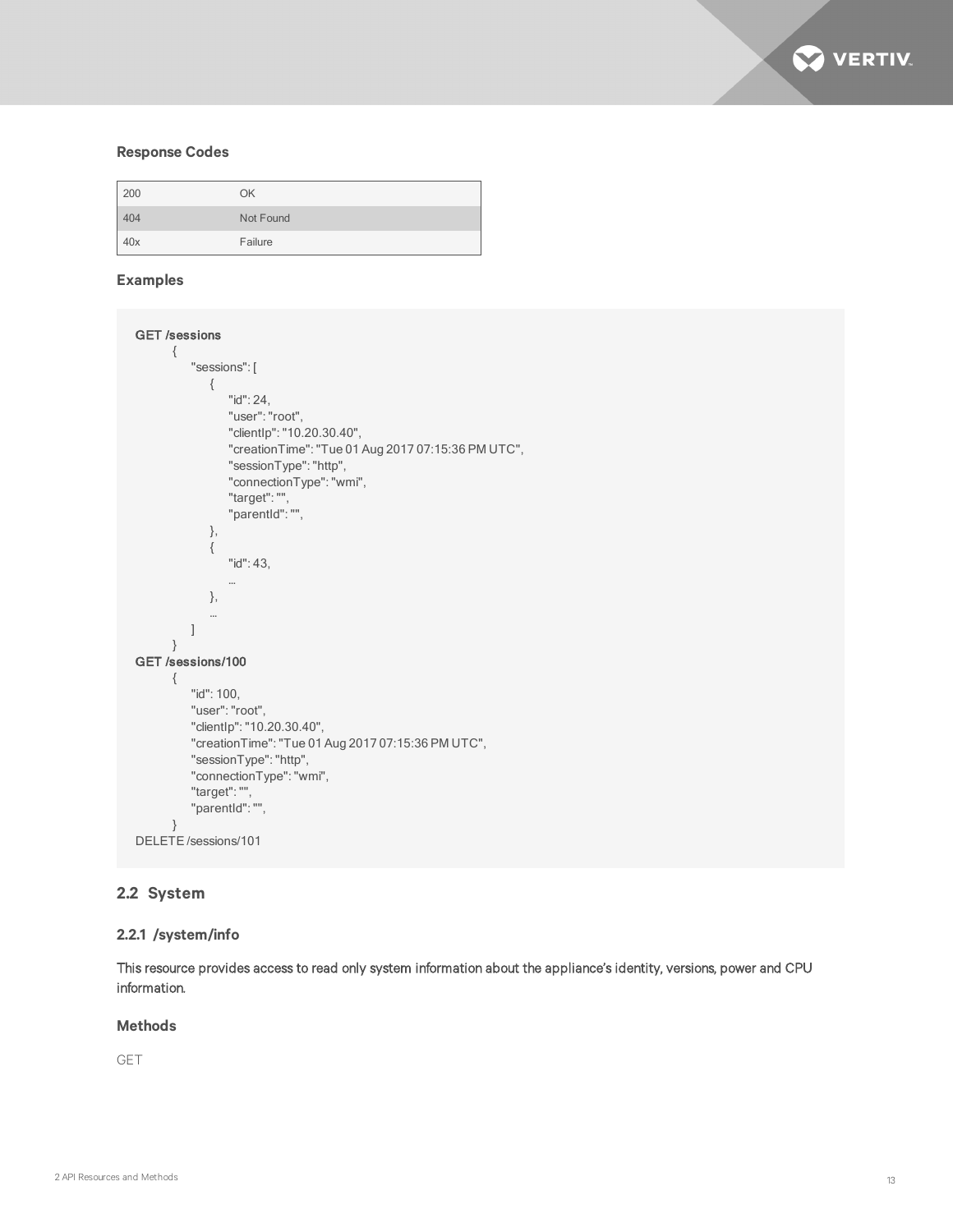**Response Codes**

| | |
|---|---|
| 200 | OK |
| 404 | Not Found |
| 40x | Failure |

**Examples**

```
GET /sessions
    {
        "sessions": [
            {
                "id": 24,
                "user": "root",
                "clientIp": "10.20.30.40",
                "creationTime": "Tue 01 Aug 2017 07:15:36 PM UTC",
                "sessionType": "http",
                "connectionType": "wmi",
                "target": "",
                "parentId": "",
            },
            {
                "id": 43,
                ...
            },
            ...
        ]
    }
GET /sessions/100
    {
        "id": 100,
        "user": "root",
        "clientIp": "10.20.30.40",
        "creationTime": "Tue 01 Aug 2017 07:15:36 PM UTC",
        "sessionType": "http",
        "connectionType": "wmi",
        "target": "",
        "parentId": "",
    }
DELETE /sessions/101
```

## 2.2 System

### 2.2.1 /system/info

This resource provides access to read only system information about the appliance's identity, versions, power and CPU information.

**Methods**

GET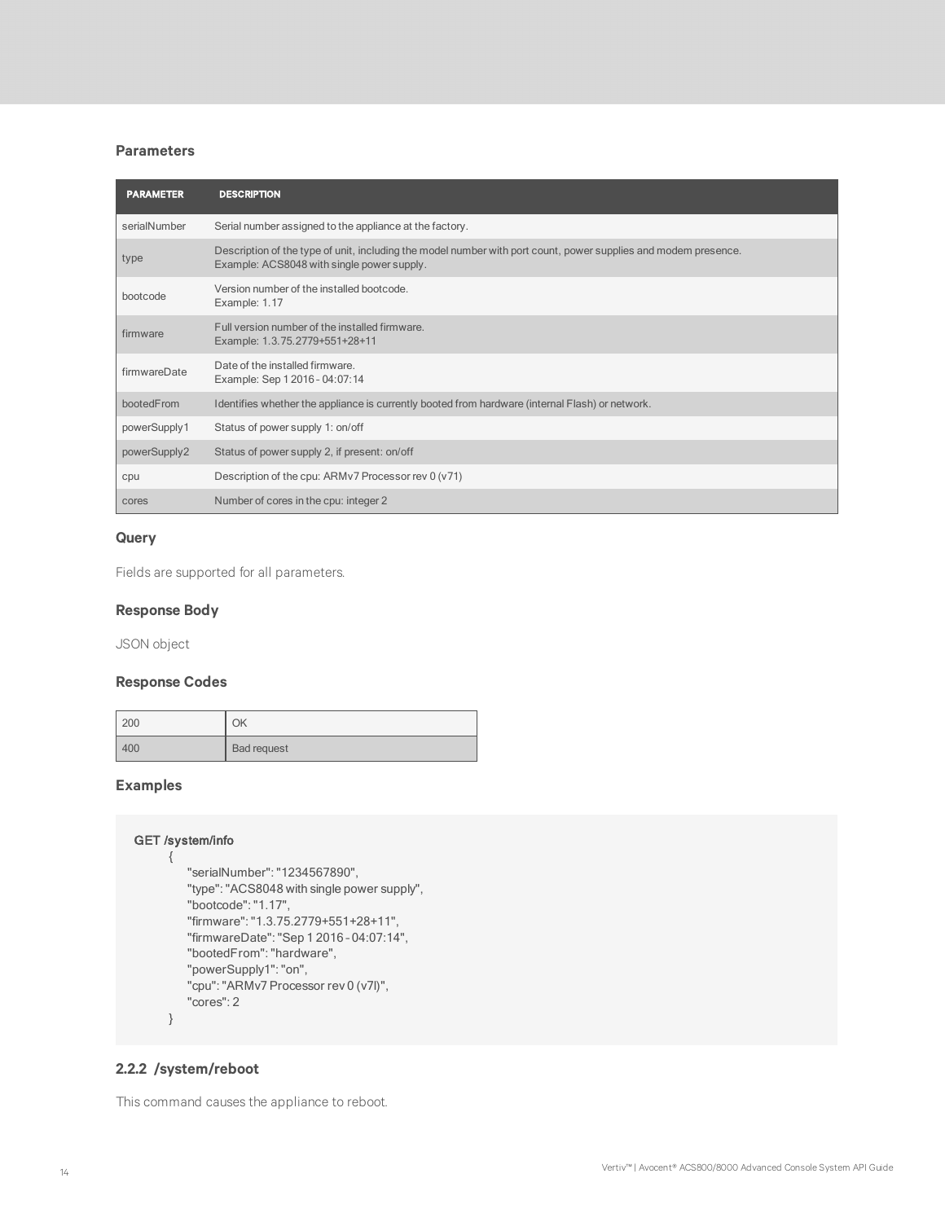### Parameters

| PARAMETER | DESCRIPTION |
| --- | --- |
| serialNumber | Serial number assigned to the appliance at the factory. |
| type | Description of the type of unit, including the model number with port count, power supplies and modem presence. Example: ACS8048 with single power supply. |
| bootcode | Version number of the installed bootcode. Example: 1.17 |
| firmware | Full version number of the installed firmware. Example: 1.3.75.2779+551+28+11 |
| firmwareDate | Date of the installed firmware. Example: Sep 1 2016 - 04:07:14 |
| bootedFrom | Identifies whether the appliance is currently booted from hardware (internal Flash) or network. |
| powerSupply1 | Status of power supply 1: on/off |
| powerSupply2 | Status of power supply 2, if present: on/off |
| cpu | Description of the cpu: ARMv7 Processor rev 0 (v71) |
| cores | Number of cores in the cpu: integer 2 |

### Query

Fields are supported for all parameters.

### Response Body

JSON object

### Response Codes

| | |
| --- | --- |
| 200 | OK |
| 400 | Bad request |

### Examples

```
GET /system/info
    {
        "serialNumber": "1234567890",
        "type": "ACS8048 with single power supply",
        "bootcode": "1.17",
        "firmware": "1.3.75.2779+551+28+11",
        "firmwareDate": "Sep 1 2016 - 04:07:14",
        "bootedFrom": "hardware",
        "powerSupply1": "on",
        "cpu": "ARMv7 Processor rev 0 (v7l)",
        "cores": 2
    }
```

### 2.2.2 /system/reboot

This command causes the appliance to reboot.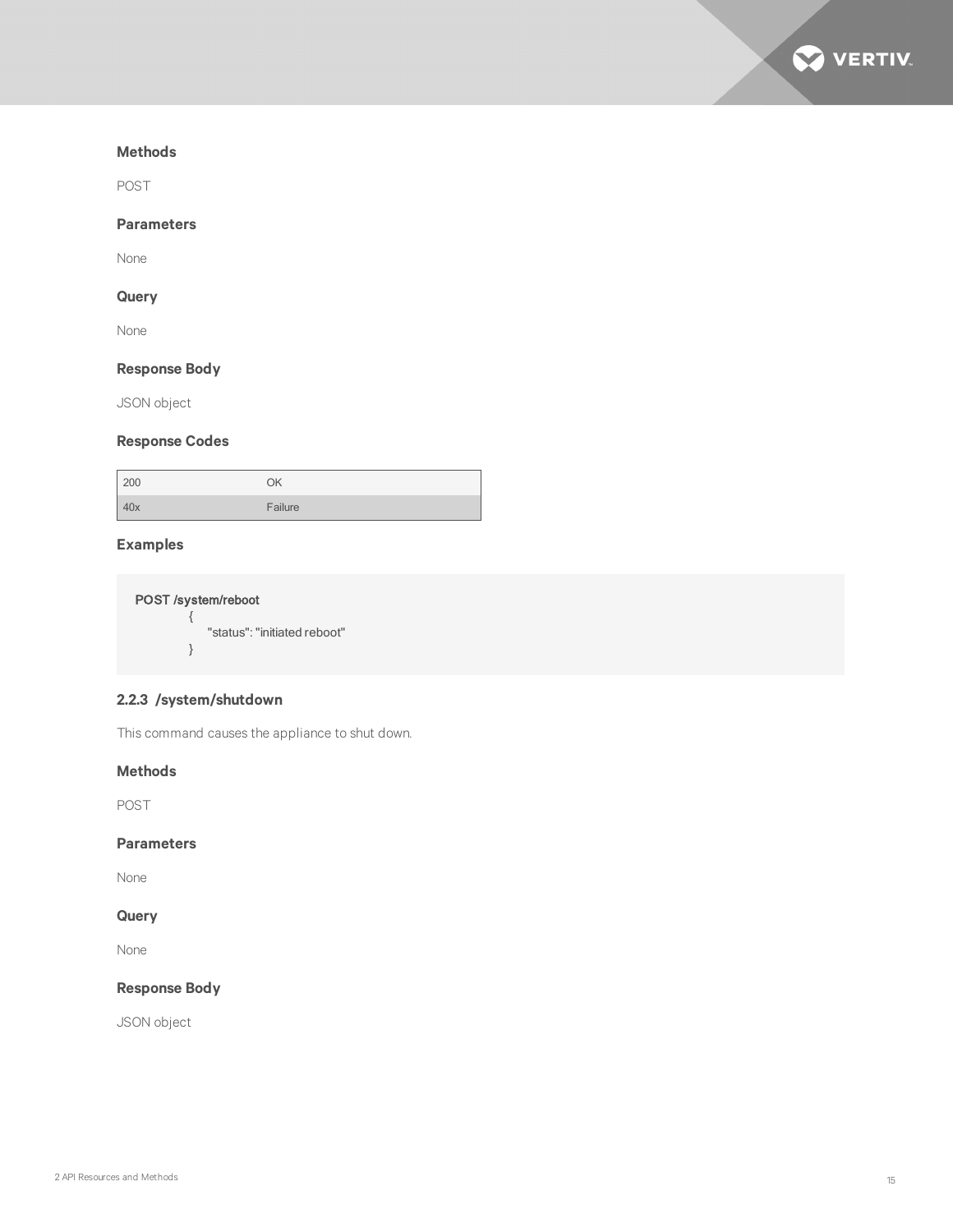### Methods

POST

### Parameters

None

### Query

None

### Response Body

JSON object

### Response Codes

| 200 | OK |
| --- | --- |
| 40x | Failure |

### Examples

```
POST /system/reboot
        {
            "status": "initiated reboot"
        }
```

## 2.2.3 /system/shutdown

This command causes the appliance to shut down.

### Methods

POST

### Parameters

None

### Query

None

### Response Body

JSON object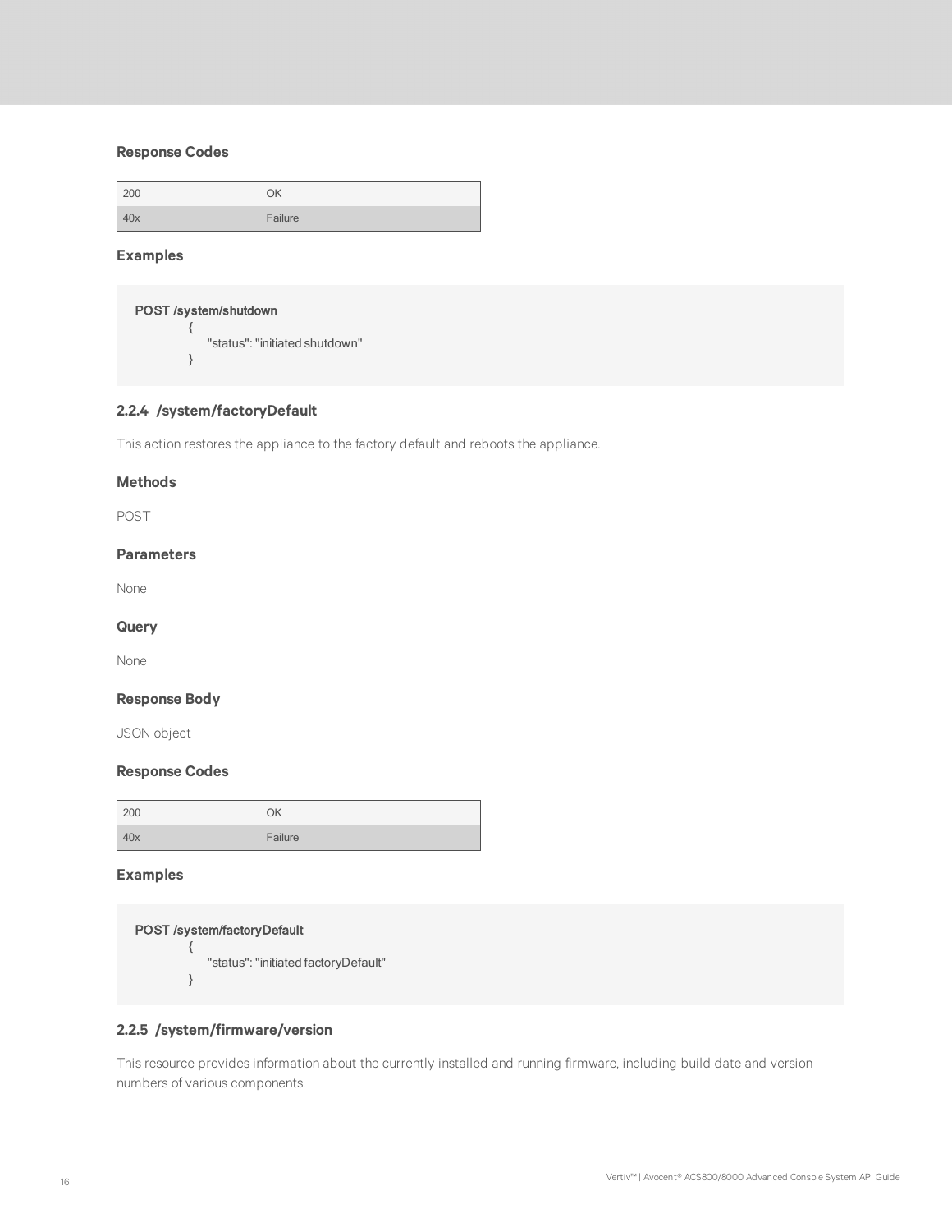### Response Codes

| | |
|---|---|
| 200 | OK |
| 40x | Failure |

### Examples

```
POST /system/shutdown
    {
        "status": "initiated shutdown"
    }
```

## 2.2.4 /system/factoryDefault

This action restores the appliance to the factory default and reboots the appliance.

### Methods

POST

### Parameters

None

### Query

None

### Response Body

JSON object

### Response Codes

| | |
|---|---|
| 200 | OK |
| 40x | Failure |

### Examples

```
POST /system/factoryDefault
    {
        "status": "initiated factoryDefault"
    }
```

## 2.2.5 /system/firmware/version

This resource provides information about the currently installed and running firmware, including build date and version numbers of various components.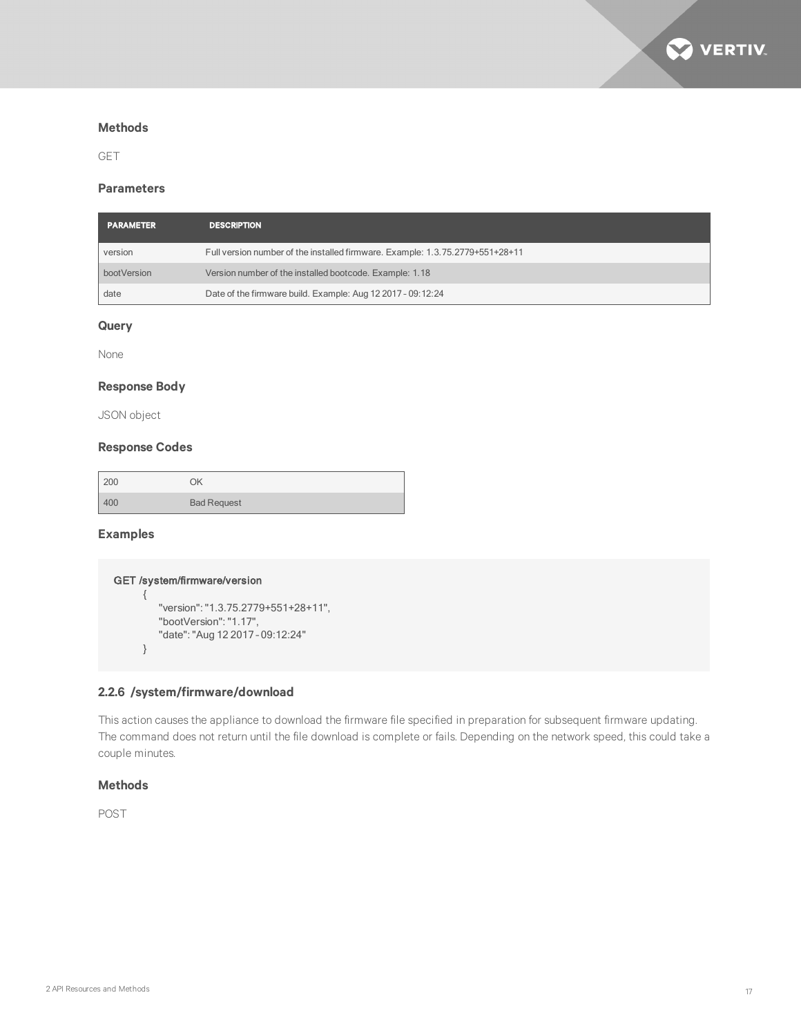### Methods

GET

### Parameters

| PARAMETER | DESCRIPTION |
|---|---|
| version | Full version number of the installed firmware. Example: 1.3.75.2779+551+28+11 |
| bootVersion | Version number of the installed bootcode. Example: 1.18 |
| date | Date of the firmware build. Example: Aug 12 2017 - 09:12:24 |

### Query

None

### Response Body

JSON object

### Response Codes

| | |
|---|---|
| 200 | OK |
| 400 | Bad Request |

### Examples

```
GET /system/firmware/version
    {
        "version": "1.3.75.2779+551+28+11",
        "bootVersion": "1.17",
        "date": "Aug 12 2017 - 09:12:24"
    }
```

## 2.2.6 /system/firmware/download

This action causes the appliance to download the firmware file specified in preparation for subsequent firmware updating. The command does not return until the file download is complete or fails. Depending on the network speed, this could take a couple minutes.

### Methods

POST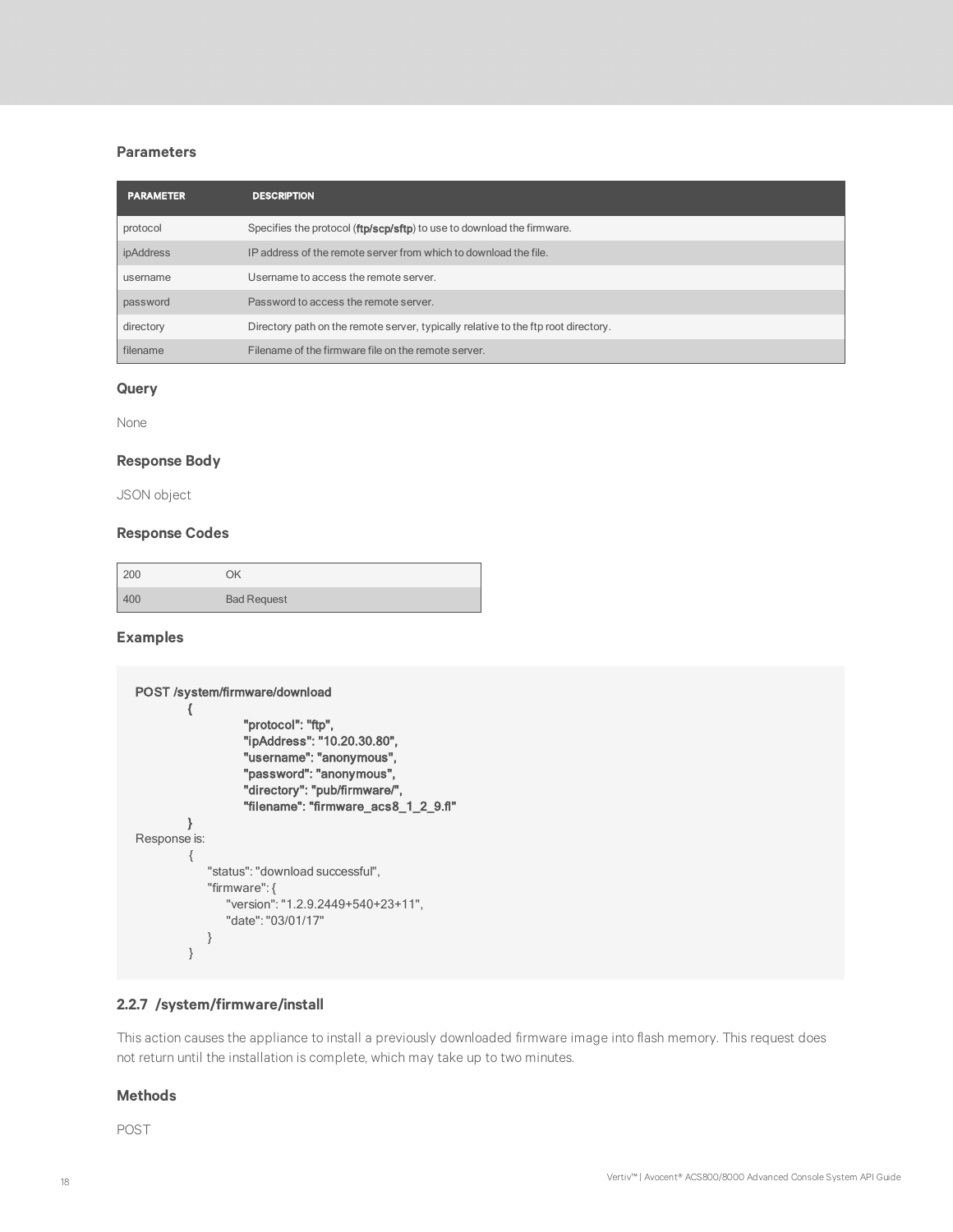### Parameters

| PARAMETER | DESCRIPTION |
|---|---|
| protocol | Specifies the protocol (**ftp/scp/sftp**) to use to download the firmware. |
| ipAddress | IP address of the remote server from which to download the file. |
| username | Username to access the remote server. |
| password | Password to access the remote server. |
| directory | Directory path on the remote server, typically relative to the ftp root directory. |
| filename | Filename of the firmware file on the remote server. |

### Query

None

### Response Body

JSON object

### Response Codes

| | |
|---|---|
| 200 | OK |
| 400 | Bad Request |

### Examples

```
POST /system/firmware/download
        {
                "protocol": "ftp",
                "ipAddress": "10.20.30.80",
                "username": "anonymous",
                "password": "anonymous",
                "directory": "pub/firmware/",
                "filename": "firmware_acs8_1_2_9.fl"
        }
Response is:
        {
            "status": "download successful",
            "firmware": {
                "version": "1.2.9.2449+540+23+11",
                "date": "03/01/17"
            }
        }
```

## 2.2.7 /system/firmware/install

This action causes the appliance to install a previously downloaded firmware image into flash memory. This request does not return until the installation is complete, which may take up to two minutes.

### Methods

POST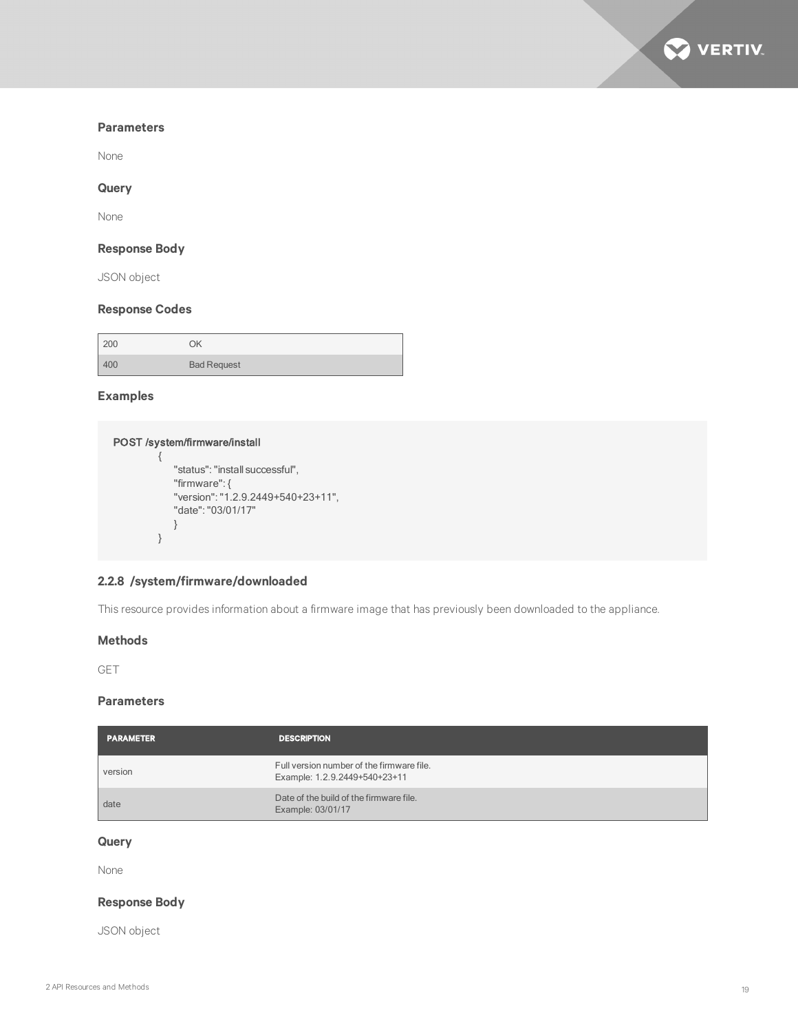### Parameters

None

### Query

None

### Response Body

JSON object

### Response Codes

| | |
|---|---|
| 200 | OK |
| 400 | Bad Request |

### Examples

```
POST /system/firmware/install
        {
            "status": "install successful",
            "firmware": {
            "version": "1.2.9.2449+540+23+11",
            "date": "03/01/17"
            }
        }
```

## 2.2.8 /system/firmware/downloaded

This resource provides information about a firmware image that has previously been downloaded to the appliance.

### Methods

GET

### Parameters

| PARAMETER | DESCRIPTION |
|---|---|
| version | Full version number of the firmware file.<br>Example: 1.2.9.2449+540+23+11 |
| date | Date of the build of the firmware file.<br>Example: 03/01/17 |

### Query

None

### Response Body

JSON object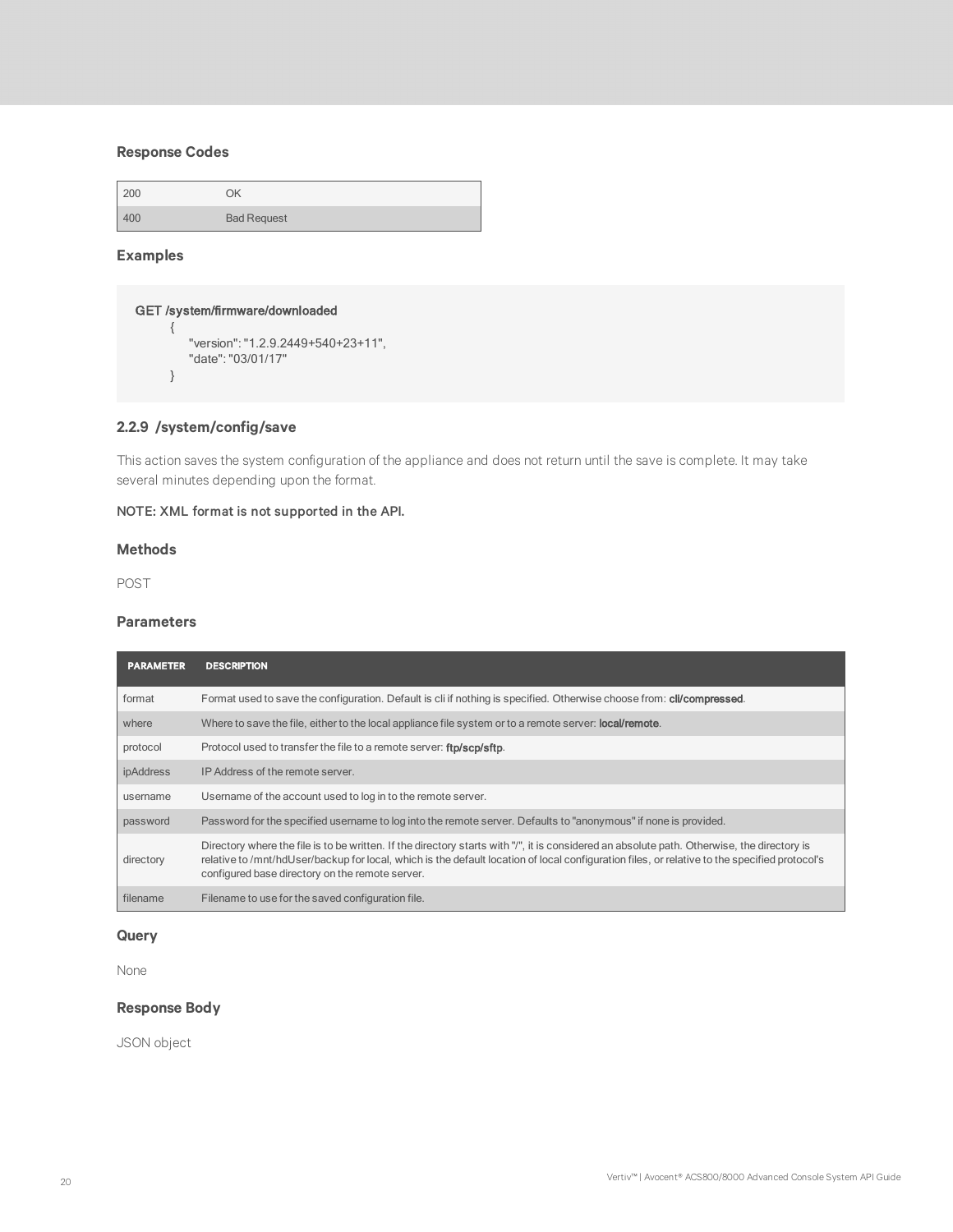### Response Codes

| | |
|---|---|
| 200 | OK |
| 400 | Bad Request |

### Examples

```
GET /system/firmware/downloaded
    {
        "version": "1.2.9.2449+540+23+11",
        "date": "03/01/17"
    }
```

## 2.2.9 /system/config/save

This action saves the system configuration of the appliance and does not return until the save is complete. It may take several minutes depending upon the format.

NOTE: XML format is not supported in the API.

### Methods

POST

### Parameters

| PARAMETER | DESCRIPTION |
|---|---|
| format | Format used to save the configuration. Default is cli if nothing is specified. Otherwise choose from: **cli/compressed**. |
| where | Where to save the file, either to the local appliance file system or to a remote server: **local/remote**. |
| protocol | Protocol used to transfer the file to a remote server: **ftp/scp/sftp**. |
| ipAddress | IP Address of the remote server. |
| username | Username of the account used to log in to the remote server. |
| password | Password for the specified username to log into the remote server. Defaults to "anonymous" if none is provided. |
| directory | Directory where the file is to be written. If the directory starts with "/", it is considered an absolute path. Otherwise, the directory is relative to /mnt/hdUser/backup for local, which is the default location of local configuration files, or relative to the specified protocol's configured base directory on the remote server. |
| filename | Filename to use for the saved configuration file. |

### Query

None

### Response Body

JSON object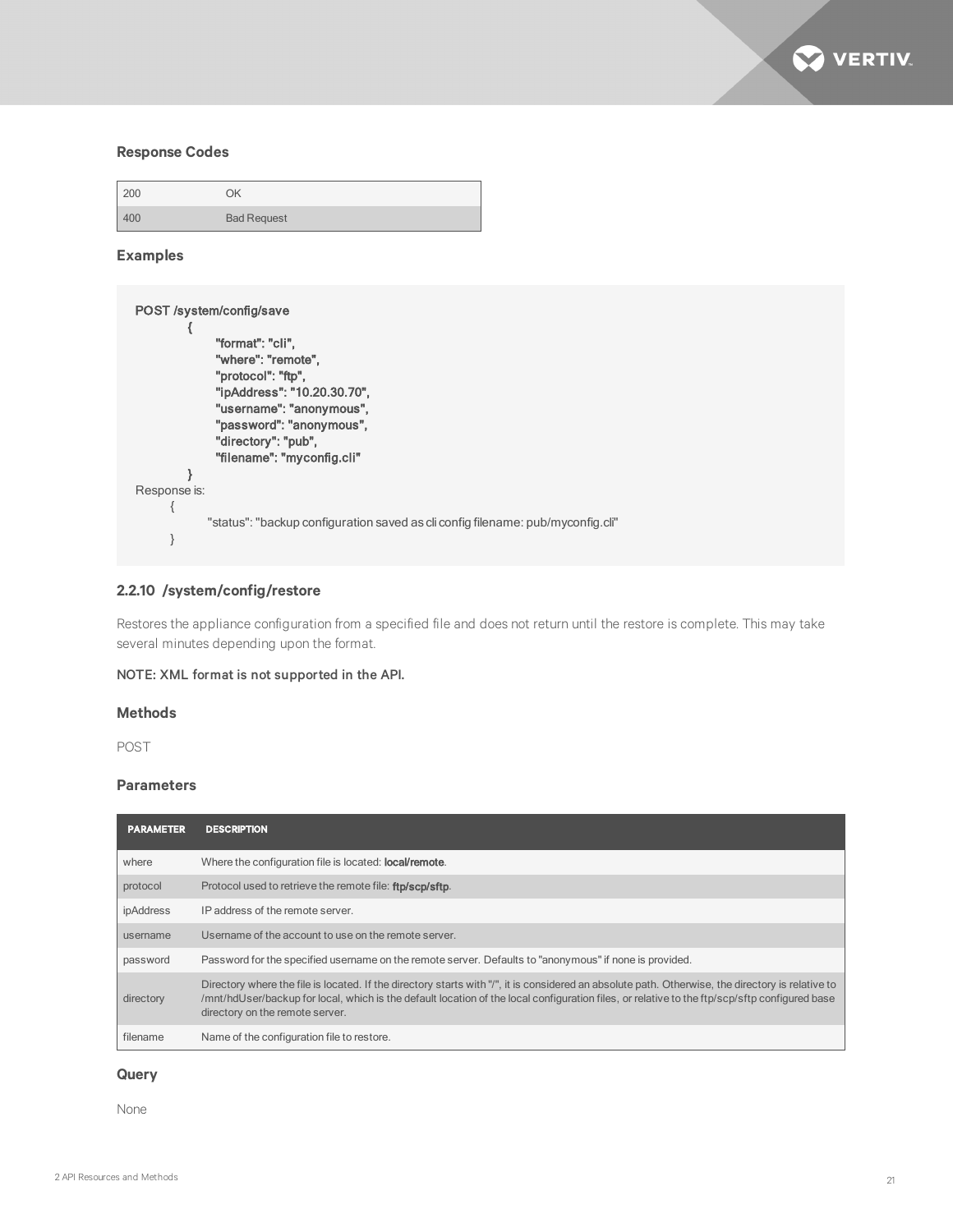### Response Codes

| | |
|---|---|
| 200 | OK |
| 400 | Bad Request |

### Examples

```
POST /system/config/save
        {
                "format": "cli",
                "where": "remote",
                "protocol": "ftp",
                "ipAddress": "10.20.30.70",
                "username": "anonymous",
                "password": "anonymous",
                "directory": "pub",
                "filename": "myconfig.cli"
        }
Response is:
        {
                "status": "backup configuration saved as cli config filename: pub/myconfig.cli"
        }
```

## 2.2.10 /system/config/restore

Restores the appliance configuration from a specified file and does not return until the restore is complete. This may take several minutes depending upon the format.

NOTE: XML format is not supported in the API.

### Methods

POST

### Parameters

| PARAMETER | DESCRIPTION |
|---|---|
| where | Where the configuration file is located: **local/remote**. |
| protocol | Protocol used to retrieve the remote file: **ftp/scp/sftp**. |
| ipAddress | IP address of the remote server. |
| username | Username of the account to use on the remote server. |
| password | Password for the specified username on the remote server. Defaults to "anonymous" if none is provided. |
| directory | Directory where the file is located. If the directory starts with "/", it is considered an absolute path. Otherwise, the directory is relative to /mnt/hdUser/backup for local, which is the default location of the local configuration files, or relative to the ftp/scp/sftp configured base directory on the remote server. |
| filename | Name of the configuration file to restore. |

### Query

None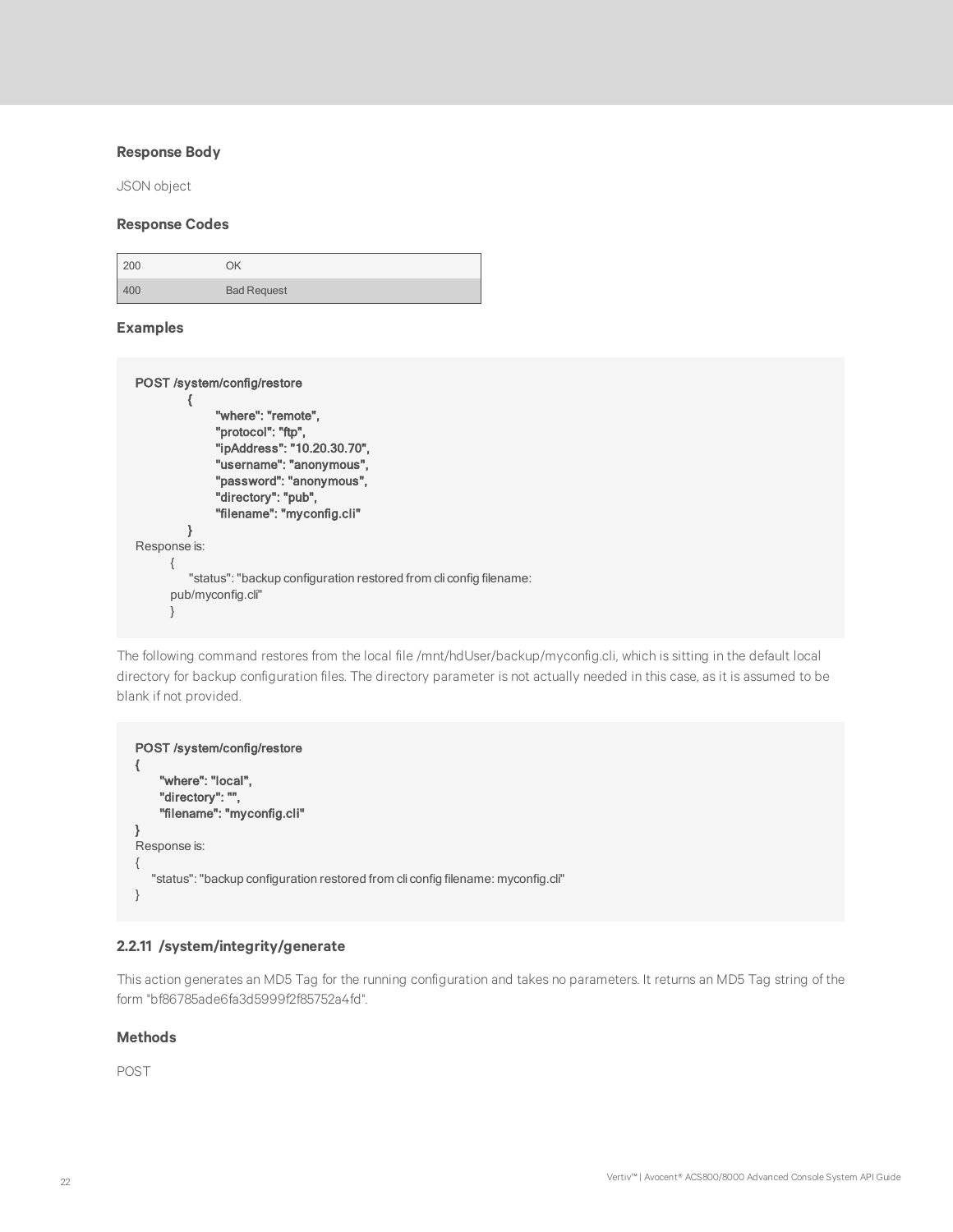#### Response Body

JSON object

#### Response Codes

| | |
|---|---|
| 200 | OK |
| 400 | Bad Request |

#### Examples

```
POST /system/config/restore
        {
                "where": "remote",
                "protocol": "ftp",
                "ipAddress": "10.20.30.70",
                "username": "anonymous",
                "password": "anonymous",
                "directory": "pub",
                "filename": "myconfig.cli"
        }
Response is:
    {
        "status": "backup configuration restored from cli config filename:
    pub/myconfig.cli"
    }
```

The following command restores from the local file /mnt/hdUser/backup/myconfig.cli, which is sitting in the default local directory for backup configuration files. The directory parameter is not actually needed in this case, as it is assumed to be blank if not provided.

```
POST /system/config/restore
{
    "where": "local",
    "directory": "",
    "filename": "myconfig.cli"
}
Response is:
{
   "status": "backup configuration restored from cli config filename: myconfig.cli"
}
```

### 2.2.11 /system/integrity/generate

This action generates an MD5 Tag for the running configuration and takes no parameters. It returns an MD5 Tag string of the form "bf86785ade6fa3d5999f2f85752a4fd".

#### Methods

POST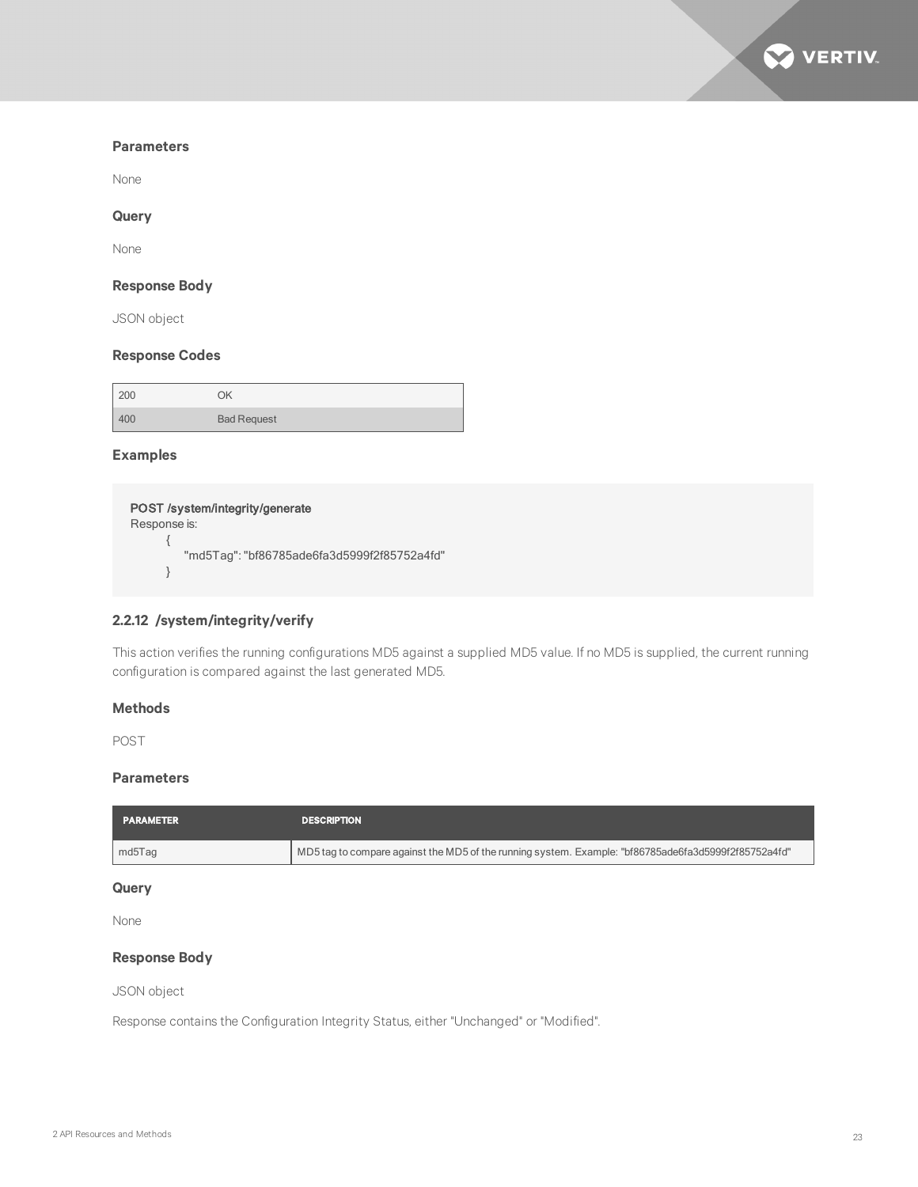#### Parameters

None

#### Query

None

#### Response Body

JSON object

#### Response Codes

| | |
|---|---|
| 200 | OK |
| 400 | Bad Request |

#### Examples

```
POST /system/integrity/generate
Response is:
        {
            "md5Tag": "bf86785ade6fa3d5999f2f85752a4fd"
        }
```

### 2.2.12 /system/integrity/verify

This action verifies the running configurations MD5 against a supplied MD5 value. If no MD5 is supplied, the current running configuration is compared against the last generated MD5.

#### Methods

POST

#### Parameters

| PARAMETER | DESCRIPTION |
|---|---|
| md5Tag | MD5 tag to compare against the MD5 of the running system. Example: "bf86785ade6fa3d5999f2f85752a4fd" |

#### Query

None

#### Response Body

JSON object

Response contains the Configuration Integrity Status, either "Unchanged" or "Modified".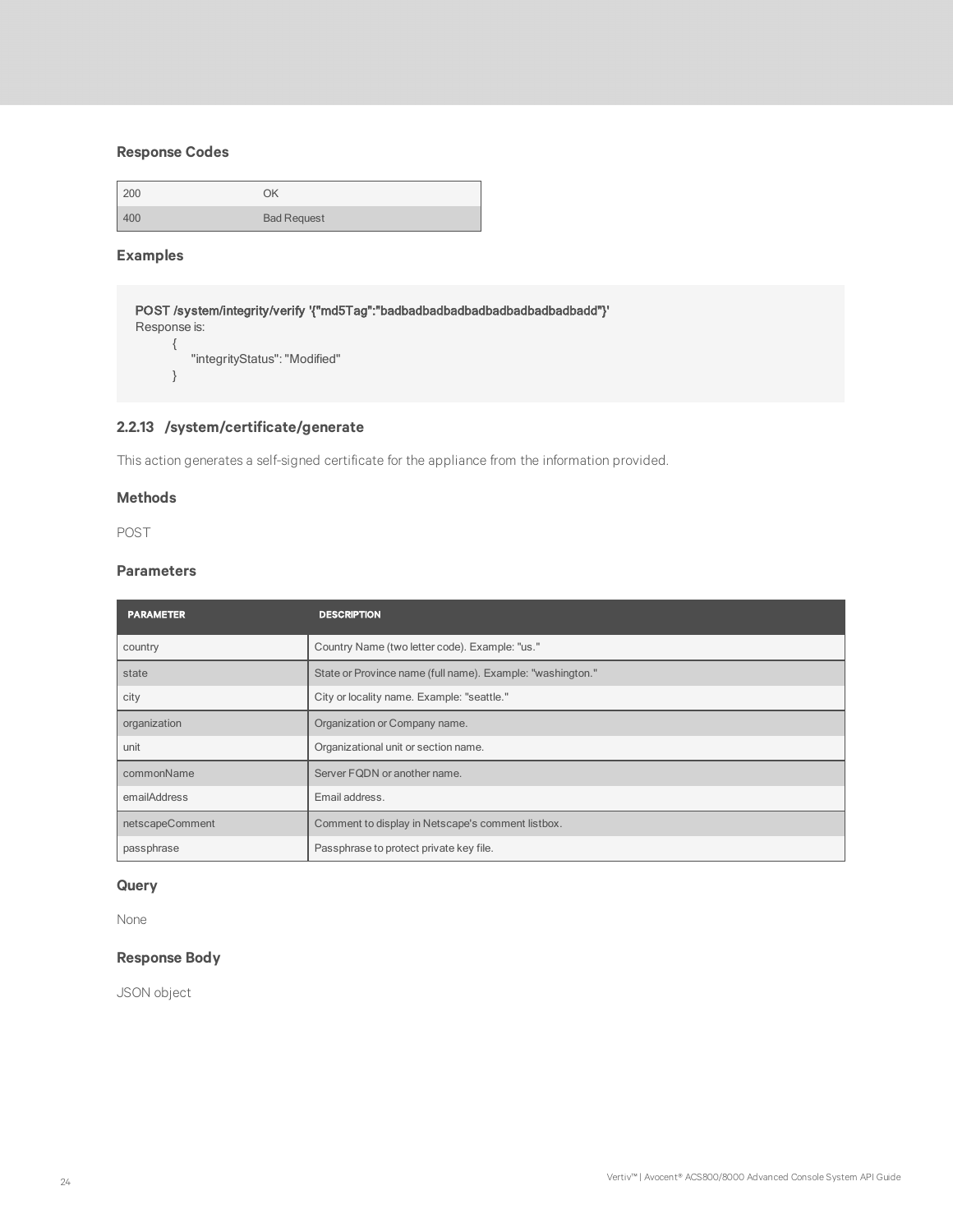### Response Codes

| | |
|---|---|
| 200 | OK |
| 400 | Bad Request |

### Examples

```
POST /system/integrity/verify '{"md5Tag":"badbadbadbadbadbadbadbadbadbadd"}'
Response is:
        {
            "integrityStatus": "Modified"
        }
```

## 2.2.13 /system/certificate/generate

This action generates a self-signed certificate for the appliance from the information provided.

### Methods

POST

### Parameters

| PARAMETER | DESCRIPTION |
|---|---|
| country | Country Name (two letter code). Example: "us." |
| state | State or Province name (full name). Example: "washington." |
| city | City or locality name. Example: "seattle." |
| organization | Organization or Company name. |
| unit | Organizational unit or section name. |
| commonName | Server FQDN or another name. |
| emailAddress | Email address. |
| netscapeComment | Comment to display in Netscape's comment listbox. |
| passphrase | Passphrase to protect private key file. |

### Query

None

### Response Body

JSON object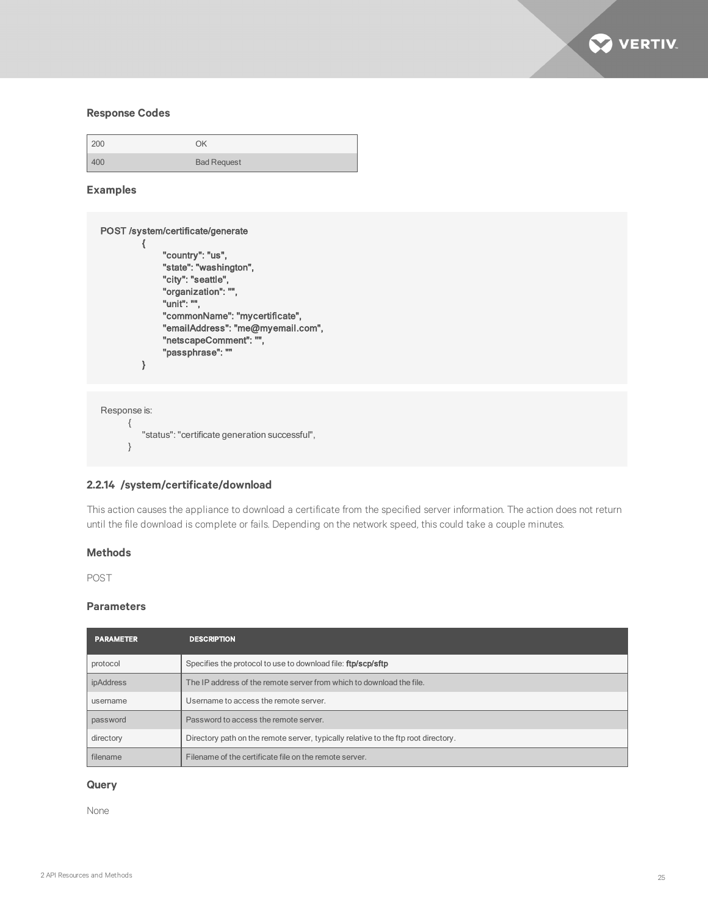### Response Codes

| | |
|---|---|
| 200 | OK |
| 400 | Bad Request |

### Examples

```
POST /system/certificate/generate
        {
                "country": "us",
                "state": "washington",
                "city": "seattle",
                "organization": "",
                "unit": "",
                "commonName": "mycertificate",
                "emailAddress": "me@myemail.com",
                "netscapeComment": "",
                "passphrase": ""
        }
```

```
Response is:
        {
            "status": "certificate generation successful",
        }
```

## 2.2.14 /system/certificate/download

This action causes the appliance to download a certificate from the specified server information. The action does not return until the file download is complete or fails. Depending on the network speed, this could take a couple minutes.

### Methods

POST

### Parameters

| PARAMETER | DESCRIPTION |
|---|---|
| protocol | Specifies the protocol to use to download file: **ftp/scp/sftp** |
| ipAddress | The IP address of the remote server from which to download the file. |
| username | Username to access the remote server. |
| password | Password to access the remote server. |
| directory | Directory path on the remote server, typically relative to the ftp root directory. |
| filename | Filename of the certificate file on the remote server. |

### Query

None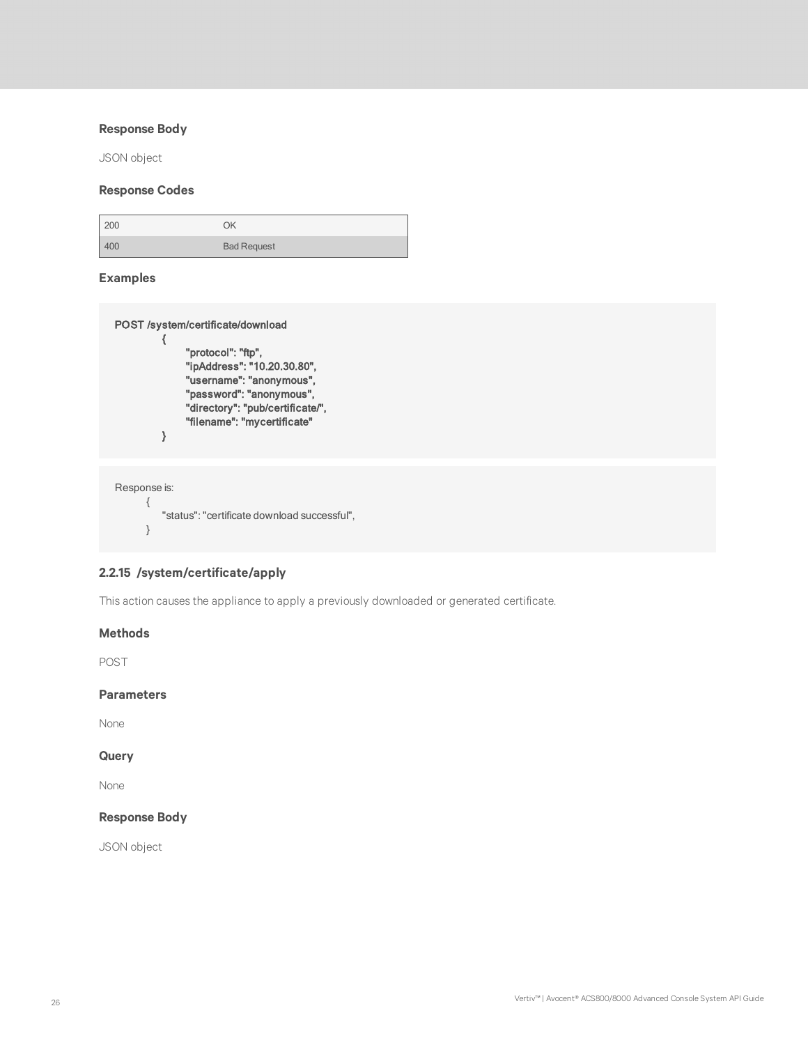### Response Body

JSON object

### Response Codes

| | |
|---|---|
| 200 | OK |
| 400 | Bad Request |

### Examples

```
POST /system/certificate/download
        {
                "protocol": "ftp",
                "ipAddress": "10.20.30.80",
                "username": "anonymous",
                "password": "anonymous",
                "directory": "pub/certificate/",
                "filename": "mycertificate"
        }
```

```
Response is:
    {
        "status": "certificate download successful",
    }
```

## 2.2.15 /system/certificate/apply

This action causes the appliance to apply a previously downloaded or generated certificate.

### Methods

POST

### Parameters

None

### Query

None

### Response Body

JSON object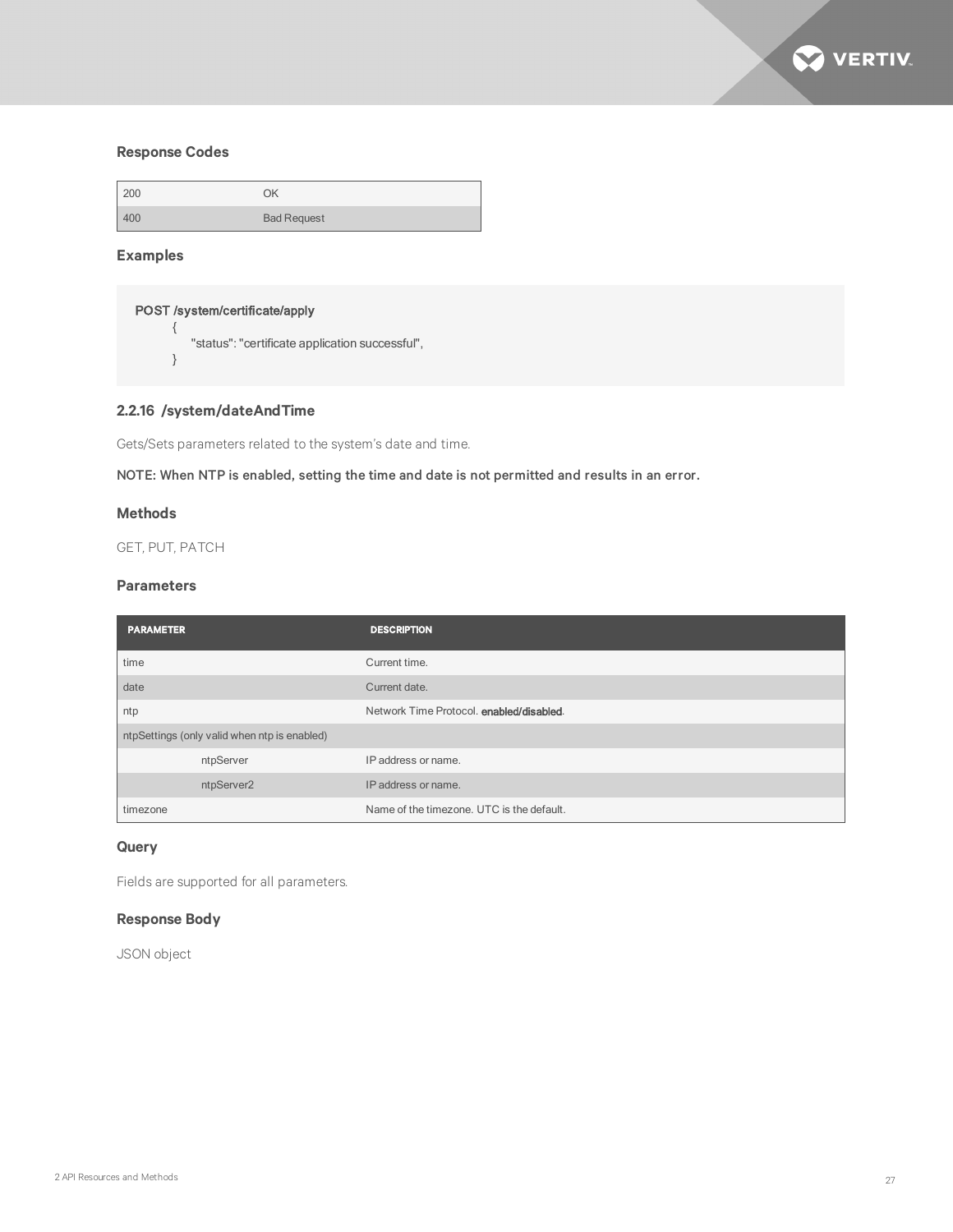### Response Codes

| | |
|---|---|
| 200 | OK |
| 400 | Bad Request |

### Examples

```
POST /system/certificate/apply
    {
        "status": "certificate application successful",
    }
```

## 2.2.16 /system/dateAndTime

Gets/Sets parameters related to the system's date and time.

**NOTE: When NTP is enabled, setting the time and date is not permitted and results in an error.**

### Methods

GET, PUT, PATCH

### Parameters

| PARAMETER | DESCRIPTION |
|---|---|
| time | Current time. |
| date | Current date. |
| ntp | Network Time Protocol. **enabled/disabled**. |
| ntpSettings (only valid when ntp is enabled) | |
| ntpServer | IP address or name. |
| ntpServer2 | IP address or name. |
| timezone | Name of the timezone. UTC is the default. |

### Query

Fields are supported for all parameters.

### Response Body

JSON object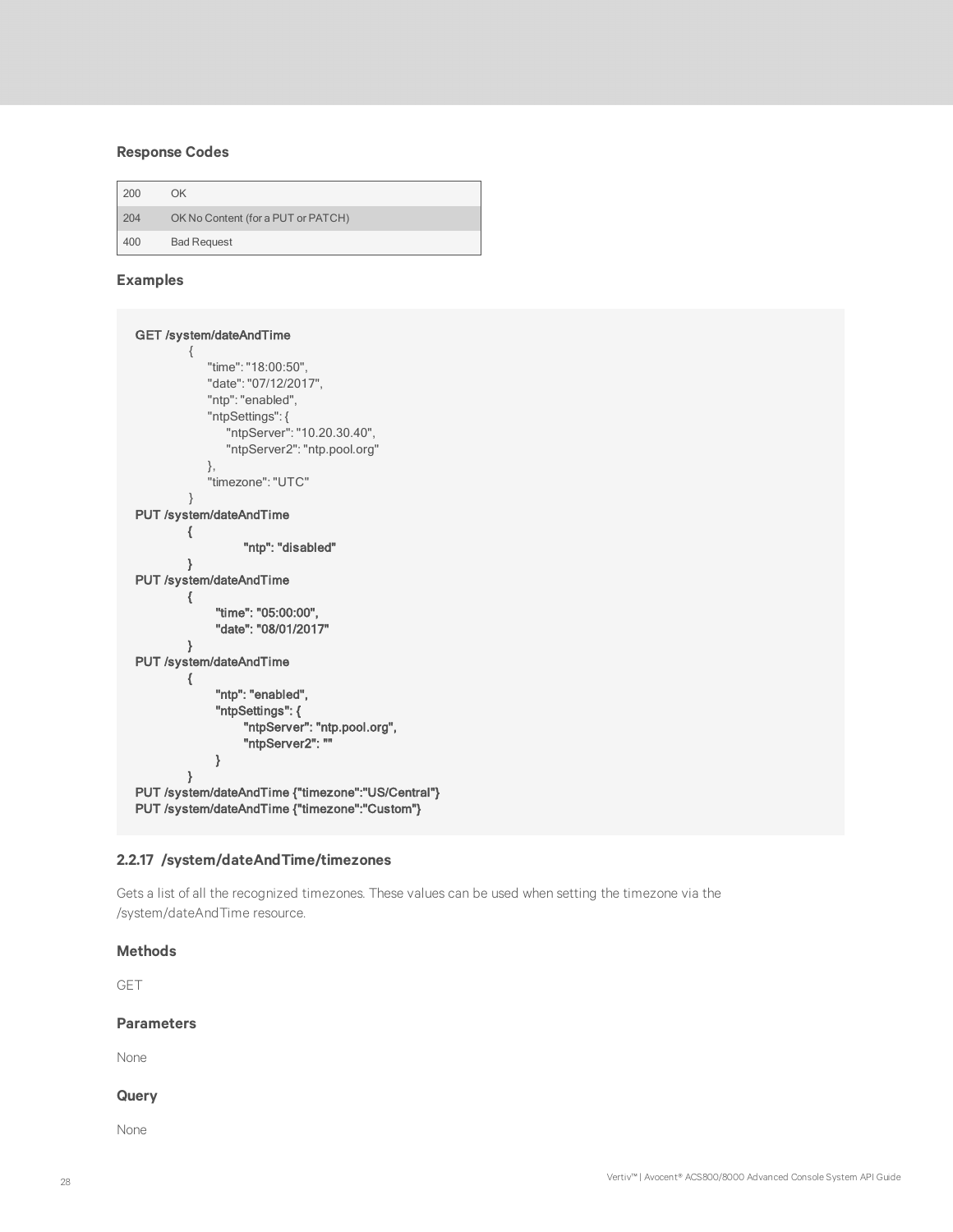### Response Codes

| | |
|---|---|
| 200 | OK |
| 204 | OK No Content (for a PUT or PATCH) |
| 400 | Bad Request |

### Examples

```
GET /system/dateAndTime
        {
            "time": "18:00:50",
            "date": "07/12/2017",
            "ntp": "enabled",
            "ntpSettings": {
                "ntpServer": "10.20.30.40",
                "ntpServer2": "ntp.pool.org"
            },
            "timezone": "UTC"
        }
PUT /system/dateAndTime
        {
                "ntp": "disabled"
        }
PUT /system/dateAndTime
        {
            "time": "05:00:00",
            "date": "08/01/2017"
        }
PUT /system/dateAndTime
        {
            "ntp": "enabled",
            "ntpSettings": {
                "ntpServer": "ntp.pool.org",
                "ntpServer2": ""
            }
        }
PUT /system/dateAndTime {"timezone":"US/Central"}
PUT /system/dateAndTime {"timezone":"Custom"}
```

## 2.2.17 /system/dateAndTime/timezones

Gets a list of all the recognized timezones. These values can be used when setting the timezone via the /system/dateAndTime resource.

### Methods

GET

### Parameters

None

### Query

None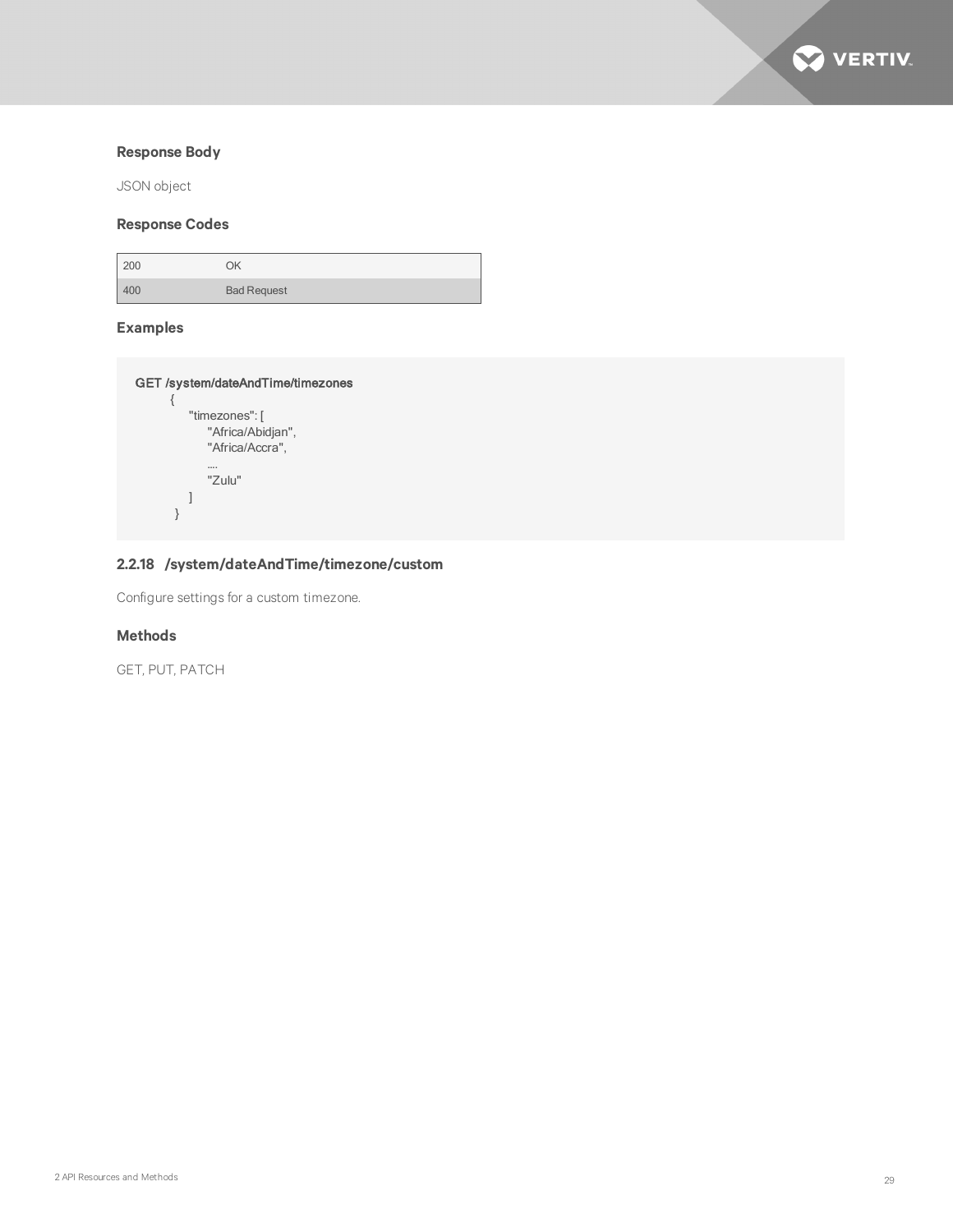### Response Body

JSON object

### Response Codes

| | |
|---|---|
| 200 | OK |
| 400 | Bad Request |

### Examples

```
GET /system/dateAndTime/timezones
    {
        "timezones": [
            "Africa/Abidjan",
            "Africa/Accra",
            ....
            "Zulu"
        ]
    }
```

## 2.2.18 /system/dateAndTime/timezone/custom

Configure settings for a custom timezone.

### Methods

GET, PUT, PATCH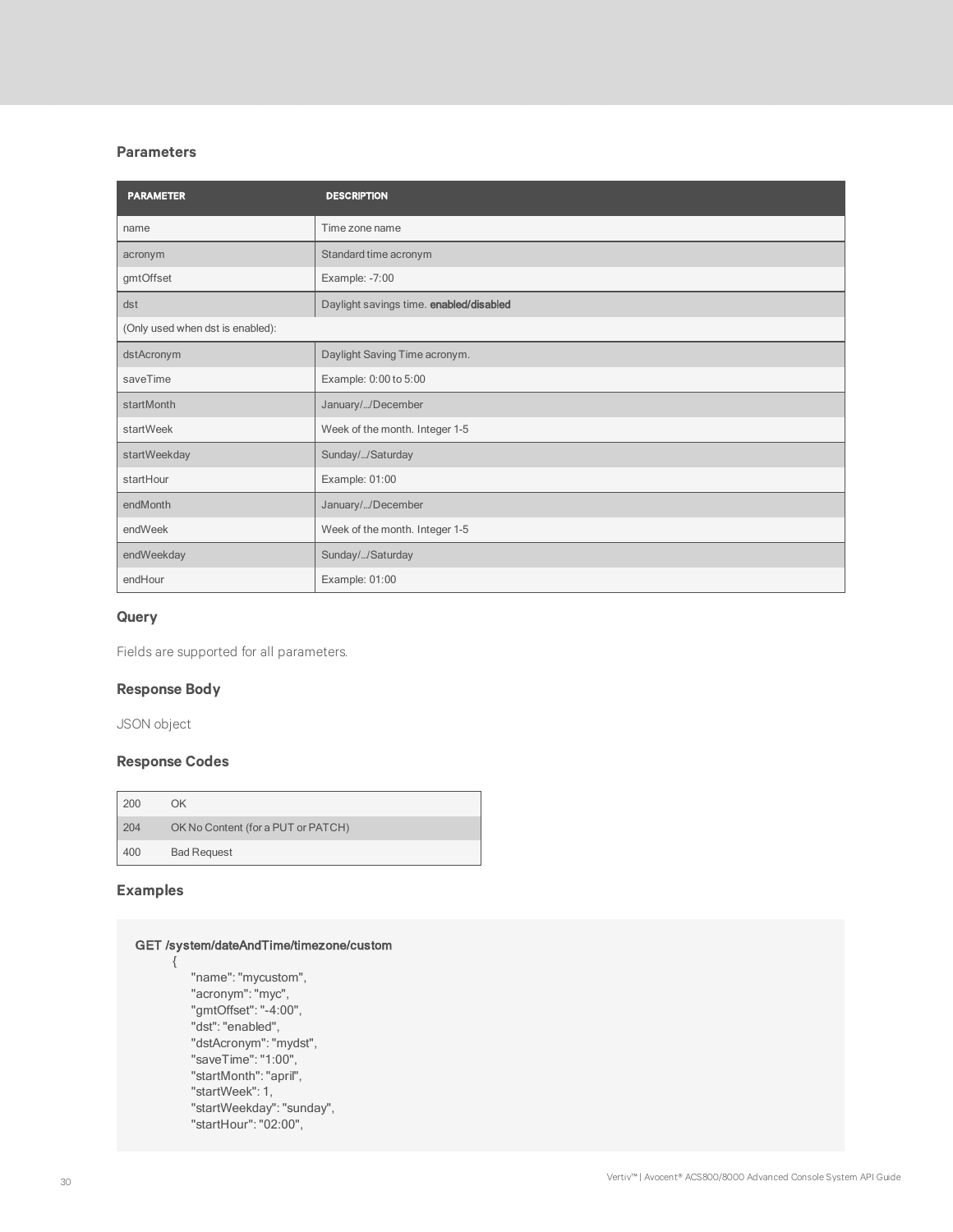### Parameters

| PARAMETER | DESCRIPTION |
| --- | --- |
| name | Time zone name |
| acronym | Standard time acronym |
| gmtOffset | Example: -7:00 |
| dst | Daylight savings time. **enabled/disabled** |
| (Only used when dst is enabled): | |
| dstAcronym | Daylight Saving Time acronym. |
| saveTime | Example: 0:00 to 5:00 |
| startMonth | January/.../December |
| startWeek | Week of the month. Integer 1-5 |
| startWeekday | Sunday/.../Saturday |
| startHour | Example: 01:00 |
| endMonth | January/.../December |
| endWeek | Week of the month. Integer 1-5 |
| endWeekday | Sunday/.../Saturday |
| endHour | Example: 01:00 |

### Query

Fields are supported for all parameters.

### Response Body

JSON object

### Response Codes

| | |
| --- | --- |
| 200 | OK |
| 204 | OK No Content (for a PUT or PATCH) |
| 400 | Bad Request |

### Examples

```
GET /system/dateAndTime/timezone/custom
    {
        "name": "mycustom",
        "acronym": "myc",
        "gmtOffset": "-4:00",
        "dst": "enabled",
        "dstAcronym": "mydst",
        "saveTime": "1:00",
        "startMonth": "april",
        "startWeek": 1,
        "startWeekday": "sunday",
        "startHour": "02:00",
```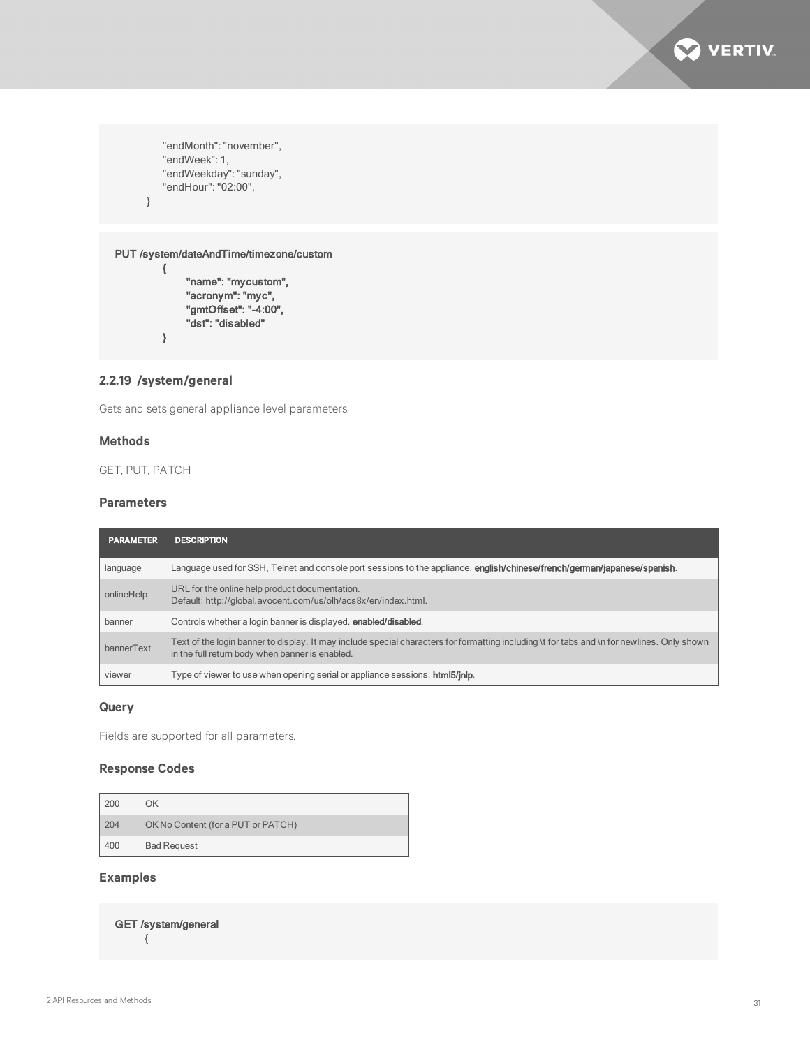```
        "endMonth": "november",
        "endWeek": 1,
        "endWeekday": "sunday",
        "endHour": "02:00",
    }
```

```
PUT /system/dateAndTime/timezone/custom
    {
        "name": "mycustom",
        "acronym": "myc",
        "gmtOffset": "-4:00",
        "dst": "disabled"
    }
```

### 2.2.19 /system/general

Gets and sets general appliance level parameters.

#### Methods

GET, PUT, PATCH

#### Parameters

| PARAMETER | DESCRIPTION |
|---|---|
| language | Language used for SSH, Telnet and console port sessions to the appliance. **english/chinese/french/german/japanese/spanish**. |
| onlineHelp | URL for the online help product documentation.<br>Default: http://global.avocent.com/us/olh/acs8x/en/index.html. |
| banner | Controls whether a login banner is displayed. **enabled/disabled**. |
| bannerText | Text of the login banner to display. It may include special characters for formatting including \t for tabs and \n for newlines. Only shown in the full return body when banner is enabled. |
| viewer | Type of viewer to use when opening serial or appliance sessions. **html5/jnlp**. |

#### Query

Fields are supported for all parameters.

#### Response Codes

| | |
|---|---|
| 200 | OK |
| 204 | OK No Content (for a PUT or PATCH) |
| 400 | Bad Request |

#### Examples

```
GET /system/general
    {
```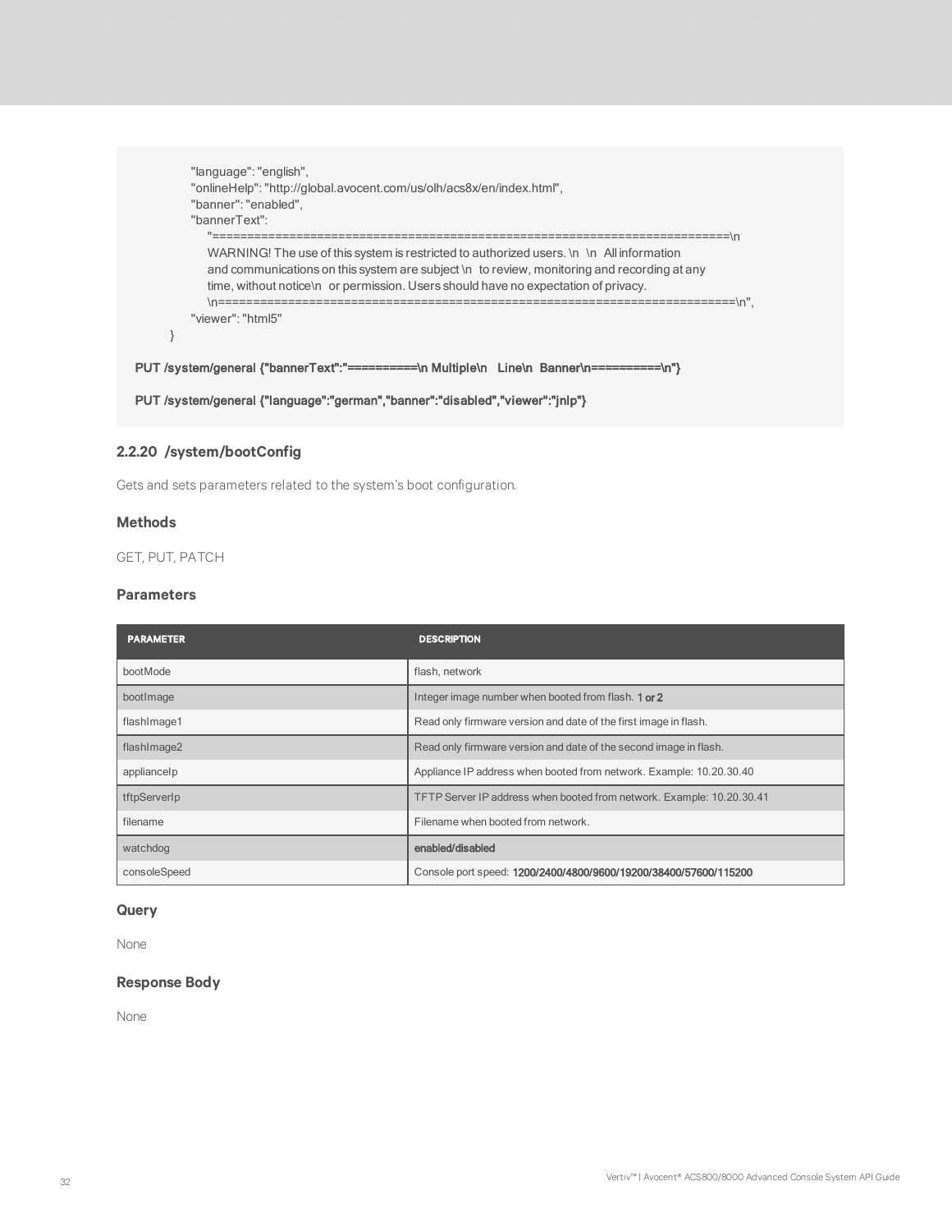```
        "language": "english",
        "onlineHelp": "http://global.avocent.com/us/olh/acs8x/en/index.html",
        "banner": "enabled",
        "bannerText":
            "===========================================================================\n
            WARNING! The use of this system is restricted to authorized users. \n  \n  All information
            and communications on this system are subject \n  to review, monitoring and recording at any
            time, without notice\n  or permission. Users should have no expectation of privacy.
            \n===========================================================================\n",
        "viewer": "html5"
    }

PUT /system/general {"bannerText":"==========\n Multiple\n   Line\n  Banner\n==========\n"}

PUT /system/general {"language":"german","banner":"disabled","viewer":"jnlp"}
```

### 2.2.20 /system/bootConfig

Gets and sets parameters related to the system's boot configuration.

#### Methods

GET, PUT, PATCH

#### Parameters

| PARAMETER | DESCRIPTION |
|---|---|
| bootMode | flash, network |
| bootImage | Integer image number when booted from flash. **1 or 2** |
| flashImage1 | Read only firmware version and date of the first image in flash. |
| flashImage2 | Read only firmware version and date of the second image in flash. |
| applianceIp | Appliance IP address when booted from network. Example: 10.20.30.40 |
| tftpServerIp | TFTP Server IP address when booted from network. Example: 10.20.30.41 |
| filename | Filename when booted from network. |
| watchdog | **enabled/disabled** |
| consoleSpeed | Console port speed: **1200/2400/4800/9600/19200/38400/57600/115200** |

#### Query

None

#### Response Body

None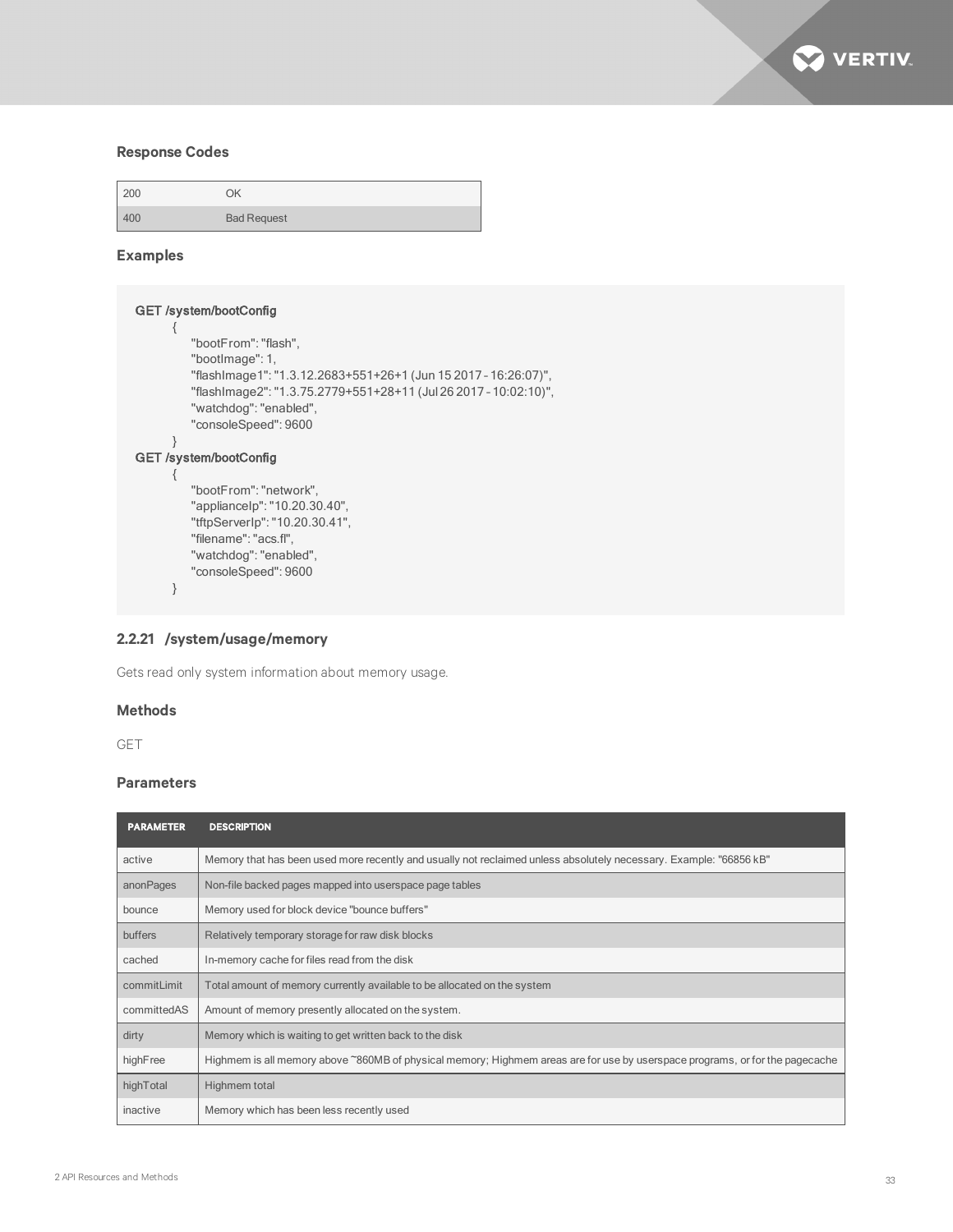### Response Codes

| | |
|---|---|
| 200 | OK |
| 400 | Bad Request |

### Examples

```
GET /system/bootConfig
    {
        "bootFrom": "flash",
        "bootImage": 1,
        "flashImage1": "1.3.12.2683+551+26+1 (Jun 15 2017 - 16:26:07)",
        "flashImage2": "1.3.75.2779+551+28+11 (Jul 26 2017 - 10:02:10)",
        "watchdog": "enabled",
        "consoleSpeed": 9600
    }
GET /system/bootConfig
    {
        "bootFrom": "network",
        "applianceIp": "10.20.30.40",
        "tftpServerIp": "10.20.30.41",
        "filename": "acs.fl",
        "watchdog": "enabled",
        "consoleSpeed": 9600
    }
```

## 2.2.21 /system/usage/memory

Gets read only system information about memory usage.

### Methods

GET

### Parameters

| PARAMETER | DESCRIPTION |
|---|---|
| active | Memory that has been used more recently and usually not reclaimed unless absolutely necessary. Example: "66856 kB" |
| anonPages | Non-file backed pages mapped into userspace page tables |
| bounce | Memory used for block device "bounce buffers" |
| buffers | Relatively temporary storage for raw disk blocks |
| cached | In-memory cache for files read from the disk |
| commitLimit | Total amount of memory currently available to be allocated on the system |
| committedAS | Amount of memory presently allocated on the system. |
| dirty | Memory which is waiting to get written back to the disk |
| highFree | Highmem is all memory above ~860MB of physical memory; Highmem areas are for use by userspace programs, or for the pagecache |
| highTotal | Highmem total |
| inactive | Memory which has been less recently used |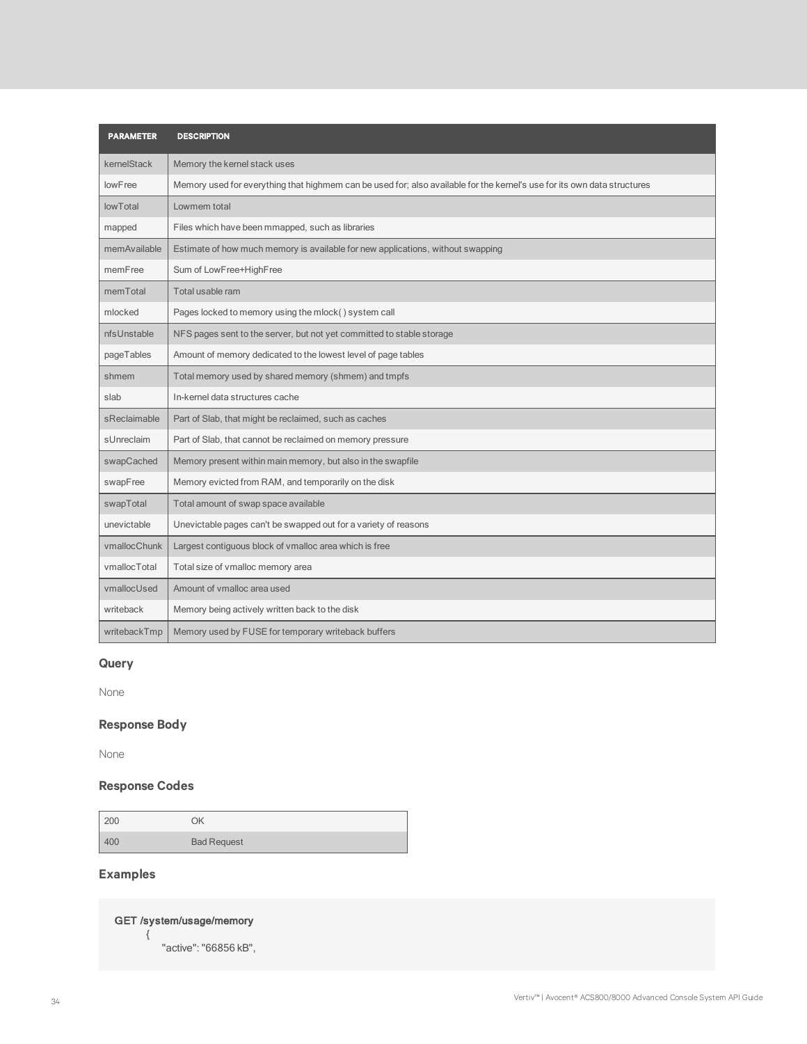| PARAMETER | DESCRIPTION |
| --- | --- |
| kernelStack | Memory the kernel stack uses |
| lowFree | Memory used for everything that highmem can be used for; also available for the kernel's use for its own data structures |
| lowTotal | Lowmem total |
| mapped | Files which have been mmapped, such as libraries |
| memAvailable | Estimate of how much memory is available for new applications, without swapping |
| memFree | Sum of LowFree+HighFree |
| memTotal | Total usable ram |
| mlocked | Pages locked to memory using the mlock( ) system call |
| nfsUnstable | NFS pages sent to the server, but not yet committed to stable storage |
| pageTables | Amount of memory dedicated to the lowest level of page tables |
| shmem | Total memory used by shared memory (shmem) and tmpfs |
| slab | In-kernel data structures cache |
| sReclaimable | Part of Slab, that might be reclaimed, such as caches |
| sUnreclaim | Part of Slab, that cannot be reclaimed on memory pressure |
| swapCached | Memory present within main memory, but also in the swapfile |
| swapFree | Memory evicted from RAM, and temporarily on the disk |
| swapTotal | Total amount of swap space available |
| unevictable | Unevictable pages can't be swapped out for a variety of reasons |
| vmallocChunk | Largest contiguous block of vmalloc area which is free |
| vmallocTotal | Total size of vmalloc memory area |
| vmallocUsed | Amount of vmalloc area used |
| writeback | Memory being actively written back to the disk |
| writebackTmp | Memory used by FUSE for temporary writeback buffers |

### Query

None

### Response Body

None

### Response Codes

| 200 | OK |
| --- | --- |
| 400 | Bad Request |

### Examples

```
GET /system/usage/memory
    {
        "active": "66856 kB",
```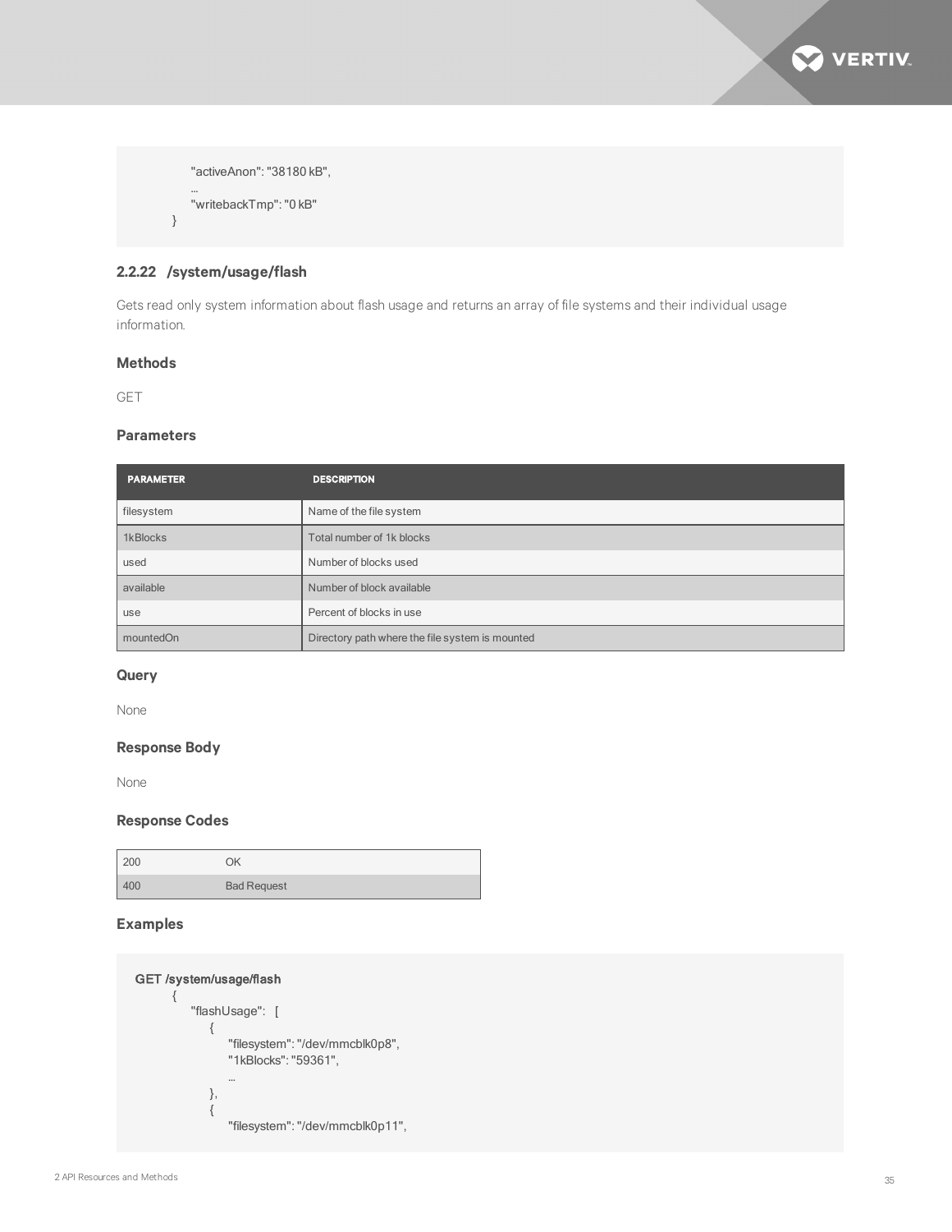```
        "activeAnon": "38180 kB",
        ...
        "writebackTmp": "0 kB"
    }
```

### 2.2.22 /system/usage/flash

Gets read only system information about flash usage and returns an array of file systems and their individual usage information.

#### Methods

GET

#### Parameters

| PARAMETER | DESCRIPTION |
|---|---|
| filesystem | Name of the file system |
| 1kBlocks | Total number of 1k blocks |
| used | Number of blocks used |
| available | Number of block available |
| use | Percent of blocks in use |
| mountedOn | Directory path where the file system is mounted |

#### Query

None

#### Response Body

None

#### Response Codes

| | |
|---|---|
| 200 | OK |
| 400 | Bad Request |

#### Examples

```
GET /system/usage/flash
    {
        "flashUsage":   [
            {
                "filesystem": "/dev/mmcblk0p8",
                "1kBlocks": "59361",
                ...
            },
            {
                "filesystem": "/dev/mmcblk0p11",
```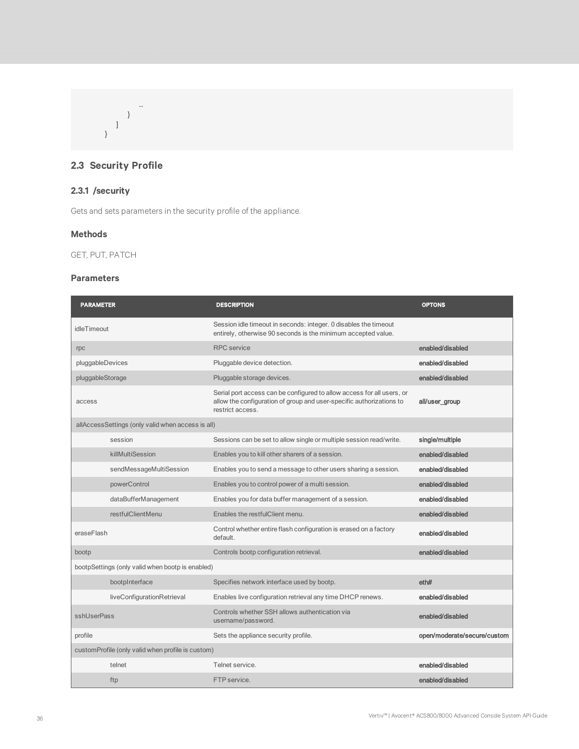```
                …
            }
        ]
    }
```

## 2.3 Security Profile

### 2.3.1 /security

Gets and sets parameters in the security profile of the appliance.

#### Methods

GET, PUT, PATCH

#### Parameters

| PARAMETER | | DESCRIPTION | OPTONS |
|---|---|---|---|
| idleTimeout | | Session idle timeout in seconds: integer. 0 disables the timeout entirely, otherwise 90 seconds is the minimum accepted value. | |
| rpc | | RPC service | enabled/disabled |
| pluggableDevices | | Pluggable device detection. | enabled/disabled |
| pluggableStorage | | Pluggable storage devices. | enabled/disabled |
| access | | Serial port access can be configured to allow access for all users, or allow the configuration of group and user-specific authorizations to restrict access. | all/user_group |
| allAccessSettings (only valid when access is all) | | | |
| | session | Sessions can be set to allow single or multiple session read/write. | single/multiple |
| | killMultiSession | Enables you to kill other sharers of a session. | enabled/disabled |
| | sendMessageMultiSession | Enables you to send a message to other users sharing a session. | enabled/disabled |
| | powerControl | Enables you to control power of a multi session. | enabled/disabled |
| | dataBufferManagement | Enables you for data buffer management of a session. | enabled/disabled |
| | restfulClientMenu | Enables the restfulClient menu. | enabled/disabled |
| eraseFlash | | Control whether entire flash configuration is erased on a factory default. | enabled/disabled |
| bootp | | Controls bootp configuration retrieval. | enabled/disabled |
| bootpSettings (only valid when bootp is enabled) | | | |
| | bootpInterface | Specifies network interface used by bootp. | eth# |
| | liveConfigurationRetrieval | Enables live configuration retrieval any time DHCP renews. | enabled/disabled |
| sshUserPass | | Controls whether SSH allows authentication via username/password. | enabled/disabled |
| profile | | Sets the appliance security profile. | open/moderate/secure/custom |
| customProfile (only valid when profile is custom) | | | |
| | telnet | Telnet service. | enabled/disabled |
| | ftp | FTP service. | enabled/disabled |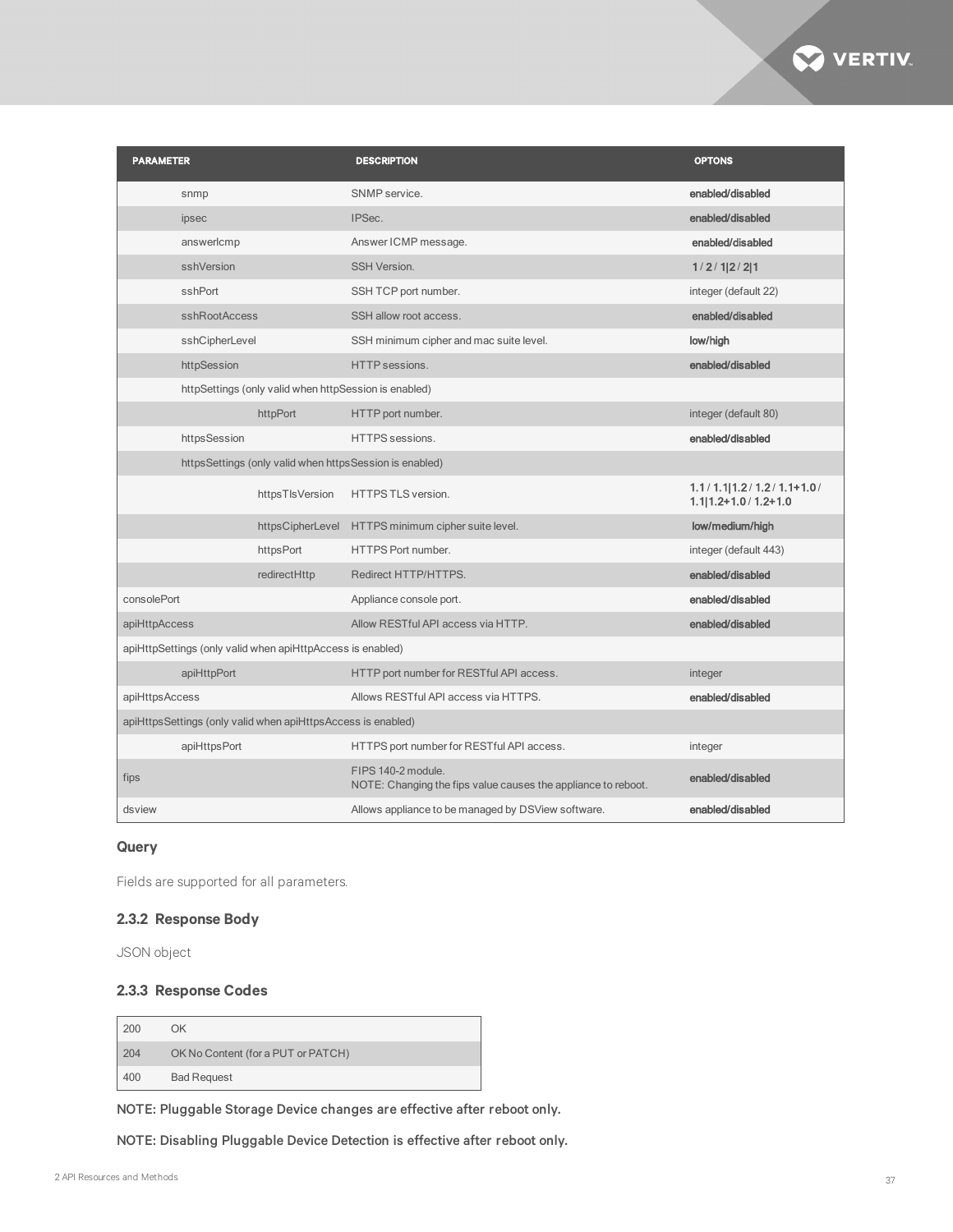| PARAMETER | DESCRIPTION | OPTONS |
| --- | --- | --- |
| snmp | SNMP service. | enabled/disabled |
| ipsec | IPSec. | enabled/disabled |
| answerIcmp | Answer ICMP message. | enabled/disabled |
| sshVersion | SSH Version. | 1 / 2 / 1\|2 / 2\|1 |
| sshPort | SSH TCP port number. | integer (default 22) |
| sshRootAccess | SSH allow root access. | enabled/disabled |
| sshCipherLevel | SSH minimum cipher and mac suite level. | low/high |
| httpSession | HTTP sessions. | enabled/disabled |
| httpSettings (only valid when httpSession is enabled) | | |
| httpPort | HTTP port number. | integer (default 80) |
| httpsSession | HTTPS sessions. | enabled/disabled |
| httpsSettings (only valid when httpsSession is enabled) | | |
| httpsTlsVersion | HTTPS TLS version. | 1.1 / 1.1\|1.2 / 1.2 / 1.1+1.0 / 1.1\|1.2+1.0 / 1.2+1.0 |
| httpsCipherLevel | HTTPS minimum cipher suite level. | low/medium/high |
| httpsPort | HTTPS Port number. | integer (default 443) |
| redirectHttp | Redirect HTTP/HTTPS. | enabled/disabled |
| consolePort | Appliance console port. | enabled/disabled |
| apiHttpAccess | Allow RESTful API access via HTTP. | enabled/disabled |
| apiHttpSettings (only valid when apiHttpAccess is enabled) | | |
| apiHttpPort | HTTP port number for RESTful API access. | integer |
| apiHttpsAccess | Allows RESTful API access via HTTPS. | enabled/disabled |
| apiHttpsSettings (only valid when apiHttpsAccess is enabled) | | |
| apiHttpsPort | HTTPS port number for RESTful API access. | integer |
| fips | FIPS 140-2 module. NOTE: Changing the fips value causes the appliance to reboot. | enabled/disabled |
| dsview | Allows appliance to be managed by DSView software. | enabled/disabled |

### Query

Fields are supported for all parameters.

### 2.3.2 Response Body

JSON object

### 2.3.3 Response Codes

| | |
| --- | --- |
| 200 | OK |
| 204 | OK No Content (for a PUT or PATCH) |
| 400 | Bad Request |

NOTE: Pluggable Storage Device changes are effective after reboot only.

NOTE: Disabling Pluggable Device Detection is effective after reboot only.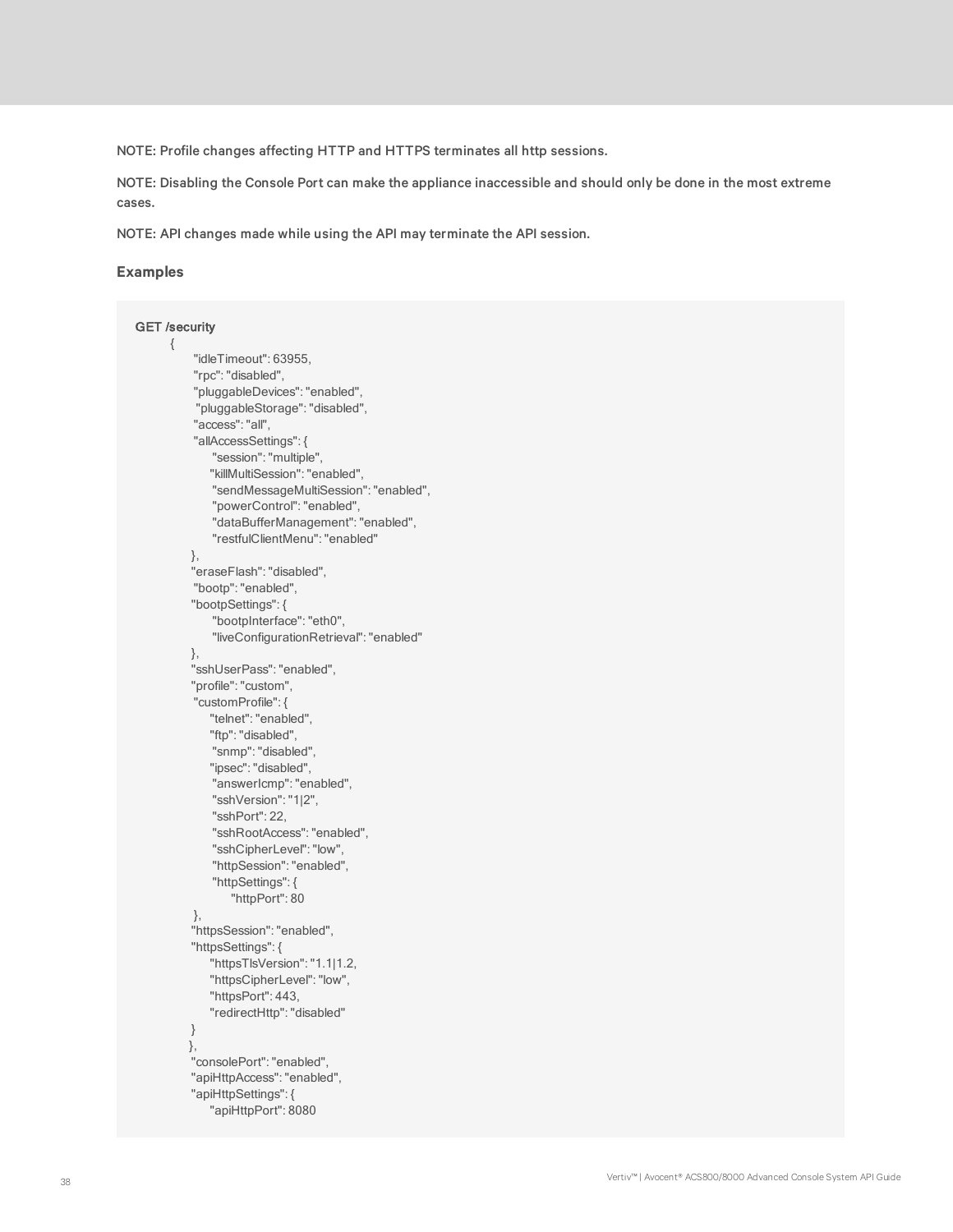NOTE: Profile changes affecting HTTP and HTTPS terminates all http sessions.

NOTE: Disabling the Console Port can make the appliance inaccessible and should only be done in the most extreme cases.

NOTE: API changes made while using the API may terminate the API session.

### Examples

```
GET /security
    {
        "idleTimeout": 63955,
        "rpc": "disabled",
        "pluggableDevices": "enabled",
        "pluggableStorage": "disabled",
        "access": "all",
        "allAccessSettings": {
            "session": "multiple",
            "killMultiSession": "enabled",
            "sendMessageMultiSession": "enabled",
            "powerControl": "enabled",
            "dataBufferManagement": "enabled",
            "restfulClientMenu": "enabled"
        },
        "eraseFlash": "disabled",
        "bootp": "enabled",
        "bootpSettings": {
            "bootpInterface": "eth0",
            "liveConfigurationRetrieval": "enabled"
        },
        "sshUserPass": "enabled",
        "profile": "custom",
        "customProfile": {
            "telnet": "enabled",
            "ftp": "disabled",
            "snmp": "disabled",
            "ipsec": "disabled",
            "answerIcmp": "enabled",
            "sshVersion": "1|2",
            "sshPort": 22,
            "sshRootAccess": "enabled",
            "sshCipherLevel": "low",
            "httpSession": "enabled",
            "httpSettings": {
                "httpPort": 80
        },
        "httpsSession": "enabled",
        "httpsSettings": {
            "httpsTlsVersion": "1.1|1.2,
            "httpsCipherLevel": "low",
            "httpsPort": 443,
            "redirectHttp": "disabled"
        }
        },
        "consolePort": "enabled",
        "apiHttpAccess": "enabled",
        "apiHttpSettings": {
            "apiHttpPort": 8080
```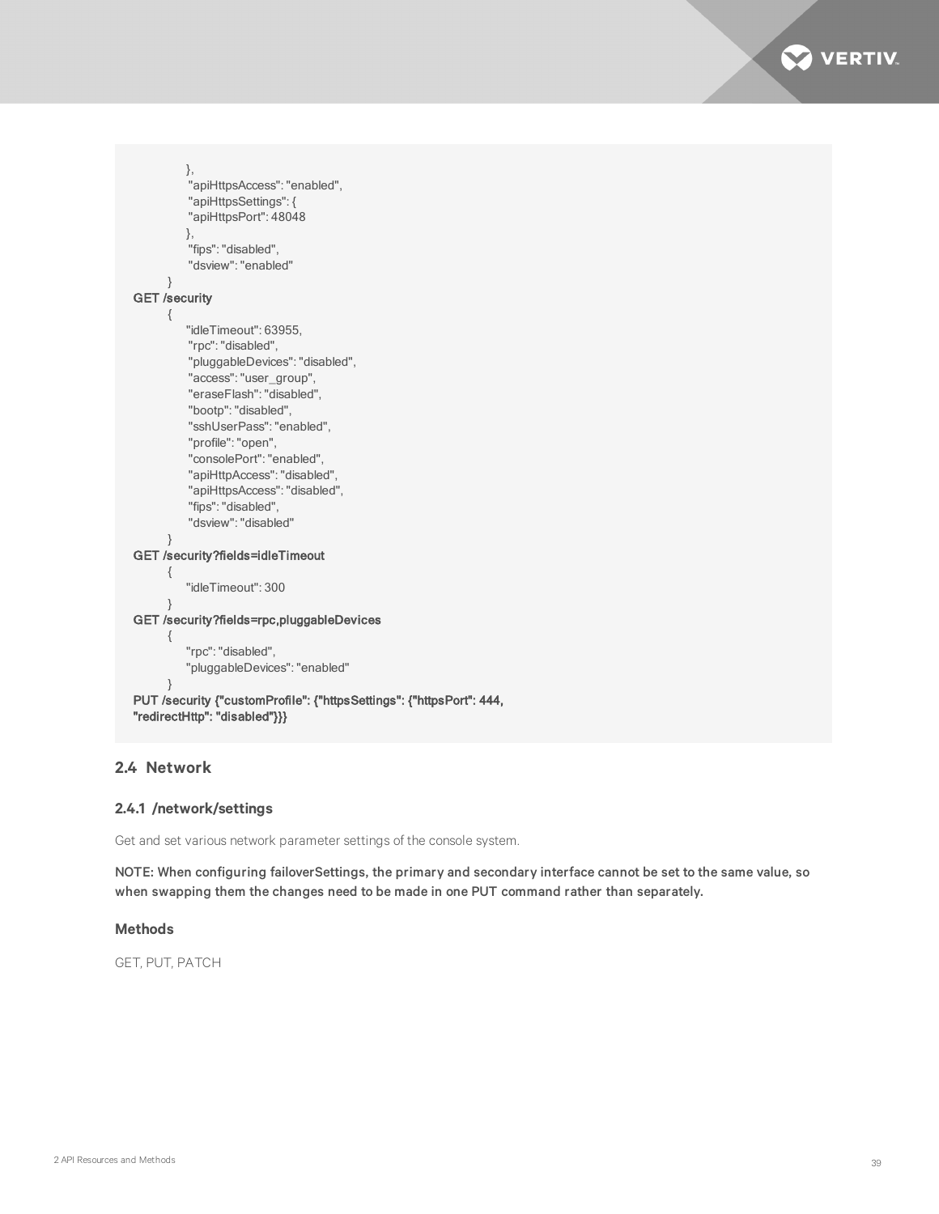```
            },
            "apiHttpsAccess": "enabled",
            "apiHttpsSettings": {
            "apiHttpsPort": 48048
            },
            "fips": "disabled",
            "dsview": "enabled"
        }
GET /security
        {
            "idleTimeout": 63955,
            "rpc": "disabled",
            "pluggableDevices": "disabled",
            "access": "user_group",
            "eraseFlash": "disabled",
            "bootp": "disabled",
            "sshUserPass": "enabled",
            "profile": "open",
            "consolePort": "enabled",
            "apiHttpAccess": "disabled",
            "apiHttpsAccess": "disabled",
            "fips": "disabled",
            "dsview": "disabled"
        }
GET /security?fields=idleTimeout
        {
            "idleTimeout": 300
        }
GET /security?fields=rpc,pluggableDevices
        {
            "rpc": "disabled",
            "pluggableDevices": "enabled"
        }
PUT /security {"customProfile": {"httpsSettings": {"httpsPort": 444,
"redirectHttp": "disabled"}}}
```

## 2.4 Network

### 2.4.1 /network/settings

Get and set various network parameter settings of the console system.

NOTE: When configuring failoverSettings, the primary and secondary interface cannot be set to the same value, so when swapping them the changes need to be made in one PUT command rather than separately.

#### Methods

GET, PUT, PATCH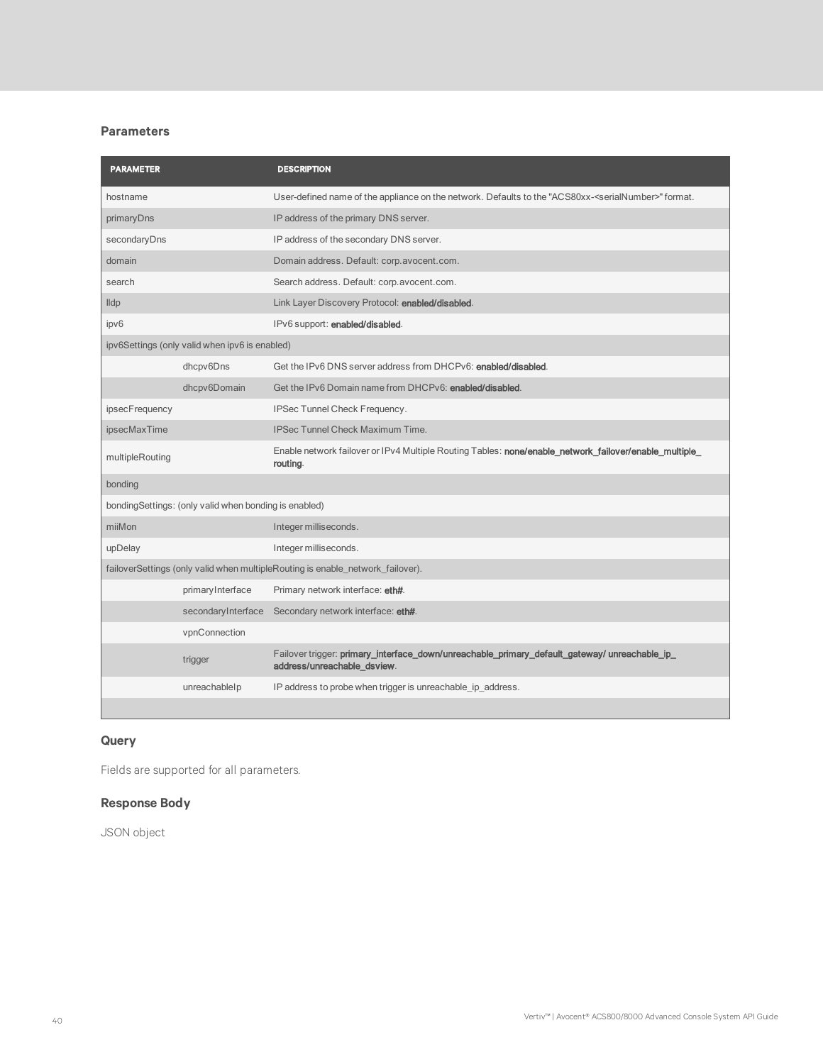### Parameters

| PARAMETER | | DESCRIPTION |
| --- | --- | --- |
| hostname | | User-defined name of the appliance on the network. Defaults to the "ACS80xx-<serialNumber>" format. |
| primaryDns | | IP address of the primary DNS server. |
| secondaryDns | | IP address of the secondary DNS server. |
| domain | | Domain address. Default: corp.avocent.com. |
| search | | Search address. Default: corp.avocent.com. |
| lldp | | Link Layer Discovery Protocol: **enabled/disabled**. |
| ipv6 | | IPv6 support: **enabled/disabled**. |
| ipv6Settings (only valid when ipv6 is enabled) | | |
| | dhcpv6Dns | Get the IPv6 DNS server address from DHCPv6: **enabled/disabled**. |
| | dhcpv6Domain | Get the IPv6 Domain name from DHCPv6: **enabled/disabled**. |
| ipsecFrequency | | IPSec Tunnel Check Frequency. |
| ipsecMaxTime | | IPSec Tunnel Check Maximum Time. |
| multipleRouting | | Enable network failover or IPv4 Multiple Routing Tables: **none/enable_network_failover/enable_multiple_routing**. |
| bonding | | |
| bondingSettings: (only valid when bonding is enabled) | | |
| miiMon | | Integer milliseconds. |
| upDelay | | Integer milliseconds. |
| failoverSettings (only valid when multipleRouting is enable_network_failover). | | |
| | primaryInterface | Primary network interface: **eth#**. |
| | secondaryInterface | Secondary network interface: **eth#**. |
| | vpnConnection | |
| | trigger | Failover trigger: **primary_interface_down/unreachable_primary_default_gateway/ unreachable_ip_address/unreachable_dsview**. |
| | unreachableIp | IP address to probe when trigger is unreachable_ip_address. |
| | | |

### Query

Fields are supported for all parameters.

### Response Body

JSON object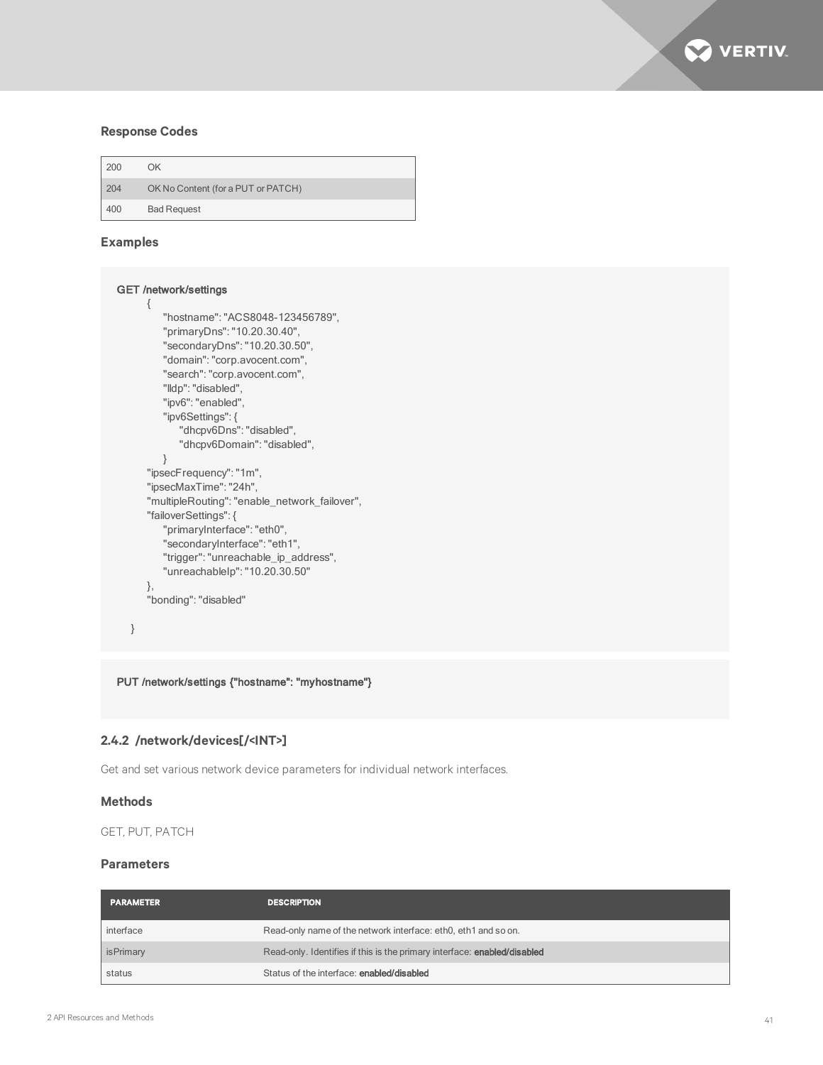### Response Codes

| | |
|---|---|
| 200 | OK |
| 204 | OK No Content (for a PUT or PATCH) |
| 400 | Bad Request |

### Examples

```
GET /network/settings
    {
        "hostname": "ACS8048-123456789",
        "primaryDns": "10.20.30.40",
        "secondaryDns": "10.20.30.50",
        "domain": "corp.avocent.com",
        "search": "corp.avocent.com",
        "lldp": "disabled",
        "ipv6": "enabled",
        "ipv6Settings": {
            "dhcpv6Dns": "disabled",
            "dhcpv6Domain": "disabled",
        }
    "ipsecFrequency": "1m",
    "ipsecMaxTime": "24h",
    "multipleRouting": "enable_network_failover",
    "failoverSettings": {
        "primaryInterface": "eth0",
        "secondaryInterface": "eth1",
        "trigger": "unreachable_ip_address",
        "unreachableIp": "10.20.30.50"
    },
    "bonding": "disabled"

  }
```

```
PUT /network/settings {"hostname": "myhostname"}
```

## 2.4.2 /network/devices[/<INT>]

Get and set various network device parameters for individual network interfaces.

### Methods

GET, PUT, PATCH

### Parameters

| PARAMETER | DESCRIPTION |
|---|---|
| interface | Read-only name of the network interface: eth0, eth1 and so on. |
| isPrimary | Read-only. Identifies if this is the primary interface: **enabled/disabled** |
| status | Status of the interface: **enabled/disabled** |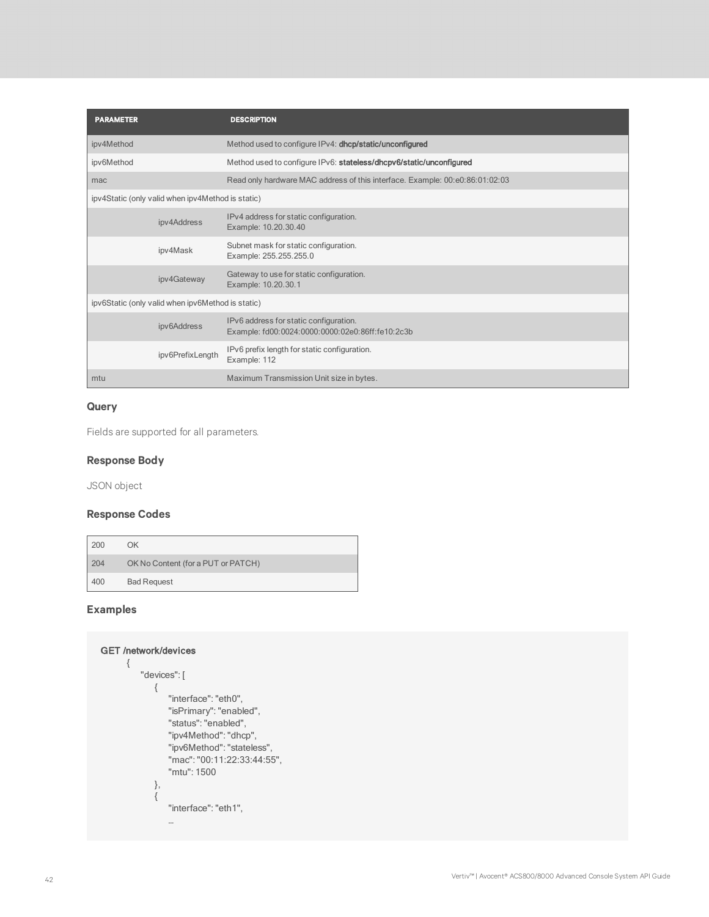| PARAMETER | | DESCRIPTION |
|---|---|---|
| ipv4Method | | Method used to configure IPv4: **dhcp/static/unconfigured** |
| ipv6Method | | Method used to configure IPv6: **stateless/dhcpv6/static/unconfigured** |
| mac | | Read only hardware MAC address of this interface. Example: 00:e0:86:01:02:03 |
| ipv4Static (only valid when ipv4Method is static) | | |
| | ipv4Address | IPv4 address for static configuration. Example: 10.20.30.40 |
| | ipv4Mask | Subnet mask for static configuration. Example: 255.255.255.0 |
| | ipv4Gateway | Gateway to use for static configuration. Example: 10.20.30.1 |
| ipv6Static (only valid when ipv6Method is static) | | |
| | ipv6Address | IPv6 address for static configuration. Example: fd00:0024:0000:0000:02e0:86ff:fe10:2c3b |
| | ipv6PrefixLength | IPv6 prefix length for static configuration. Example: 112 |
| mtu | | Maximum Transmission Unit size in bytes. |

### Query

Fields are supported for all parameters.

### Response Body

JSON object

### Response Codes

| | |
|---|---|
| 200 | OK |
| 204 | OK No Content (for a PUT or PATCH) |
| 400 | Bad Request |

### Examples

```
GET /network/devices
    {
        "devices": [
            {
                "interface": "eth0",
                "isPrimary": "enabled",
                "status": "enabled",
                "ipv4Method": "dhcp",
                "ipv6Method": "stateless",
                "mac": "00:11:22:33:44:55",
                "mtu": 1500
            },
            {
                "interface": "eth1",
                ...
```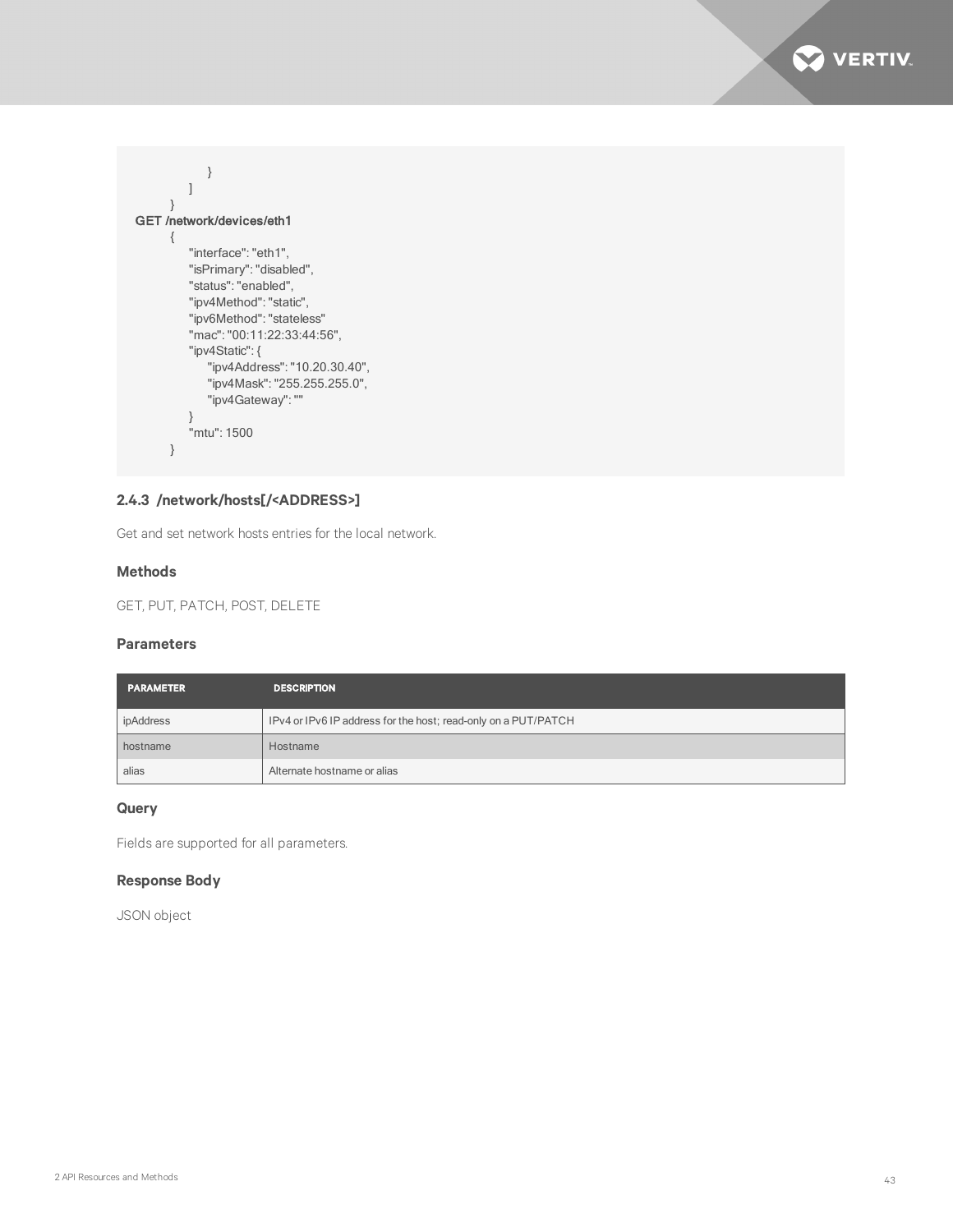```
            }
        ]
    }
GET /network/devices/eth1
    {
        "interface": "eth1",
        "isPrimary": "disabled",
        "status": "enabled",
        "ipv4Method": "static",
        "ipv6Method": "stateless"
        "mac": "00:11:22:33:44:56",
        "ipv4Static": {
            "ipv4Address": "10.20.30.40",
            "ipv4Mask": "255.255.255.0",
            "ipv4Gateway": ""
        }
        "mtu": 1500
    }
```

### 2.4.3 /network/hosts[/<ADDRESS>]

Get and set network hosts entries for the local network.

#### Methods

GET, PUT, PATCH, POST, DELETE

#### Parameters

| PARAMETER | DESCRIPTION |
|---|---|
| ipAddress | IPv4 or IPv6 IP address for the host; read-only on a PUT/PATCH |
| hostname | Hostname |
| alias | Alternate hostname or alias |

#### Query

Fields are supported for all parameters.

#### Response Body

JSON object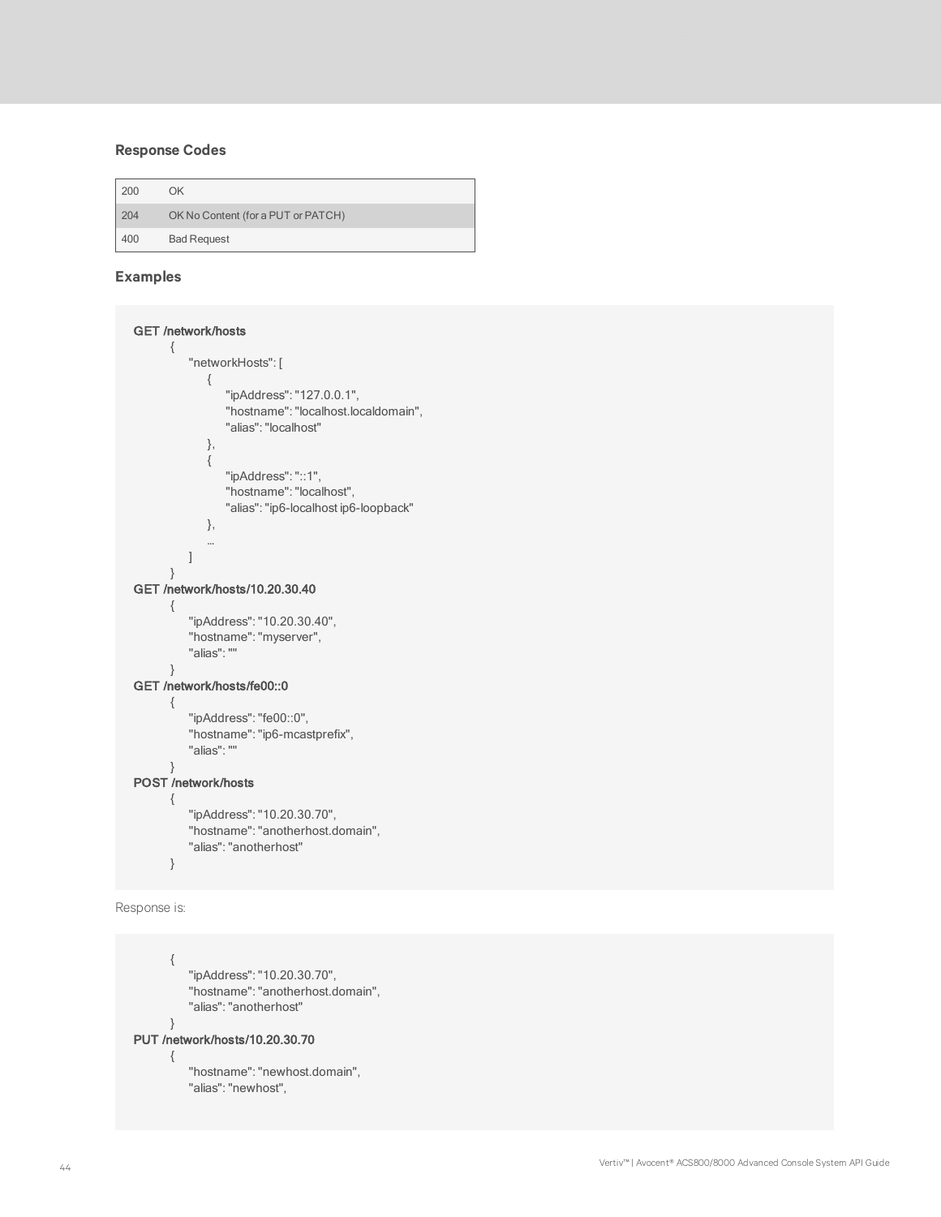### Response Codes

| | |
|---|---|
| 200 | OK |
| 204 | OK No Content (for a PUT or PATCH) |
| 400 | Bad Request |

### Examples

```
GET /network/hosts
        {
            "networkHosts": [
                {
                    "ipAddress": "127.0.0.1",
                    "hostname": "localhost.localdomain",
                    "alias": "localhost"
                },
                {
                    "ipAddress": "::1",
                    "hostname": "localhost",
                    "alias": "ip6-localhost ip6-loopback"
                },
                ...
            ]
        }
GET /network/hosts/10.20.30.40
        {
            "ipAddress": "10.20.30.40",
            "hostname": "myserver",
            "alias": ""
        }
GET /network/hosts/fe00::0
        {
            "ipAddress": "fe00::0",
            "hostname": "ip6-mcastprefix",
            "alias": ""
        }
POST /network/hosts
        {
            "ipAddress": "10.20.30.70",
            "hostname": "anotherhost.domain",
            "alias": "anotherhost"
        }
```

Response is:

```
        {
            "ipAddress": "10.20.30.70",
            "hostname": "anotherhost.domain",
            "alias": "anotherhost"
        }
PUT /network/hosts/10.20.30.70
        {
            "hostname": "newhost.domain",
            "alias": "newhost",
```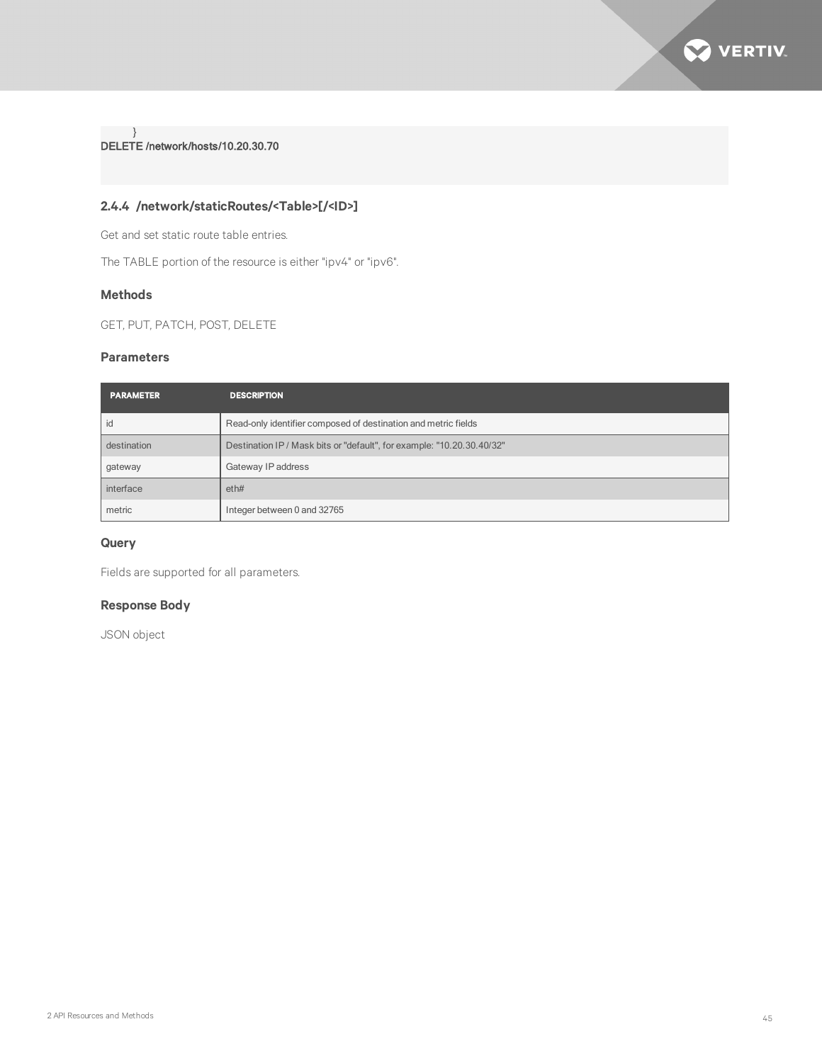```
}
DELETE /network/hosts/10.20.30.70
```

### 2.4.4 /network/staticRoutes/<Table>[/<ID>]

Get and set static route table entries.

The TABLE portion of the resource is either "ipv4" or "ipv6".

#### Methods

GET, PUT, PATCH, POST, DELETE

#### Parameters

| PARAMETER | DESCRIPTION |
| --- | --- |
| id | Read-only identifier composed of destination and metric fields |
| destination | Destination IP / Mask bits or "default", for example: "10.20.30.40/32" |
| gateway | Gateway IP address |
| interface | eth# |
| metric | Integer between 0 and 32765 |

#### Query

Fields are supported for all parameters.

#### Response Body

JSON object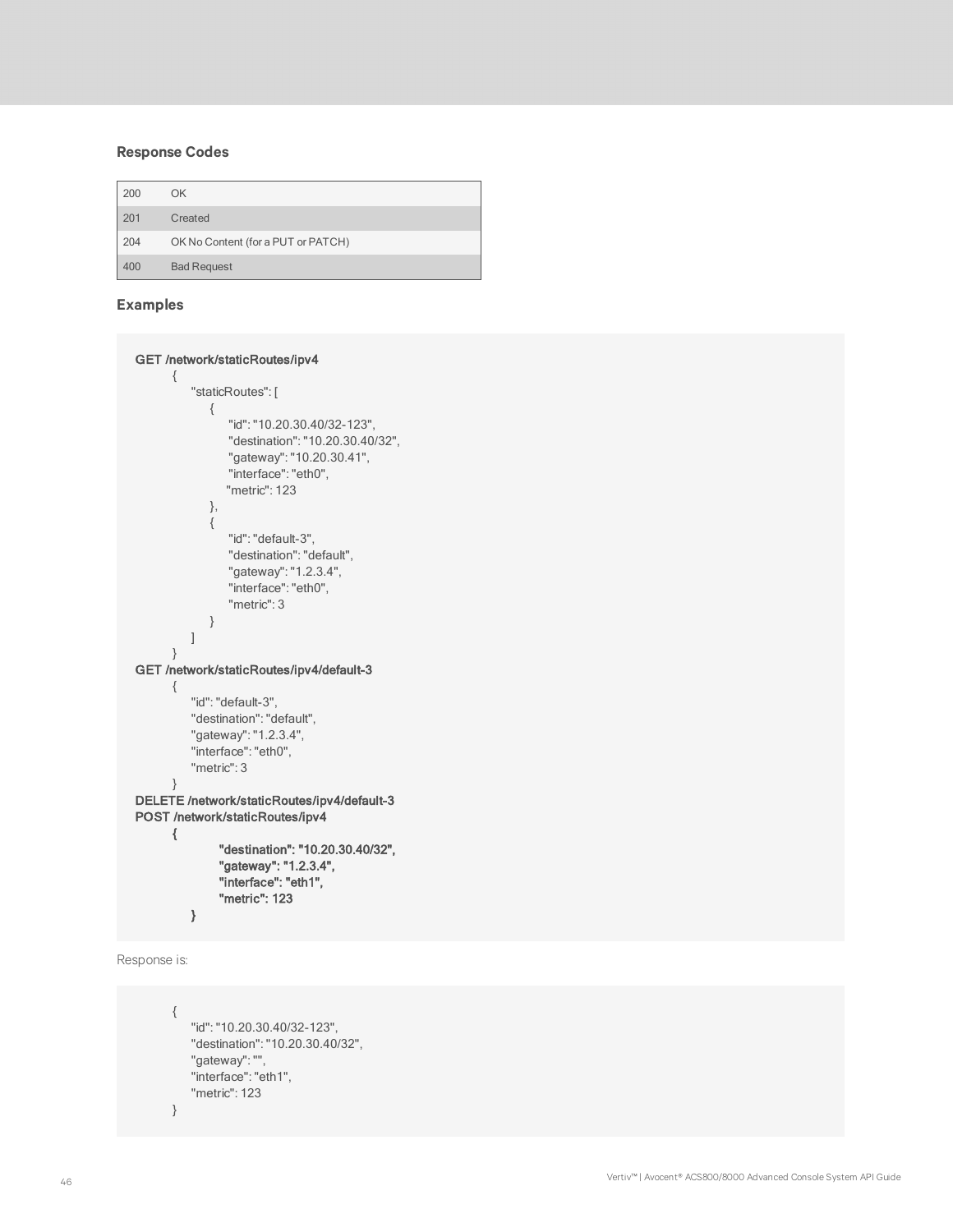### Response Codes

| | |
|---|---|
| 200 | OK |
| 201 | Created |
| 204 | OK No Content (for a PUT or PATCH) |
| 400 | Bad Request |

### Examples

```
GET /network/staticRoutes/ipv4
        {
            "staticRoutes": [
                {
                    "id": "10.20.30.40/32-123",
                    "destination": "10.20.30.40/32",
                    "gateway": "10.20.30.41",
                    "interface": "eth0",
                    "metric": 123
                },
                {
                    "id": "default-3",
                    "destination": "default",
                    "gateway": "1.2.3.4",
                    "interface": "eth0",
                    "metric": 3
                }
            ]
        }
GET /network/staticRoutes/ipv4/default-3
        {
            "id": "default-3",
            "destination": "default",
            "gateway": "1.2.3.4",
            "interface": "eth0",
            "metric": 3
        }
DELETE /network/staticRoutes/ipv4/default-3
POST /network/staticRoutes/ipv4
        {
                "destination": "10.20.30.40/32",
                "gateway": "1.2.3.4",
                "interface": "eth1",
                "metric": 123
            }
```

Response is:

```
        {
            "id": "10.20.30.40/32-123",
            "destination": "10.20.30.40/32",
            "gateway": "",
            "interface": "eth1",
            "metric": 123
        }
```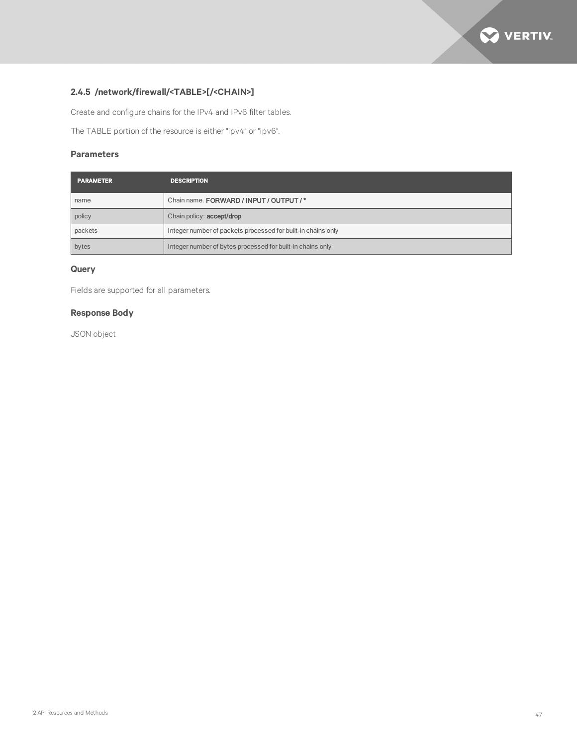### 2.4.5 /network/firewall/<TABLE>[/<CHAIN>]

Create and configure chains for the IPv4 and IPv6 filter tables.

The TABLE portion of the resource is either "ipv4" or "ipv6".

#### Parameters

| PARAMETER | DESCRIPTION |
| --- | --- |
| name | Chain name. **FORWARD / INPUT / OUTPUT / *** |
| policy | Chain policy: **accept/drop** |
| packets | Integer number of packets processed for built-in chains only |
| bytes | Integer number of bytes processed for built-in chains only |

#### Query

Fields are supported for all parameters.

#### Response Body

JSON object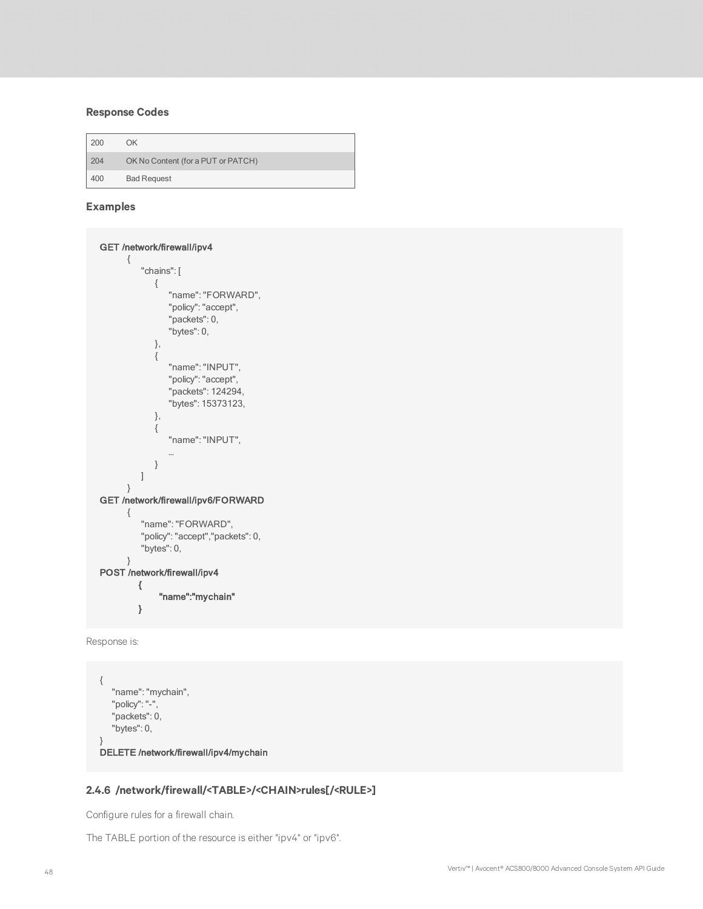**Response Codes**

| 200 | OK |
|---|---|
| 204 | OK No Content (for a PUT or PATCH) |
| 400 | Bad Request |

**Examples**

```
GET /network/firewall/ipv4
        {
            "chains": [
                {
                    "name": "FORWARD",
                    "policy": "accept",
                    "packets": 0,
                    "bytes": 0,
                },
                {
                    "name": "INPUT",
                    "policy": "accept",
                    "packets": 124294,
                    "bytes": 15373123,
                },
                {
                    "name": "INPUT",
                    …
                }
            ]
        }
GET /network/firewall/ipv6/FORWARD
        {
            "name": "FORWARD",
            "policy": "accept","packets": 0,
            "bytes": 0,
        }
POST /network/firewall/ipv4
            {
                  "name":"mychain"
            }
```

Response is:

```
{
    "name": "mychain",
    "policy": "-",
    "packets": 0,
    "bytes": 0,
}
DELETE /network/firewall/ipv4/mychain
```

### 2.4.6 /network/firewall/<TABLE>/<CHAIN>rules[/<RULE>]

Configure rules for a firewall chain.

The TABLE portion of the resource is either "ipv4" or "ipv6".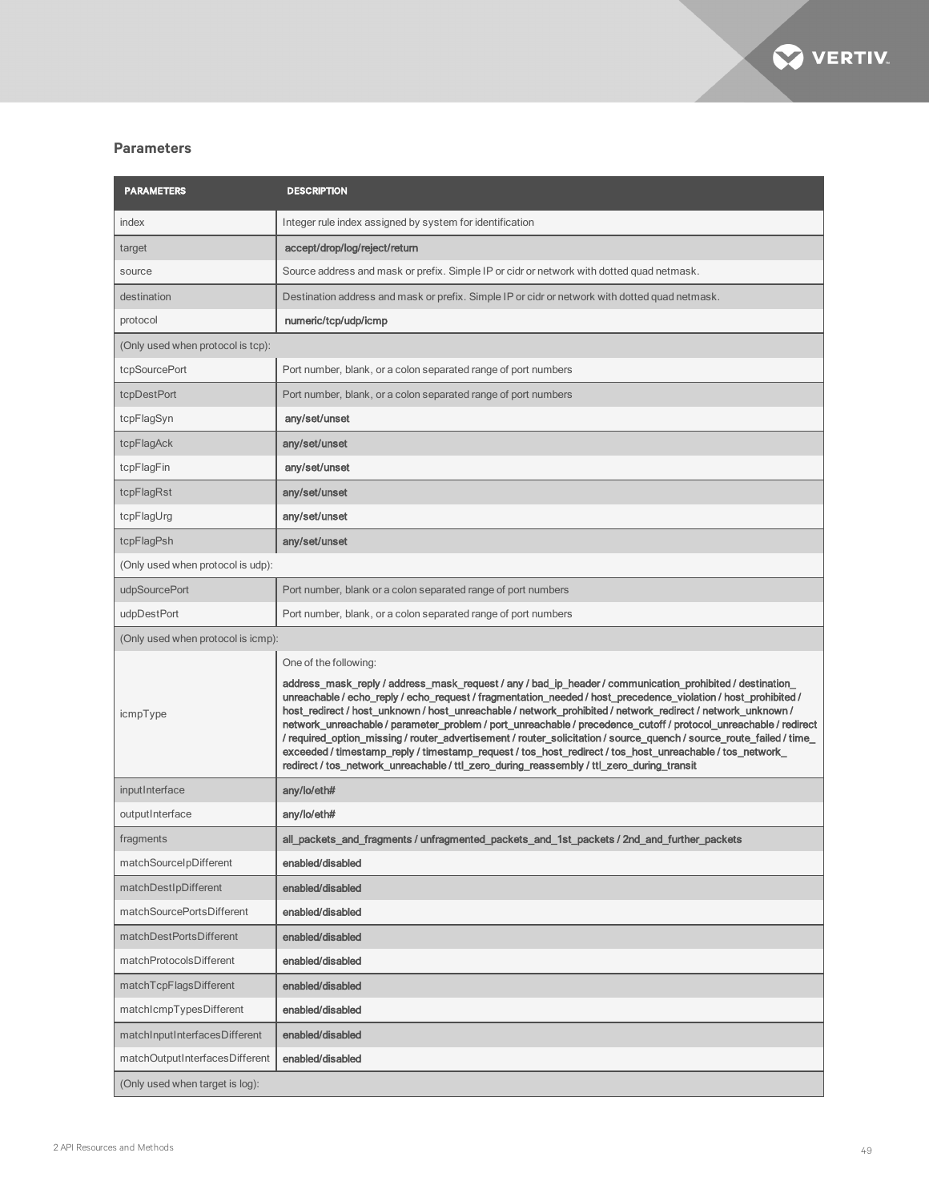### Parameters

| PARAMETERS | DESCRIPTION |
| --- | --- |
| index | Integer rule index assigned by system for identification |
| target | **accept/drop/log/reject/return** |
| source | Source address and mask or prefix. Simple IP or cidr or network with dotted quad netmask. |
| destination | Destination address and mask or prefix. Simple IP or cidr or network with dotted quad netmask. |
| protocol | **numeric/tcp/udp/icmp** |
| (Only used when protocol is tcp): | |
| tcpSourcePort | Port number, blank, or a colon separated range of port numbers |
| tcpDestPort | Port number, blank, or a colon separated range of port numbers |
| tcpFlagSyn | **any/set/unset** |
| tcpFlagAck | **any/set/unset** |
| tcpFlagFin | **any/set/unset** |
| tcpFlagRst | **any/set/unset** |
| tcpFlagUrg | **any/set/unset** |
| tcpFlagPsh | **any/set/unset** |
| (Only used when protocol is udp): | |
| udpSourcePort | Port number, blank or a colon separated range of port numbers |
| udpDestPort | Port number, blank, or a colon separated range of port numbers |
| (Only used when protocol is icmp): | |
| icmpType | One of the following: **address_mask_reply / address_mask_request / any / bad_ip_header / communication_prohibited / destination_unreachable / echo_reply / echo_request / fragmentation_needed / host_precedence_violation / host_prohibited / host_redirect / host_unknown / host_unreachable / network_prohibited / network_redirect / network_unknown / network_unreachable / parameter_problem / port_unreachable / precedence_cutoff / protocol_unreachable / redirect / required_option_missing / router_advertisement / router_solicitation / source_quench / source_route_failed / time_exceeded / timestamp_reply / timestamp_request / tos_host_redirect / tos_host_unreachable / tos_network_redirect / tos_network_unreachable / ttl_zero_during_reassembly / ttl_zero_during_transit** |
| inputInterface | **any/lo/eth#** |
| outputInterface | **any/lo/eth#** |
| fragments | **all_packets_and_fragments / unfragmented_packets_and_1st_packets / 2nd_and_further_packets** |
| matchSourceIpDifferent | **enabled/disabled** |
| matchDestIpDifferent | **enabled/disabled** |
| matchSourcePortsDifferent | **enabled/disabled** |
| matchDestPortsDifferent | **enabled/disabled** |
| matchProtocolsDifferent | **enabled/disabled** |
| matchTcpFlagsDifferent | **enabled/disabled** |
| matchIcmpTypesDifferent | **enabled/disabled** |
| matchInputInterfacesDifferent | **enabled/disabled** |
| matchOutputInterfacesDifferent | **enabled/disabled** |
| (Only used when target is log): | |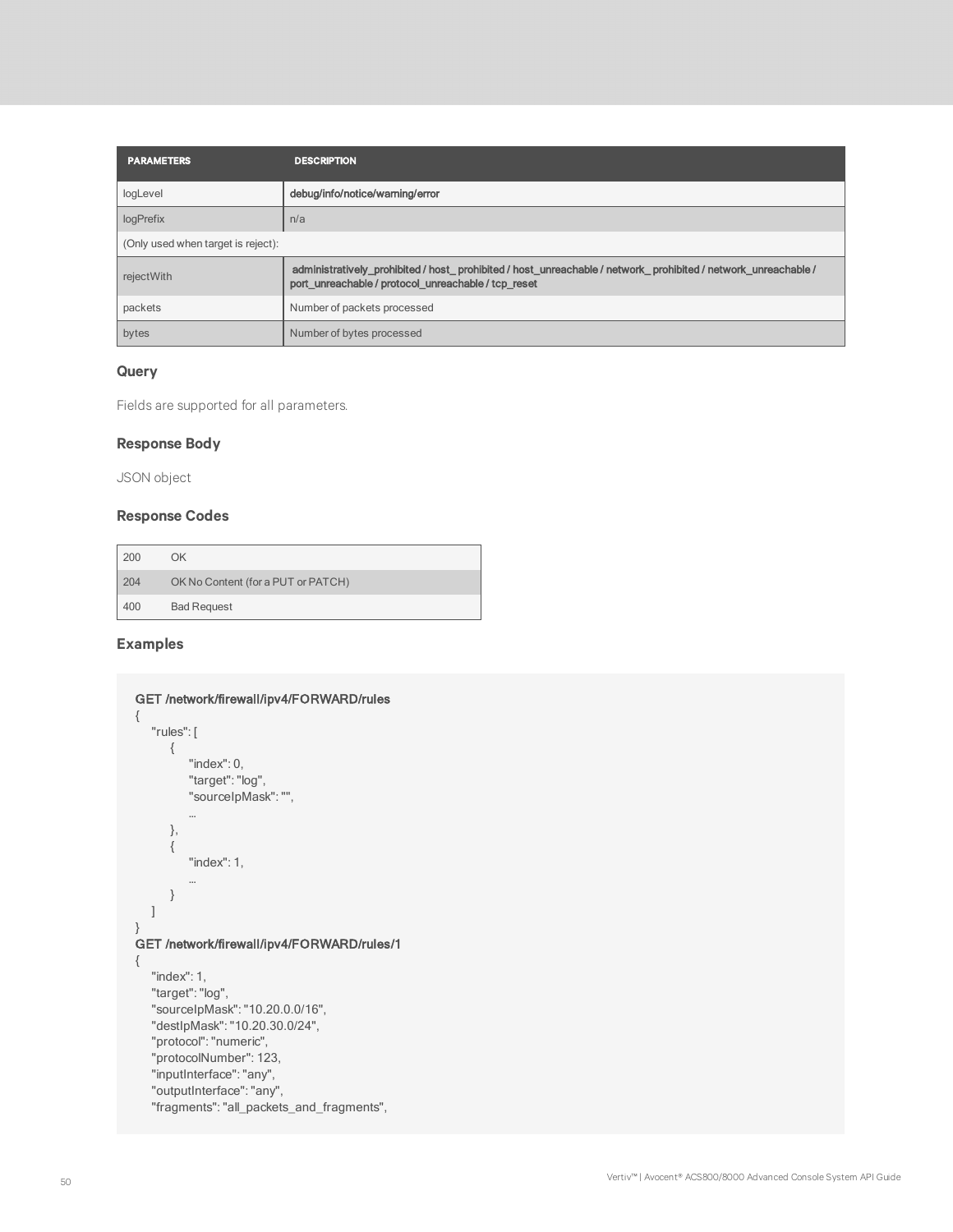| PARAMETERS | DESCRIPTION |
| --- | --- |
| logLevel | debug/info/notice/warning/error |
| logPrefix | n/a |
| (Only used when target is reject): | |
| rejectWith | administratively_prohibited / host_ prohibited / host_unreachable / network_ prohibited / network_unreachable / port_unreachable / protocol_unreachable / tcp_reset |
| packets | Number of packets processed |
| bytes | Number of bytes processed |

### Query

Fields are supported for all parameters.

### Response Body

JSON object

### Response Codes

| | |
| --- | --- |
| 200 | OK |
| 204 | OK No Content (for a PUT or PATCH) |
| 400 | Bad Request |

### Examples

```
GET /network/firewall/ipv4/FORWARD/rules
{
    "rules": [
        {
            "index": 0,
            "target": "log",
            "sourceIpMask": "",
            …
        },
        {
            "index": 1,
            …
        }
    ]
}
GET /network/firewall/ipv4/FORWARD/rules/1
{
    "index": 1,
    "target": "log",
    "sourceIpMask": "10.20.0.0/16",
    "destIpMask": "10.20.30.0/24",
    "protocol": "numeric",
    "protocolNumber": 123,
    "inputInterface": "any",
    "outputInterface": "any",
    "fragments": "all_packets_and_fragments",
```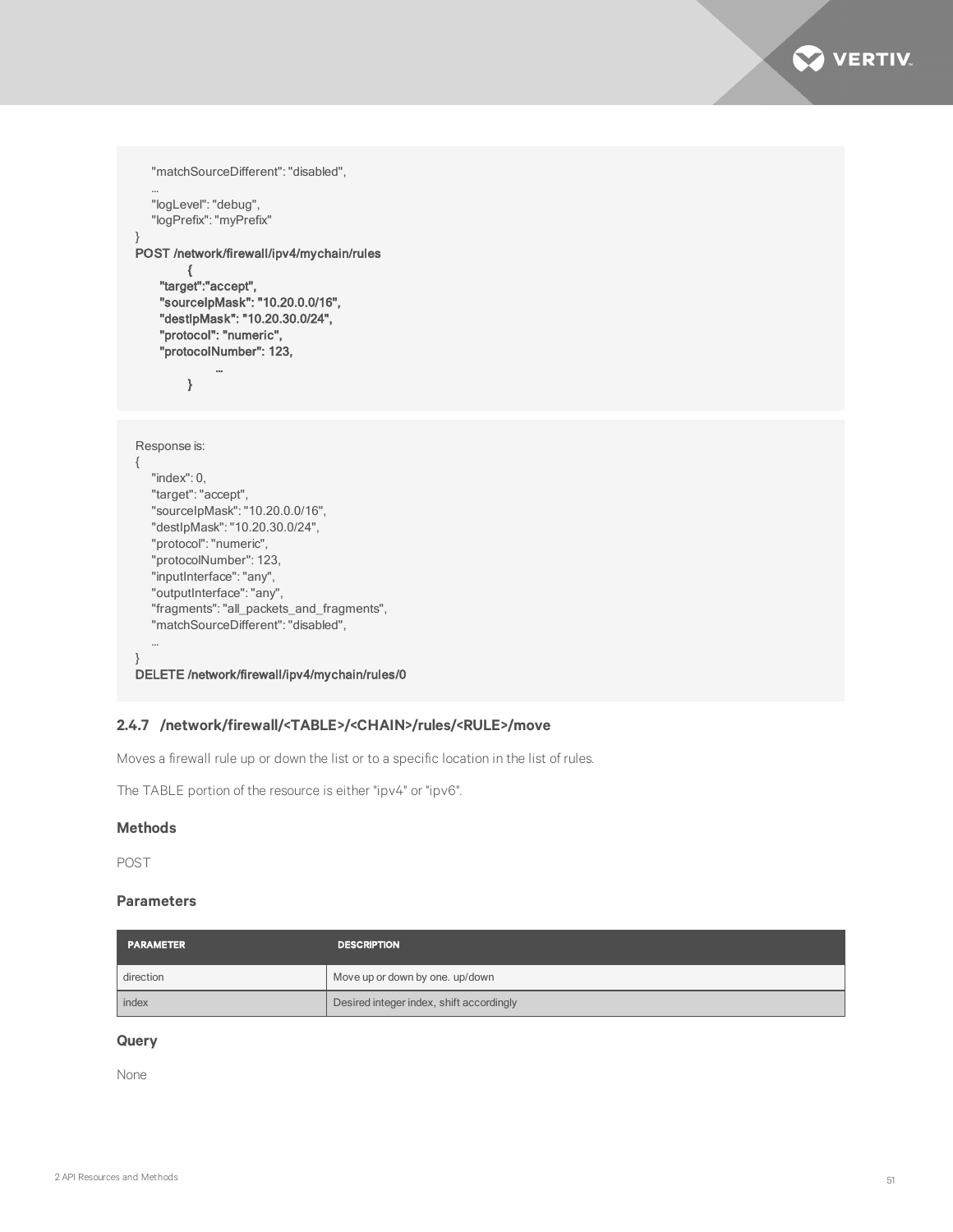```
    "matchSourceDifferent": "disabled",
    …
    "logLevel": "debug",
    "logPrefix": "myPrefix"
}
POST /network/firewall/ipv4/mychain/rules
            {
      "target":"accept",
      "sourceIpMask": "10.20.0.0/16",
      "destIpMask": "10.20.30.0/24",
      "protocol": "numeric",
      "protocolNumber": 123,
                  …
            }
```

```
Response is:
{
    "index": 0,
    "target": "accept",
    "sourceIpMask": "10.20.0.0/16",
    "destIpMask": "10.20.30.0/24",
    "protocol": "numeric",
    "protocolNumber": 123,
    "inputInterface": "any",
    "outputInterface": "any",
    "fragments": "all_packets_and_fragments",
    "matchSourceDifferent": "disabled",
    …
}
DELETE /network/firewall/ipv4/mychain/rules/0
```

### 2.4.7 /network/firewall/<TABLE>/<CHAIN>/rules/<RULE>/move

Moves a firewall rule up or down the list or to a specific location in the list of rules.

The TABLE portion of the resource is either "ipv4" or "ipv6".

#### Methods

POST

#### Parameters

| PARAMETER | DESCRIPTION |
|---|---|
| direction | Move up or down by one. up/down |
| index | Desired integer index, shift accordingly |

#### Query

None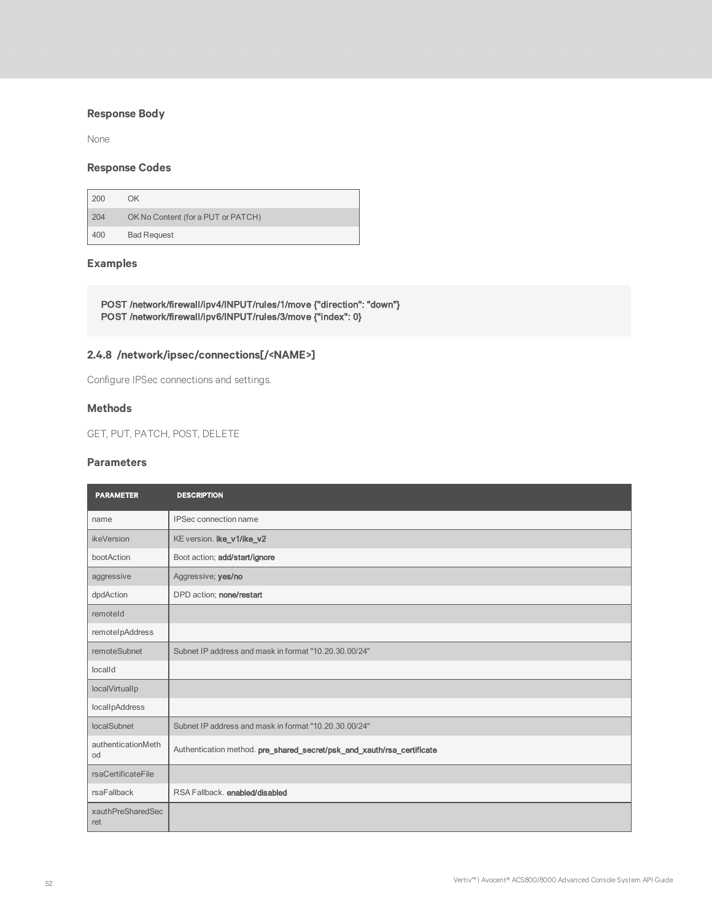### Response Body

None

### Response Codes

| | |
|---|---|
| 200 | OK |
| 204 | OK No Content (for a PUT or PATCH) |
| 400 | Bad Request |

### Examples

```
POST /network/firewall/ipv4/INPUT/rules/1/move {"direction": "down"}
POST /network/firewall/ipv6/INPUT/rules/3/move {"index": 0}
```

## 2.4.8 /network/ipsec/connections[/<NAME>]

Configure IPSec connections and settings.

### Methods

GET, PUT, PATCH, POST, DELETE

### Parameters

| PARAMETER | DESCRIPTION |
|---|---|
| name | IPSec connection name |
| ikeVersion | KE version. **ike_v1/ike_v2** |
| bootAction | Boot action; **add/start/ignore** |
| aggressive | Aggressive; **yes/no** |
| dpdAction | DPD action; **none/restart** |
| remoteId | |
| remoteIpAddress | |
| remoteSubnet | Subnet IP address and mask in format "10.20.30.00/24" |
| localId | |
| localVirtualIp | |
| localIpAddress | |
| localSubnet | Subnet IP address and mask in format "10.20.30.00/24" |
| authenticationMethod | Authentication method. **pre_shared_secret/psk_and_xauth/rsa_certificate** |
| rsaCertificateFile | |
| rsaFallback | RSA Fallback. **enabled/disabled** |
| xauthPreSharedSecret | |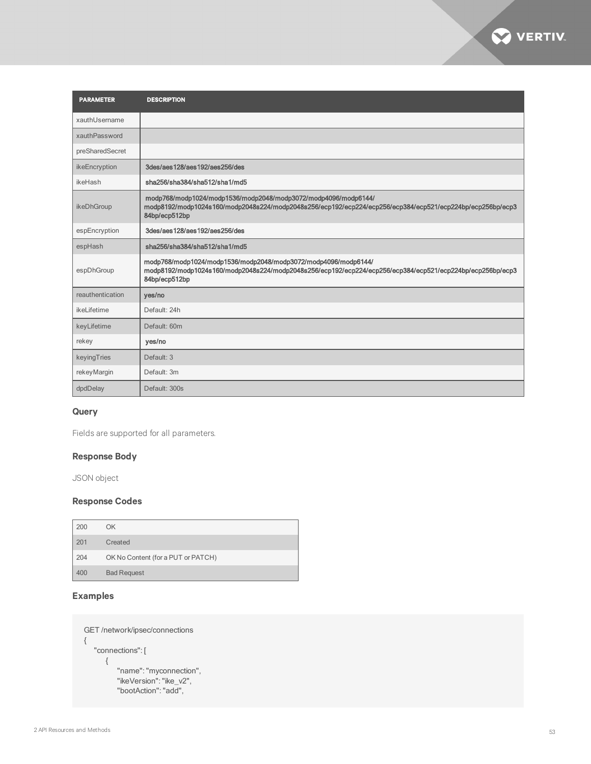| PARAMETER | DESCRIPTION |
| --- | --- |
| xauthUsername | |
| xauthPassword | |
| preSharedSecret | |
| ikeEncryption | 3des/aes128/aes192/aes256/des |
| ikeHash | sha256/sha384/sha512/sha1/md5 |
| ikeDhGroup | modp768/modp1024/modp1536/modp2048/modp3072/modp4096/modp6144/ modp8192/modp1024s160/modp2048s224/modp2048s256/ecp192/ecp224/ecp256/ecp384/ecp521/ecp224bp/ecp256bp/ecp384bp/ecp512bp |
| espEncryption | 3des/aes128/aes192/aes256/des |
| espHash | sha256/sha384/sha512/sha1/md5 |
| espDhGroup | modp768/modp1024/modp1536/modp2048/modp3072/modp4096/modp6144/ modp8192/modp1024s160/modp2048s224/modp2048s256/ecp192/ecp224/ecp256/ecp384/ecp521/ecp224bp/ecp256bp/ecp384bp/ecp512bp |
| reauthentication | yes/no |
| ikeLifetime | Default: 24h |
| keyLifetime | Default: 60m |
| rekey | yes/no |
| keyingTries | Default: 3 |
| rekeyMargin | Default: 3m |
| dpdDelay | Default: 300s |

### Query

Fields are supported for all parameters.

### Response Body

JSON object

### Response Codes

| | |
| --- | --- |
| 200 | OK |
| 201 | Created |
| 204 | OK No Content (for a PUT or PATCH) |
| 400 | Bad Request |

### Examples

```
GET /network/ipsec/connections
{
    "connections": [
        {
            "name": "myconnection",
            "ikeVersion": "ike_v2",
            "bootAction": "add",
```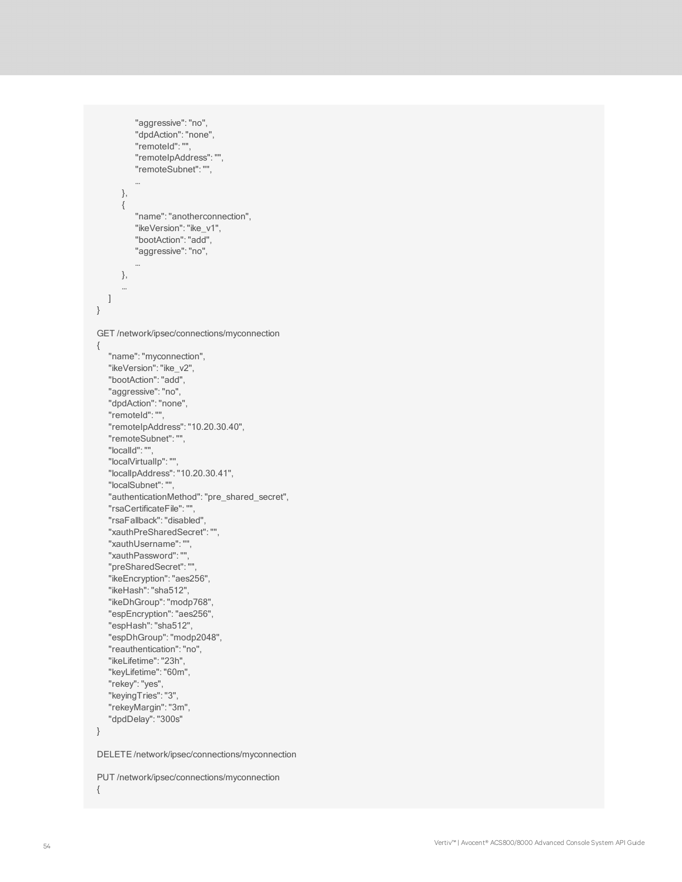```
            "aggressive": "no",
            "dpdAction": "none",
            "remoteId": "",
            "remoteIpAddress": "",
            "remoteSubnet": "",
            …
        },
        {
            "name": "anotherconnection",
            "ikeVersion": "ike_v1",
            "bootAction": "add",
            "aggressive": "no",
            …
        },
        …
    ]
}

GET /network/ipsec/connections/myconnection
{
    "name": "myconnection",
    "ikeVersion": "ike_v2",
    "bootAction": "add",
    "aggressive": "no",
    "dpdAction": "none",
    "remoteId": "",
    "remoteIpAddress": "10.20.30.40",
    "remoteSubnet": "",
    "localId": "",
    "localVirtualIp": "",
    "localIpAddress": "10.20.30.41",
    "localSubnet": "",
    "authenticationMethod": "pre_shared_secret",
    "rsaCertificateFile": "",
    "rsaFallback": "disabled",
    "xauthPreSharedSecret": "",
    "xauthUsername": "",
    "xauthPassword": "",
    "preSharedSecret": "",
    "ikeEncryption": "aes256",
    "ikeHash": "sha512",
    "ikeDhGroup": "modp768",
    "espEncryption": "aes256",
    "espHash": "sha512",
    "espDhGroup": "modp2048",
    "reauthentication": "no",
    "ikeLifetime": "23h",
    "keyLifetime": "60m",
    "rekey": "yes",
    "keyingTries": "3",
    "rekeyMargin": "3m",
    "dpdDelay": "300s"
}

DELETE /network/ipsec/connections/myconnection

PUT /network/ipsec/connections/myconnection
{
```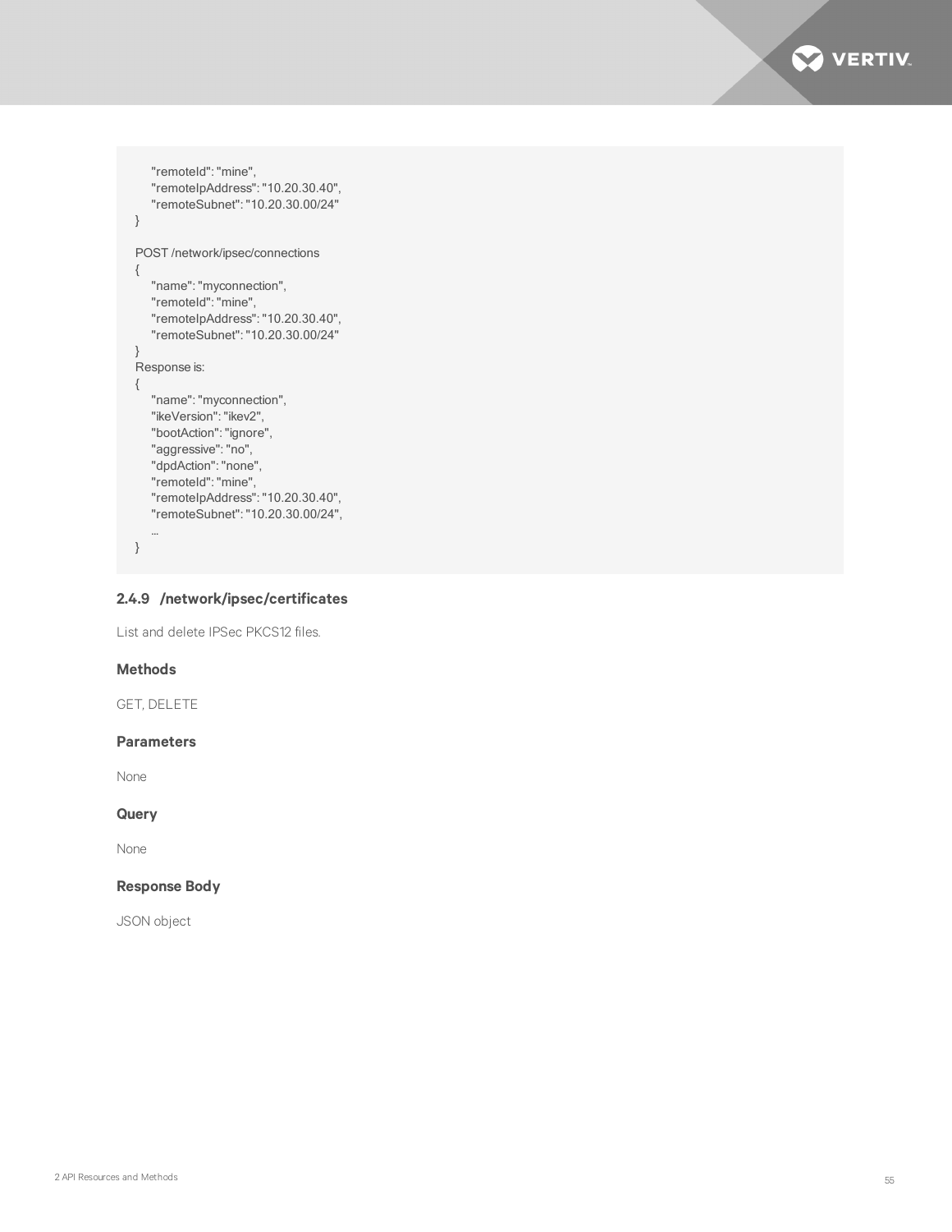```
    "remoteId": "mine",
    "remoteIpAddress": "10.20.30.40",
    "remoteSubnet": "10.20.30.00/24"
}

POST /network/ipsec/connections
{
    "name": "myconnection",
    "remoteId": "mine",
    "remoteIpAddress": "10.20.30.40",
    "remoteSubnet": "10.20.30.00/24"
}
Response is:
{
    "name": "myconnection",
    "ikeVersion": "ikev2",
    "bootAction": "ignore",
    "aggressive": "no",
    "dpdAction": "none",
    "remoteId": "mine",
    "remoteIpAddress": "10.20.30.40",
    "remoteSubnet": "10.20.30.00/24",
    ...
}
```

### 2.4.9 /network/ipsec/certificates

List and delete IPSec PKCS12 files.

#### Methods

GET, DELETE

#### Parameters

None

#### Query

None

#### Response Body

JSON object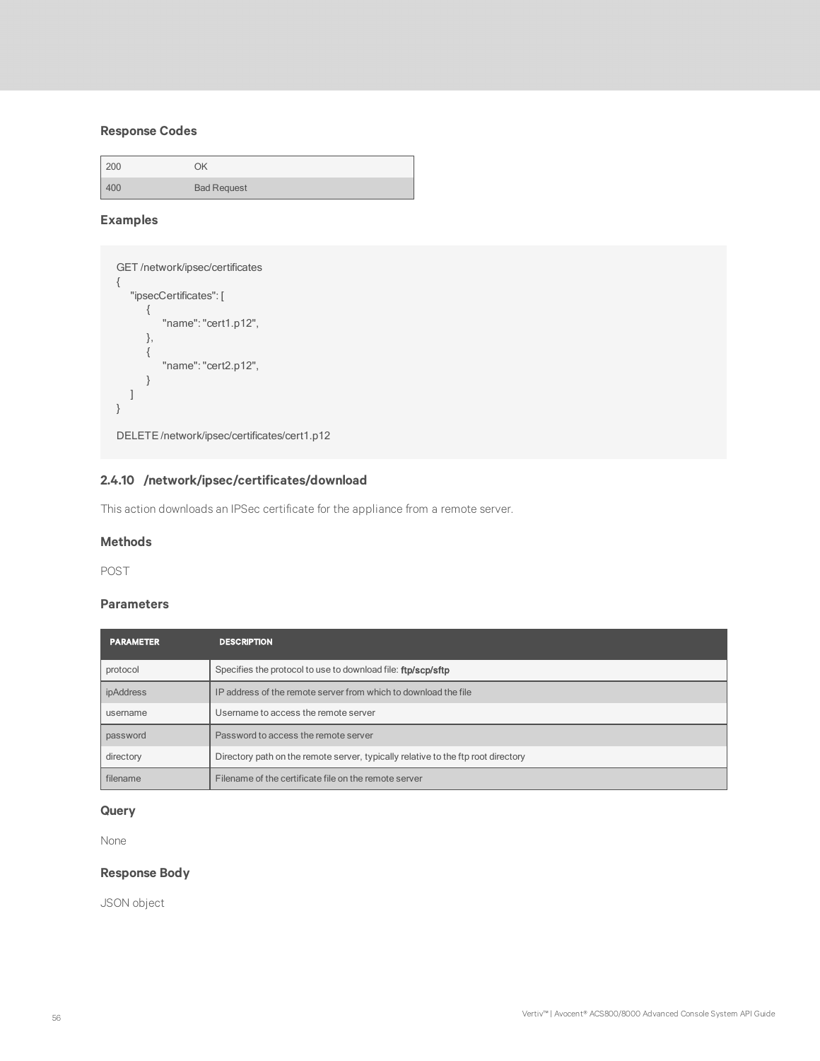### Response Codes

| | |
|---|---|
| 200 | OK |
| 400 | Bad Request |

### Examples

```
GET /network/ipsec/certificates
{
    "ipsecCertificates": [
        {
            "name": "cert1.p12",
        },
        {
            "name": "cert2.p12",
        }
    ]
}

DELETE /network/ipsec/certificates/cert1.p12
```

## 2.4.10 /network/ipsec/certificates/download

This action downloads an IPSec certificate for the appliance from a remote server.

### Methods

POST

### Parameters

| PARAMETER | DESCRIPTION |
|---|---|
| protocol | Specifies the protocol to use to download file: **ftp/scp/sftp** |
| ipAddress | IP address of the remote server from which to download the file |
| username | Username to access the remote server |
| password | Password to access the remote server |
| directory | Directory path on the remote server, typically relative to the ftp root directory |
| filename | Filename of the certificate file on the remote server |

### Query

None

### Response Body

JSON object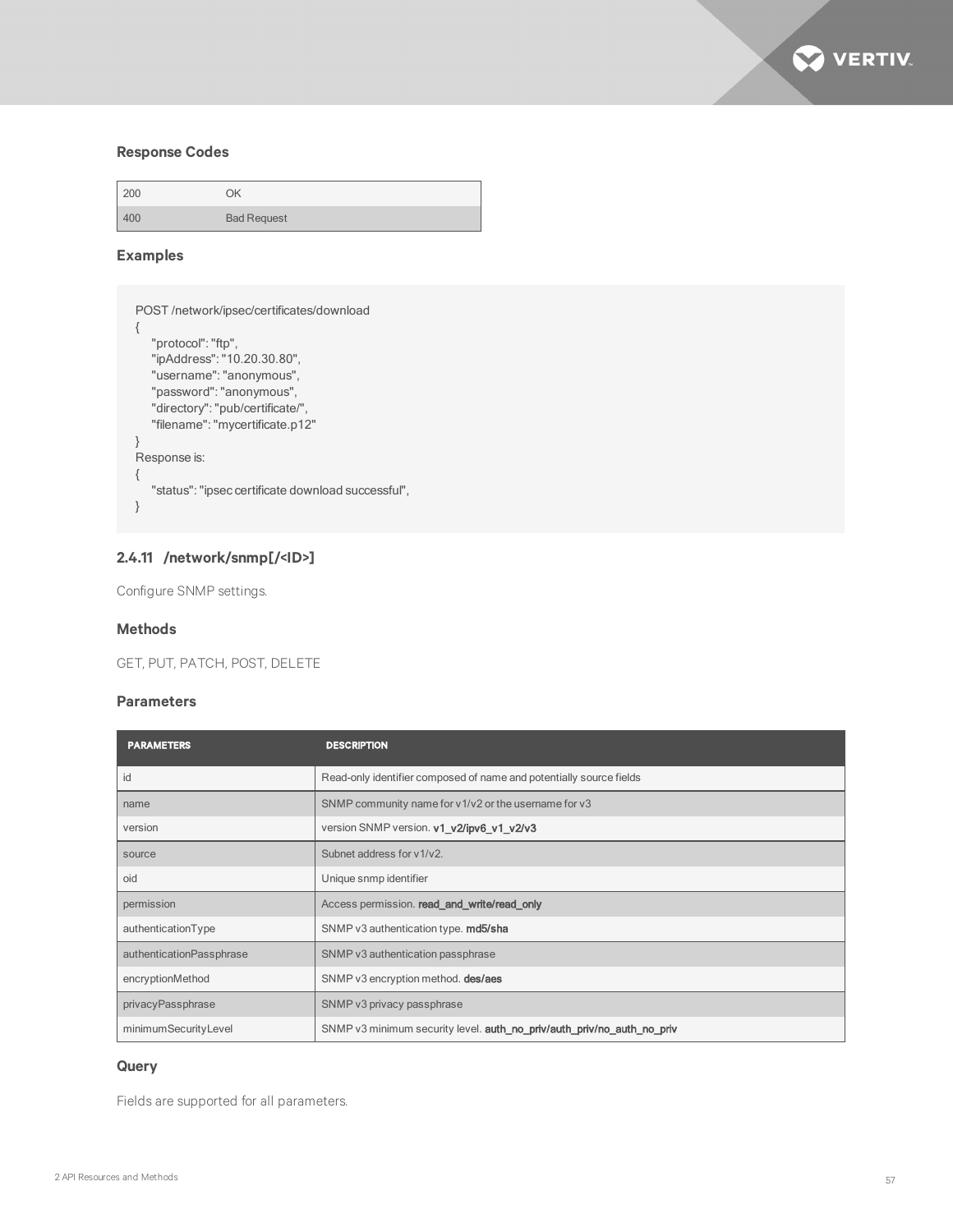### Response Codes

| | |
|---|---|
| 200 | OK |
| 400 | Bad Request |

### Examples

```
POST /network/ipsec/certificates/download
{
    "protocol": "ftp",
    "ipAddress": "10.20.30.80",
    "username": "anonymous",
    "password": "anonymous",
    "directory": "pub/certificate/",
    "filename": "mycertificate.p12"
}
Response is:
{
    "status": "ipsec certificate download successful",
}
```

## 2.4.11 /network/snmp[/<ID>]

Configure SNMP settings.

### Methods

GET, PUT, PATCH, POST, DELETE

### Parameters

| PARAMETERS | DESCRIPTION |
|---|---|
| id | Read-only identifier composed of name and potentially source fields |
| name | SNMP community name for v1/v2 or the username for v3 |
| version | version SNMP version. **v1_v2/ipv6_v1_v2/v3** |
| source | Subnet address for v1/v2. |
| oid | Unique snmp identifier |
| permission | Access permission. **read_and_write/read_only** |
| authenticationType | SNMP v3 authentication type. **md5/sha** |
| authenticationPassphrase | SNMP v3 authentication passphrase |
| encryptionMethod | SNMP v3 encryption method. **des/aes** |
| privacyPassphrase | SNMP v3 privacy passphrase |
| minimumSecurityLevel | SNMP v3 minimum security level. **auth_no_priv/auth_priv/no_auth_no_priv** |

### Query

Fields are supported for all parameters.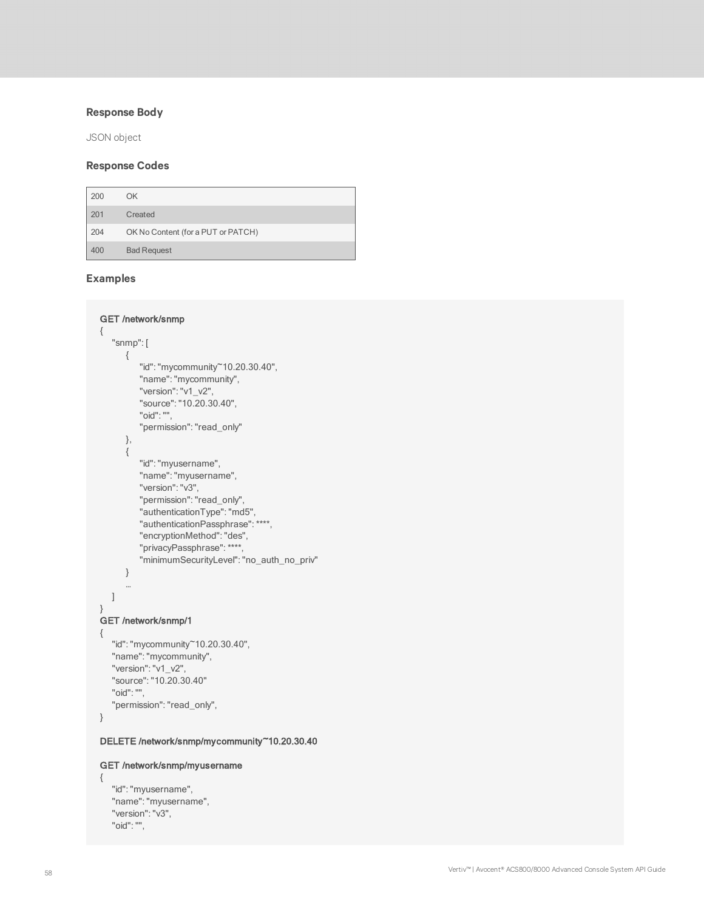### Response Body

JSON object

### Response Codes

| | |
|---|---|
| 200 | OK |
| 201 | Created |
| 204 | OK No Content (for a PUT or PATCH) |
| 400 | Bad Request |

### Examples

```
GET /network/snmp
{
    "snmp": [
        {
            "id": "mycommunity~10.20.30.40",
            "name": "mycommunity",
            "version": "v1_v2",
            "source": "10.20.30.40",
            "oid": "",
            "permission": "read_only"
        },
        {
            "id": "myusername",
            "name": "myusername",
            "version": "v3",
            "permission": "read_only",
            "authenticationType": "md5",
            "authenticationPassphrase": ****,
            "encryptionMethod": "des",
            "privacyPassphrase": ****,
            "minimumSecurityLevel": "no_auth_no_priv"
        }
        …
    ]
}
GET /network/snmp/1
{
    "id": "mycommunity~10.20.30.40",
    "name": "mycommunity",
    "version": "v1_v2",
    "source": "10.20.30.40"
    "oid": "",
    "permission": "read_only",
}

DELETE /network/snmp/mycommunity~10.20.30.40

GET /network/snmp/myusername
{
    "id": "myusername",
    "name": "myusername",
    "version": "v3",
    "oid": "",
```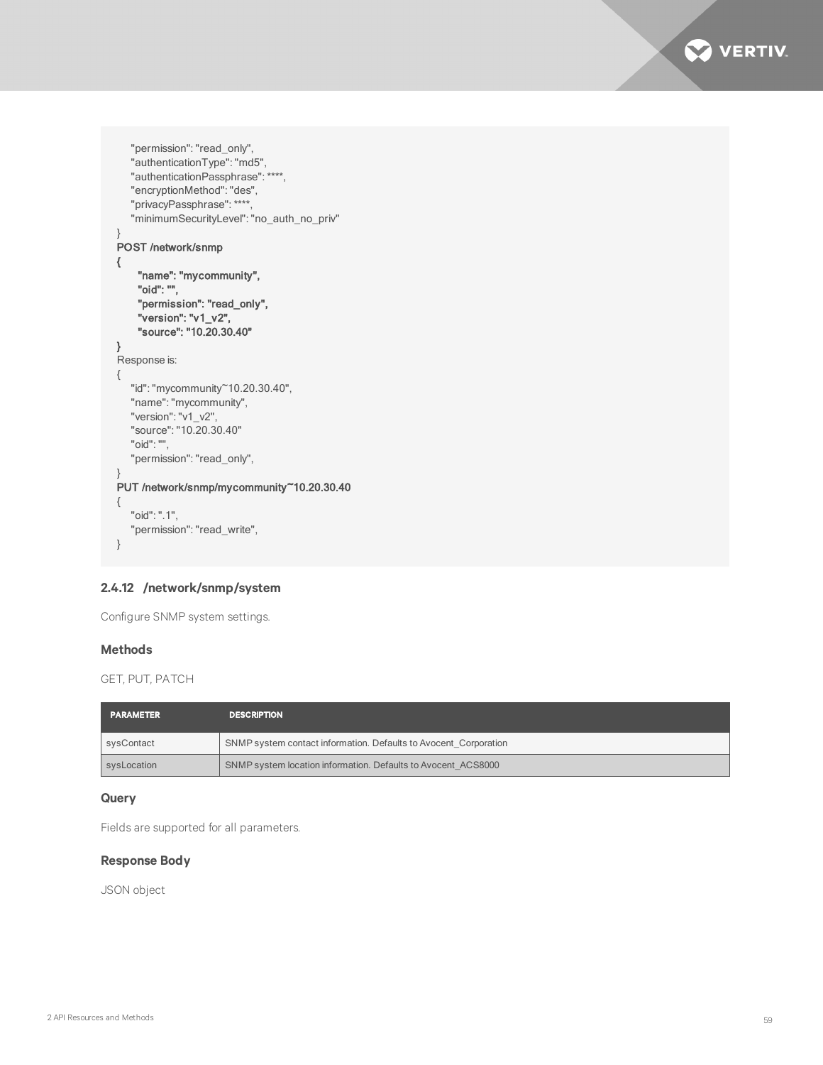```
    "permission": "read_only",
    "authenticationType": "md5",
    "authenticationPassphrase": ****,
    "encryptionMethod": "des",
    "privacyPassphrase": ****,
    "minimumSecurityLevel": "no_auth_no_priv"
}
POST /network/snmp
{
     "name": "mycommunity",
     "oid": "",
     "permission": "read_only",
     "version": "v1_v2",
     "source": "10.20.30.40"
}
Response is:
{
    "id": "mycommunity~10.20.30.40",
    "name": "mycommunity",
    "version": "v1_v2",
    "source": "10.20.30.40"
    "oid": "",
    "permission": "read_only",
}
PUT /network/snmp/mycommunity~10.20.30.40
{
    "oid": ".1",
    "permission": "read_write",
}
```

### 2.4.12 /network/snmp/system

Configure SNMP system settings.

#### Methods

GET, PUT, PATCH

| PARAMETER | DESCRIPTION |
| --- | --- |
| sysContact | SNMP system contact information. Defaults to Avocent_Corporation |
| sysLocation | SNMP system location information. Defaults to Avocent_ACS8000 |

#### Query

Fields are supported for all parameters.

#### Response Body

JSON object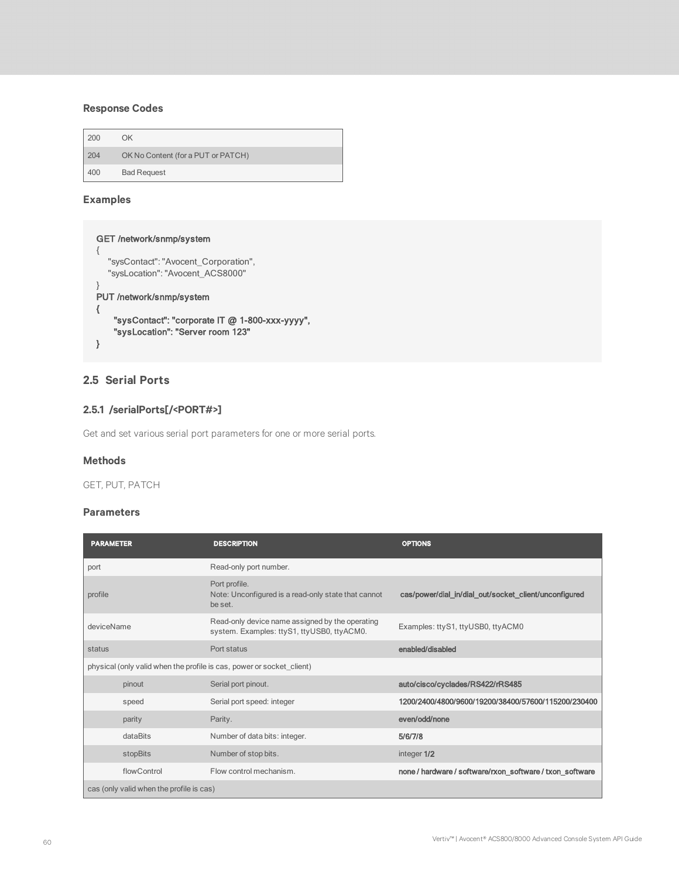### Response Codes

| | |
|---|---|
| 200 | OK |
| 204 | OK No Content (for a PUT or PATCH) |
| 400 | Bad Request |

### Examples

```
GET /network/snmp/system
{
    "sysContact": "Avocent_Corporation",
    "sysLocation": "Avocent_ACS8000"
}
PUT /network/snmp/system
{
      "sysContact": "corporate IT @ 1-800-xxx-yyyy",
      "sysLocation": "Server room 123"
}
```

## 2.5 Serial Ports

### 2.5.1 /serialPorts[/<PORT#>]

Get and set various serial port parameters for one or more serial ports.

### Methods

GET, PUT, PATCH

### Parameters

| PARAMETER | DESCRIPTION | OPTIONS |
|---|---|---|
| port | Read-only port number. | |
| profile | Port profile.<br>Note: Unconfigured is a read-only state that cannot be set. | **cas/power/dial_in/dial_out/socket_client/unconfigured** |
| deviceName | Read-only device name assigned by the operating system. Examples: ttyS1, ttyUSB0, ttyACM0. | Examples: ttyS1, ttyUSB0, ttyACM0 |
| status | Port status | **enabled/disabled** |
| physical (only valid when the profile is cas, power or socket_client) | | |
| pinout | Serial port pinout. | **auto/cisco/cyclades/RS422/rRS485** |
| speed | Serial port speed: integer | **1200/2400/4800/9600/19200/38400/57600/115200/230400** |
| parity | Parity. | **even/odd/none** |
| dataBits | Number of data bits: integer. | **5/6/7/8** |
| stopBits | Number of stop bits. | integer **1/2** |
| flowControl | Flow control mechanism. | **none / hardware / software/rxon_software / txon_software** |
| cas (only valid when the profile is cas) | | |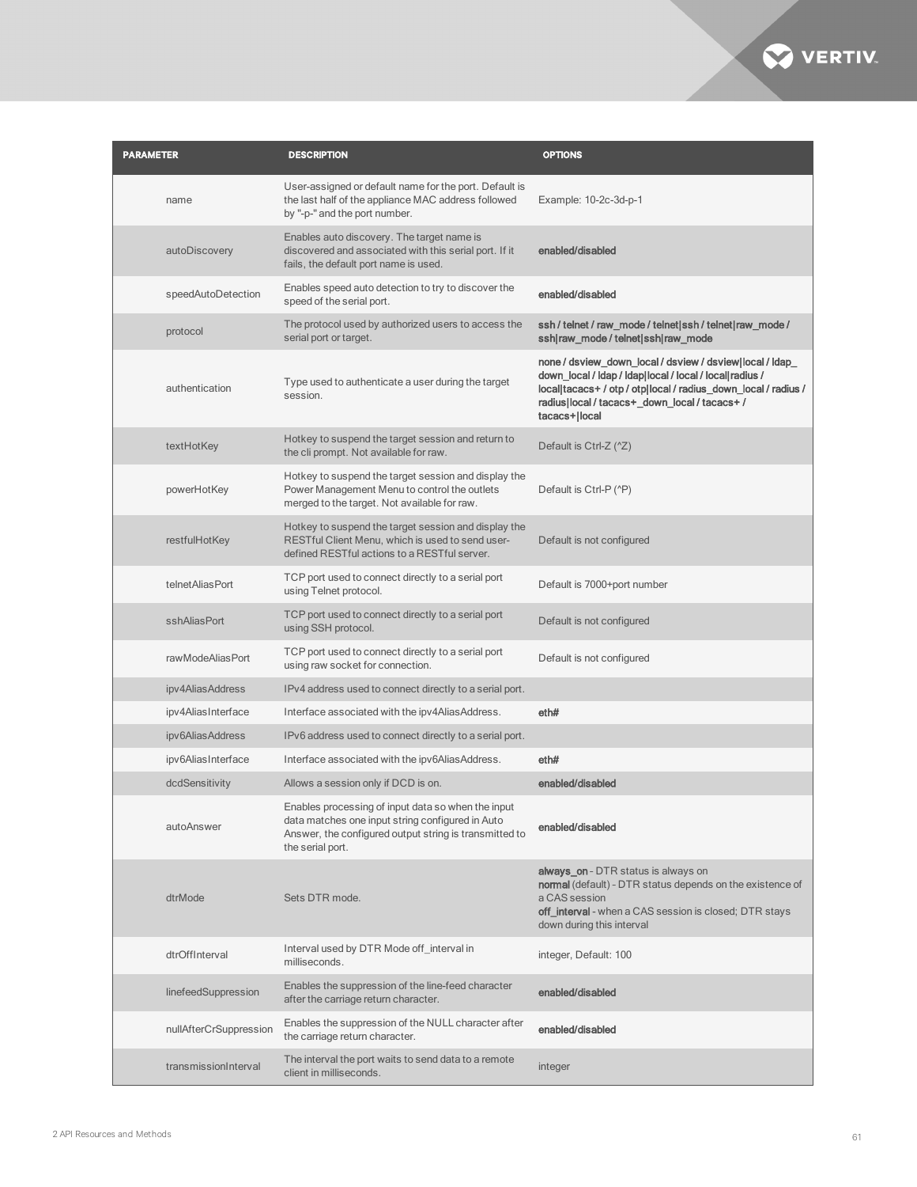| PARAMETER | DESCRIPTION | OPTIONS |
|---|---|---|
| name | User-assigned or default name for the port. Default is the last half of the appliance MAC address followed by "-p-" and the port number. | Example: 10-2c-3d-p-1 |
| autoDiscovery | Enables auto discovery. The target name is discovered and associated with this serial port. If it fails, the default port name is used. | **enabled/disabled** |
| speedAutoDetection | Enables speed auto detection to try to discover the speed of the serial port. | **enabled/disabled** |
| protocol | The protocol used by authorized users to access the serial port or target. | **ssh / telnet / raw_mode / telnet\|ssh / telnet\|raw_mode / ssh\|raw_mode / telnet\|ssh\|raw_mode** |
| authentication | Type used to authenticate a user during the target session. | **none / dsview_down_local / dsview / dsview\|local / ldap_down_local / ldap / ldap\|local / local / local\|radius / local\|tacacs+ / otp / otp\|local / radius_down_local / radius / radius\|local / tacacs+_down_local / tacacs+ / tacacs+\|local** |
| textHotKey | Hotkey to suspend the target session and return to the cli prompt. Not available for raw. | Default is Ctrl-Z (^Z) |
| powerHotKey | Hotkey to suspend the target session and display the Power Management Menu to control the outlets merged to the target. Not available for raw. | Default is Ctrl-P (^P) |
| restfulHotKey | Hotkey to suspend the target session and display the RESTful Client Menu, which is used to send user-defined RESTful actions to a RESTful server. | Default is not configured |
| telnetAliasPort | TCP port used to connect directly to a serial port using Telnet protocol. | Default is 7000+port number |
| sshAliasPort | TCP port used to connect directly to a serial port using SSH protocol. | Default is not configured |
| rawModeAliasPort | TCP port used to connect directly to a serial port using raw socket for connection. | Default is not configured |
| ipv4AliasAddress | IPv4 address used to connect directly to a serial port. | |
| ipv4AliasInterface | Interface associated with the ipv4AliasAddress. | **eth#** |
| ipv6AliasAddress | IPv6 address used to connect directly to a serial port. | |
| ipv6AliasInterface | Interface associated with the ipv6AliasAddress. | **eth#** |
| dcdSensitivity | Allows a session only if DCD is on. | **enabled/disabled** |
| autoAnswer | Enables processing of input data so when the input data matches one input string configured in Auto Answer, the configured output string is transmitted to the serial port. | **enabled/disabled** |
| dtrMode | Sets DTR mode. | **always_on** - DTR status is always on<br>**normal** (default) - DTR status depends on the existence of a CAS session<br>**off_interval** - when a CAS session is closed; DTR stays down during this interval |
| dtrOffInterval | Interval used by DTR Mode off_interval in milliseconds. | integer, Default: 100 |
| linefeedSuppression | Enables the suppression of the line-feed character after the carriage return character. | **enabled/disabled** |
| nullAfterCrSuppression | Enables the suppression of the NULL character after the carriage return character. | **enabled/disabled** |
| transmissionInterval | The interval the port waits to send data to a remote client in milliseconds. | integer |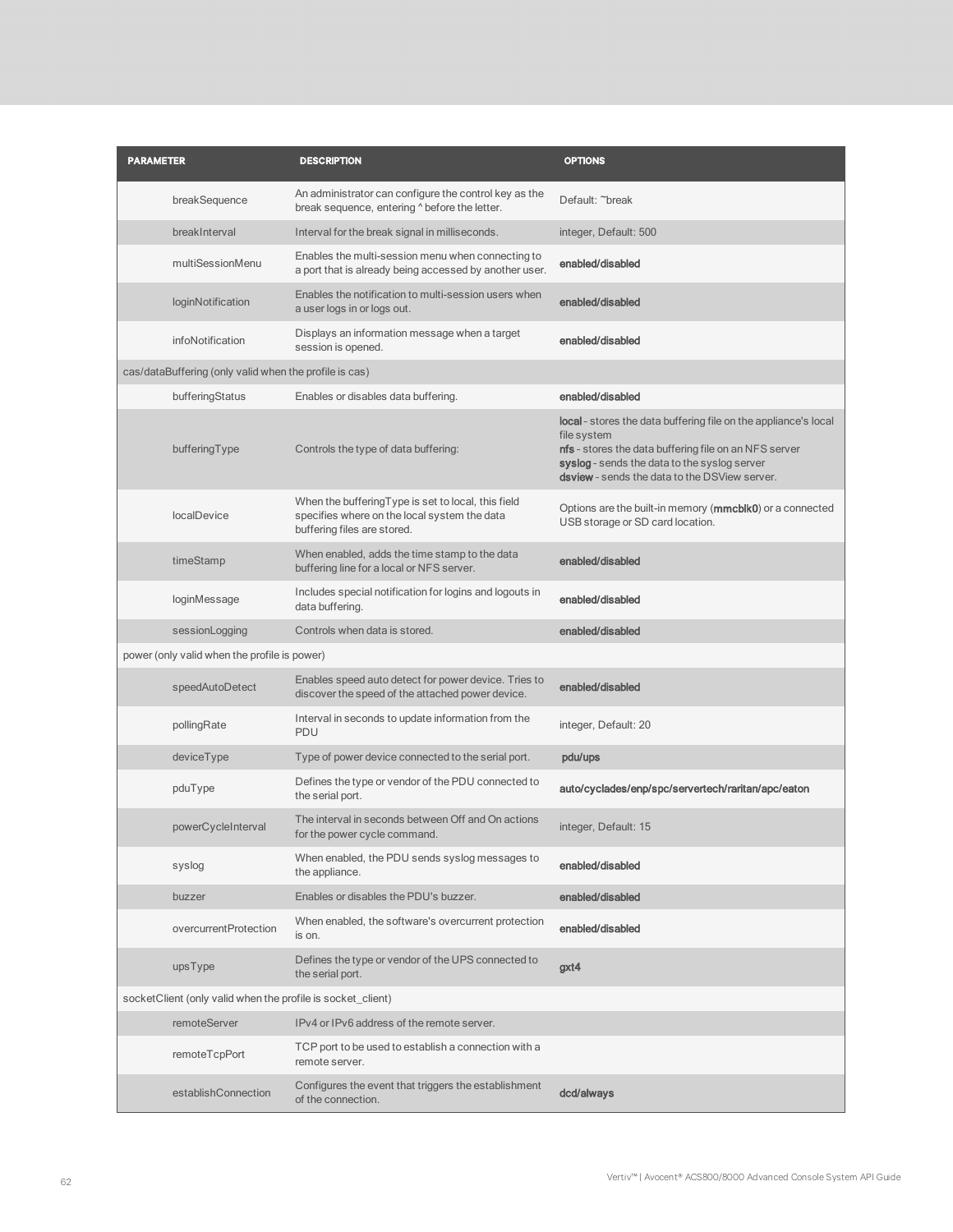| PARAMETER | DESCRIPTION | OPTIONS |
|---|---|---|
| breakSequence | An administrator can configure the control key as the break sequence, entering ^ before the letter. | Default: ~break |
| breakInterval | Interval for the break signal in milliseconds. | integer, Default: 500 |
| multiSessionMenu | Enables the multi-session menu when connecting to a port that is already being accessed by another user. | **enabled/disabled** |
| loginNotification | Enables the notification to multi-session users when a user logs in or logs out. | **enabled/disabled** |
| infoNotification | Displays an information message when a target session is opened. | **enabled/disabled** |
| cas/dataBuffering (only valid when the profile is cas) | | |
| bufferingStatus | Enables or disables data buffering. | **enabled/disabled** |
| bufferingType | Controls the type of data buffering: | **local** - stores the data buffering file on the appliance's local file system<br>**nfs** - stores the data buffering file on an NFS server<br>**syslog** - sends the data to the syslog server<br>**dsview** - sends the data to the DSView server. |
| localDevice | When the bufferingType is set to local, this field specifies where on the local system the data buffering files are stored. | Options are the built-in memory (**mmcblk0**) or a connected USB storage or SD card location. |
| timeStamp | When enabled, adds the time stamp to the data buffering line for a local or NFS server. | **enabled/disabled** |
| loginMessage | Includes special notification for logins and logouts in data buffering. | **enabled/disabled** |
| sessionLogging | Controls when data is stored. | **enabled/disabled** |
| power (only valid when the profile is power) | | |
| speedAutoDetect | Enables speed auto detect for power device. Tries to discover the speed of the attached power device. | **enabled/disabled** |
| pollingRate | Interval in seconds to update information from the PDU | integer, Default: 20 |
| deviceType | Type of power device connected to the serial port. | **pdu/ups** |
| pduType | Defines the type or vendor of the PDU connected to the serial port. | **auto/cyclades/enp/spc/servertech/raritan/apc/eaton** |
| powerCycleInterval | The interval in seconds between Off and On actions for the power cycle command. | integer, Default: 15 |
| syslog | When enabled, the PDU sends syslog messages to the appliance. | **enabled/disabled** |
| buzzer | Enables or disables the PDU's buzzer. | **enabled/disabled** |
| overcurrentProtection | When enabled, the software's overcurrent protection is on. | **enabled/disabled** |
| upsType | Defines the type or vendor of the UPS connected to the serial port. | **gxt4** |
| socketClient (only valid when the profile is socket_client) | | |
| remoteServer | IPv4 or IPv6 address of the remote server. | |
| remoteTcpPort | TCP port to be used to establish a connection with a remote server. | |
| establishConnection | Configures the event that triggers the establishment of the connection. | **dcd/always** |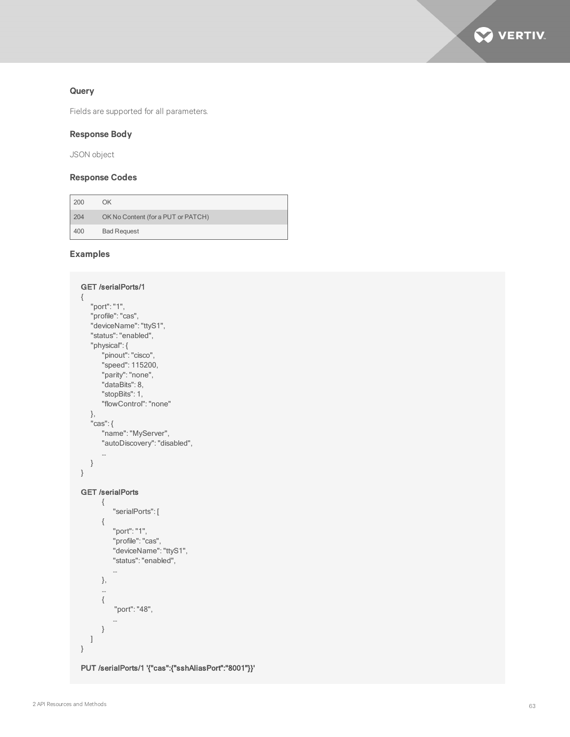### Query

Fields are supported for all parameters.

### Response Body

JSON object

### Response Codes

| | |
|---|---|
| 200 | OK |
| 204 | OK No Content (for a PUT or PATCH) |
| 400 | Bad Request |

### Examples

```
GET /serialPorts/1
{
    "port": "1",
    "profile": "cas",
    "deviceName": "ttyS1",
    "status": "enabled",
    "physical": {
        "pinout": "cisco",
        "speed": 115200,
        "parity": "none",
        "dataBits": 8,
        "stopBits": 1,
        "flowControl": "none"
    },
    "cas": {
        "name": "MyServer",
        "autoDiscovery": "disabled",
        ...
    }
}

GET /serialPorts
        {
            "serialPorts": [
        {
            "port": "1",
            "profile": "cas",
            "deviceName": "ttyS1",
            "status": "enabled",
            ...
        },
        ...
        {
             "port": "48",
            ...
        }
    ]
}

PUT /serialPorts/1 '{"cas":{"sshAliasPort":"8001"}}'
```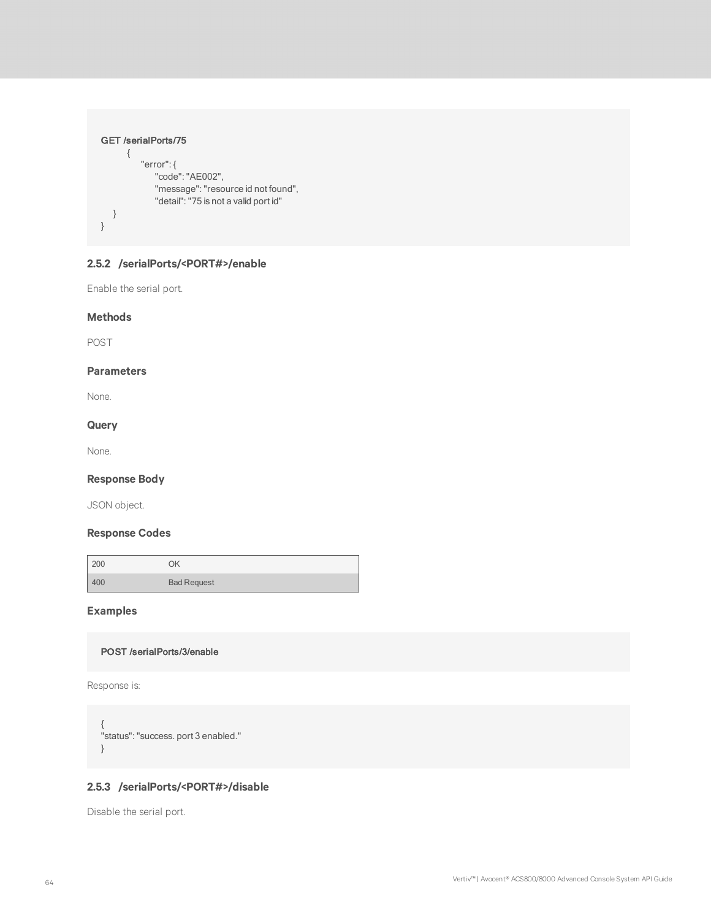```
GET /serialPorts/75
        {
            "error": {
                "code": "AE002",
                "message": "resource id not found",
                "detail": "75 is not a valid port id"
    }
}
```

### 2.5.2 /serialPorts/<PORT#>/enable

Enable the serial port.

#### Methods

POST

#### Parameters

None.

#### Query

None.

#### Response Body

JSON object.

#### Response Codes

| | |
|---|---|
| 200 | OK |
| 400 | Bad Request |

#### Examples

```
POST /serialPorts/3/enable
```

Response is:

```
{
"status": "success. port 3 enabled."
}
```

### 2.5.3 /serialPorts/<PORT#>/disable

Disable the serial port.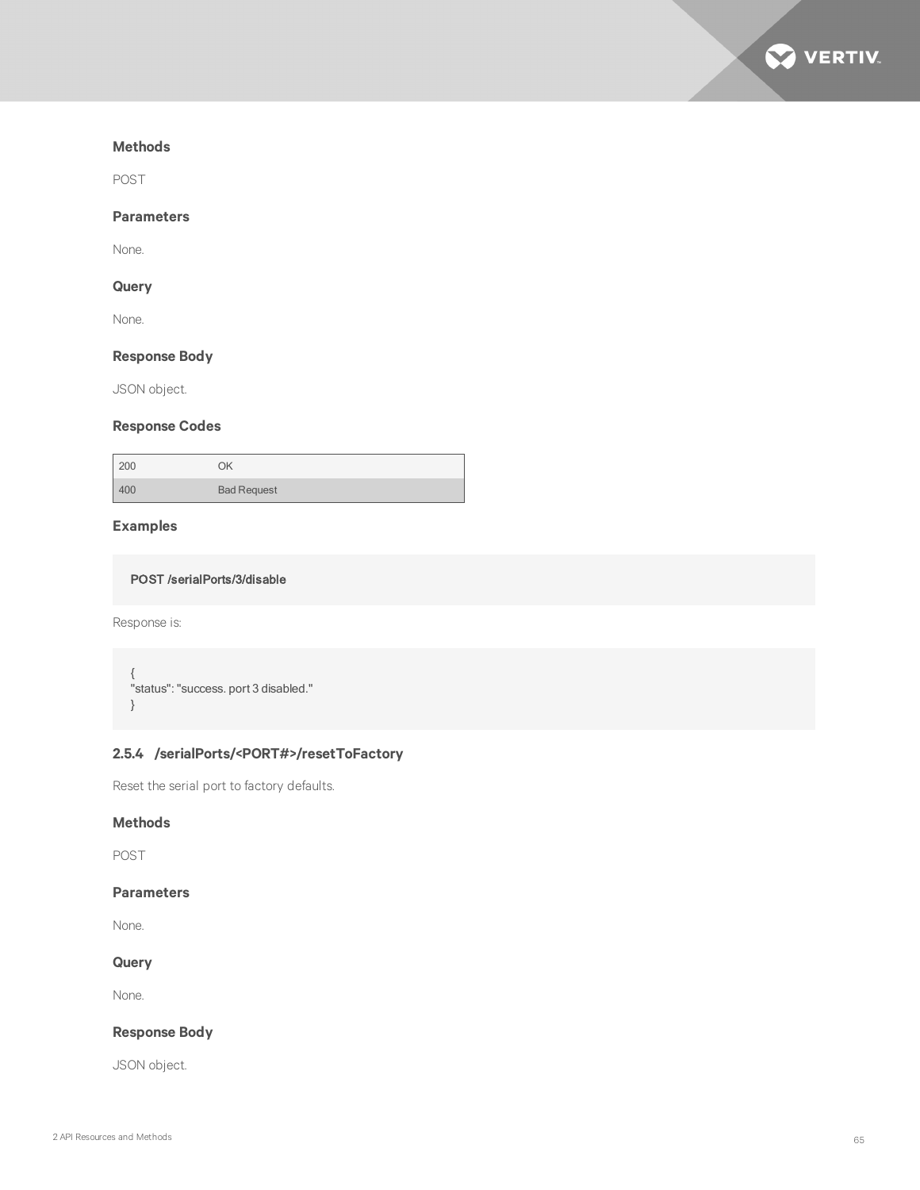#### Methods

POST

#### Parameters

None.

#### Query

None.

#### Response Body

JSON object.

#### Response Codes

| | |
|---|---|
| 200 | OK |
| 400 | Bad Request |

#### Examples

```
POST /serialPorts/3/disable
```

Response is:

```
{
"status": "success. port 3 disabled."
}
```

### 2.5.4 /serialPorts/<PORT#>/resetToFactory

Reset the serial port to factory defaults.

#### Methods

POST

#### Parameters

None.

#### Query

None.

#### Response Body

JSON object.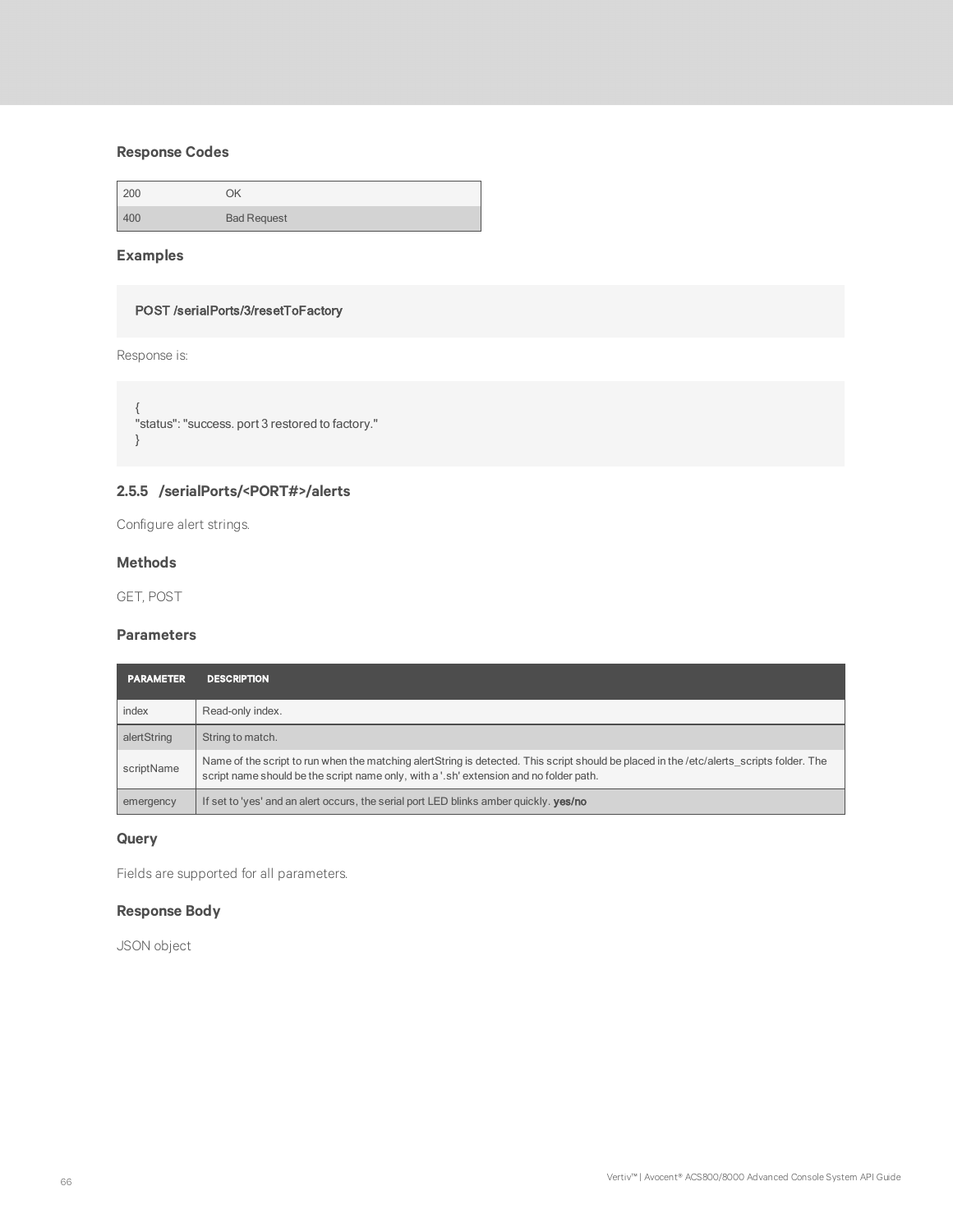### Response Codes

| | |
|---|---|
| 200 | OK |
| 400 | Bad Request |

### Examples

```
POST /serialPorts/3/resetToFactory
```

Response is:

```
{
"status": "success. port 3 restored to factory."
}
```

## 2.5.5 /serialPorts/<PORT#>/alerts

Configure alert strings.

### Methods

GET, POST

### Parameters

| PARAMETER | DESCRIPTION |
|---|---|
| index | Read-only index. |
| alertString | String to match. |
| scriptName | Name of the script to run when the matching alertString is detected. This script should be placed in the /etc/alerts_scripts folder. The script name should be the script name only, with a '.sh' extension and no folder path. |
| emergency | If set to 'yes' and an alert occurs, the serial port LED blinks amber quickly. **yes/no** |

### Query

Fields are supported for all parameters.

### Response Body

JSON object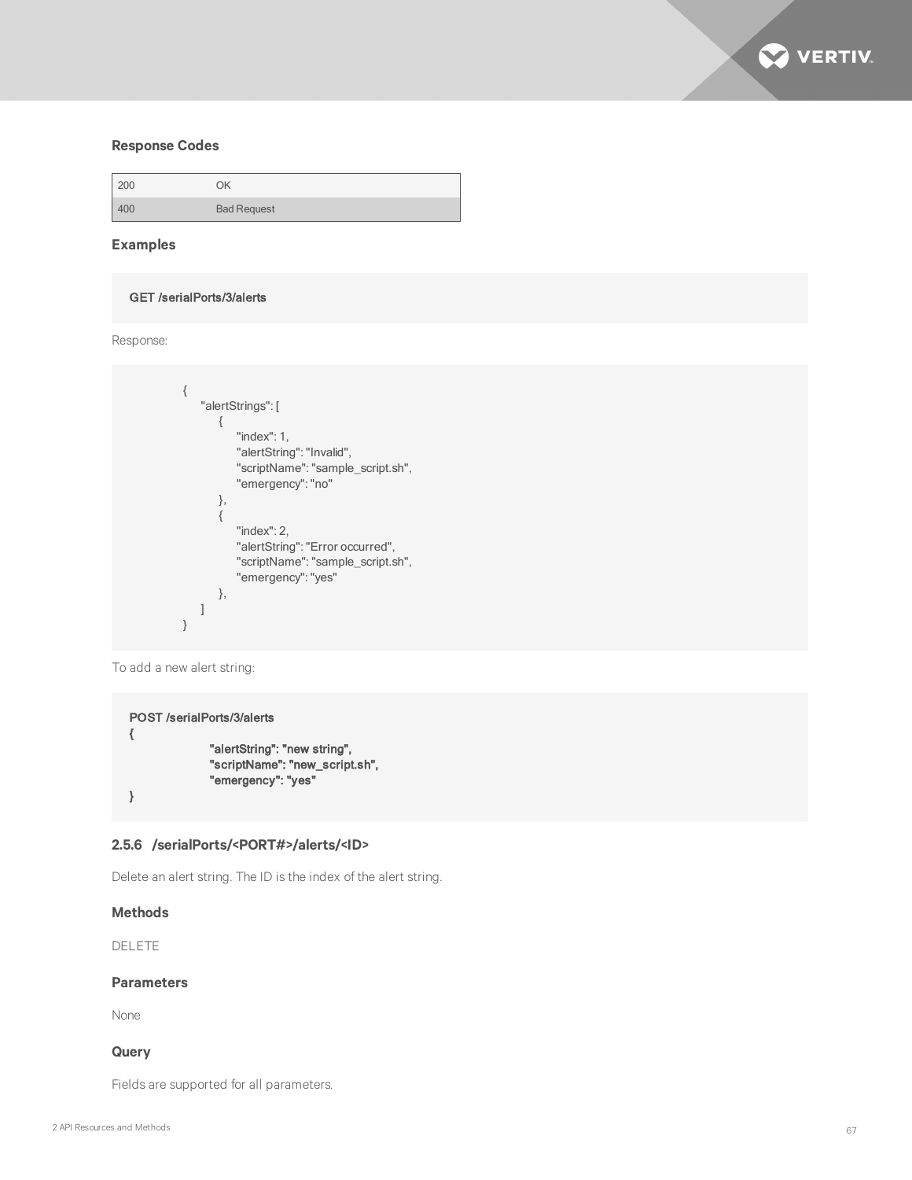### Response Codes

| | |
|---|---|
| 200 | OK |
| 400 | Bad Request |

### Examples

```
GET /serialPorts/3/alerts
```

Response:

```
{
    "alertStrings": [
        {
            "index": 1,
            "alertString": "Invalid",
            "scriptName": "sample_script.sh",
            "emergency": "no"
        },
        {
            "index": 2,
            "alertString": "Error occurred",
            "scriptName": "sample_script.sh",
            "emergency": "yes"
        },
    ]
}
```

To add a new alert string:

```
POST /serialPorts/3/alerts
{
            "alertString": "new string",
            "scriptName": "new_script.sh",
            "emergency": "yes"
}
```

### 2.5.6 /serialPorts/<PORT#>/alerts/<ID>

Delete an alert string. The ID is the index of the alert string.

### Methods

DELETE

### Parameters

None

### Query

Fields are supported for all parameters.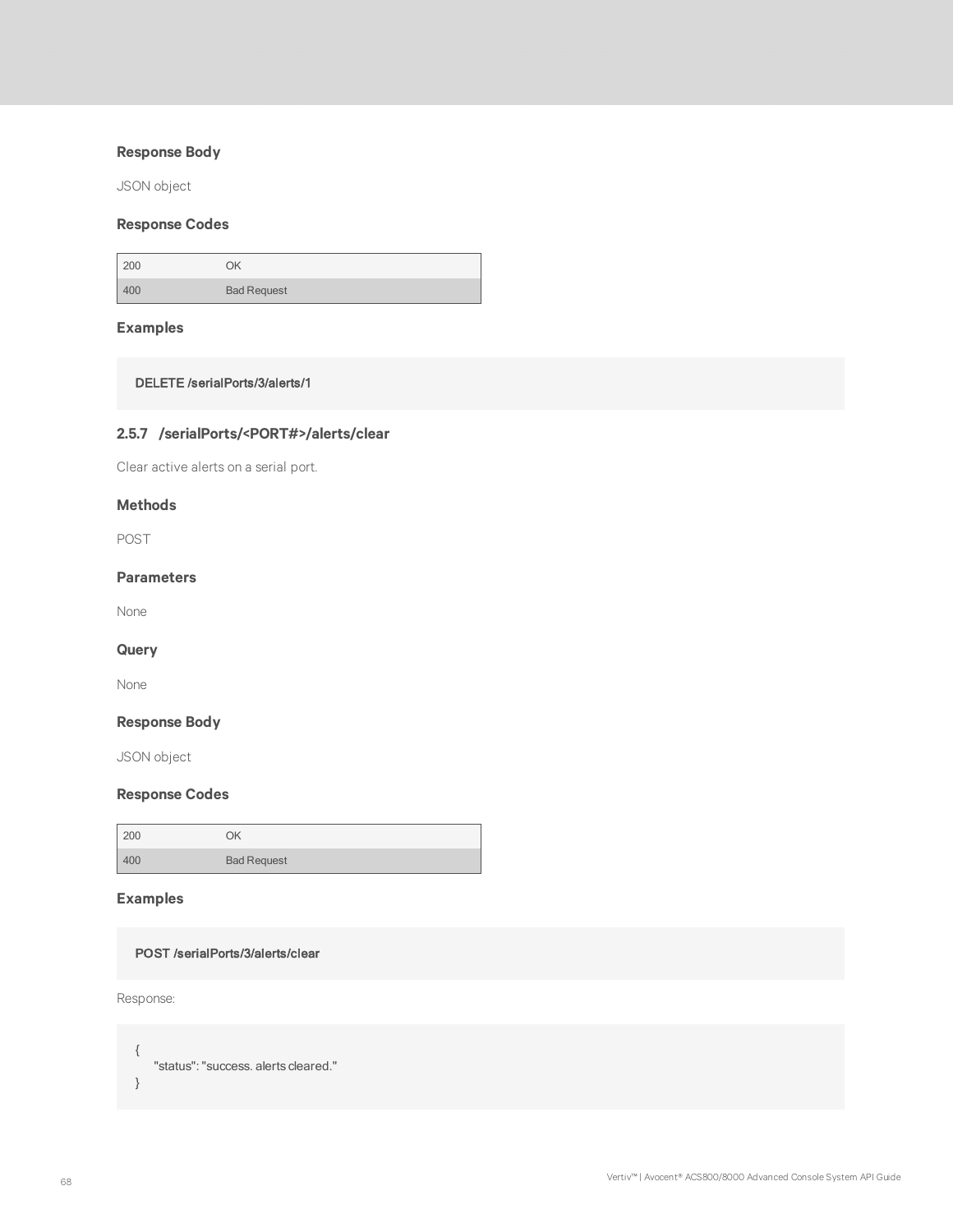#### Response Body

JSON object

#### Response Codes

| | |
|---|---|
| 200 | OK |
| 400 | Bad Request |

#### Examples

```
DELETE /serialPorts/3/alerts/1
```

### 2.5.7 /serialPorts/<PORT#>/alerts/clear

Clear active alerts on a serial port.

#### Methods

POST

#### Parameters

None

#### Query

None

#### Response Body

JSON object

#### Response Codes

| | |
|---|---|
| 200 | OK |
| 400 | Bad Request |

#### Examples

```
POST /serialPorts/3/alerts/clear
```

Response:

```
{
    "status": "success. alerts cleared."
}
```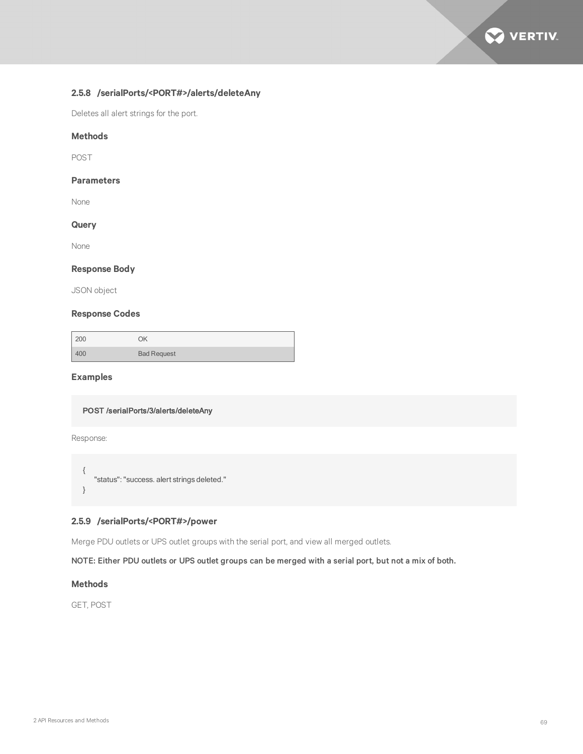### 2.5.8 /serialPorts/<PORT#>/alerts/deleteAny

Deletes all alert strings for the port.

#### Methods

POST

#### Parameters

None

#### Query

None

#### Response Body

JSON object

#### Response Codes

| | |
|---|---|
| 200 | OK |
| 400 | Bad Request |

#### Examples

```
POST /serialPorts/3/alerts/deleteAny
```

Response:

```
{
    "status": "success. alert strings deleted."
}
```

### 2.5.9 /serialPorts/<PORT#>/power

Merge PDU outlets or UPS outlet groups with the serial port, and view all merged outlets.

**NOTE: Either PDU outlets or UPS outlet groups can be merged with a serial port, but not a mix of both.**

#### Methods

GET, POST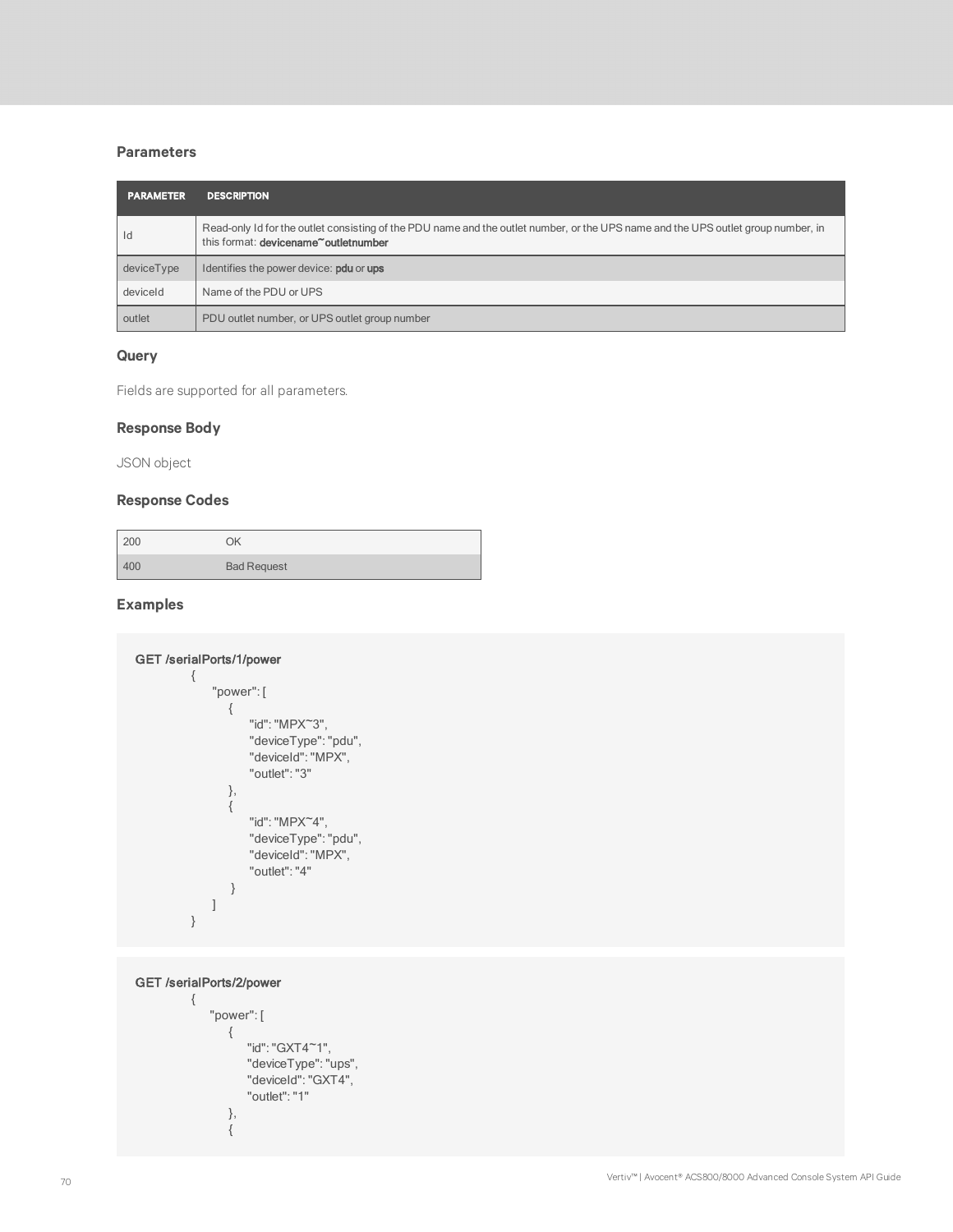### Parameters

| PARAMETER | DESCRIPTION |
|---|---|
| Id | Read-only Id for the outlet consisting of the PDU name and the outlet number, or the UPS name and the UPS outlet group number, in this format: **devicename~outletnumber** |
| deviceType | Identifies the power device: **pdu** or **ups** |
| deviceId | Name of the PDU or UPS |
| outlet | PDU outlet number, or UPS outlet group number |

### Query

Fields are supported for all parameters.

### Response Body

JSON object

### Response Codes

| | |
|---|---|
| 200 | OK |
| 400 | Bad Request |

### Examples

```
GET /serialPorts/1/power
{
    "power": [
        {
            "id": "MPX~3",
            "deviceType": "pdu",
            "deviceId": "MPX",
            "outlet": "3"
        },
        {
            "id": "MPX~4",
            "deviceType": "pdu",
            "deviceId": "MPX",
            "outlet": "4"
        }
    ]
}
```

```
GET /serialPorts/2/power
{
    "power": [
        {
            "id": "GXT4~1",
            "deviceType": "ups",
            "deviceId": "GXT4",
            "outlet": "1"
        },
        {
```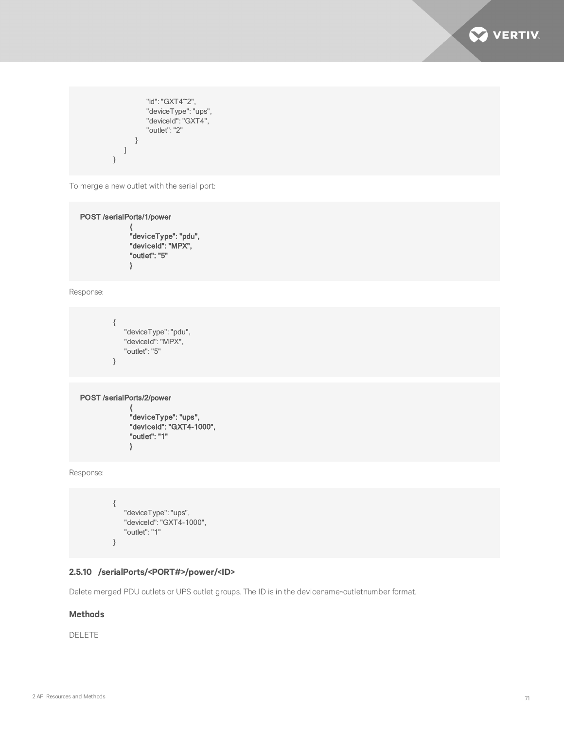```
                "id": "GXT4~2",
                "deviceType": "ups",
                "deviceId": "GXT4",
                "outlet": "2"
            }
        ]
    }
```

To merge a new outlet with the serial port:

```
POST /serialPorts/1/power
        {
        "deviceType": "pdu",
        "deviceId": "MPX",
        "outlet": "5"
        }
```

Response:

```
    {
        "deviceType": "pdu",
        "deviceId": "MPX",
        "outlet": "5"
    }
```

```
POST /serialPorts/2/power
        {
        "deviceType": "ups",
        "deviceId": "GXT4-1000",
        "outlet": "1"
        }
```

Response:

```
    {
        "deviceType": "ups",
        "deviceId": "GXT4-1000",
        "outlet": "1"
    }
```

### 2.5.10 /serialPorts/<PORT#>/power/<ID>

Delete merged PDU outlets or UPS outlet groups. The ID is in the devicename~outletnumber format.

#### Methods

DELETE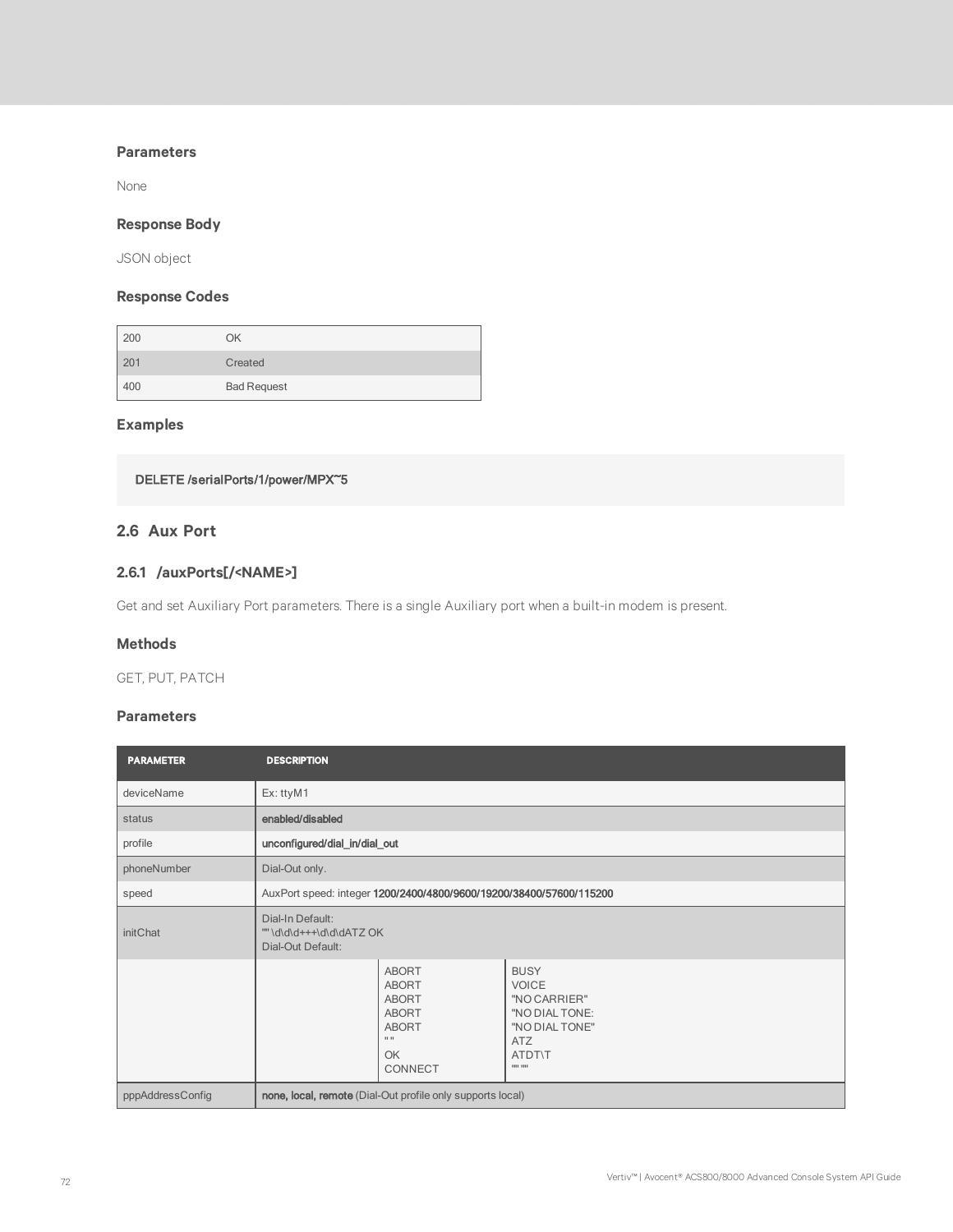### Parameters

None

### Response Body

JSON object

### Response Codes

| | |
|---|---|
| 200 | OK |
| 201 | Created |
| 400 | Bad Request |

### Examples

```
DELETE /serialPorts/1/power/MPX~5
```

## 2.6 Aux Port

### 2.6.1 /auxPorts[/<NAME>]

Get and set Auxiliary Port parameters. There is a single Auxiliary port when a built-in modem is present.

### Methods

GET, PUT, PATCH

### Parameters

| PARAMETER | DESCRIPTION | | |
|---|---|---|---|
| deviceName | Ex: ttyM1 | | |
| status | **enabled/disabled** | | |
| profile | **unconfigured/dial_in/dial_out** | | |
| phoneNumber | Dial-Out only. | | |
| speed | AuxPort speed: integer **1200/2400/4800/9600/19200/38400/57600/115200** | | |
| initChat | Dial-In Default:<br>"" \d\d\d+++\d\d\dATZ OK<br>Dial-Out Default: | | |
| | | ABORT<br>ABORT<br>ABORT<br>ABORT<br>ABORT<br>" "<br>OK<br>CONNECT | BUSY<br>VOICE<br>"NO CARRIER"<br>"NO DIAL TONE:<br>"NO DIAL TONE"<br>ATZ<br>ATDT\T<br>"" "" |
| pppAddressConfig | **none, local, remote** (Dial-Out profile only supports local) | | |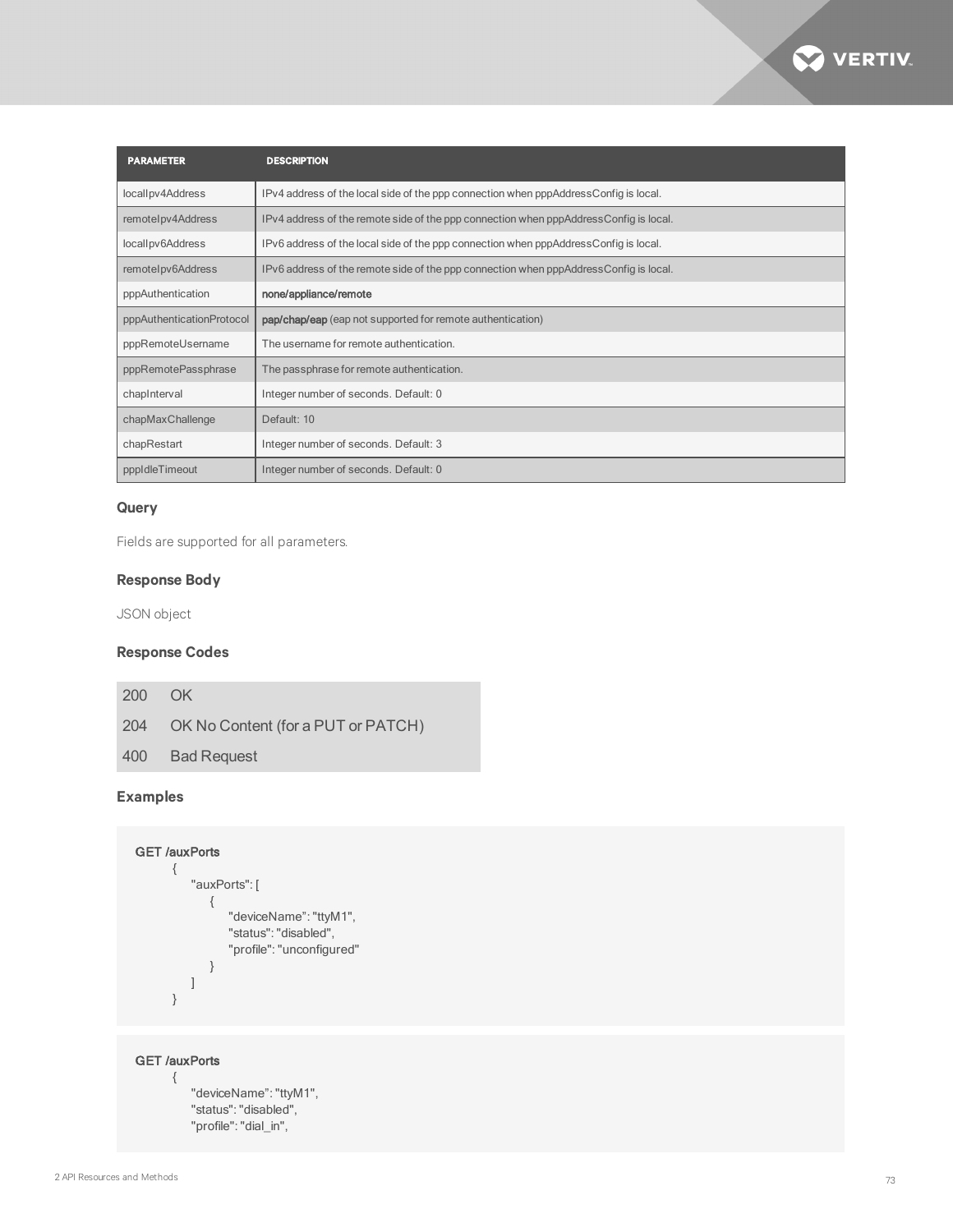| PARAMETER | DESCRIPTION |
|---|---|
| localIpv4Address | IPv4 address of the local side of the ppp connection when pppAddressConfig is local. |
| remoteIpv4Address | IPv4 address of the remote side of the ppp connection when pppAddressConfig is local. |
| localIpv6Address | IPv6 address of the local side of the ppp connection when pppAddressConfig is local. |
| remoteIpv6Address | IPv6 address of the remote side of the ppp connection when pppAddressConfig is local. |
| pppAuthentication | **none/appliance/remote** |
| pppAuthenticationProtocol | **pap/chap/eap** (eap not supported for remote authentication) |
| pppRemoteUsername | The username for remote authentication. |
| pppRemotePassphrase | The passphrase for remote authentication. |
| chapInterval | Integer number of seconds. Default: 0 |
| chapMaxChallenge | Default: 10 |
| chapRestart | Integer number of seconds. Default: 3 |
| pppIdleTimeout | Integer number of seconds. Default: 0 |

### Query

Fields are supported for all parameters.

### Response Body

JSON object

### Response Codes

| | |
|---|---|
| 200 | OK |
| 204 | OK No Content (for a PUT or PATCH) |
| 400 | Bad Request |

### Examples

```
GET /auxPorts
    {
        "auxPorts": [
            {
                "deviceName": "ttyM1",
                "status": "disabled",
                "profile": "unconfigured"
            }
        ]
    }
```

```
GET /auxPorts
    {
        "deviceName": "ttyM1",
        "status": "disabled",
        "profile": "dial_in",
```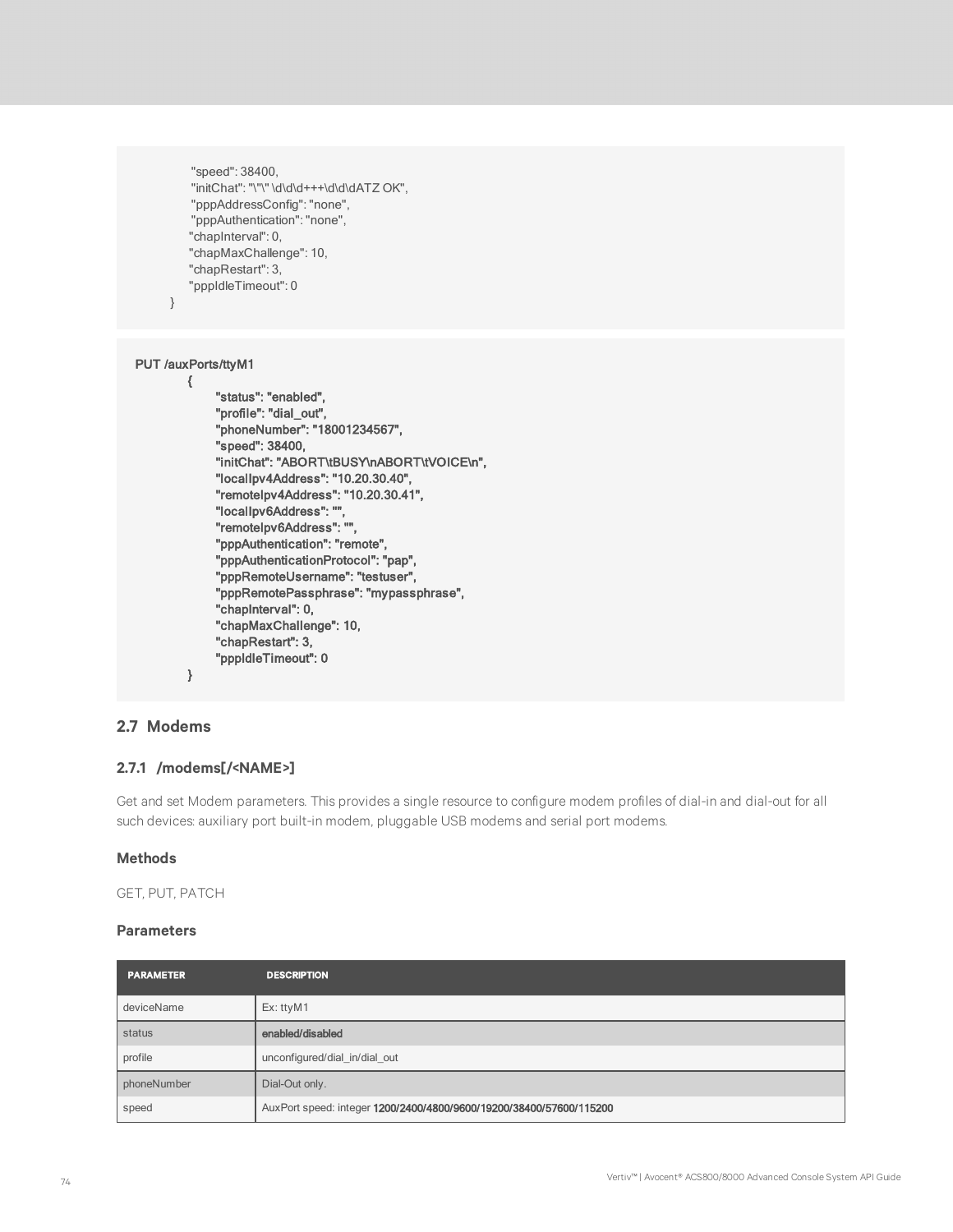```
        "speed": 38400,
        "initChat": "\"\" \d\d\d+++\d\d\dATZ OK",
        "pppAddressConfig": "none",
        "pppAuthentication": "none",
        "chapInterval": 0,
        "chapMaxChallenge": 10,
        "chapRestart": 3,
        "pppIdleTimeout": 0
    }
```

```
PUT /auxPorts/ttyM1
    {
        "status": "enabled",
        "profile": "dial_out",
        "phoneNumber": "18001234567",
        "speed": 38400,
        "initChat": "ABORT\tBUSY\nABORT\tVOICE\n",
        "localIpv4Address": "10.20.30.40",
        "remoteIpv4Address": "10.20.30.41",
        "localIpv6Address": "",
        "remoteIpv6Address": "",
        "pppAuthentication": "remote",
        "pppAuthenticationProtocol": "pap",
        "pppRemoteUsername": "testuser",
        "pppRemotePassphrase": "mypassphrase",
        "chapInterval": 0,
        "chapMaxChallenge": 10,
        "chapRestart": 3,
        "pppIdleTimeout": 0
    }
```

## 2.7 Modems

### 2.7.1 /modems[/<NAME>]

Get and set Modem parameters. This provides a single resource to configure modem profiles of dial-in and dial-out for all such devices: auxiliary port built-in modem, pluggable USB modems and serial port modems.

#### Methods

GET, PUT, PATCH

#### Parameters

| PARAMETER | DESCRIPTION |
| --- | --- |
| deviceName | Ex: ttyM1 |
| status | enabled/disabled |
| profile | unconfigured/dial_in/dial_out |
| phoneNumber | Dial-Out only. |
| speed | AuxPort speed: integer 1200/2400/4800/9600/19200/38400/57600/115200 |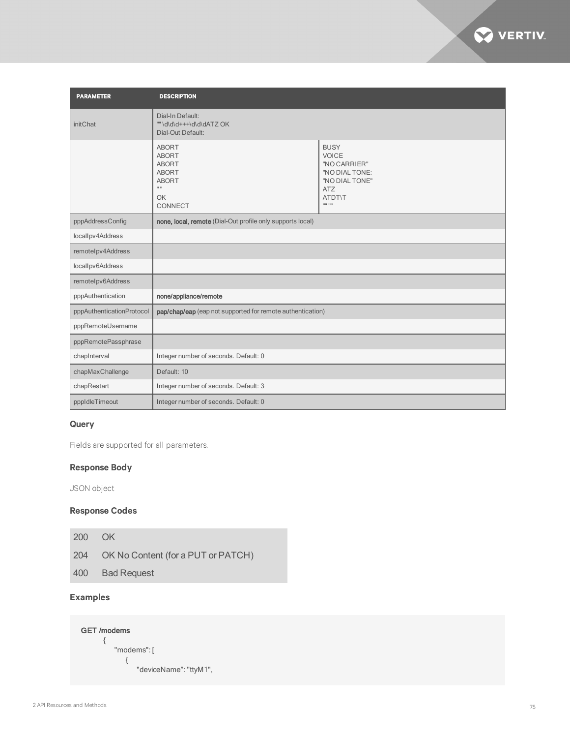| PARAMETER | DESCRIPTION | |
|---|---|---|
| initChat | Dial-In Default:<br>"" \d\d\d+++\d\d\dATZ OK<br>Dial-Out Default: | |
| | ABORT<br>ABORT<br>ABORT<br>ABORT<br>ABORT<br>" "<br>OK<br>CONNECT | BUSY<br>VOICE<br>"NO CARRIER"<br>"NO DIAL TONE:<br>"NO DIAL TONE"<br>ATZ<br>ATDT\T<br>"" "" |
| pppAddressConfig | **none, local, remote** (Dial-Out profile only supports local) | |
| localIpv4Address | | |
| remoteIpv4Address | | |
| localIpv6Address | | |
| remoteIpv6Address | | |
| pppAuthentication | **none/appliance/remote** | |
| pppAuthenticationProtocol | **pap/chap/eap** (eap not supported for remote authentication) | |
| pppRemoteUsername | | |
| pppRemotePassphrase | | |
| chapInterval | Integer number of seconds. Default: 0 | |
| chapMaxChallenge | Default: 10 | |
| chapRestart | Integer number of seconds. Default: 3 | |
| pppIdleTimeout | Integer number of seconds. Default: 0 | |

### Query

Fields are supported for all parameters.

### Response Body

JSON object

### Response Codes

| | |
|---|---|
| 200 | OK |
| 204 | OK No Content (for a PUT or PATCH) |
| 400 | Bad Request |

### Examples

```
GET /modems
    {
        "modems": [
            {
                "deviceName": "ttyM1",
```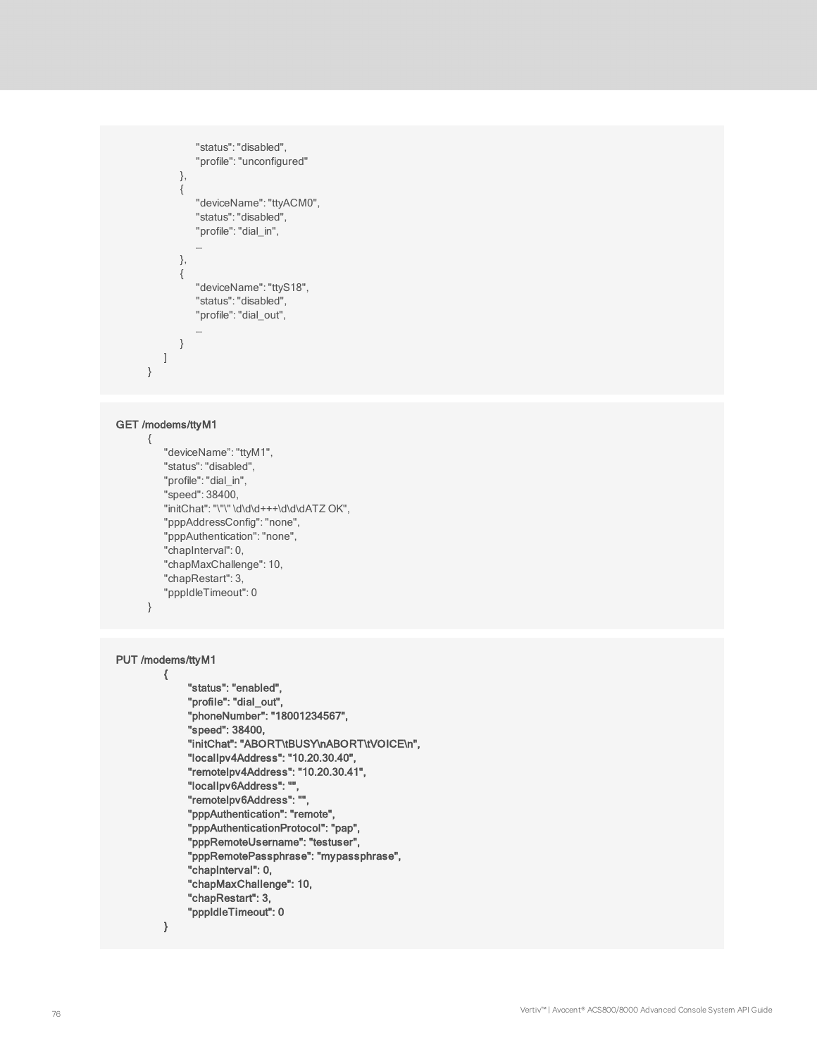```
                "status": "disabled",
                "profile": "unconfigured"
            },
            {
                "deviceName": "ttyACM0",
                "status": "disabled",
                "profile": "dial_in",
                ...
            },
            {
                "deviceName": "ttyS18",
                "status": "disabled",
                "profile": "dial_out",
                ...
            }
        ]
    }
```

```
GET /modems/ttyM1
    {
        "deviceName": "ttyM1",
        "status": "disabled",
        "profile": "dial_in",
        "speed": 38400,
        "initChat": "\"\" \d\d\d+++\d\d\dATZ OK",
        "pppAddressConfig": "none",
        "pppAuthentication": "none",
        "chapInterval": 0,
        "chapMaxChallenge": 10,
        "chapRestart": 3,
        "pppIdleTimeout": 0
    }
```

```
PUT /modems/ttyM1
        {
            "status": "enabled",
            "profile": "dial_out",
            "phoneNumber": "18001234567",
            "speed": 38400,
            "initChat": "ABORT\tBUSY\nABORT\tVOICE\n",
            "localIpv4Address": "10.20.30.40",
            "remoteIpv4Address": "10.20.30.41",
            "localIpv6Address": "",
            "remoteIpv6Address": "",
            "pppAuthentication": "remote",
            "pppAuthenticationProtocol": "pap",
            "pppRemoteUsername": "testuser",
            "pppRemotePassphrase": "mypassphrase",
            "chapInterval": 0,
            "chapMaxChallenge": 10,
            "chapRestart": 3,
            "pppIdleTimeout": 0
        }
```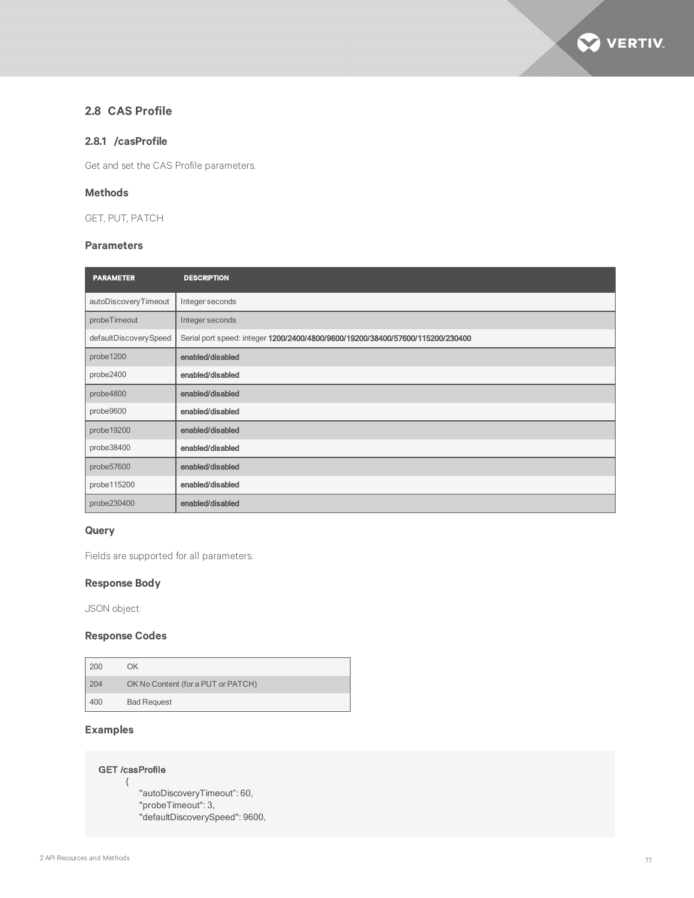## 2.8 CAS Profile

### 2.8.1 /casProfile

Get and set the CAS Profile parameters.

#### Methods

GET, PUT, PATCH

#### Parameters

| PARAMETER | DESCRIPTION |
|---|---|
| autoDiscoveryTimeout | Integer seconds |
| probeTimeout | Integer seconds |
| defaultDiscoverySpeed | Serial port speed: integer **1200/2400/4800/9600/19200/38400/57600/115200/230400** |
| probe1200 | **enabled/disabled** |
| probe2400 | **enabled/disabled** |
| probe4800 | **enabled/disabled** |
| probe9600 | **enabled/disabled** |
| probe19200 | **enabled/disabled** |
| probe38400 | **enabled/disabled** |
| probe57600 | **enabled/disabled** |
| probe115200 | **enabled/disabled** |
| probe230400 | **enabled/disabled** |

#### Query

Fields are supported for all parameters.

#### Response Body

JSON object

#### Response Codes

| | |
|---|---|
| 200 | OK |
| 204 | OK No Content (for a PUT or PATCH) |
| 400 | Bad Request |

#### Examples

```
GET /casProfile
    {
        "autoDiscoveryTimeout": 60,
        "probeTimeout": 3,
        "defaultDiscoverySpeed": 9600,
```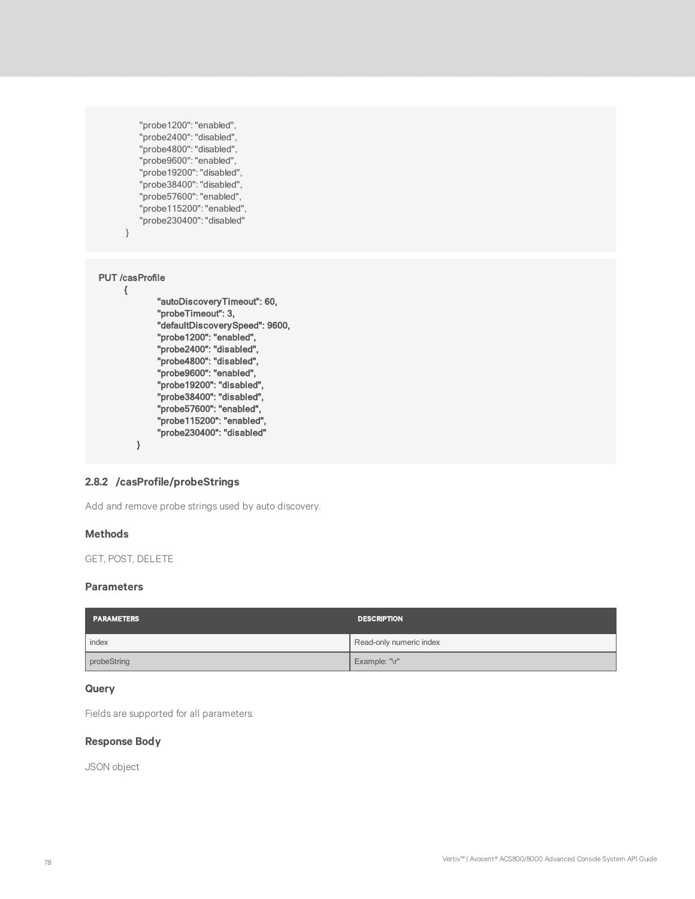```
        "probe1200": "enabled",
        "probe2400": "disabled",
        "probe4800": "disabled",
        "probe9600": "enabled",
        "probe19200": "disabled",
        "probe38400": "disabled",
        "probe57600": "enabled",
        "probe115200": "enabled",
        "probe230400": "disabled"
    }
```

```
PUT /casProfile
    {
            "autoDiscoveryTimeout": 60,
            "probeTimeout": 3,
            "defaultDiscoverySpeed": 9600,
            "probe1200": "enabled",
            "probe2400": "disabled",
            "probe4800": "disabled",
            "probe9600": "enabled",
            "probe19200": "disabled",
            "probe38400": "disabled",
            "probe57600": "enabled",
            "probe115200": "enabled",
            "probe230400": "disabled"
        }
```

### 2.8.2 /casProfile/probeStrings

Add and remove probe strings used by auto discovery.

#### Methods

GET, POST, DELETE

#### Parameters

| PARAMETERS | DESCRIPTION |
| --- | --- |
| index | Read-only numeric index |
| probeString | Example: "\r" |

#### Query

Fields are supported for all parameters.

#### Response Body

JSON object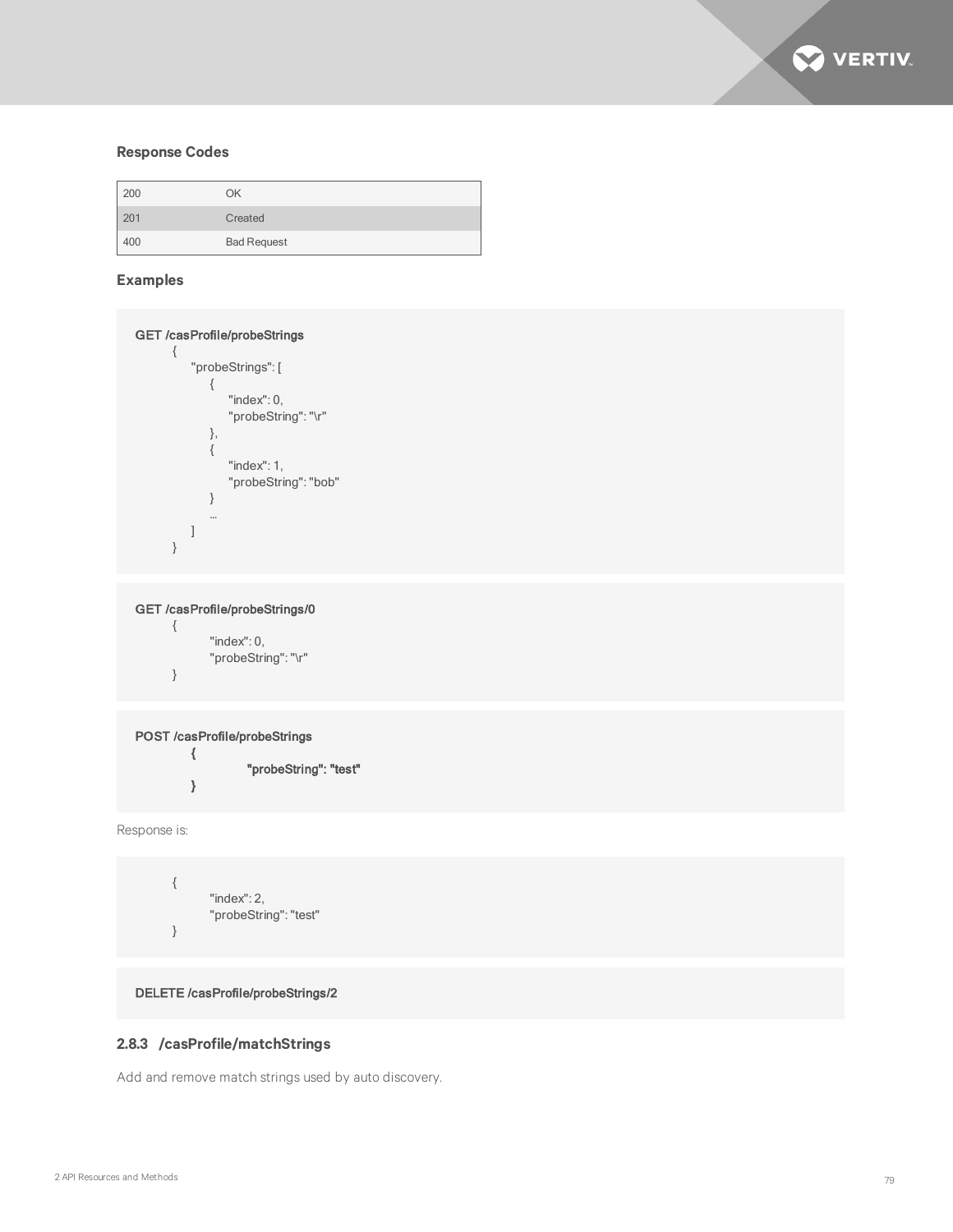**Response Codes**

| | |
|---|---|
| 200 | OK |
| 201 | Created |
| 400 | Bad Request |

**Examples**

```
GET /casProfile/probeStrings
    {
        "probeStrings": [
            {
                "index": 0,
                "probeString": "\r"
            },
            {
                "index": 1,
                "probeString": "bob"
            }
            …
        ]
    }
```

```
GET /casProfile/probeStrings/0
    {
        "index": 0,
        "probeString": "\r"
    }
```

```
POST /casProfile/probeStrings
    {
        "probeString": "test"
    }
```

Response is:

```
    {
        "index": 2,
        "probeString": "test"
    }
```

```
DELETE /casProfile/probeStrings/2
```

### 2.8.3 /casProfile/matchStrings

Add and remove match strings used by auto discovery.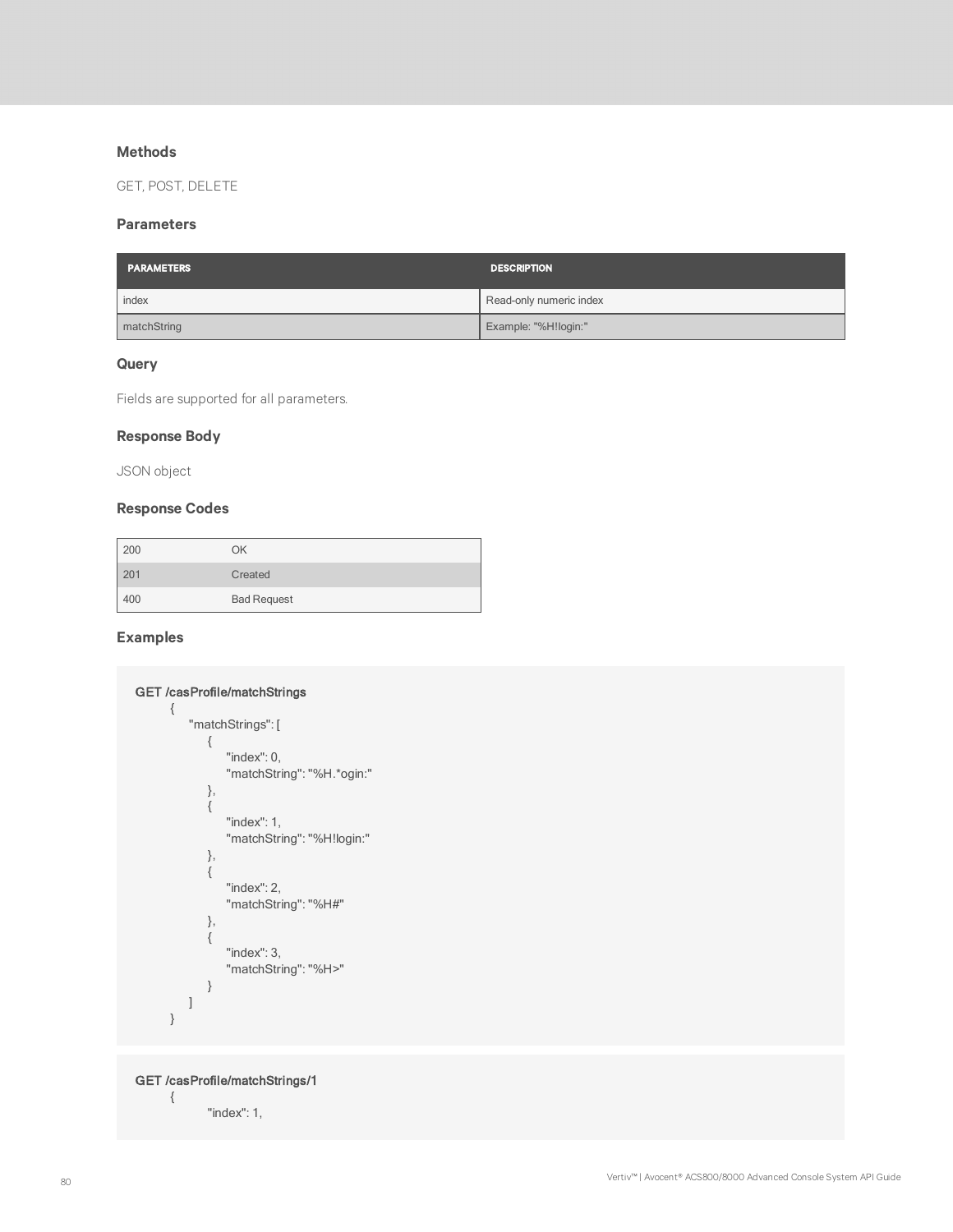### Methods

GET, POST, DELETE

### Parameters

| PARAMETERS | DESCRIPTION |
| --- | --- |
| index | Read-only numeric index |
| matchString | Example: "%H!login:" |

### Query

Fields are supported for all parameters.

### Response Body

JSON object

### Response Codes

| | |
| --- | --- |
| 200 | OK |
| 201 | Created |
| 400 | Bad Request |

### Examples

```
GET /casProfile/matchStrings
    {
        "matchStrings": [
            {
                "index": 0,
                "matchString": "%H.*ogin:"
            },
            {
                "index": 1,
                "matchString": "%H!login:"
            },
            {
                "index": 2,
                "matchString": "%H#"
            },
            {
                "index": 3,
                "matchString": "%H>"
            }
        ]
    }
```

```
GET /casProfile/matchStrings/1
    {
            "index": 1,
```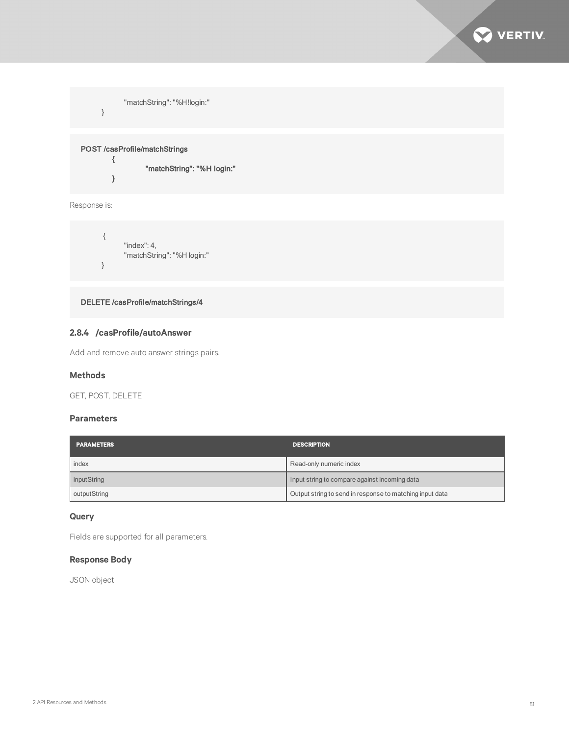```
            "matchString": "%H!login:"
        }
```

```
POST /casProfile/matchStrings
        {
                "matchString": "%H login:"
        }
```

Response is:

```
        {
            "index": 4,
            "matchString": "%H login:"
        }
```

```
DELETE /casProfile/matchStrings/4
```

### 2.8.4 /casProfile/autoAnswer

Add and remove auto answer strings pairs.

#### Methods

GET, POST, DELETE

#### Parameters

| PARAMETERS | DESCRIPTION |
| --- | --- |
| index | Read-only numeric index |
| inputString | Input string to compare against incoming data |
| outputString | Output string to send in response to matching input data |

#### Query

Fields are supported for all parameters.

#### Response Body

JSON object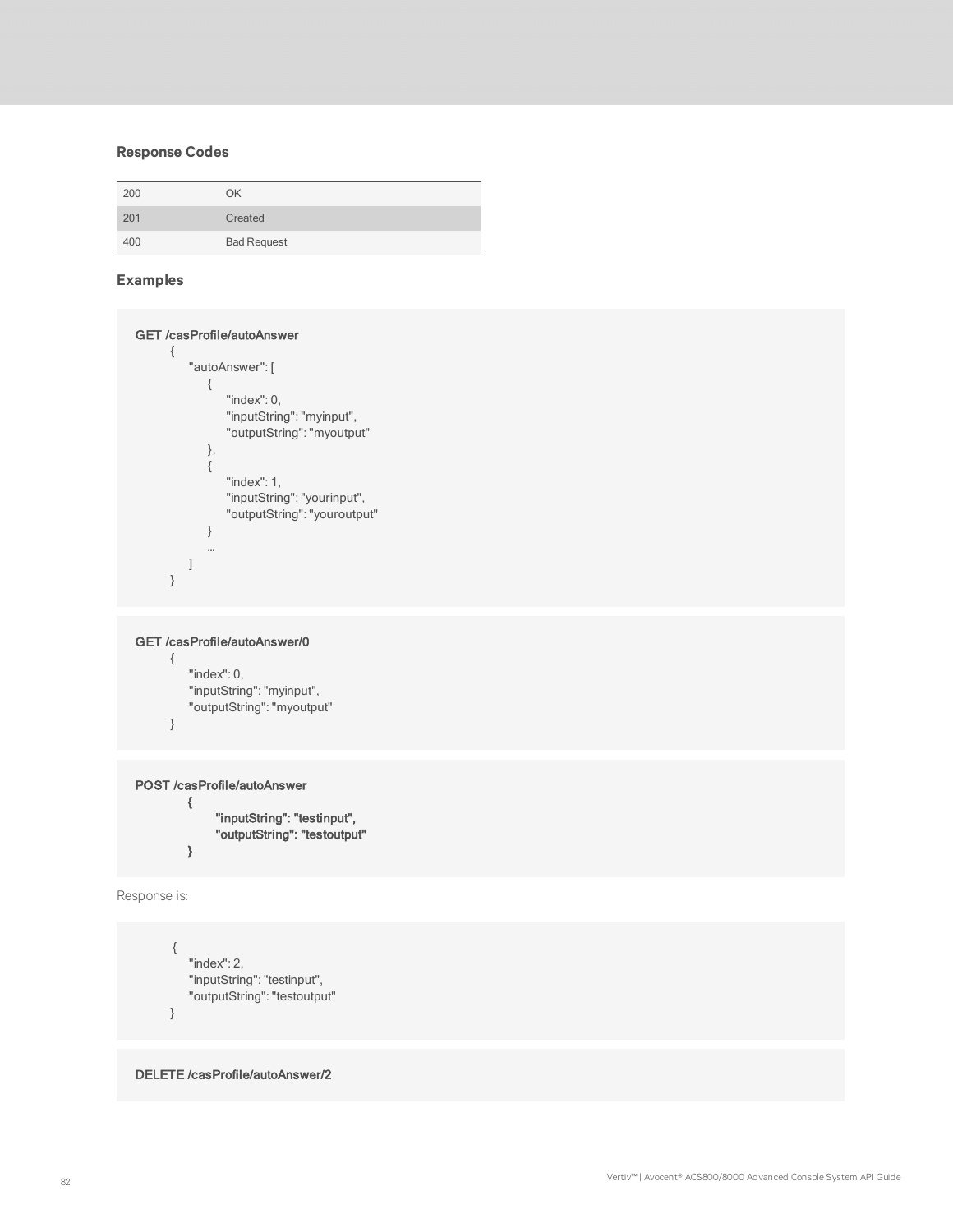### Response Codes

| | |
|---|---|
| 200 | OK |
| 201 | Created |
| 400 | Bad Request |

### Examples

```
GET /casProfile/autoAnswer
    {
        "autoAnswer": [
            {
                "index": 0,
                "inputString": "myinput",
                "outputString": "myoutput"
            },
            {
                "index": 1,
                "inputString": "yourinput",
                "outputString": "youroutput"
            }
            ...
        ]
    }
```

```
GET /casProfile/autoAnswer/0
    {
        "index": 0,
        "inputString": "myinput",
        "outputString": "myoutput"
    }
```

```
POST /casProfile/autoAnswer
    {
        "inputString": "testinput",
        "outputString": "testoutput"
    }
```

Response is:

```
    {
        "index": 2,
        "inputString": "testinput",
        "outputString": "testoutput"
    }
```

```
DELETE /casProfile/autoAnswer/2
```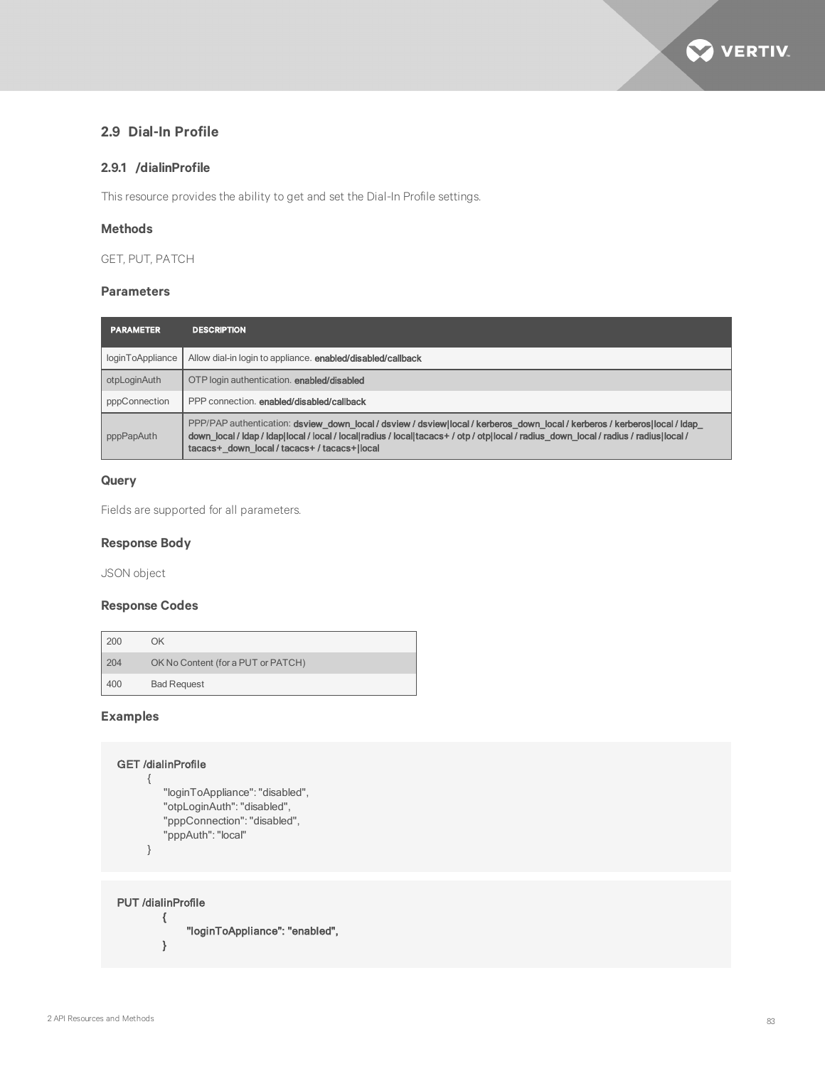## 2.9 Dial-In Profile

### 2.9.1 /dialinProfile

This resource provides the ability to get and set the Dial-In Profile settings.

#### Methods

GET, PUT, PATCH

#### Parameters

| PARAMETER | DESCRIPTION |
|---|---|
| loginToAppliance | Allow dial-in login to appliance. **enabled/disabled/callback** |
| otpLoginAuth | OTP login authentication. **enabled/disabled** |
| pppConnection | PPP connection. **enabled/disabled/callback** |
| pppPapAuth | PPP/PAP authentication: **dsview_down_local / dsview / dsview\|local / kerberos_down_local / kerberos / kerberos\|local / ldap_down_local / ldap / ldap\|local / local / local\|radius / local\|tacacs+ / otp / otp\|local / radius_down_local / radius / radius\|local / tacacs+_down_local / tacacs+ / tacacs+\|local** |

#### Query

Fields are supported for all parameters.

#### Response Body

JSON object

#### Response Codes

| | |
|---|---|
| 200 | OK |
| 204 | OK No Content (for a PUT or PATCH) |
| 400 | Bad Request |

#### Examples

```
GET /dialinProfile
    {
        "loginToAppliance": "disabled",
        "otpLoginAuth": "disabled",
        "pppConnection": "disabled",
        "pppAuth": "local"
    }
```

```
PUT /dialinProfile
    {
        "loginToAppliance": "enabled",
    }
```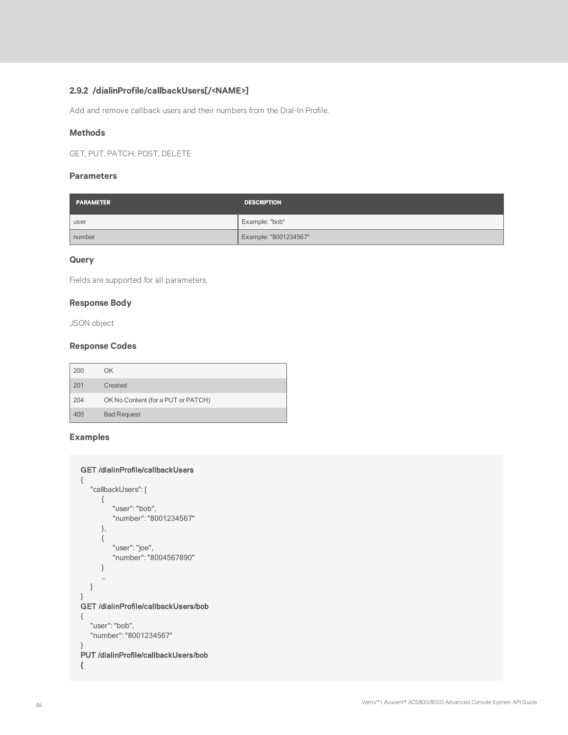### 2.9.2 /dialinProfile/callbackUsers[/<NAME>]

Add and remove callback users and their numbers from the Dial-In Profile.

#### Methods

GET, PUT, PATCH, POST, DELETE

#### Parameters

| PARAMETER | DESCRIPTION |
|---|---|
| user | Example: "bob" |
| number | Example: "8001234567" |

#### Query

Fields are supported for all parameters.

#### Response Body

JSON object

#### Response Codes

| | |
|---|---|
| 200 | OK |
| 201 | Created |
| 204 | OK No Content (for a PUT or PATCH) |
| 400 | Bad Request |

#### Examples

```
GET /dialinProfile/callbackUsers
{
    "callbackUsers": [
        {
            "user": "bob",
            "number": "8001234567"
        },
        {
            "user": "joe",
            "number": "8004567890"
        }
        ...
    ]
}
GET /dialinProfile/callbackUsers/bob
{
    "user": "bob",
    "number": "8001234567"
}
PUT /dialinProfile/callbackUsers/bob
{
```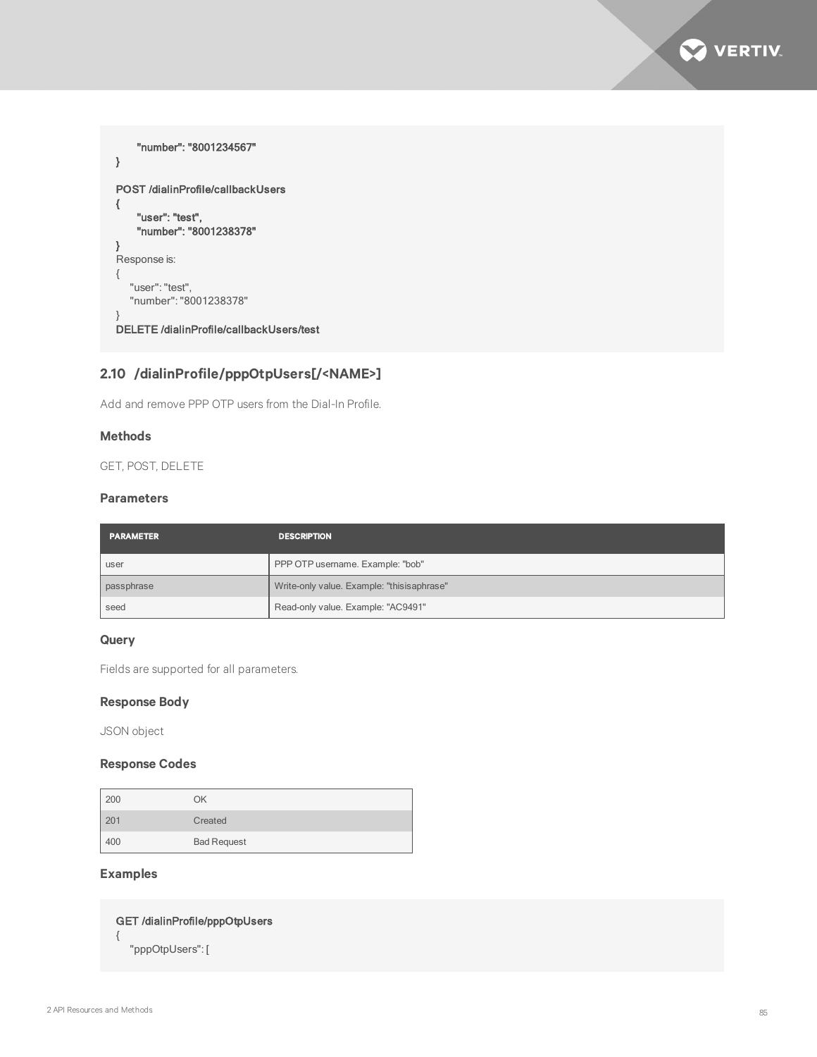```
    "number": "8001234567"
}

POST /dialinProfile/callbackUsers
{
    "user": "test",
    "number": "8001238378"
}
Response is:
{
    "user": "test",
    "number": "8001238378"
}
DELETE /dialinProfile/callbackUsers/test
```

## 2.10 /dialinProfile/pppOtpUsers[/<NAME>]

Add and remove PPP OTP users from the Dial-In Profile.

### Methods

GET, POST, DELETE

### Parameters

| PARAMETER | DESCRIPTION |
| --- | --- |
| user | PPP OTP username. Example: "bob" |
| passphrase | Write-only value. Example: "thisisaphrase" |
| seed | Read-only value. Example: "AC9491" |

### Query

Fields are supported for all parameters.

### Response Body

JSON object

### Response Codes

| | |
| --- | --- |
| 200 | OK |
| 201 | Created |
| 400 | Bad Request |

### Examples

```
GET /dialinProfile/pppOtpUsers
{
    "pppOtpUsers": [
```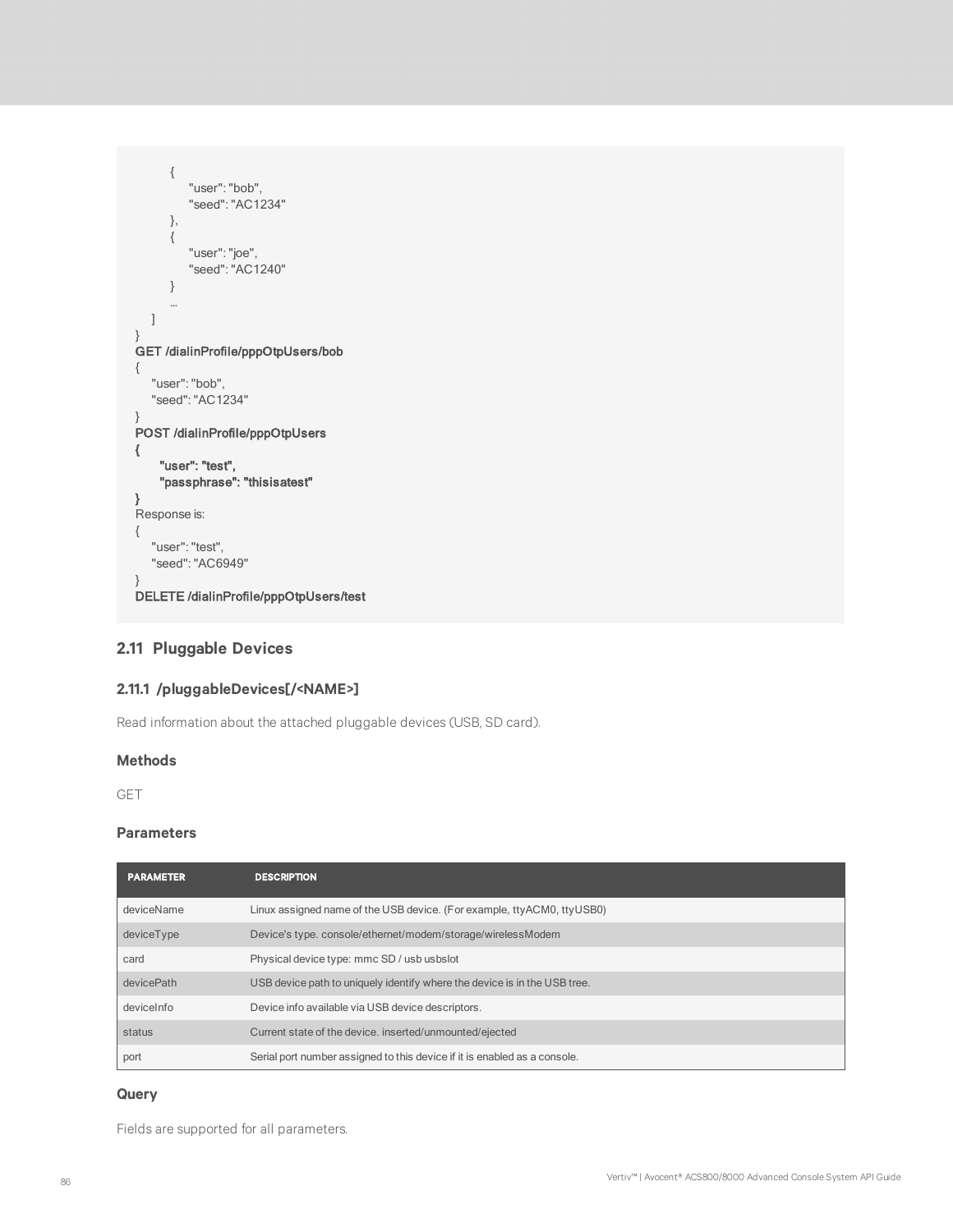```
        {
            "user": "bob",
            "seed": "AC1234"
        },
        {
            "user": "joe",
            "seed": "AC1240"
        }
        ...
    ]
}
GET /dialinProfile/pppOtpUsers/bob
{
    "user": "bob",
    "seed": "AC1234"
}
POST /dialinProfile/pppOtpUsers
{
    "user": "test",
    "passphrase": "thisisatest"
}
Response is:
{
    "user": "test",
    "seed": "AC6949"
}
DELETE /dialinProfile/pppOtpUsers/test
```

## 2.11 Pluggable Devices

### 2.11.1 /pluggableDevices[/<NAME>]

Read information about the attached pluggable devices (USB, SD card).

#### Methods

GET

#### Parameters

| PARAMETER | DESCRIPTION |
|---|---|
| deviceName | Linux assigned name of the USB device. (For example, ttyACM0, ttyUSB0) |
| deviceType | Device's type. console/ethernet/modem/storage/wirelessModem |
| card | Physical device type: mmc SD / usb usbslot |
| devicePath | USB device path to uniquely identify where the device is in the USB tree. |
| deviceInfo | Device info available via USB device descriptors. |
| status | Current state of the device. inserted/unmounted/ejected |
| port | Serial port number assigned to this device if it is enabled as a console. |

#### Query

Fields are supported for all parameters.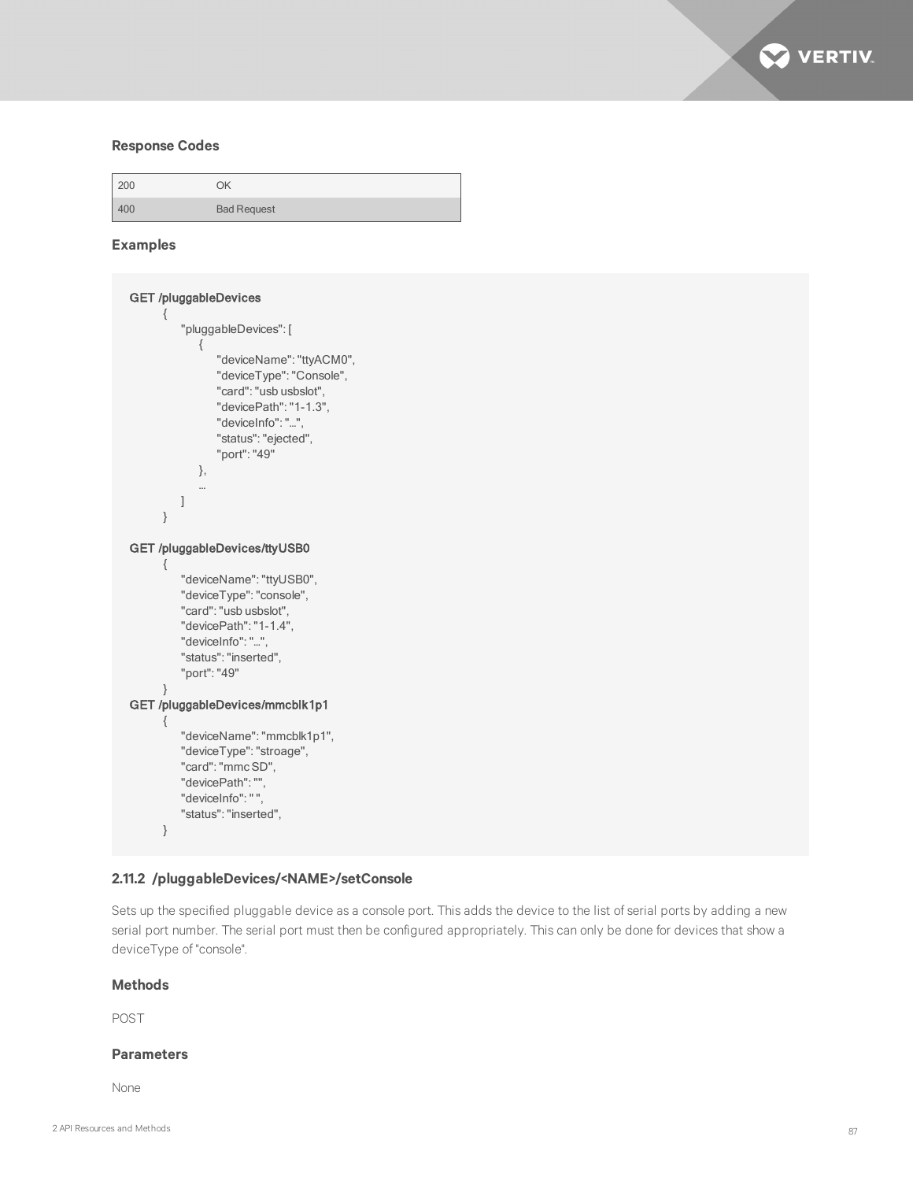### Response Codes

| | |
|---|---|
| 200 | OK |
| 400 | Bad Request |

### Examples

```
GET /pluggableDevices
    {
        "pluggableDevices": [
            {
                "deviceName": "ttyACM0",
                "deviceType": "Console",
                "card": "usb usbslot",
                "devicePath": "1-1.3",
                "deviceInfo": "…",
                "status": "ejected",
                "port": "49"
            },
            …
        ]
    }

GET /pluggableDevices/ttyUSB0
    {
        "deviceName": "ttyUSB0",
        "deviceType": "console",
        "card": "usb usbslot",
        "devicePath": "1-1.4",
        "deviceInfo": "…",
        "status": "inserted",
        "port": "49"
    }
GET /pluggableDevices/mmcblk1p1
    {
        "deviceName": "mmcblk1p1",
        "deviceType": "stroage",
        "card": "mmc SD",
        "devicePath": "",
        "deviceInfo": " ",
        "status": "inserted",
    }
```

### 2.11.2 /pluggableDevices/<NAME>/setConsole

Sets up the specified pluggable device as a console port. This adds the device to the list of serial ports by adding a new serial port number. The serial port must then be configured appropriately. This can only be done for devices that show a deviceType of "console".

### Methods

POST

### Parameters

None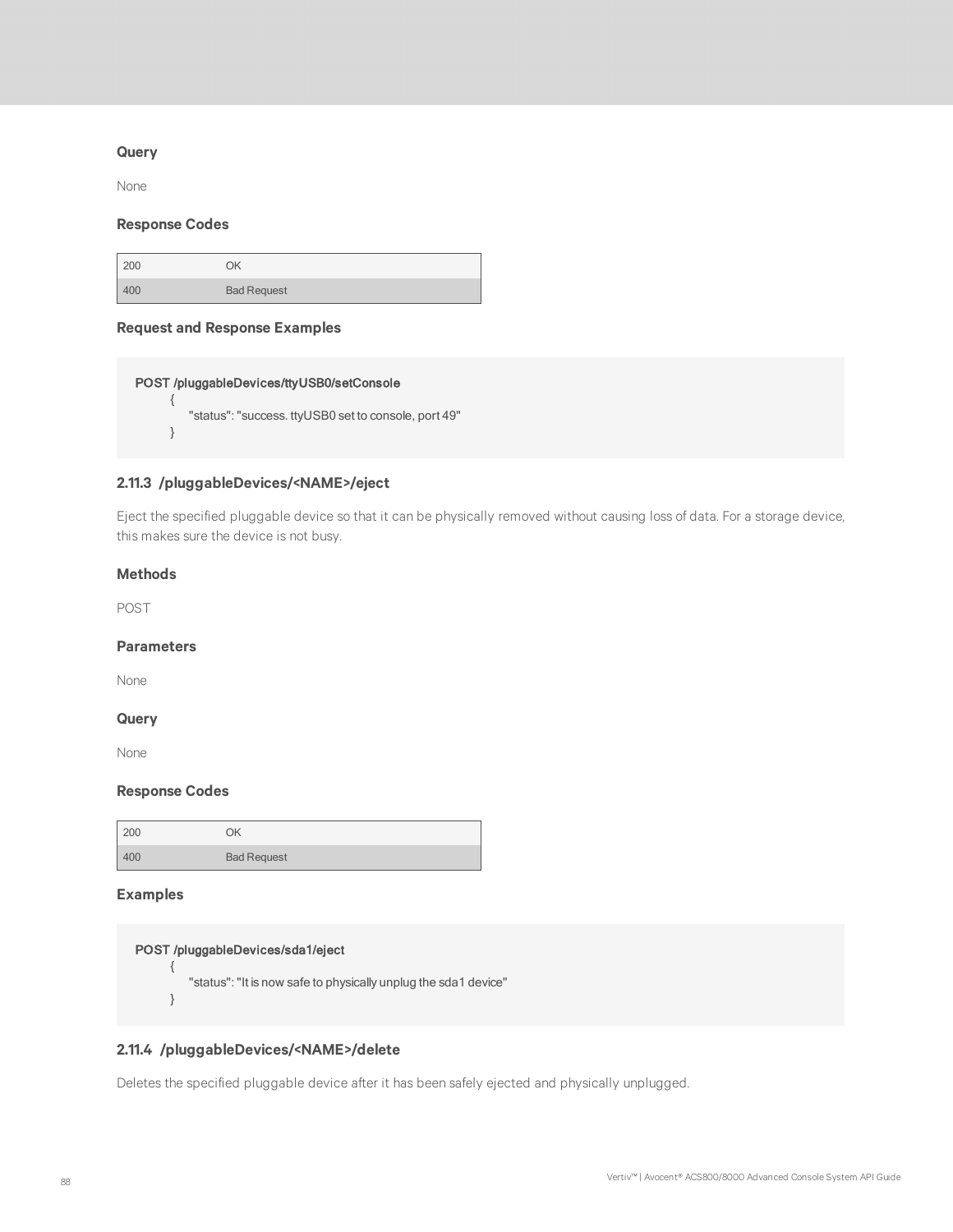### Query

None

### Response Codes

| | |
|---|---|
| 200 | OK |
| 400 | Bad Request |

### Request and Response Examples

```
POST /pluggableDevices/ttyUSB0/setConsole
    {
        "status": "success. ttyUSB0 set to console, port 49"
    }
```

## 2.11.3 /pluggableDevices/<NAME>/eject

Eject the specified pluggable device so that it can be physically removed without causing loss of data. For a storage device, this makes sure the device is not busy.

### Methods

POST

### Parameters

None

### Query

None

### Response Codes

| | |
|---|---|
| 200 | OK |
| 400 | Bad Request |

### Examples

```
POST /pluggableDevices/sda1/eject
    {
        "status": "It is now safe to physically unplug the sda1 device"
    }
```

## 2.11.4 /pluggableDevices/<NAME>/delete

Deletes the specified pluggable device after it has been safely ejected and physically unplugged.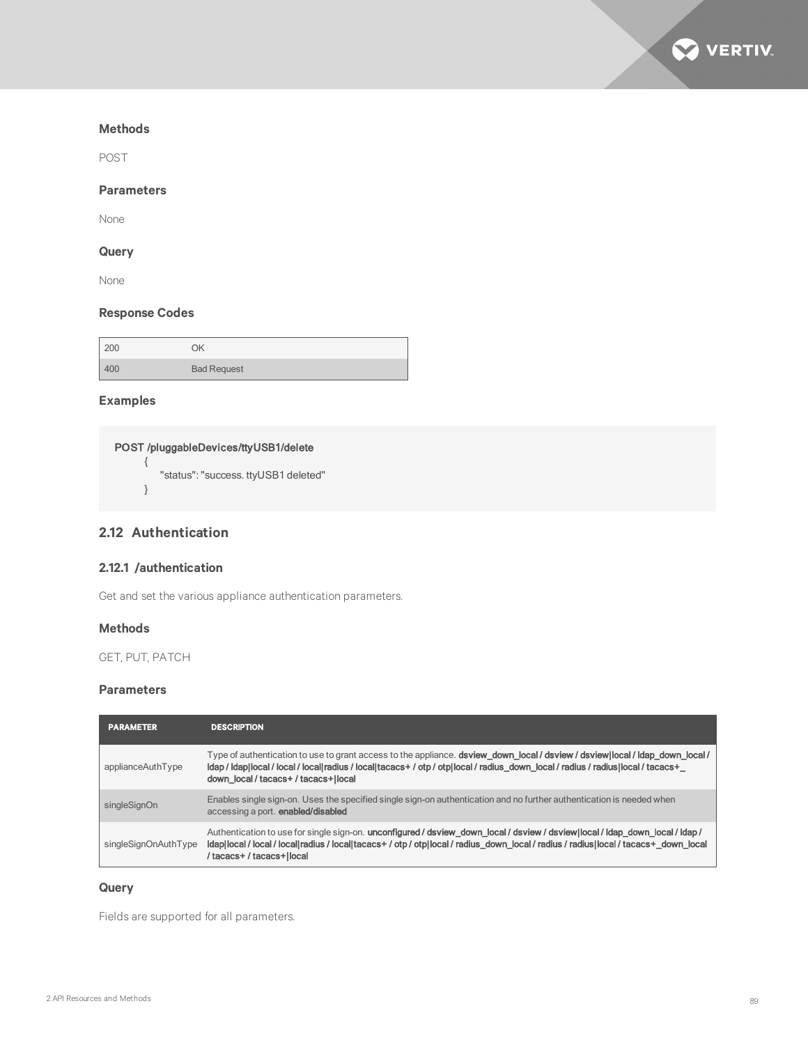### Methods

POST

### Parameters

None

### Query

None

### Response Codes

| | |
|---|---|
| 200 | OK |
| 400 | Bad Request |

### Examples

```
POST /pluggableDevices/ttyUSB1/delete
    {
        "status": "success. ttyUSB1 deleted"
    }
```

## 2.12 Authentication

### 2.12.1 /authentication

Get and set the various appliance authentication parameters.

### Methods

GET, PUT, PATCH

### Parameters

| PARAMETER | DESCRIPTION |
|---|---|
| applianceAuthType | Type of authentication to use to grant access to the appliance. **dsview_down_local / dsview / dsview\|local / ldap_down_local / ldap / ldap\|local / local / local\|radius / local\|tacacs+ / otp / otp\|local / radius_down_local / radius / radius\|local / tacacs+_down_local / tacacs+ / tacacs+\|local** |
| singleSignOn | Enables single sign-on. Uses the specified single sign-on authentication and no further authentication is needed when accessing a port. **enabled/disabled** |
| singleSignOnAuthType | Authentication to use for single sign-on. **unconfigured / dsview_down_local / dsview / dsview\|local / ldap_down_local / ldap / ldap\|local / local / local\|radius / local\|tacacs+ / otp / otp\|local / radius_down_local / radius / radius\|local / tacacs+_down_local / tacacs+ / tacacs+\|local** |

### Query

Fields are supported for all parameters.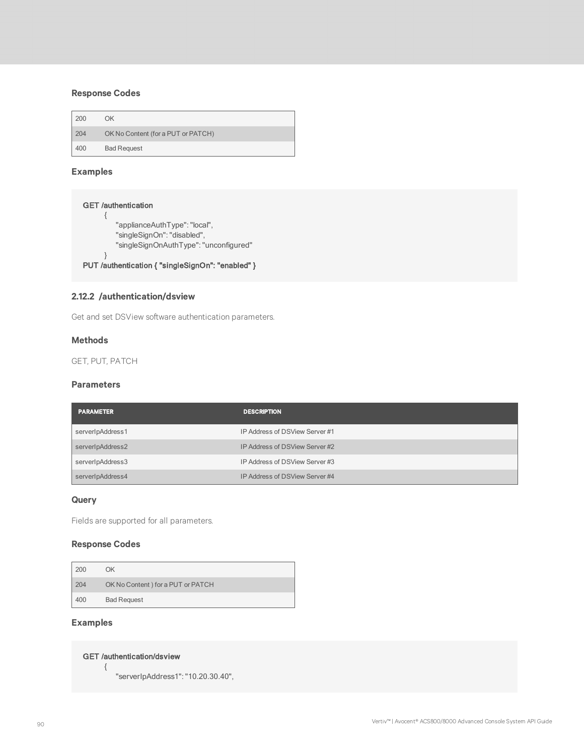### Response Codes

| | |
|---|---|
| 200 | OK |
| 204 | OK No Content (for a PUT or PATCH) |
| 400 | Bad Request |

### Examples

```
GET /authentication
    {
        "applianceAuthType": "local",
        "singleSignOn": "disabled",
        "singleSignOnAuthType": "unconfigured"
    }
PUT /authentication { "singleSignOn": "enabled" }
```

## 2.12.2 /authentication/dsview

Get and set DSView software authentication parameters.

### Methods

GET, PUT, PATCH

### Parameters

| PARAMETER | DESCRIPTION |
|---|---|
| serverIpAddress1 | IP Address of DSView Server #1 |
| serverIpAddress2 | IP Address of DSView Server #2 |
| serverIpAddress3 | IP Address of DSView Server #3 |
| serverIpAddress4 | IP Address of DSView Server #4 |

### Query

Fields are supported for all parameters.

### Response Codes

| | |
|---|---|
| 200 | OK |
| 204 | OK No Content ) for a PUT or PATCH |
| 400 | Bad Request |

### Examples

```
GET /authentication/dsview
    {
        "serverIpAddress1": "10.20.30.40",
```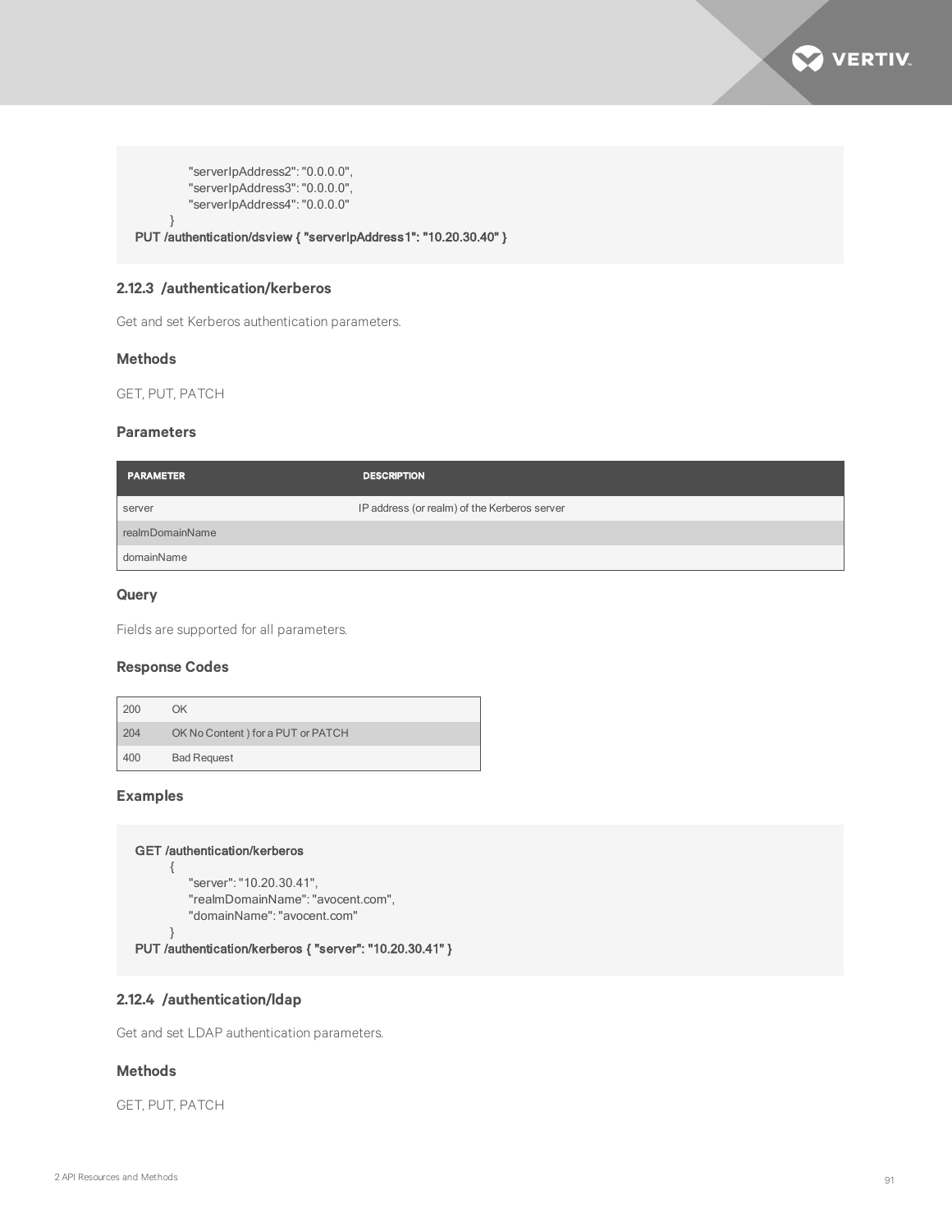```
        "serverIpAddress2": "0.0.0.0",
        "serverIpAddress3": "0.0.0.0",
        "serverIpAddress4": "0.0.0.0"
    }
PUT /authentication/dsview { "serverIpAddress1": "10.20.30.40" }
```

### 2.12.3 /authentication/kerberos

Get and set Kerberos authentication parameters.

#### Methods

GET, PUT, PATCH

#### Parameters

| PARAMETER | DESCRIPTION |
| --- | --- |
| server | IP address (or realm) of the Kerberos server |
| realmDomainName | |
| domainName | |

#### Query

Fields are supported for all parameters.

#### Response Codes

| | |
| --- | --- |
| 200 | OK |
| 204 | OK No Content ) for a PUT or PATCH |
| 400 | Bad Request |

#### Examples

```
GET /authentication/kerberos
    {
        "server": "10.20.30.41",
        "realmDomainName": "avocent.com",
        "domainName": "avocent.com"
    }
PUT /authentication/kerberos { "server": "10.20.30.41" }
```

### 2.12.4 /authentication/ldap

Get and set LDAP authentication parameters.

#### Methods

GET, PUT, PATCH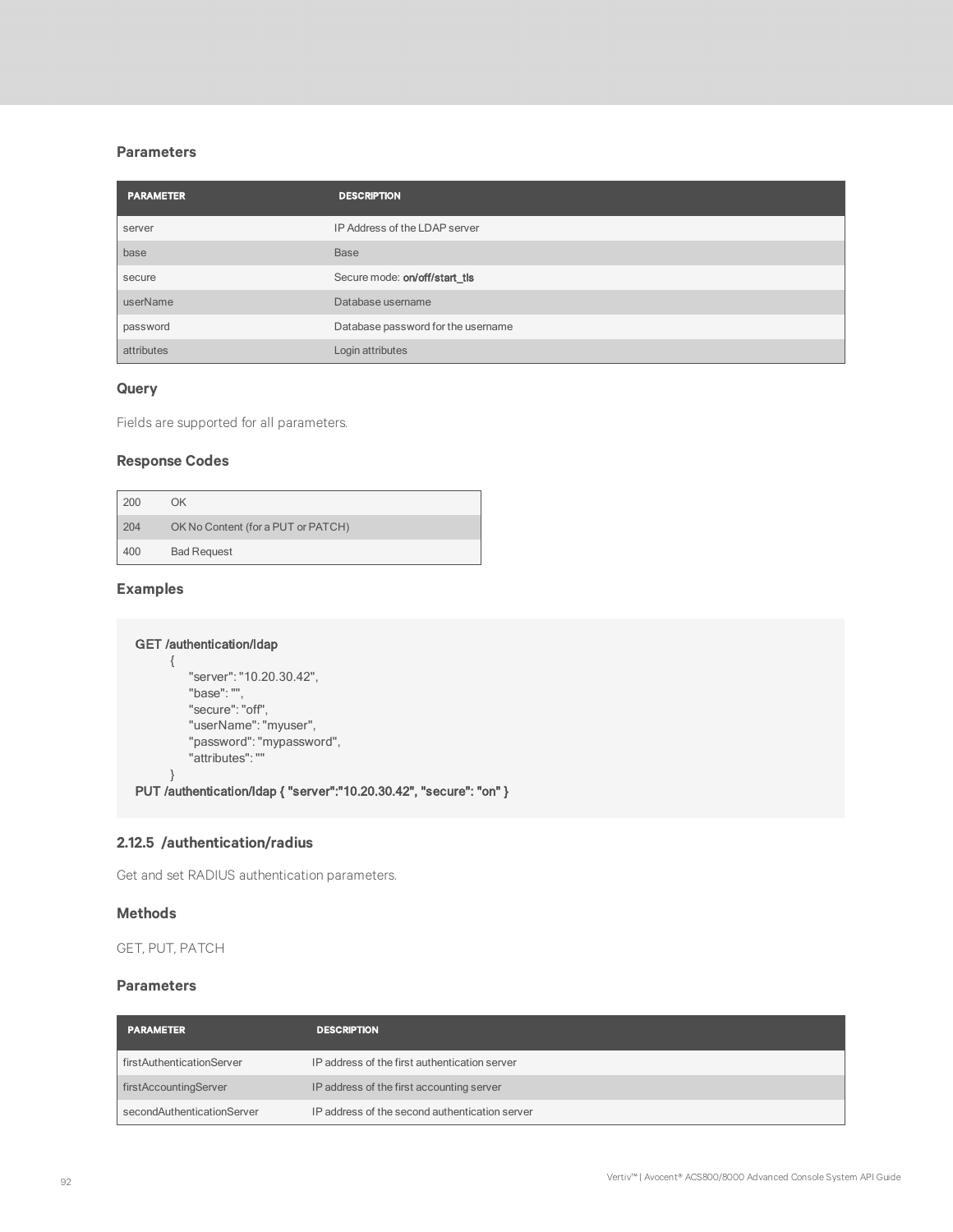### Parameters

| PARAMETER | DESCRIPTION |
| --- | --- |
| server | IP Address of the LDAP server |
| base | Base |
| secure | Secure mode: **on/off/start_tls** |
| userName | Database username |
| password | Database password for the username |
| attributes | Login attributes |

### Query

Fields are supported for all parameters.

### Response Codes

| | |
| --- | --- |
| 200 | OK |
| 204 | OK No Content (for a PUT or PATCH) |
| 400 | Bad Request |

### Examples

```
GET /authentication/ldap
        {
            "server": "10.20.30.42",
            "base": "",
            "secure": "off",
            "userName": "myuser",
            "password": "mypassword",
            "attributes": ""
        }
PUT /authentication/ldap { "server":"10.20.30.42", "secure": "on" }
```

## 2.12.5 /authentication/radius

Get and set RADIUS authentication parameters.

### Methods

GET, PUT, PATCH

### Parameters

| PARAMETER | DESCRIPTION |
| --- | --- |
| firstAuthenticationServer | IP address of the first authentication server |
| firstAccountingServer | IP address of the first accounting server |
| secondAuthenticationServer | IP address of the second authentication server |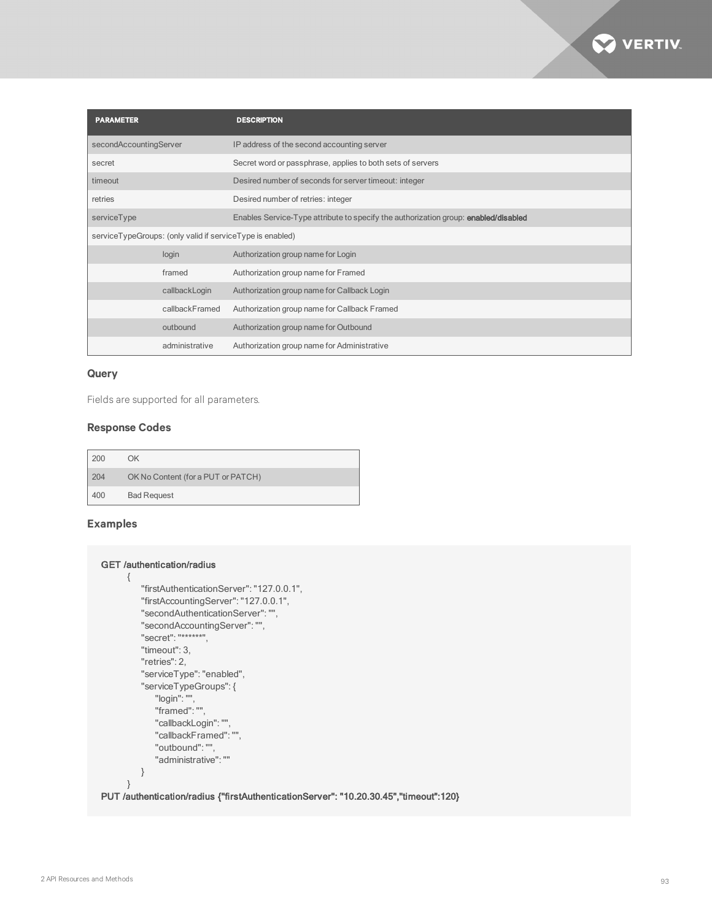| PARAMETER | DESCRIPTION |
|---|---|
| secondAccountingServer | IP address of the second accounting server |
| secret | Secret word or passphrase, applies to both sets of servers |
| timeout | Desired number of seconds for server timeout: integer |
| retries | Desired number of retries: integer |
| serviceType | Enables Service-Type attribute to specify the authorization group: **enabled/disabled** |
| serviceTypeGroups: (only valid if serviceType is enabled) | |
| login | Authorization group name for Login |
| framed | Authorization group name for Framed |
| callbackLogin | Authorization group name for Callback Login |
| callbackFramed | Authorization group name for Callback Framed |
| outbound | Authorization group name for Outbound |
| administrative | Authorization group name for Administrative |

### Query

Fields are supported for all parameters.

### Response Codes

| | |
|---|---|
| 200 | OK |
| 204 | OK No Content (for a PUT or PATCH) |
| 400 | Bad Request |

### Examples

```
GET /authentication/radius
    {
        "firstAuthenticationServer": "127.0.0.1",
        "firstAccountingServer": "127.0.0.1",
        "secondAuthenticationServer": "",
        "secondAccountingServer": "",
        "secret": "*******",
        "timeout": 3,
        "retries": 2,
        "serviceType": "enabled",
        "serviceTypeGroups": {
            "login": "",
            "framed": "",
            "callbackLogin": "",
            "callbackFramed": "",
            "outbound": "",
            "administrative": ""
        }
    }
PUT /authentication/radius {"firstAuthenticationServer": "10.20.30.45","timeout":120}
```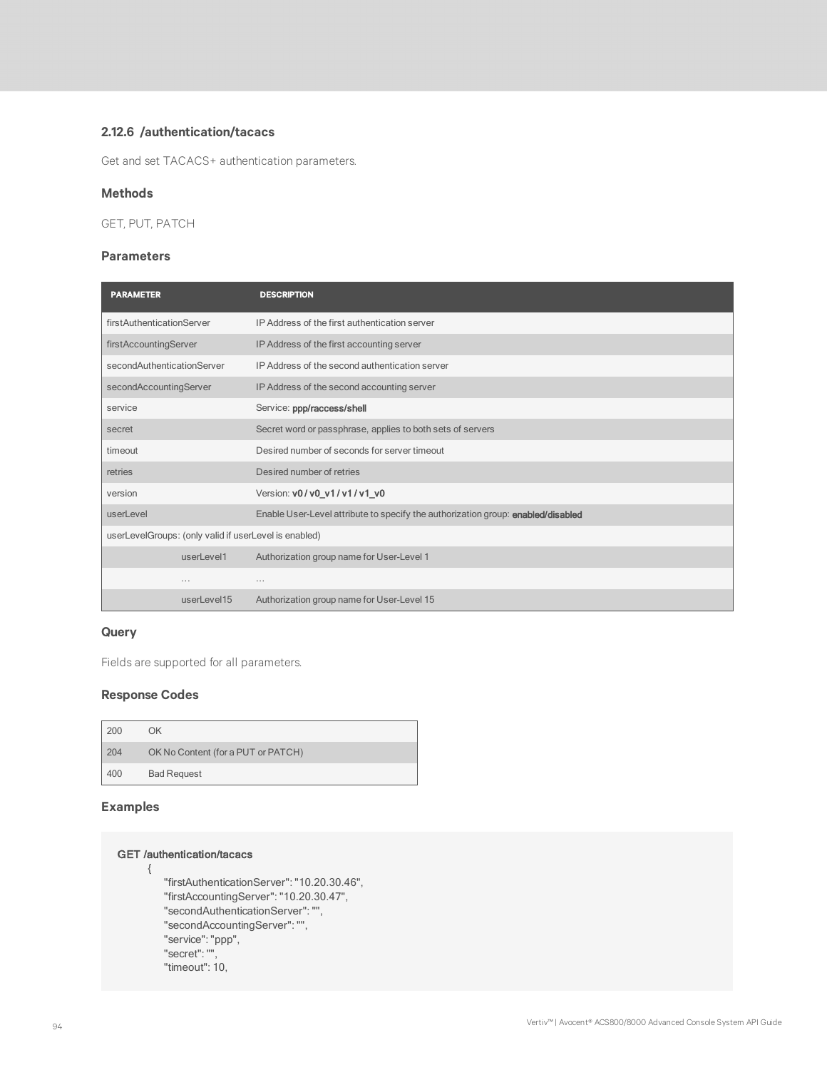### 2.12.6 /authentication/tacacs

Get and set TACACS+ authentication parameters.

#### Methods

GET, PUT, PATCH

#### Parameters

| PARAMETER | DESCRIPTION |
|---|---|
| firstAuthenticationServer | IP Address of the first authentication server |
| firstAccountingServer | IP Address of the first accounting server |
| secondAuthenticationServer | IP Address of the second authentication server |
| secondAccountingServer | IP Address of the second accounting server |
| service | Service: **ppp/raccess/shell** |
| secret | Secret word or passphrase, applies to both sets of servers |
| timeout | Desired number of seconds for server timeout |
| retries | Desired number of retries |
| version | Version: **v0 / v0_v1 / v1 / v1_v0** |
| userLevel | Enable User-Level attribute to specify the authorization group: **enabled/disabled** |
| userLevelGroups: (only valid if userLevel is enabled) | |
| userLevel1 | Authorization group name for User-Level 1 |
| ... | ... |
| userLevel15 | Authorization group name for User-Level 15 |

#### Query

Fields are supported for all parameters.

#### Response Codes

| | |
|---|---|
| 200 | OK |
| 204 | OK No Content (for a PUT or PATCH) |
| 400 | Bad Request |

#### Examples

```
GET /authentication/tacacs
    {
        "firstAuthenticationServer": "10.20.30.46",
        "firstAccountingServer": "10.20.30.47",
        "secondAuthenticationServer": "",
        "secondAccountingServer": "",
        "service": "ppp",
        "secret": "",
        "timeout": 10,
```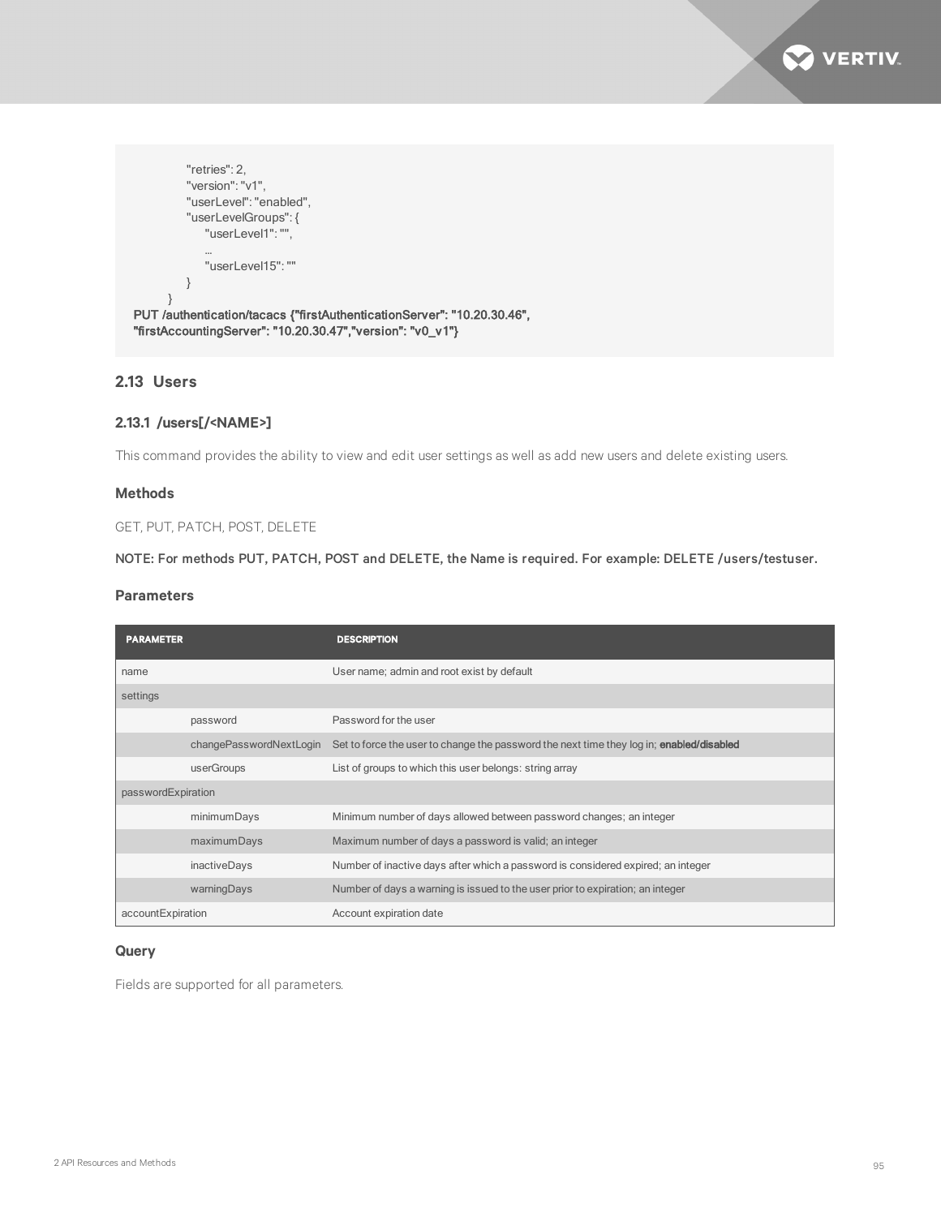```
            "retries": 2,
            "version": "v1",
            "userLevel": "enabled",
            "userLevelGroups": {
                "userLevel1": "",
                ...
                "userLevel15": ""
            }
        }
PUT /authentication/tacacs {"firstAuthenticationServer": "10.20.30.46",
"firstAccountingServer": "10.20.30.47","version": "v0_v1"}
```

## 2.13 Users

### 2.13.1 /users[/<NAME>]

This command provides the ability to view and edit user settings as well as add new users and delete existing users.

#### Methods

GET, PUT, PATCH, POST, DELETE

**NOTE: For methods PUT, PATCH, POST and DELETE, the Name is required. For example: DELETE /users/testuser.**

#### Parameters

| PARAMETER | | DESCRIPTION |
|---|---|---|
| name | | User name; admin and root exist by default |
| settings | | |
| | password | Password for the user |
| | changePasswordNextLogin | Set to force the user to change the password the next time they log in; **enabled/disabled** |
| | userGroups | List of groups to which this user belongs: string array |
| passwordExpiration | | |
| | minimumDays | Minimum number of days allowed between password changes; an integer |
| | maximumDays | Maximum number of days a password is valid; an integer |
| | inactiveDays | Number of inactive days after which a password is considered expired; an integer |
| | warningDays | Number of days a warning is issued to the user prior to expiration; an integer |
| accountExpiration | | Account expiration date |

#### Query

Fields are supported for all parameters.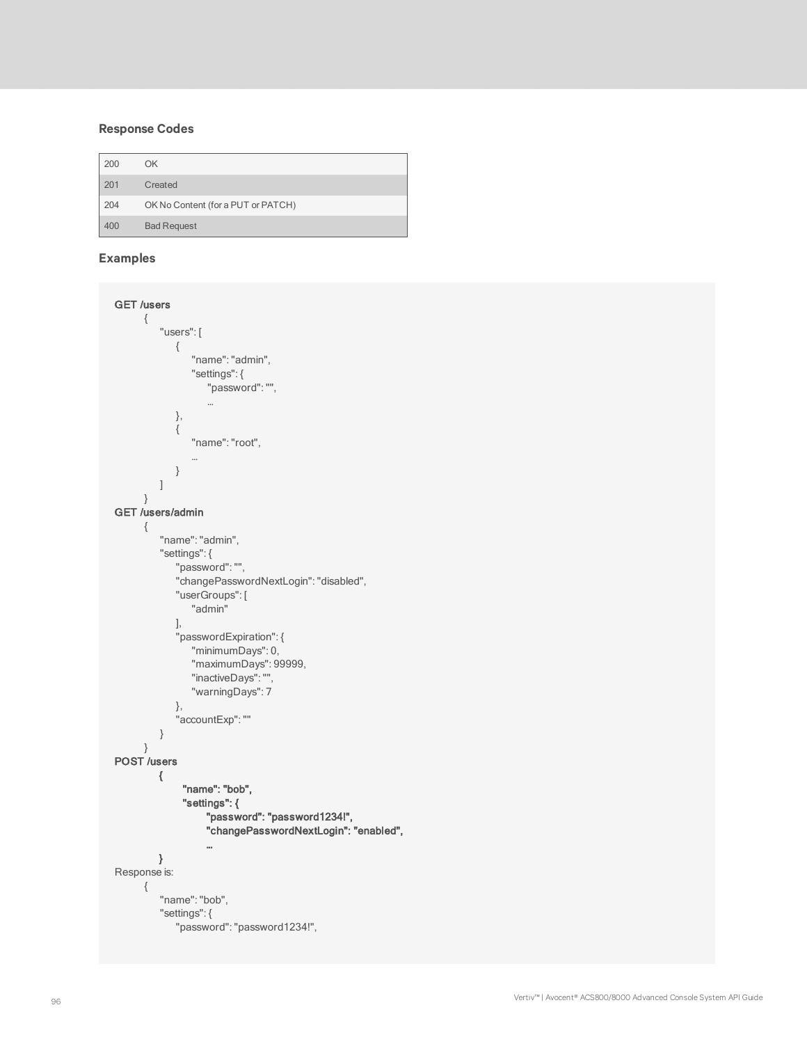### Response Codes

| | |
|---|---|
| 200 | OK |
| 201 | Created |
| 204 | OK No Content (for a PUT or PATCH) |
| 400 | Bad Request |

### Examples

```
GET /users
    {
        "users": [
            {
                "name": "admin",
                "settings": {
                    "password": "",
                    …
            },
            {
                "name": "root",
                …
            }
        ]
    }
GET /users/admin
    {
        "name": "admin",
        "settings": {
            "password": "",
            "changePasswordNextLogin": "disabled",
            "userGroups": [
                "admin"
            ],
            "passwordExpiration": {
                "minimumDays": 0,
                "maximumDays": 99999,
                "inactiveDays": "",
                "warningDays": 7
            },
            "accountExp": ""
        }
    }
POST /users
        {
            "name": "bob",
            "settings": {
                "password": "password1234!",
                "changePasswordNextLogin": "enabled",
                …
        }
Response is:
    {
        "name": "bob",
        "settings": {
            "password": "password1234!",
```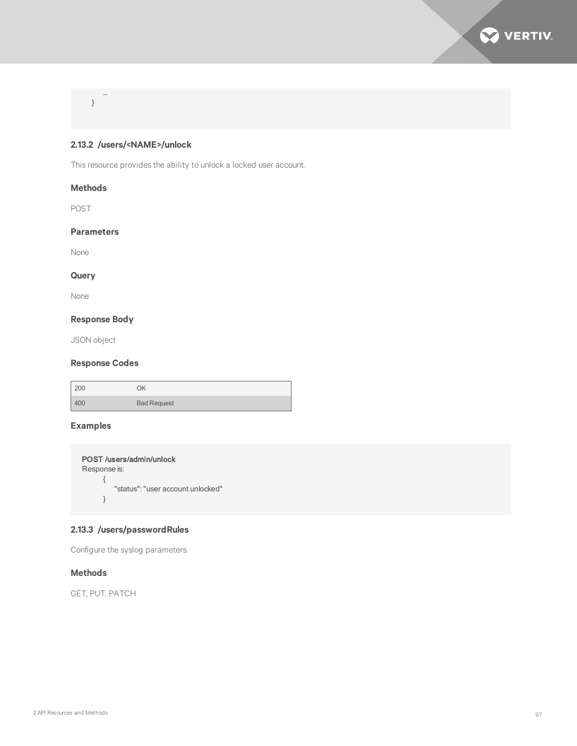```
        ...
    }
```

### 2.13.2 /users/<NAME>/unlock

This resource provides the ability to unlock a locked user account.

#### Methods

POST

#### Parameters

None

#### Query

None

#### Response Body

JSON object

#### Response Codes

| | |
|---|---|
| 200 | OK |
| 400 | Bad Request |

#### Examples

```
POST /users/admin/unlock
Response is:
    {
        "status": "user account unlocked"
    }
```

### 2.13.3 /users/passwordRules

Configure the syslog parameters.

#### Methods

GET, PUT, PATCH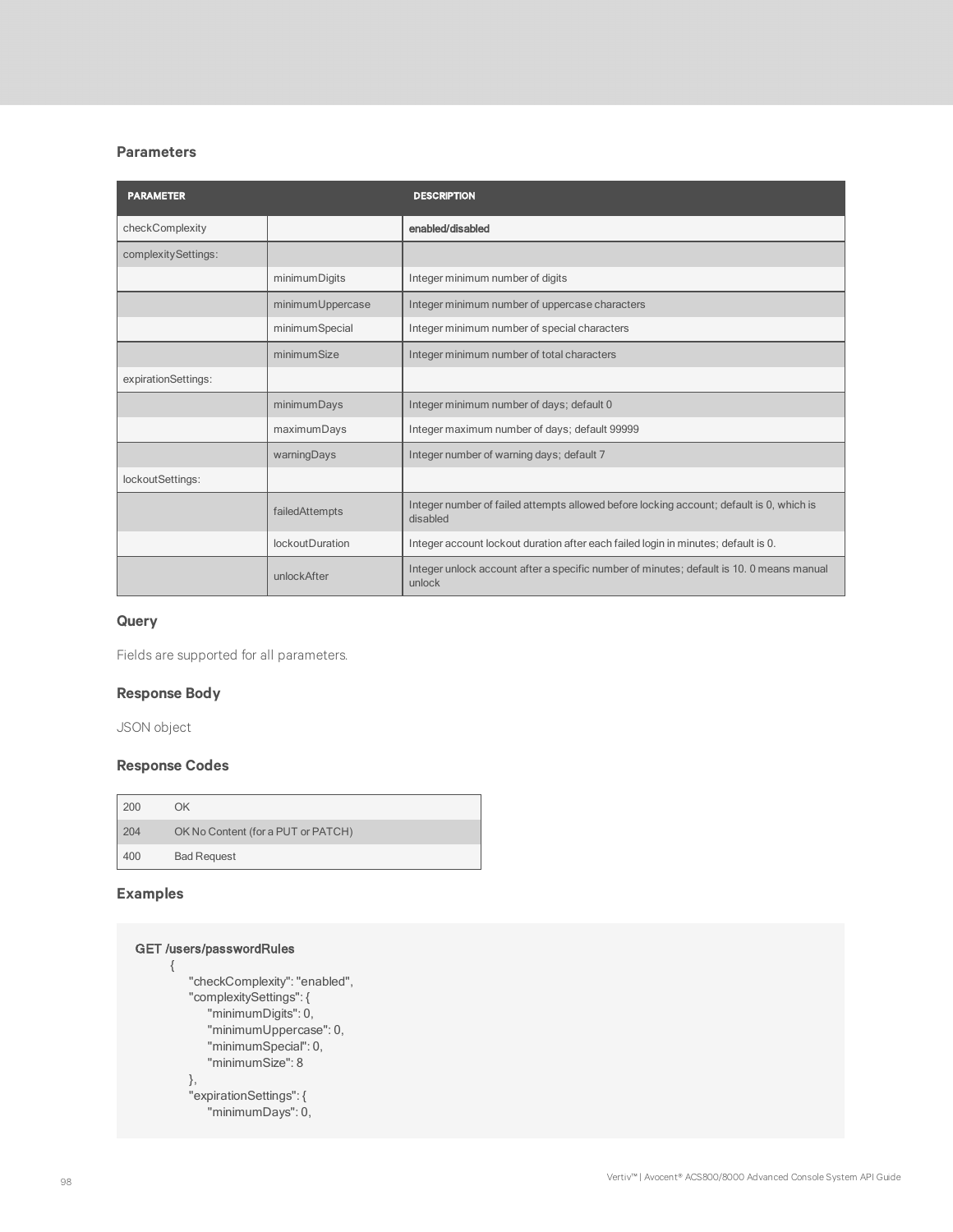### Parameters

| PARAMETER | | DESCRIPTION |
|---|---|---|
| checkComplexity | | enabled/disabled |
| complexitySettings: | | |
| | minimumDigits | Integer minimum number of digits |
| | minimumUppercase | Integer minimum number of uppercase characters |
| | minimumSpecial | Integer minimum number of special characters |
| | minimumSize | Integer minimum number of total characters |
| expirationSettings: | | |
| | minimumDays | Integer minimum number of days; default 0 |
| | maximumDays | Integer maximum number of days; default 99999 |
| | warningDays | Integer number of warning days; default 7 |
| lockoutSettings: | | |
| | failedAttempts | Integer number of failed attempts allowed before locking account; default is 0, which is disabled |
| | lockoutDuration | Integer account lockout duration after each failed login in minutes; default is 0. |
| | unlockAfter | Integer unlock account after a specific number of minutes; default is 10. 0 means manual unlock |

### Query

Fields are supported for all parameters.

### Response Body

JSON object

### Response Codes

| | |
|---|---|
| 200 | OK |
| 204 | OK No Content (for a PUT or PATCH) |
| 400 | Bad Request |

### Examples

```
GET /users/passwordRules
    {
        "checkComplexity": "enabled",
        "complexitySettings": {
            "minimumDigits": 0,
            "minimumUppercase": 0,
            "minimumSpecial": 0,
            "minimumSize": 8
        },
        "expirationSettings": {
            "minimumDays": 0,
```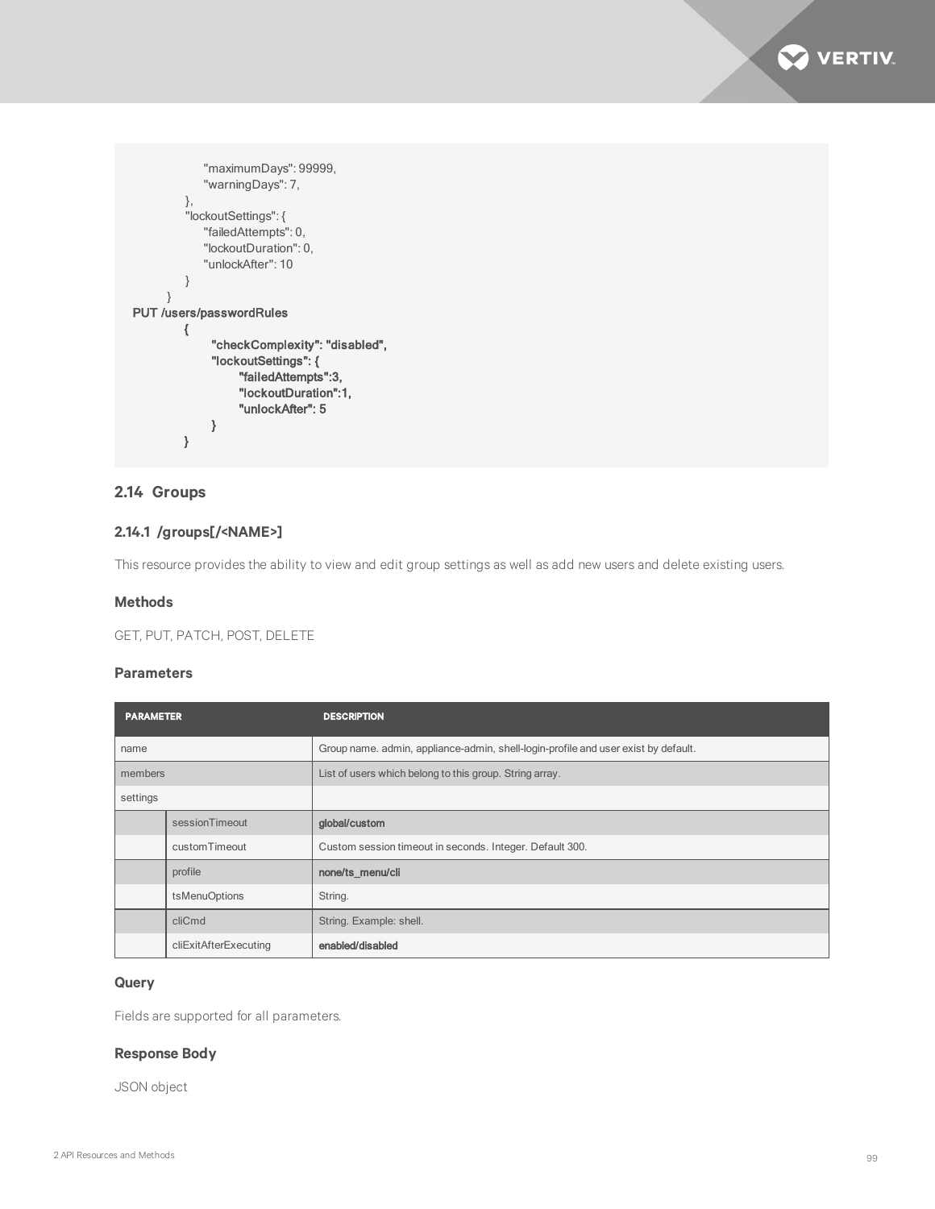```
                "maximumDays": 99999,
                "warningDays": 7,
            },
            "lockoutSettings": {
                "failedAttempts": 0,
                "lockoutDuration": 0,
                "unlockAfter": 10
            }
        }
PUT /users/passwordRules
        {
            "checkComplexity": "disabled",
            "lockoutSettings": {
                "failedAttempts":3,
                "lockoutDuration":1,
                "unlockAfter": 5
            }
        }
```

## 2.14 Groups

### 2.14.1 /groups[/<NAME>]

This resource provides the ability to view and edit group settings as well as add new users and delete existing users.

#### Methods

GET, PUT, PATCH, POST, DELETE

#### Parameters

| PARAMETER | | DESCRIPTION |
|---|---|---|
| name | | Group name. admin, appliance-admin, shell-login-profile and user exist by default. |
| members | | List of users which belong to this group. String array. |
| settings | | |
| | sessionTimeout | global/custom |
| | customTimeout | Custom session timeout in seconds. Integer. Default 300. |
| | profile | none/ts_menu/cli |
| | tsMenuOptions | String. |
| | cliCmd | String. Example: shell. |
| | cliExitAfterExecuting | enabled/disabled |

#### Query

Fields are supported for all parameters.

#### Response Body

JSON object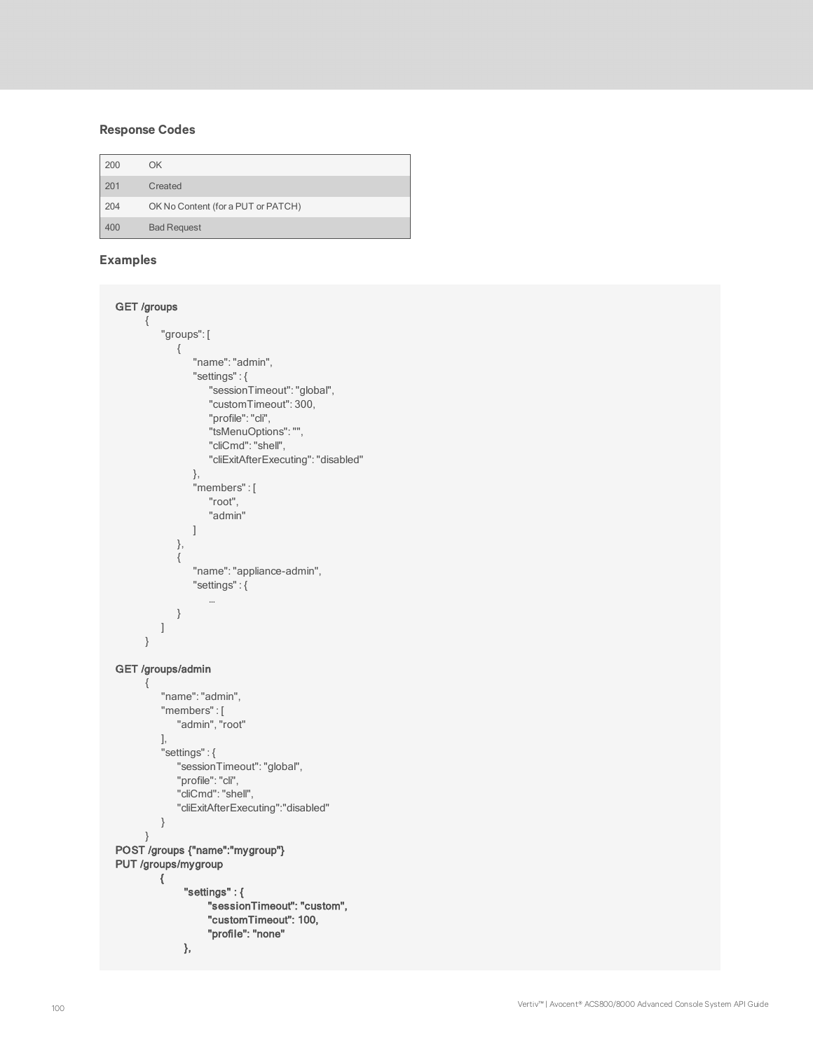### Response Codes

| | |
|---|---|
| 200 | OK |
| 201 | Created |
| 204 | OK No Content (for a PUT or PATCH) |
| 400 | Bad Request |

### Examples

```
GET /groups
    {
        "groups": [
            {
                "name": "admin",
                "settings" : {
                    "sessionTimeout": "global",
                    "customTimeout": 300,
                    "profile": "cli",
                    "tsMenuOptions": "",
                    "cliCmd": "shell",
                    "cliExitAfterExecuting": "disabled"
                },
                "members" : [
                    "root",
                    "admin"
                ]
            },
            {
                "name": "appliance-admin",
                "settings" : {
                    ...
            }
        ]
    }

GET /groups/admin
    {
        "name": "admin",
        "members" : [
            "admin", "root"
        ],
        "settings" : {
            "sessionTimeout": "global",
            "profile": "cli",
            "cliCmd": "shell",
            "cliExitAfterExecuting":"disabled"
        }
    }
POST /groups {"name":"mygroup"}
PUT /groups/mygroup
    {
        "settings" : {
            "sessionTimeout": "custom",
            "customTimeout": 100,
            "profile": "none"
        },
```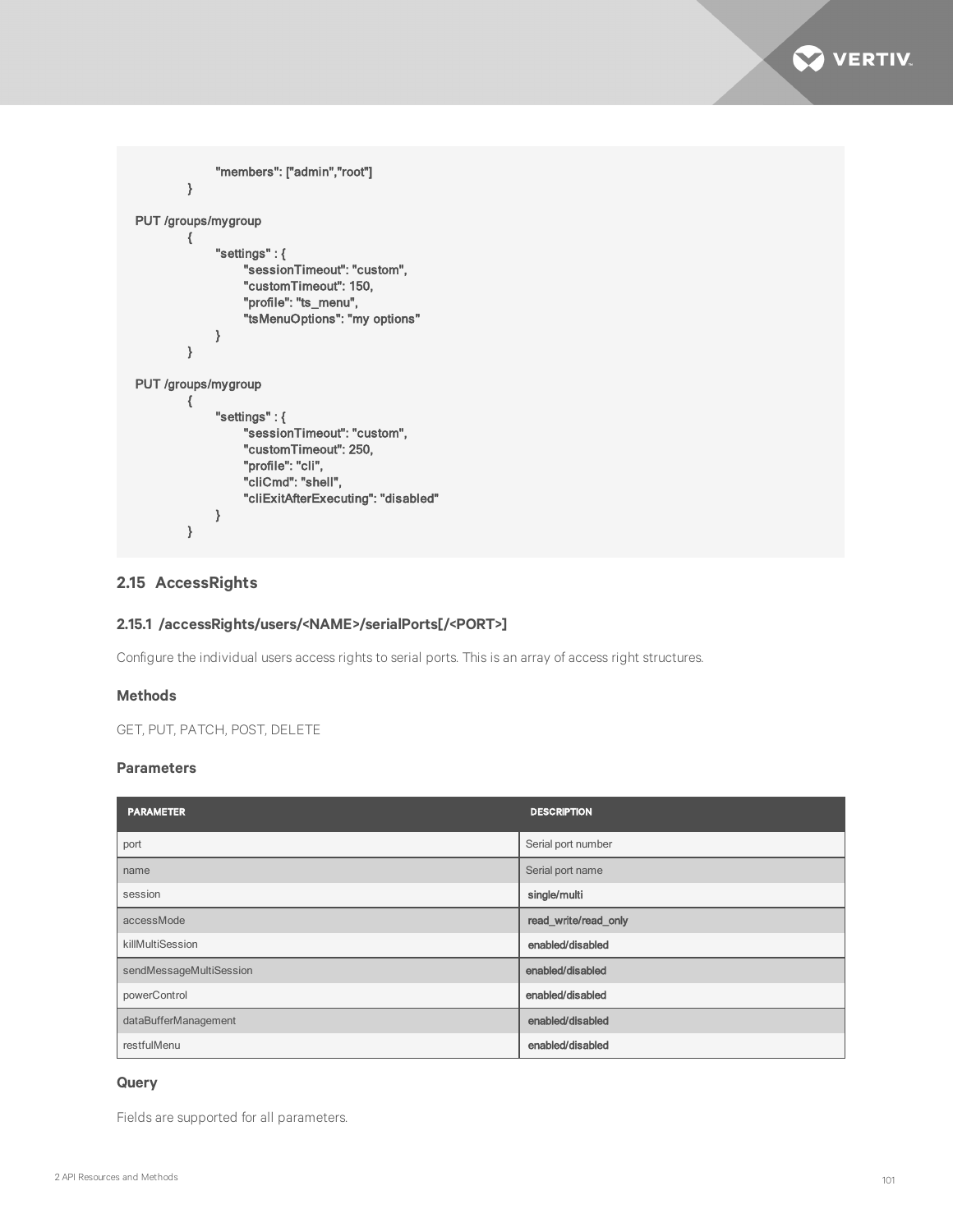```
            "members": ["admin","root"]
        }

PUT /groups/mygroup
        {
            "settings" : {
                "sessionTimeout": "custom",
                "customTimeout": 150,
                "profile": "ts_menu",
                "tsMenuOptions": "my options"
            }
        }

PUT /groups/mygroup
        {
            "settings" : {
                "sessionTimeout": "custom",
                "customTimeout": 250,
                "profile": "cli",
                "cliCmd": "shell",
                "cliExitAfterExecuting": "disabled"
            }
        }
```

## 2.15 AccessRights

### 2.15.1 /accessRights/users/<NAME>/serialPorts[/<PORT>]

Configure the individual users access rights to serial ports. This is an array of access right structures.

#### Methods

GET, PUT, PATCH, POST, DELETE

#### Parameters

| PARAMETER | DESCRIPTION |
|---|---|
| port | Serial port number |
| name | Serial port name |
| session | single/multi |
| accessMode | read_write/read_only |
| killMultiSession | enabled/disabled |
| sendMessageMultiSession | enabled/disabled |
| powerControl | enabled/disabled |
| dataBufferManagement | enabled/disabled |
| restfulMenu | enabled/disabled |

#### Query

Fields are supported for all parameters.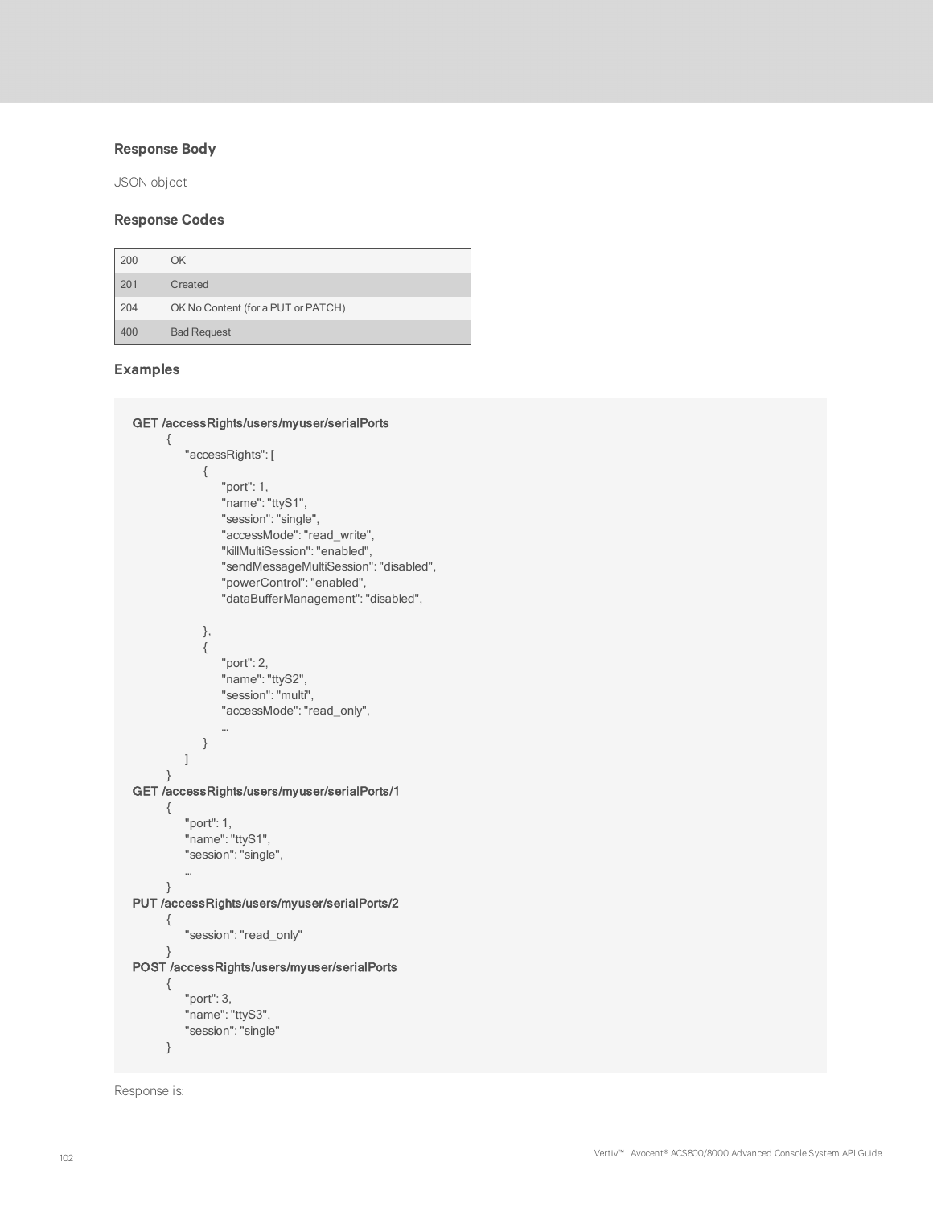### Response Body

JSON object

### Response Codes

| | |
|---|---|
| 200 | OK |
| 201 | Created |
| 204 | OK No Content (for a PUT or PATCH) |
| 400 | Bad Request |

### Examples

```
GET /accessRights/users/myuser/serialPorts
        {
            "accessRights": [
                {
                    "port": 1,
                    "name": "ttyS1",
                    "session": "single",
                    "accessMode": "read_write",
                    "killMultiSession": "enabled",
                    "sendMessageMultiSession": "disabled",
                    "powerControl": "enabled",
                    "dataBufferManagement": "disabled",

                },
                {
                    "port": 2,
                    "name": "ttyS2",
                    "session": "multi",
                    "accessMode": "read_only",
                    ...
                }
            ]
        }
GET /accessRights/users/myuser/serialPorts/1
        {
            "port": 1,
            "name": "ttyS1",
            "session": "single",
            ...
        }
PUT /accessRights/users/myuser/serialPorts/2
        {
            "session": "read_only"
        }
POST /accessRights/users/myuser/serialPorts
        {
            "port": 3,
            "name": "ttyS3",
            "session": "single"
        }
```

Response is: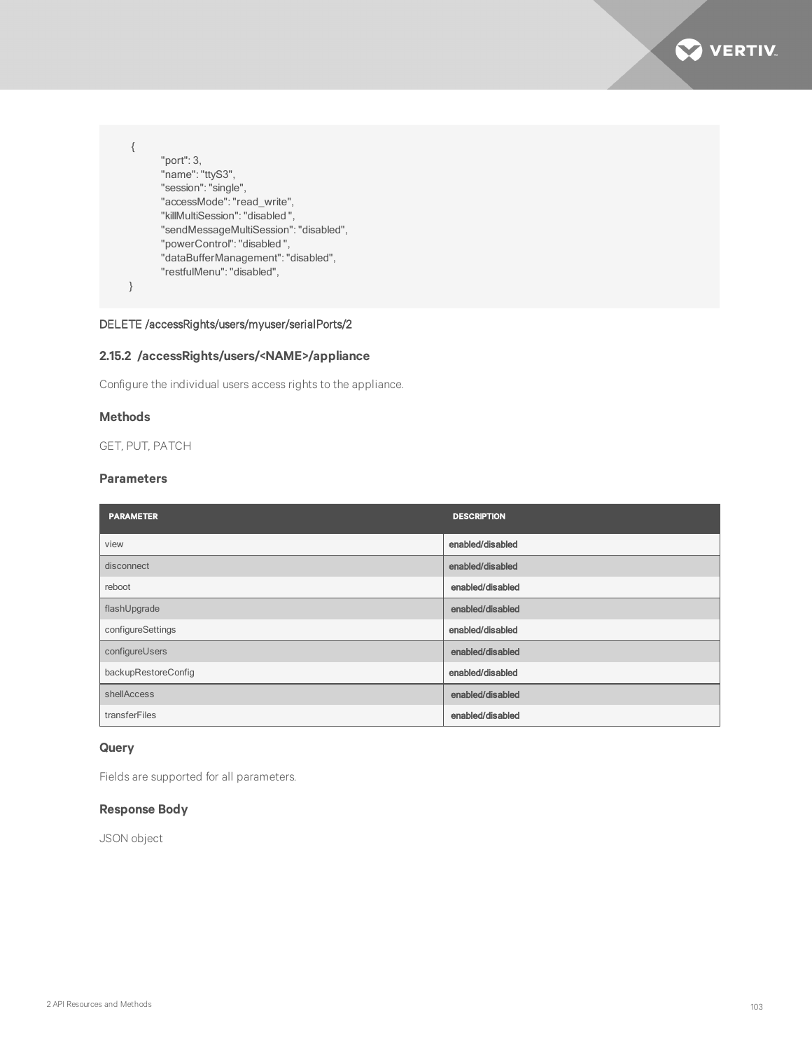```
{
        "port": 3,
        "name": "ttyS3",
        "session": "single",
        "accessMode": "read_write",
        "killMultiSession": "disabled ",
        "sendMessageMultiSession": "disabled",
        "powerControl": "disabled ",
        "dataBufferManagement": "disabled",
        "restfulMenu": "disabled",
}
```

DELETE /accessRights/users/myuser/serialPorts/2

### 2.15.2 /accessRights/users/<NAME>/appliance

Configure the individual users access rights to the appliance.

#### Methods

GET, PUT, PATCH

#### Parameters

| PARAMETER | DESCRIPTION |
|---|---|
| view | enabled/disabled |
| disconnect | enabled/disabled |
| reboot | enabled/disabled |
| flashUpgrade | enabled/disabled |
| configureSettings | enabled/disabled |
| configureUsers | enabled/disabled |
| backupRestoreConfig | enabled/disabled |
| shellAccess | enabled/disabled |
| transferFiles | enabled/disabled |

#### Query

Fields are supported for all parameters.

#### Response Body

JSON object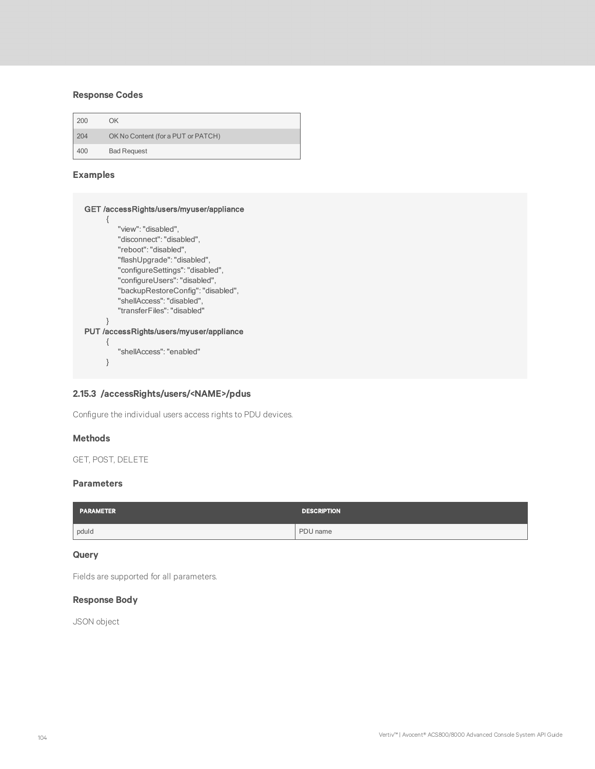### Response Codes

| | |
|---|---|
| 200 | OK |
| 204 | OK No Content (for a PUT or PATCH) |
| 400 | Bad Request |

### Examples

```
GET /accessRights/users/myuser/appliance
    {
        "view": "disabled",
        "disconnect": "disabled",
        "reboot": "disabled",
        "flashUpgrade": "disabled",
        "configureSettings": "disabled",
        "configureUsers": "disabled",
        "backupRestoreConfig": "disabled",
        "shellAccess": "disabled",
        "transferFiles": "disabled"
    }
PUT /accessRights/users/myuser/appliance
    {
        "shellAccess": "enabled"
    }
```

## 2.15.3 /accessRights/users/<NAME>/pdus

Configure the individual users access rights to PDU devices.

### Methods

GET, POST, DELETE

### Parameters

| PARAMETER | DESCRIPTION |
|---|---|
| pduId | PDU name |

### Query

Fields are supported for all parameters.

### Response Body

JSON object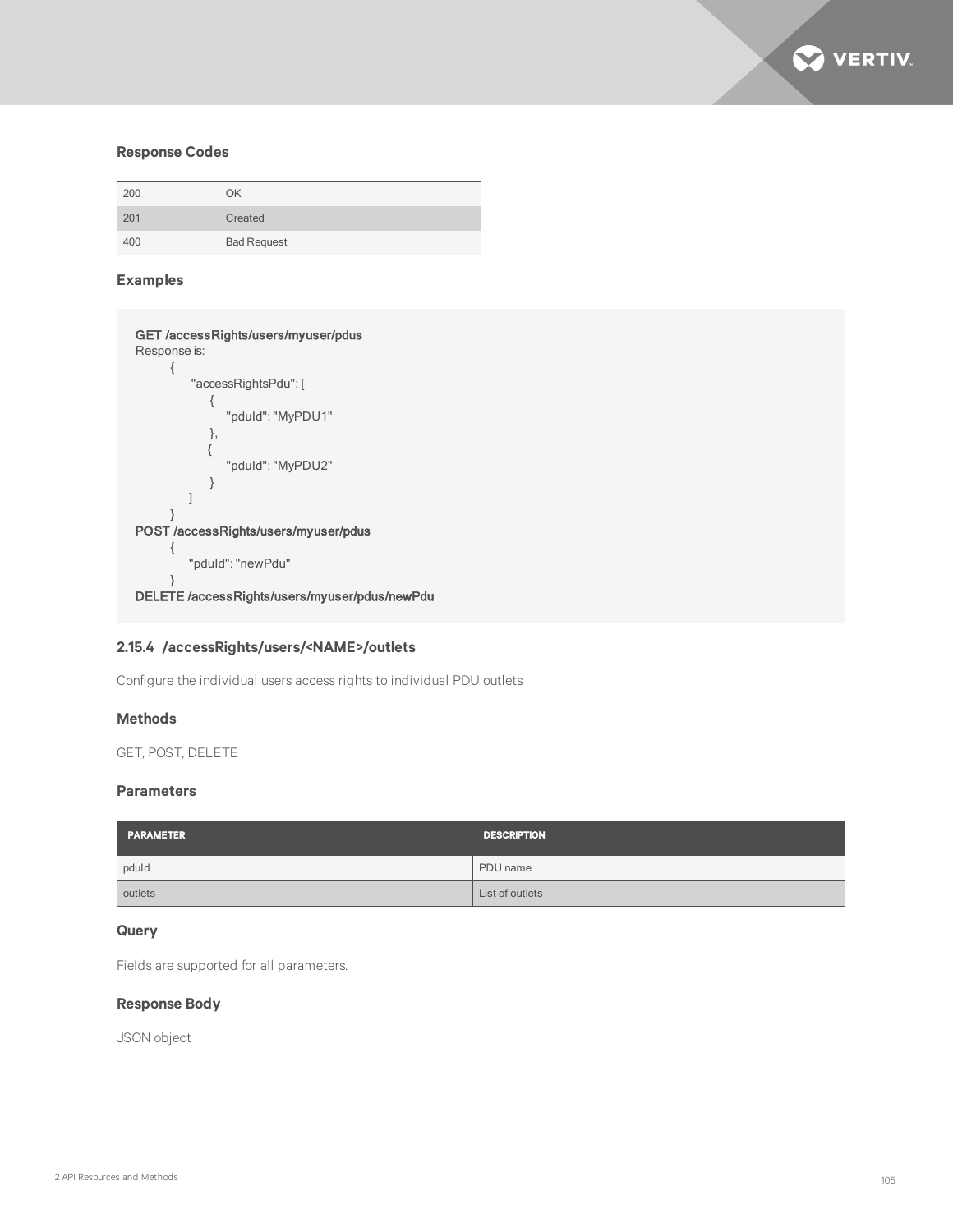### Response Codes

| | |
|---|---|
| 200 | OK |
| 201 | Created |
| 400 | Bad Request |

### Examples

```
GET /accessRights/users/myuser/pdus
Response is:
    {
        "accessRightsPdu": [
            {
                "pduId": "MyPDU1"
            },
            {
                "pduId": "MyPDU2"
            }
        ]
    }
POST /accessRights/users/myuser/pdus
    {
        "pduId": "newPdu"
    }
DELETE /accessRights/users/myuser/pdus/newPdu
```

## 2.15.4 /accessRights/users/<NAME>/outlets

Configure the individual users access rights to individual PDU outlets

### Methods

GET, POST, DELETE

### Parameters

| PARAMETER | DESCRIPTION |
|---|---|
| pduId | PDU name |
| outlets | List of outlets |

### Query

Fields are supported for all parameters.

### Response Body

JSON object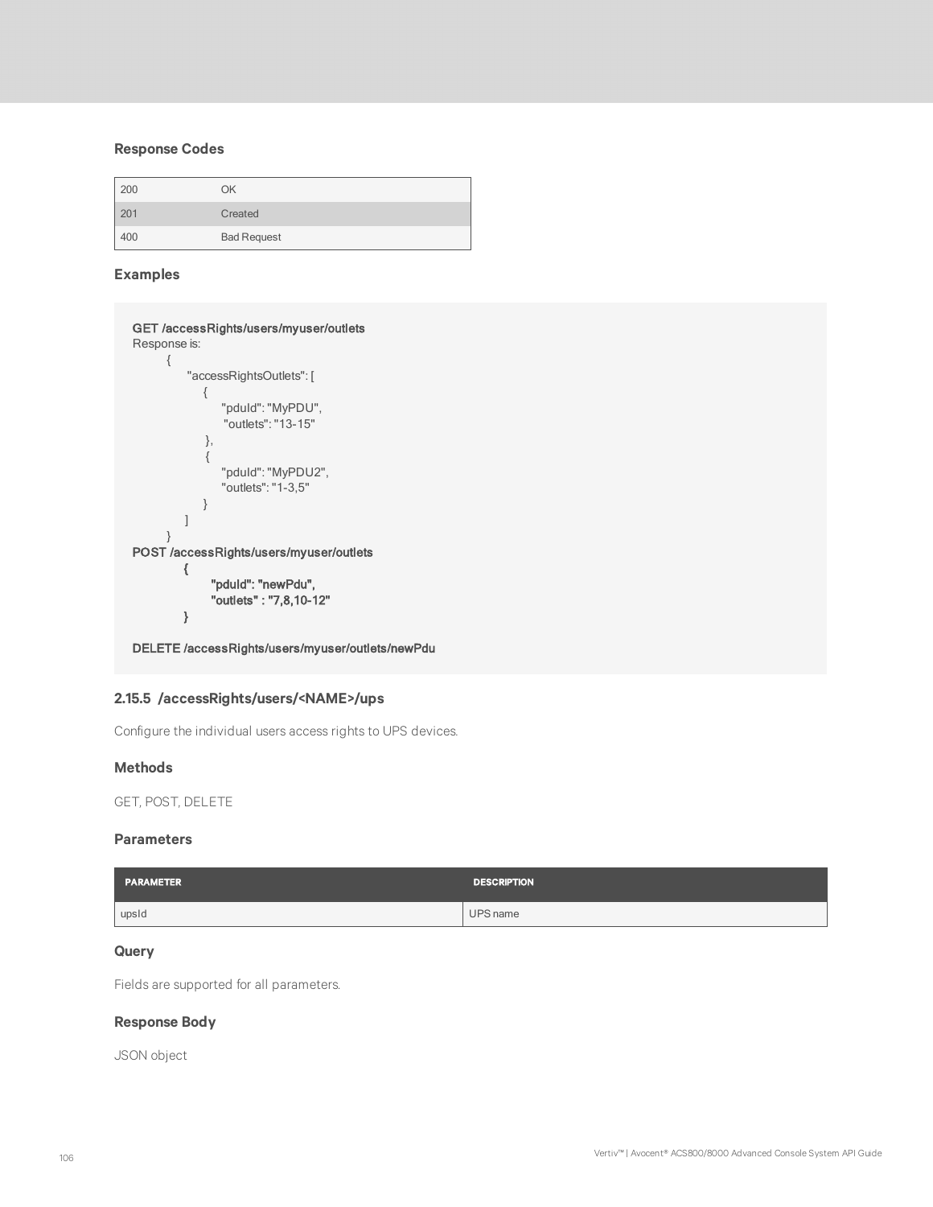### Response Codes

| | |
|---|---|
| 200 | OK |
| 201 | Created |
| 400 | Bad Request |

### Examples

```
GET /accessRights/users/myuser/outlets
Response is:
    {
        "accessRightsOutlets": [
            {
                "pduId": "MyPDU",
                "outlets": "13-15"
            },
            {
                "pduId": "MyPDU2",
                "outlets": "1-3,5"
            }
        ]
    }
POST /accessRights/users/myuser/outlets
        {
            "pduId": "newPdu",
            "outlets" : "7,8,10-12"
        }

DELETE /accessRights/users/myuser/outlets/newPdu
```

## 2.15.5 /accessRights/users/<NAME>/ups

Configure the individual users access rights to UPS devices.

### Methods

GET, POST, DELETE

### Parameters

| PARAMETER | DESCRIPTION |
|---|---|
| upsId | UPS name |

### Query

Fields are supported for all parameters.

### Response Body

JSON object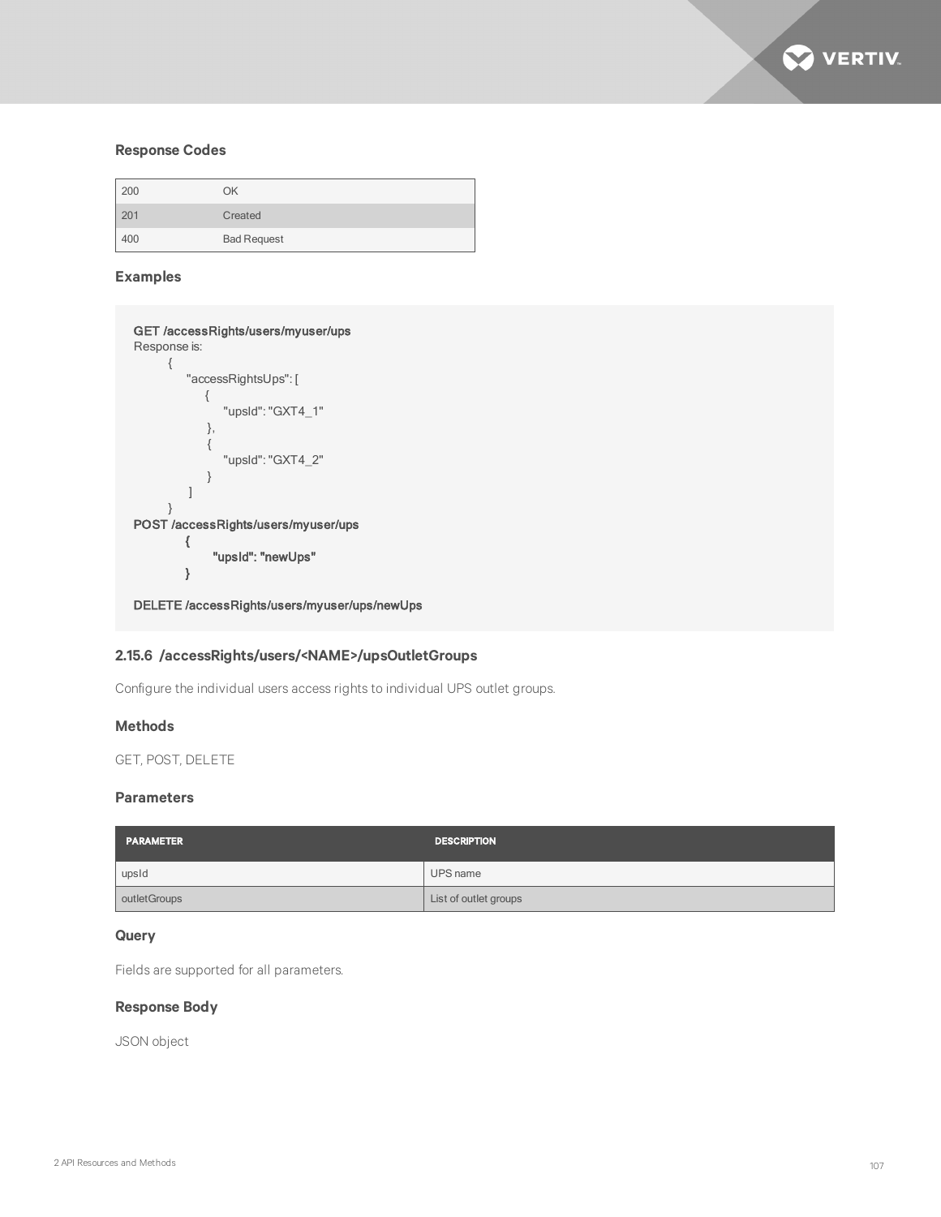### Response Codes

| | |
|---|---|
| 200 | OK |
| 201 | Created |
| 400 | Bad Request |

### Examples

```
GET /accessRights/users/myuser/ups
Response is:
        {
            "accessRightsUps": [
                {
                    "upsId": "GXT4_1"
                },
                {
                    "upsId": "GXT4_2"
                }
            ]
        }
POST /accessRights/users/myuser/ups
            {
                "upsId": "newUps"
            }

DELETE /accessRights/users/myuser/ups/newUps
```

### 2.15.6 /accessRights/users/<NAME>/upsOutletGroups

Configure the individual users access rights to individual UPS outlet groups.

### Methods

GET, POST, DELETE

### Parameters

| PARAMETER | DESCRIPTION |
|---|---|
| upsId | UPS name |
| outletGroups | List of outlet groups |

### Query

Fields are supported for all parameters.

### Response Body

JSON object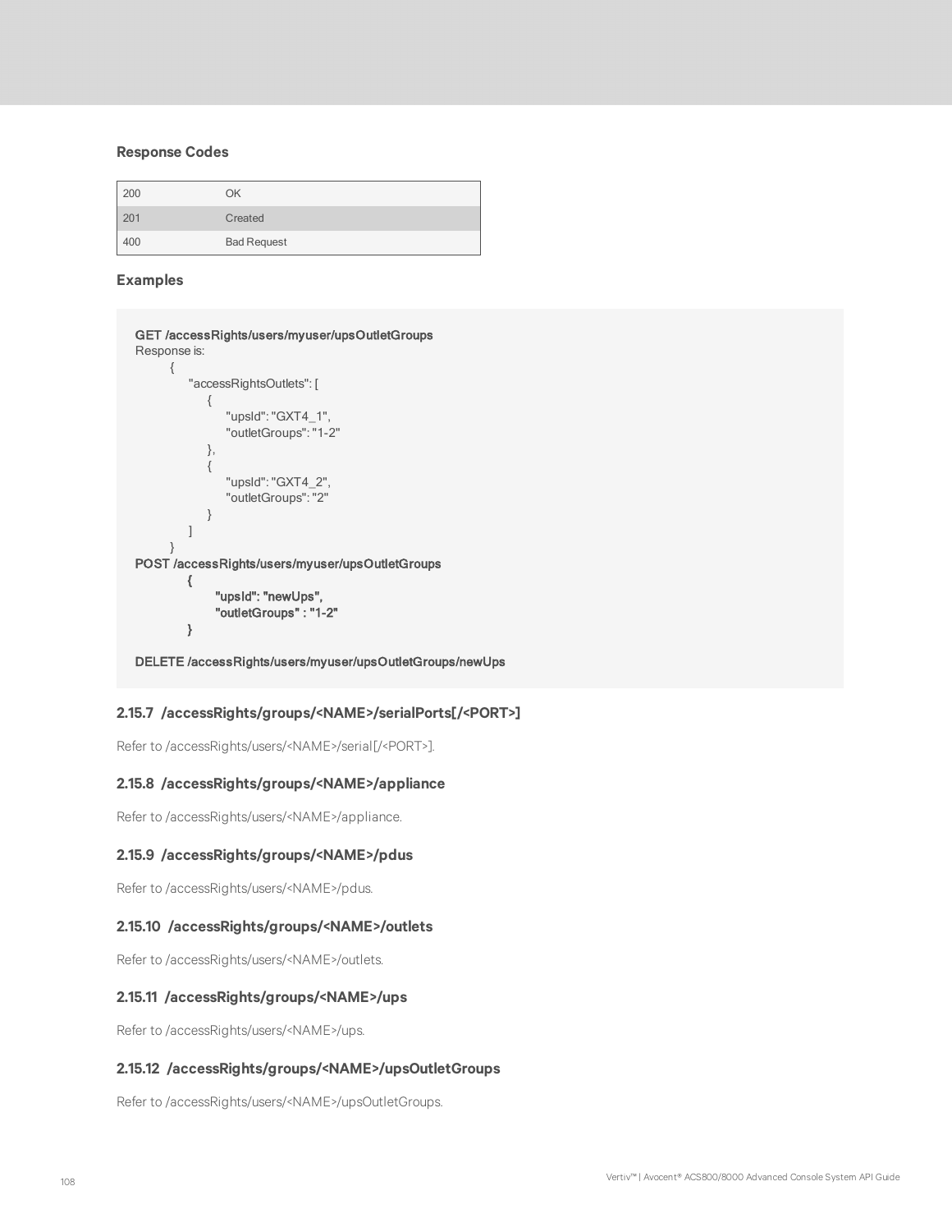### Response Codes

| | |
|---|---|
| 200 | OK |
| 201 | Created |
| 400 | Bad Request |

### Examples

```
GET /accessRights/users/myuser/upsOutletGroups
Response is:
    {
        "accessRightsOutlets": [
            {
                "upsId": "GXT4_1",
                "outletGroups": "1-2"
            },
            {
                "upsId": "GXT4_2",
                "outletGroups": "2"
            }
        ]
    }
POST /accessRights/users/myuser/upsOutletGroups
        {
            "upsId": "newUps",
            "outletGroups" : "1-2"
        }

DELETE /accessRights/users/myuser/upsOutletGroups/newUps
```

### 2.15.7 /accessRights/groups/<NAME>/serialPorts[/<PORT>]

Refer to /accessRights/users/<NAME>/serial[/<PORT>].

### 2.15.8 /accessRights/groups/<NAME>/appliance

Refer to /accessRights/users/<NAME>/appliance.

### 2.15.9 /accessRights/groups/<NAME>/pdus

Refer to /accessRights/users/<NAME>/pdus.

### 2.15.10 /accessRights/groups/<NAME>/outlets

Refer to /accessRights/users/<NAME>/outlets.

### 2.15.11 /accessRights/groups/<NAME>/ups

Refer to /accessRights/users/<NAME>/ups.

### 2.15.12 /accessRights/groups/<NAME>/upsOutletGroups

Refer to /accessRights/users/<NAME>/upsOutletGroups.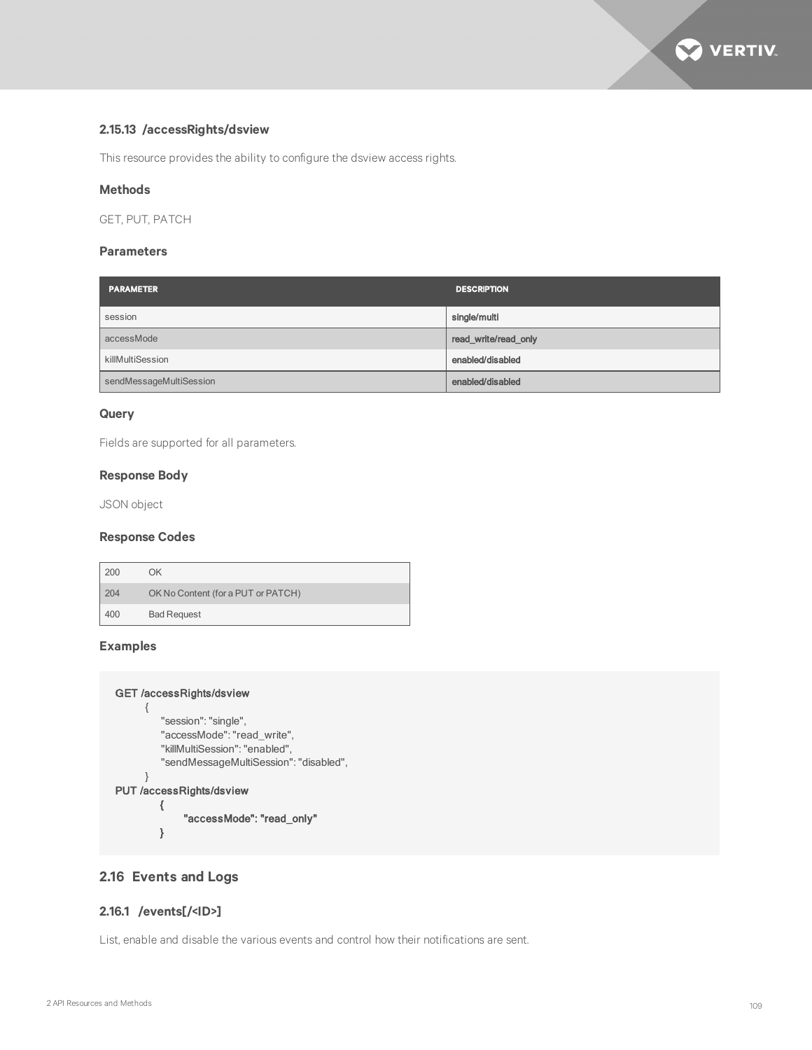### 2.15.13 /accessRights/dsview

This resource provides the ability to configure the dsview access rights.

#### Methods

GET, PUT, PATCH

#### Parameters

| PARAMETER | DESCRIPTION |
|---|---|
| session | single/multi |
| accessMode | read_write/read_only |
| killMultiSession | enabled/disabled |
| sendMessageMultiSession | enabled/disabled |

#### Query

Fields are supported for all parameters.

#### Response Body

JSON object

#### Response Codes

| | |
|---|---|
| 200 | OK |
| 204 | OK No Content (for a PUT or PATCH) |
| 400 | Bad Request |

#### Examples

```
GET /accessRights/dsview
    {
        "session": "single",
        "accessMode": "read_write",
        "killMultiSession": "enabled",
        "sendMessageMultiSession": "disabled",
    }
PUT /accessRights/dsview
        {
            "accessMode": "read_only"
        }
```

## 2.16 Events and Logs

### 2.16.1 /events[/<ID>]

List, enable and disable the various events and control how their notifications are sent.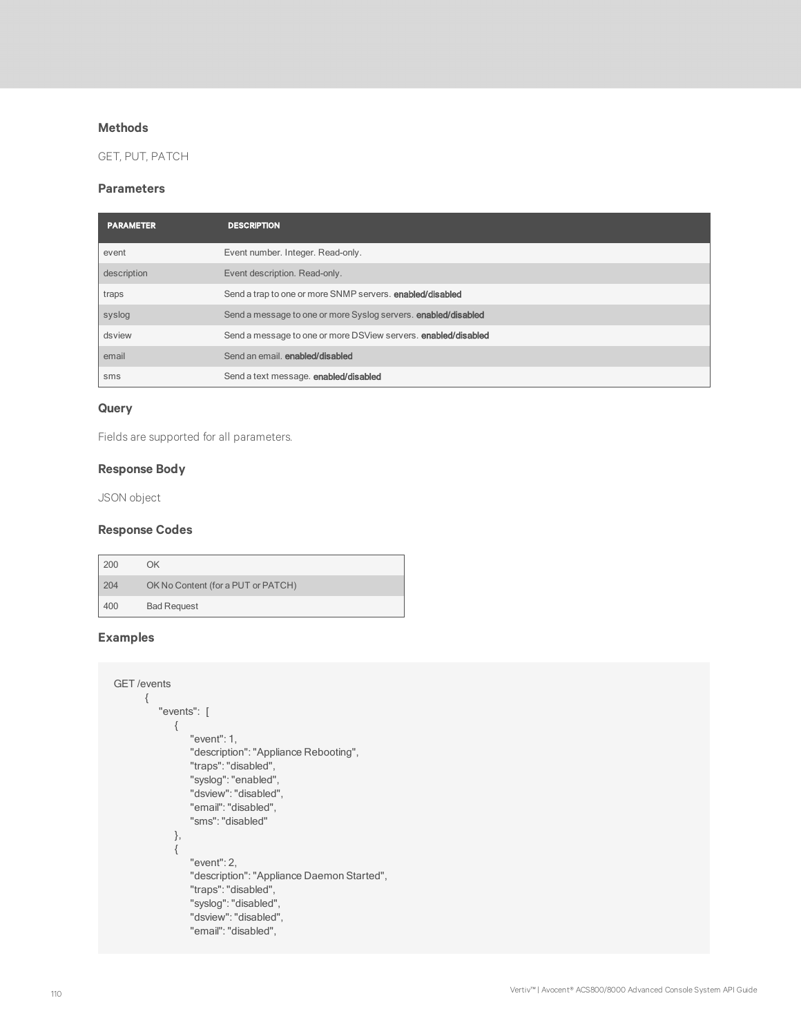### Methods

GET, PUT, PATCH

### Parameters

| PARAMETER | DESCRIPTION |
|---|---|
| event | Event number. Integer. Read-only. |
| description | Event description. Read-only. |
| traps | Send a trap to one or more SNMP servers. **enabled/disabled** |
| syslog | Send a message to one or more Syslog servers. **enabled/disabled** |
| dsview | Send a message to one or more DSView servers. **enabled/disabled** |
| email | Send an email. **enabled/disabled** |
| sms | Send a text message. **enabled/disabled** |

### Query

Fields are supported for all parameters.

### Response Body

JSON object

### Response Codes

| | |
|---|---|
| 200 | OK |
| 204 | OK No Content (for a PUT or PATCH) |
| 400 | Bad Request |

### Examples

```
GET /events
        {
            "events":  [
                {
                    "event": 1,
                    "description": "Appliance Rebooting",
                    "traps": "disabled",
                    "syslog": "enabled",
                    "dsview": "disabled",
                    "email": "disabled",
                    "sms": "disabled"
                },
                {
                    "event": 2,
                    "description": "Appliance Daemon Started",
                    "traps": "disabled",
                    "syslog": "disabled",
                    "dsview": "disabled",
                    "email": "disabled",
```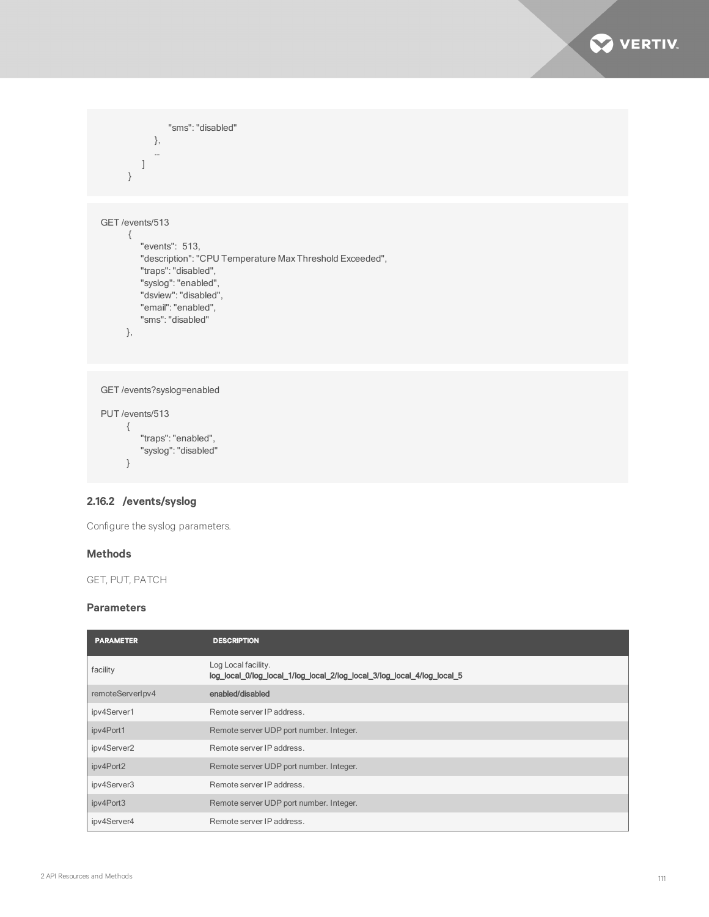```
                "sms": "disabled"
            },
            ...
        ]
    }
```

```
GET /events/513
    {
        "events":  513,
        "description": "CPU Temperature Max Threshold Exceeded",
        "traps": "disabled",
        "syslog": "enabled",
        "dsview": "disabled",
        "email": "enabled",
        "sms": "disabled"
    },
```

```
GET /events?syslog=enabled

PUT /events/513
    {
        "traps": "enabled",
        "syslog": "disabled"
    }
```

### 2.16.2 /events/syslog

Configure the syslog parameters.

#### Methods

GET, PUT, PATCH

#### Parameters

| PARAMETER | DESCRIPTION |
|---|---|
| facility | Log Local facility. **log_local_0/log_local_1/log_local_2/log_local_3/log_local_4/log_local_5** |
| remoteServerIpv4 | **enabled/disabled** |
| ipv4Server1 | Remote server IP address. |
| ipv4Port1 | Remote server UDP port number. Integer. |
| ipv4Server2 | Remote server IP address. |
| ipv4Port2 | Remote server UDP port number. Integer. |
| ipv4Server3 | Remote server IP address. |
| ipv4Port3 | Remote server UDP port number. Integer. |
| ipv4Server4 | Remote server IP address. |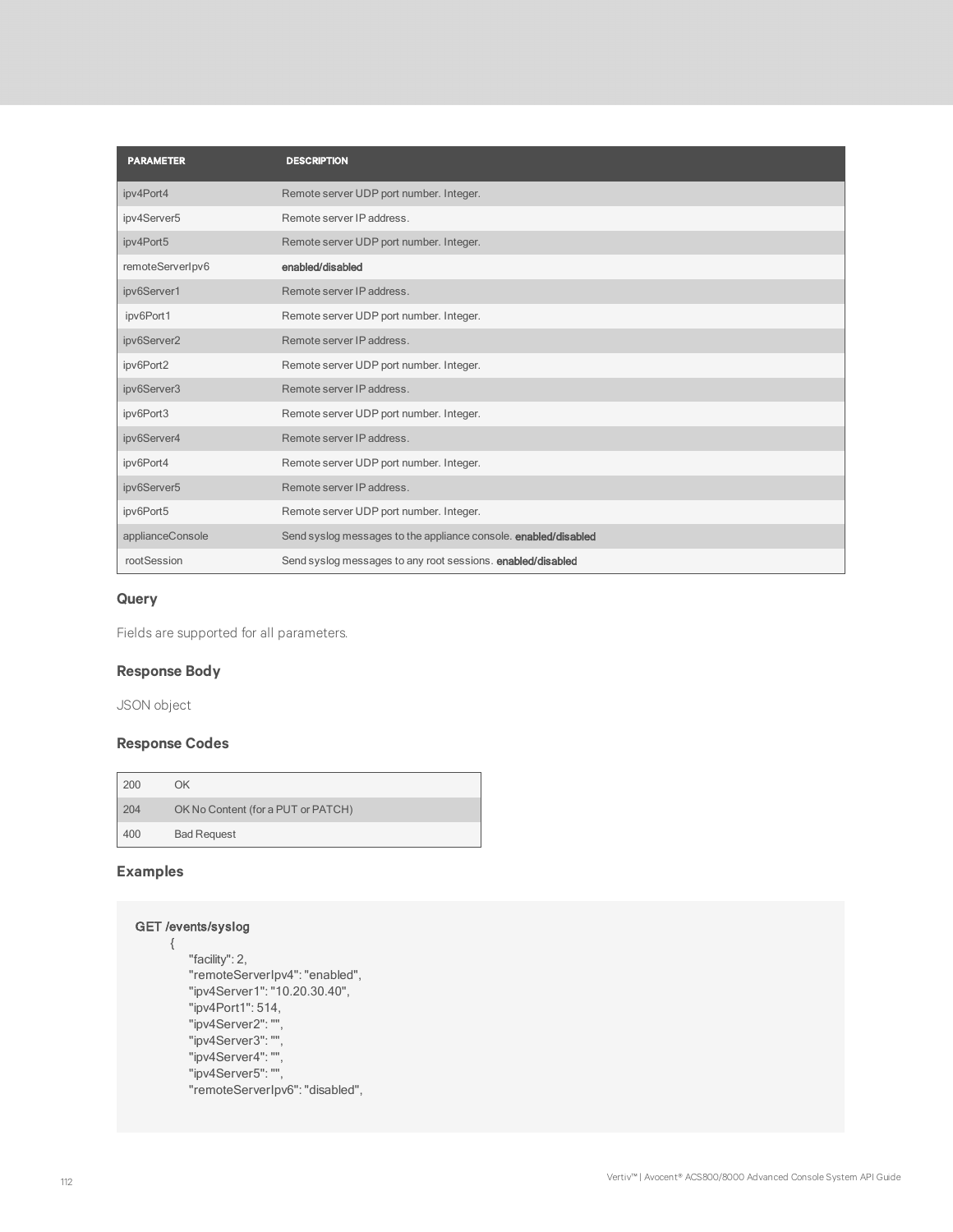| PARAMETER | DESCRIPTION |
| --- | --- |
| ipv4Port4 | Remote server UDP port number. Integer. |
| ipv4Server5 | Remote server IP address. |
| ipv4Port5 | Remote server UDP port number. Integer. |
| remoteServerIpv6 | **enabled/disabled** |
| ipv6Server1 | Remote server IP address. |
| ipv6Port1 | Remote server UDP port number. Integer. |
| ipv6Server2 | Remote server IP address. |
| ipv6Port2 | Remote server UDP port number. Integer. |
| ipv6Server3 | Remote server IP address. |
| ipv6Port3 | Remote server UDP port number. Integer. |
| ipv6Server4 | Remote server IP address. |
| ipv6Port4 | Remote server UDP port number. Integer. |
| ipv6Server5 | Remote server IP address. |
| ipv6Port5 | Remote server UDP port number. Integer. |
| applianceConsole | Send syslog messages to the appliance console. **enabled/disabled** |
| rootSession | Send syslog messages to any root sessions. **enabled/disabled** |

### Query

Fields are supported for all parameters.

### Response Body

JSON object

### Response Codes

| | |
| --- | --- |
| 200 | OK |
| 204 | OK No Content (for a PUT or PATCH) |
| 400 | Bad Request |

### Examples

```
GET /events/syslog
    {
        "facility": 2,
        "remoteServerIpv4": "enabled",
        "ipv4Server1": "10.20.30.40",
        "ipv4Port1": 514,
        "ipv4Server2": "",
        "ipv4Server3": "",
        "ipv4Server4": "",
        "ipv4Server5": "",
        "remoteServerIpv6": "disabled",
```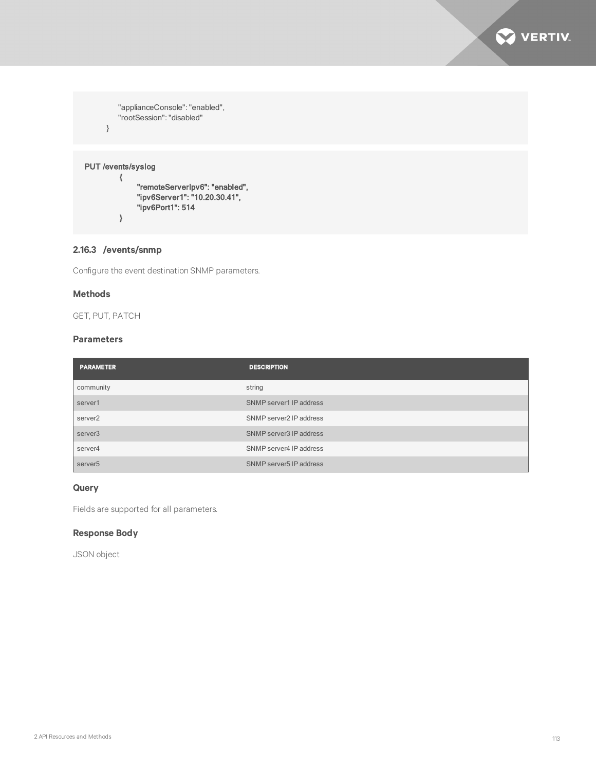```
        "applianceConsole": "enabled",
        "rootSession": "disabled"
    }
```

```
PUT /events/syslog
        {
            "remoteServerIpv6": "enabled",
            "ipv6Server1": "10.20.30.41",
            "ipv6Port1": 514
        }
```

### 2.16.3 /events/snmp

Configure the event destination SNMP parameters.

#### Methods

GET, PUT, PATCH

#### Parameters

| PARAMETER | DESCRIPTION |
| --- | --- |
| community | string |
| server1 | SNMP server1 IP address |
| server2 | SNMP server2 IP address |
| server3 | SNMP server3 IP address |
| server4 | SNMP server4 IP address |
| server5 | SNMP server5 IP address |

#### Query

Fields are supported for all parameters.

#### Response Body

JSON object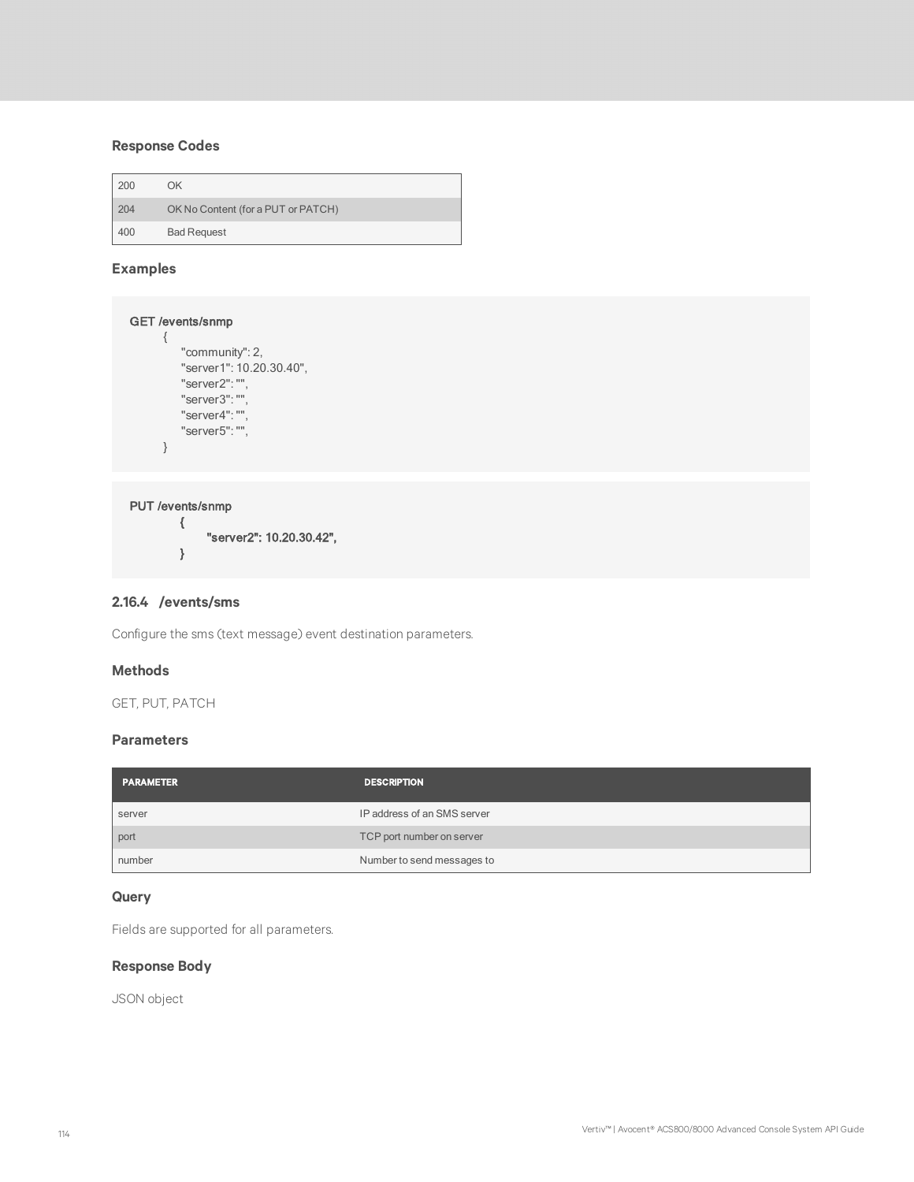### Response Codes

| | |
|---|---|
| 200 | OK |
| 204 | OK No Content (for a PUT or PATCH) |
| 400 | Bad Request |

### Examples

```
GET /events/snmp
    {
        "community": 2,
        "server1": 10.20.30.40",
        "server2": "",
        "server3": "",
        "server4": "",
        "server5": "",
    }
```

```
PUT /events/snmp
    {
        "server2": 10.20.30.42",
    }
```

## 2.16.4 /events/sms

Configure the sms (text message) event destination parameters.

### Methods

GET, PUT, PATCH

### Parameters

| PARAMETER | DESCRIPTION |
|---|---|
| server | IP address of an SMS server |
| port | TCP port number on server |
| number | Number to send messages to |

### Query

Fields are supported for all parameters.

### Response Body

JSON object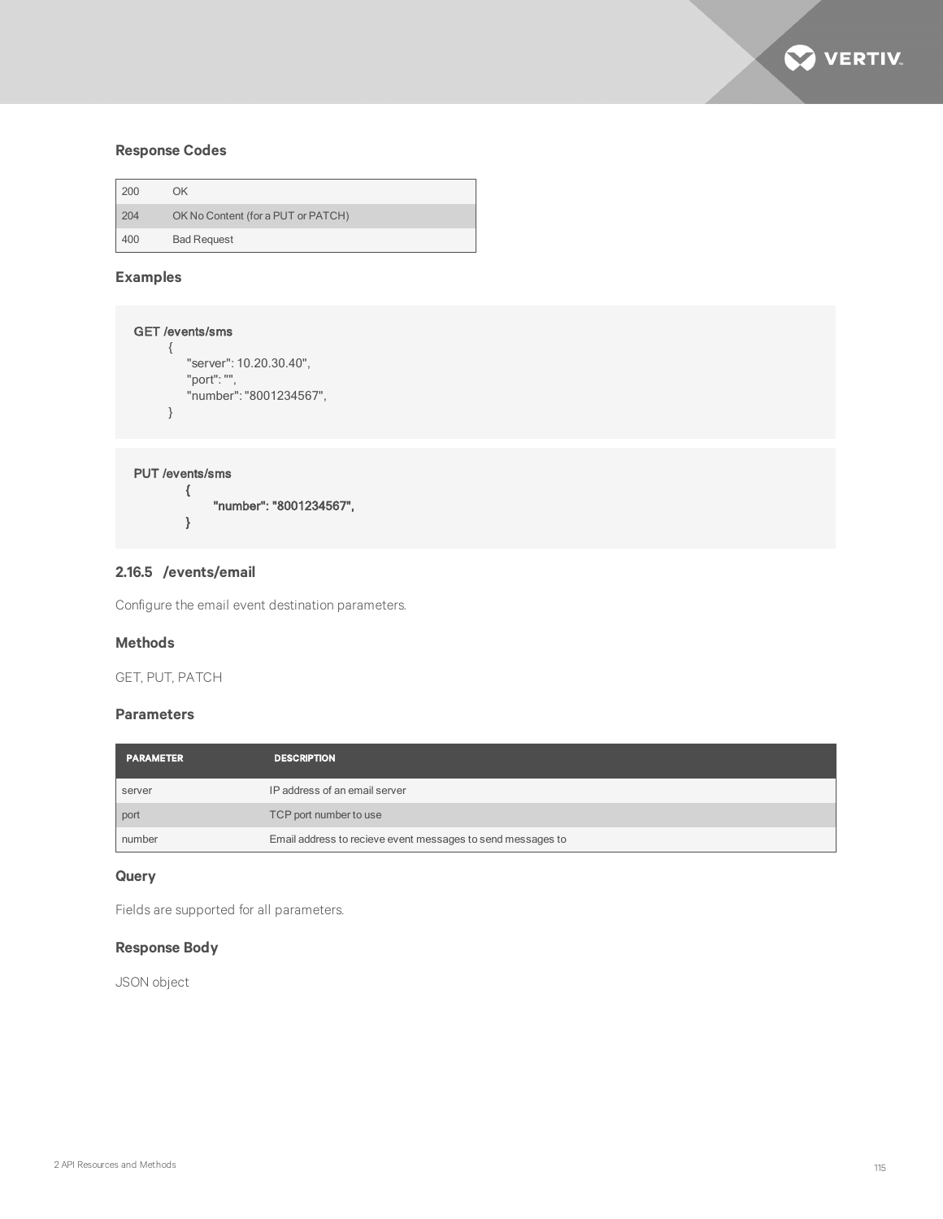### Response Codes

| | |
|---|---|
| 200 | OK |
| 204 | OK No Content (for a PUT or PATCH) |
| 400 | Bad Request |

### Examples

```
GET /events/sms
    {
        "server": 10.20.30.40",
        "port": "",
        "number": "8001234567",
    }
```

```
PUT /events/sms
    {
        "number": "8001234567",
    }
```

## 2.16.5 /events/email

Configure the email event destination parameters.

### Methods

GET, PUT, PATCH

### Parameters

| PARAMETER | DESCRIPTION |
|---|---|
| server | IP address of an email server |
| port | TCP port number to use |
| number | Email address to recieve event messages to send messages to |

### Query

Fields are supported for all parameters.

### Response Body

JSON object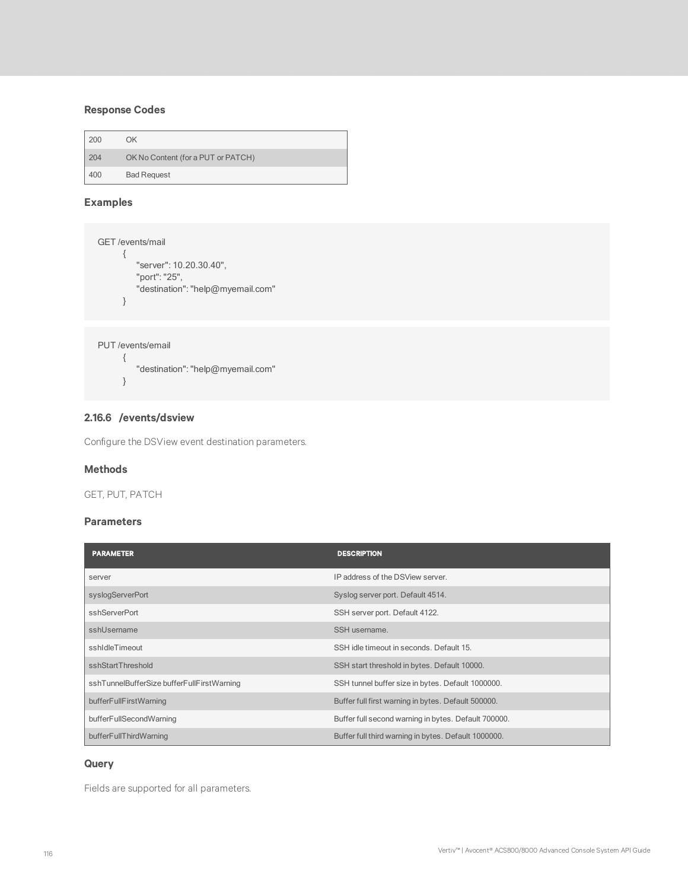### Response Codes

| | |
|---|---|
| 200 | OK |
| 204 | OK No Content (for a PUT or PATCH) |
| 400 | Bad Request |

### Examples

```
GET /events/mail
        {
            "server": 10.20.30.40",
            "port": "25",
            "destination": "help@myemail.com"
        }
```

```
PUT /events/email
        {
            "destination": "help@myemail.com"
        }
```

## 2.16.6 /events/dsview

Configure the DSView event destination parameters.

### Methods

GET, PUT, PATCH

### Parameters

| PARAMETER | DESCRIPTION |
|---|---|
| server | IP address of the DSView server. |
| syslogServerPort | Syslog server port. Default 4514. |
| sshServerPort | SSH server port. Default 4122. |
| sshUsername | SSH username. |
| sshIdleTimeout | SSH idle timeout in seconds. Default 15. |
| sshStartThreshold | SSH start threshold in bytes. Default 10000. |
| sshTunnelBufferSize bufferFullFirstWarning | SSH tunnel buffer size in bytes. Default 1000000. |
| bufferFullFirstWarning | Buffer full first warning in bytes. Default 500000. |
| bufferFullSecondWarning | Buffer full second warning in bytes. Default 700000. |
| bufferFullThirdWarning | Buffer full third warning in bytes. Default 1000000. |

### Query

Fields are supported for all parameters.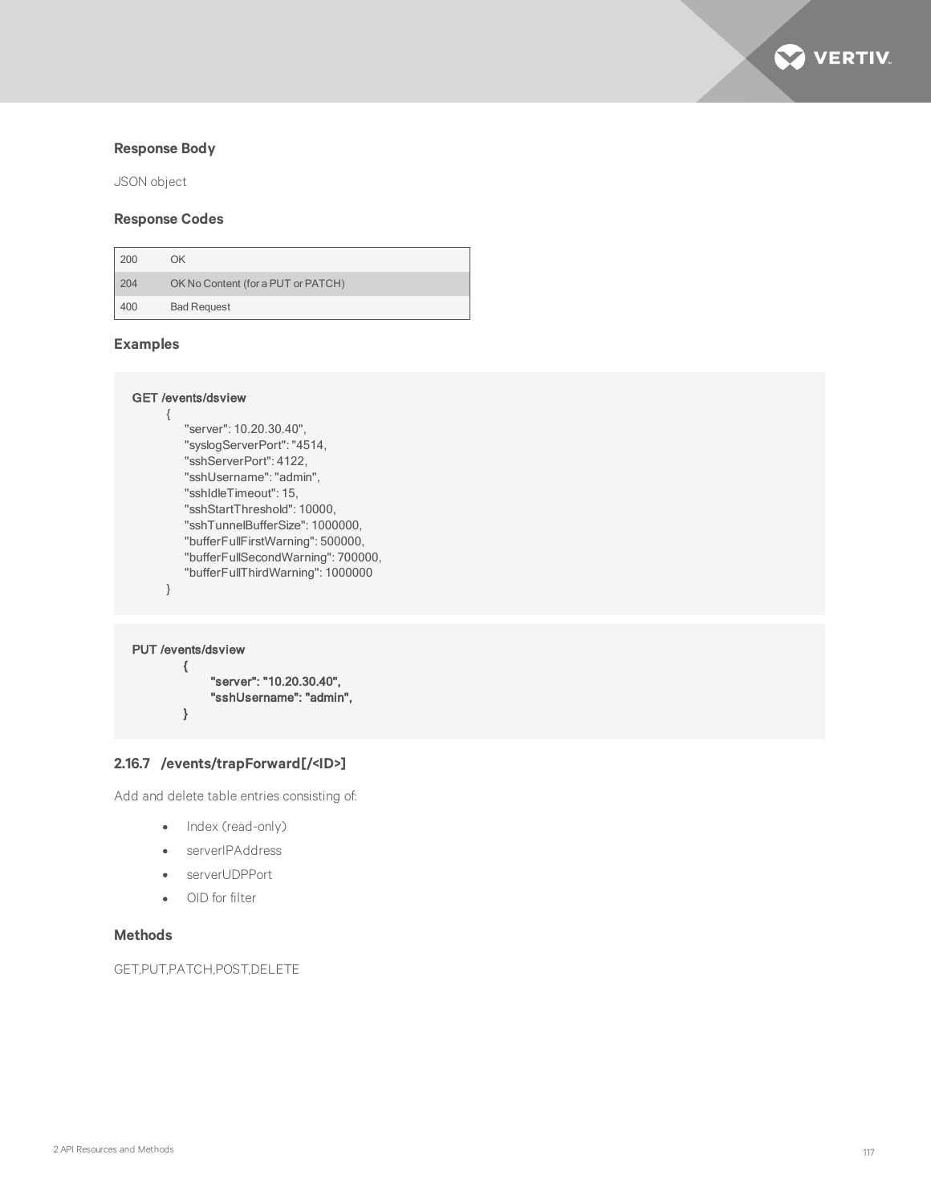### Response Body

JSON object

### Response Codes

| | |
|---|---|
| 200 | OK |
| 204 | OK No Content (for a PUT or PATCH) |
| 400 | Bad Request |

### Examples

```
GET /events/dsview
    {
        "server": 10.20.30.40",
        "syslogServerPort": "4514,
        "sshServerPort": 4122,
        "sshUsername": "admin",
        "sshIdleTimeout": 15,
        "sshStartThreshold": 10000,
        "sshTunnelBufferSize": 1000000,
        "bufferFullFirstWarning": 500000,
        "bufferFullSecondWarning": 700000,
        "bufferFullThirdWarning": 1000000
    }
```

```
PUT /events/dsview
    {
        "server": "10.20.30.40",
        "sshUsername": "admin",
    }
```

## 2.16.7 /events/trapForward[/<ID>]

Add and delete table entries consisting of:

- Index (read-only)
- serverIPAddress
- serverUDPPort
- OID for filter

### Methods

GET,PUT,PATCH,POST,DELETE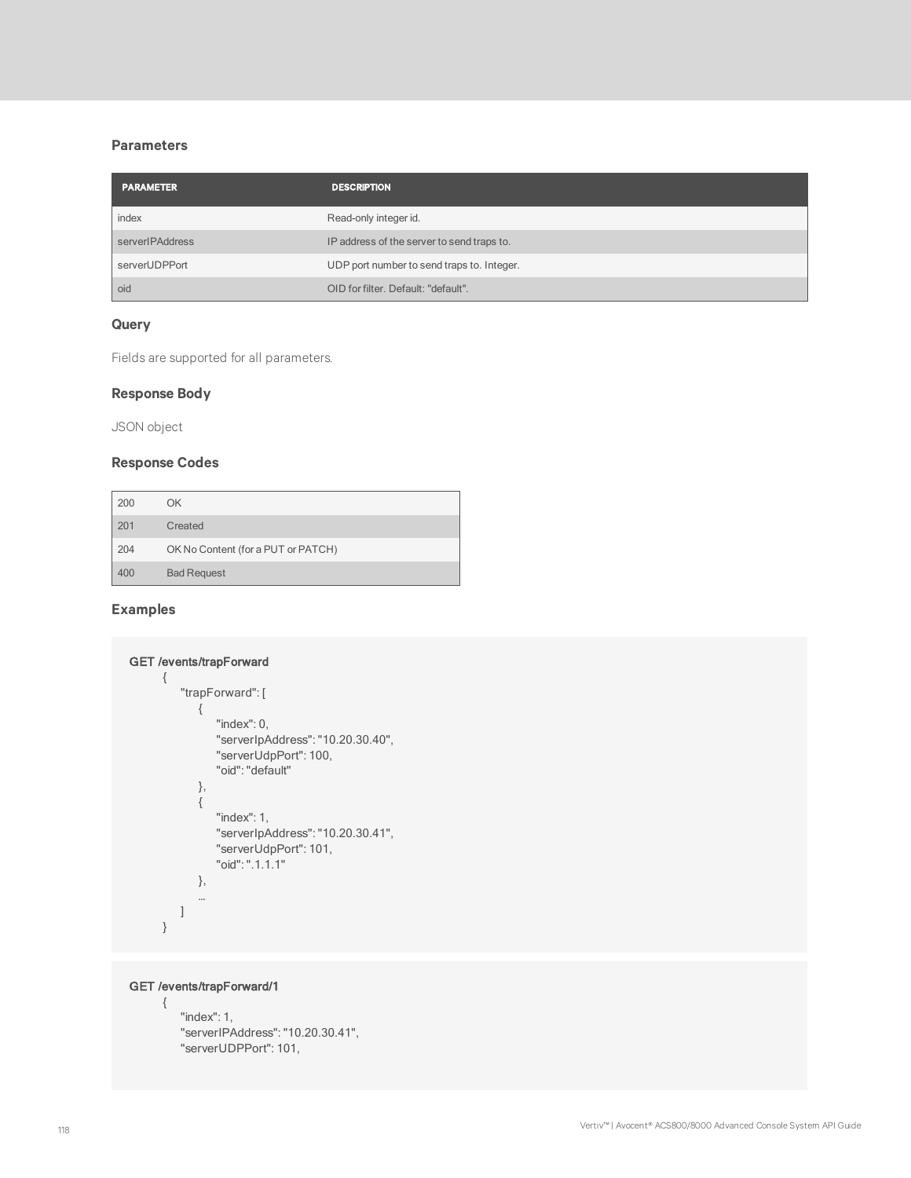### Parameters

| PARAMETER | DESCRIPTION |
| --- | --- |
| index | Read-only integer id. |
| serverIPAddress | IP address of the server to send traps to. |
| serverUDPPort | UDP port number to send traps to. Integer. |
| oid | OID for filter. Default: "default". |

### Query

Fields are supported for all parameters.

### Response Body

JSON object

### Response Codes

| | |
| --- | --- |
| 200 | OK |
| 201 | Created |
| 204 | OK No Content (for a PUT or PATCH) |
| 400 | Bad Request |

### Examples

```
GET /events/trapForward
    {
        "trapForward": [
            {
                "index": 0,
                "serverIpAddress": "10.20.30.40",
                "serverUdpPort": 100,
                "oid": "default"
            },
            {
                "index": 1,
                "serverIpAddress": "10.20.30.41",
                "serverUdpPort": 101,
                "oid": ".1.1.1"
            },
            ...
        ]
    }
```

```
GET /events/trapForward/1
    {
        "index": 1,
        "serverIPAddress": "10.20.30.41",
        "serverUDPPort": 101,
```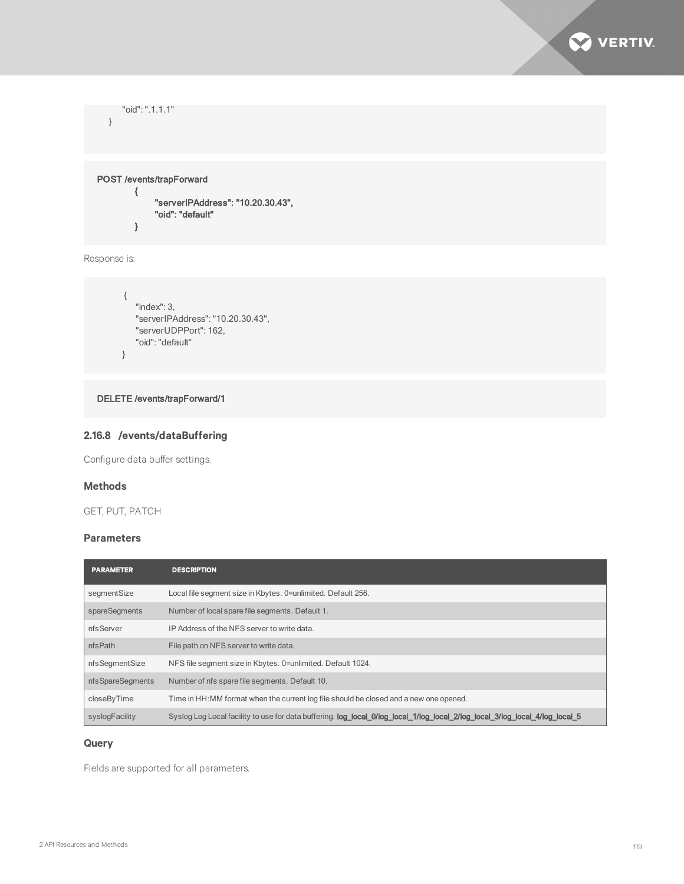```
        "oid": ".1.1.1"
    }
```

```
POST /events/trapForward
        {
            "serverIPAddress": "10.20.30.43",
            "oid": "default"
        }
```

Response is:

```
    {
        "index": 3,
        "serverIPAddress": "10.20.30.43",
        "serverUDPPort": 162,
        "oid": "default"
    }
```

```
DELETE /events/trapForward/1
```

### 2.16.8 /events/dataBuffering

Configure data buffer settings.

#### Methods

GET, PUT, PATCH

#### Parameters

| PARAMETER | DESCRIPTION |
| --- | --- |
| segmentSize | Local file segment size in Kbytes. 0=unlimited. Default 256. |
| spareSegments | Number of local spare file segments. Default 1. |
| nfsServer | IP Address of the NFS server to write data. |
| nfsPath | File path on NFS server to write data. |
| nfsSegmentSize | NFS file segment size in Kbytes. 0=unlimited. Default 1024. |
| nfsSpareSegments | Number of nfs spare file segments. Default 10. |
| closeByTime | Time in HH:MM format when the current log file should be closed and a new one opened. |
| syslogFacility | Syslog Log Local facility to use for data buffering. **log_local_0/log_local_1/log_local_2/log_local_3/log_local_4/log_local_5** |

#### Query

Fields are supported for all parameters.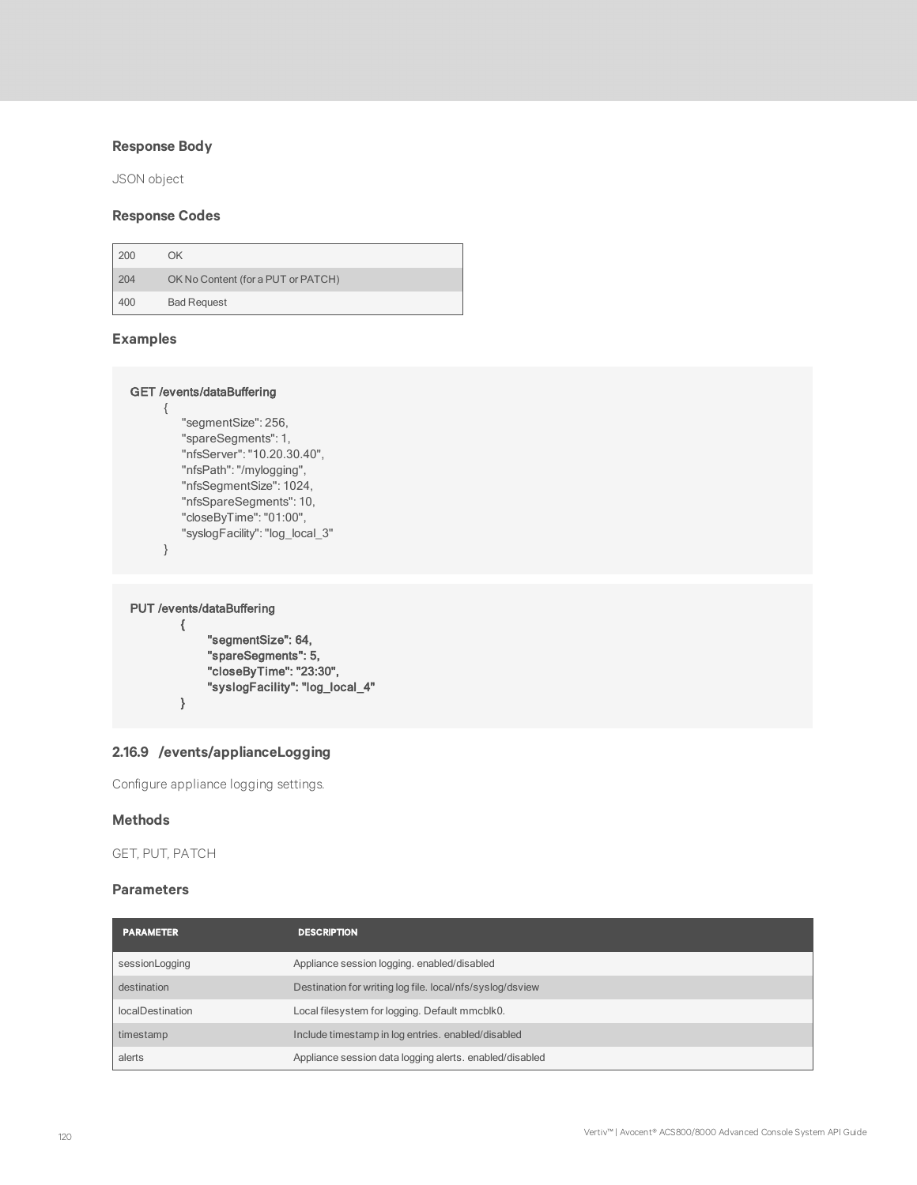### Response Body

JSON object

### Response Codes

| | |
|---|---|
| 200 | OK |
| 204 | OK No Content (for a PUT or PATCH) |
| 400 | Bad Request |

### Examples

```
GET /events/dataBuffering
    {
        "segmentSize": 256,
        "spareSegments": 1,
        "nfsServer": "10.20.30.40",
        "nfsPath": "/mylogging",
        "nfsSegmentSize": 1024,
        "nfsSpareSegments": 10,
        "closeByTime": "01:00",
        "syslogFacility": "log_local_3"
    }
```

```
PUT /events/dataBuffering
        {
            "segmentSize": 64,
            "spareSegments": 5,
            "closeByTime": "23:30",
            "syslogFacility": "log_local_4"
        }
```

## 2.16.9 /events/applianceLogging

Configure appliance logging settings.

### Methods

GET, PUT, PATCH

### Parameters

| PARAMETER | DESCRIPTION |
|---|---|
| sessionLogging | Appliance session logging. enabled/disabled |
| destination | Destination for writing log file. local/nfs/syslog/dsview |
| localDestination | Local filesystem for logging. Default mmcblk0. |
| timestamp | Include timestamp in log entries. enabled/disabled |
| alerts | Appliance session data logging alerts. enabled/disabled |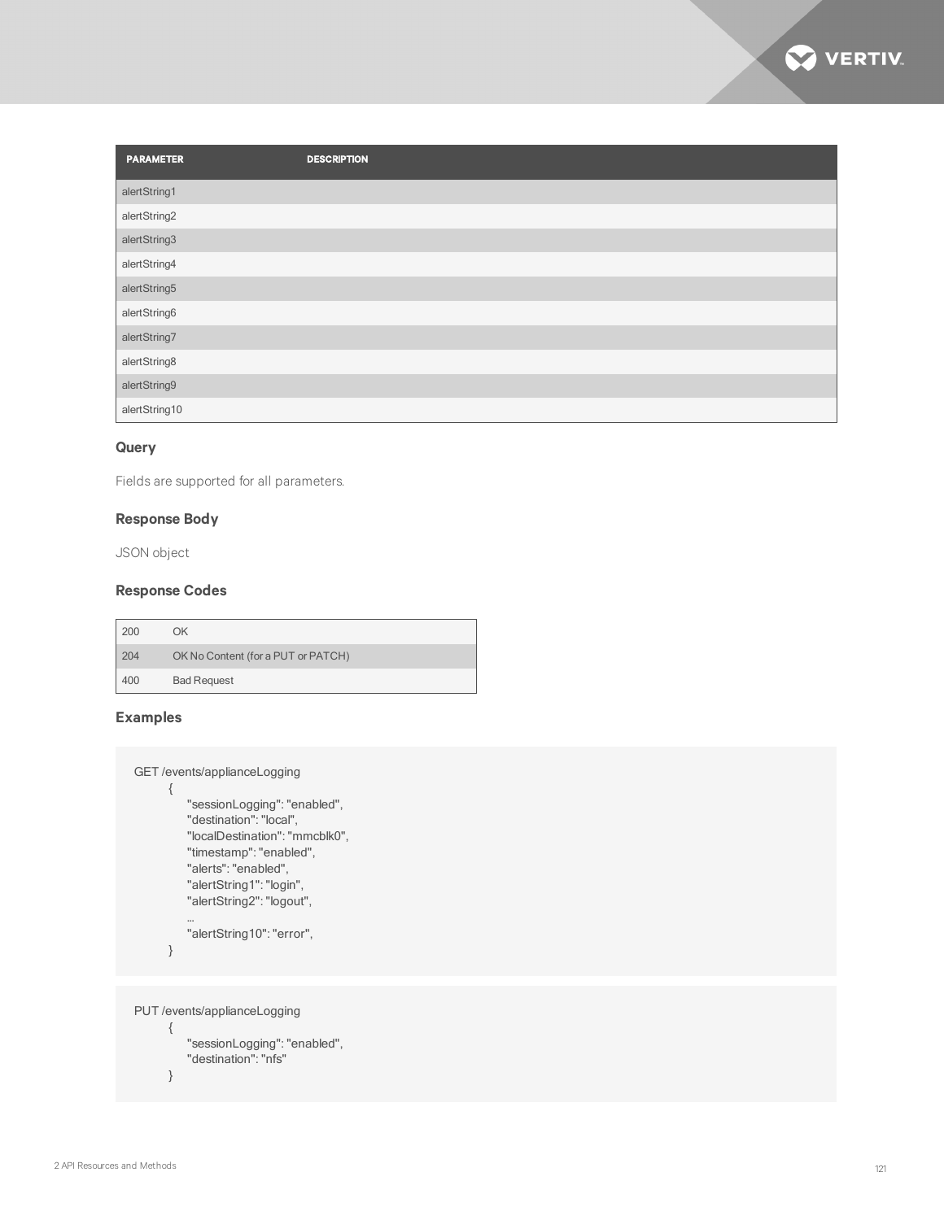| PARAMETER | DESCRIPTION |
|---|---|
| alertString1 | |
| alertString2 | |
| alertString3 | |
| alertString4 | |
| alertString5 | |
| alertString6 | |
| alertString7 | |
| alertString8 | |
| alertString9 | |
| alertString10 | |

### Query

Fields are supported for all parameters.

### Response Body

JSON object

### Response Codes

| | |
|---|---|
| 200 | OK |
| 204 | OK No Content (for a PUT or PATCH) |
| 400 | Bad Request |

### Examples

```
GET /events/applianceLogging
        {
            "sessionLogging": "enabled",
            "destination": "local",
            "localDestination": "mmcblk0",
            "timestamp": "enabled",
            "alerts": "enabled",
            "alertString1": "login",
            "alertString2": "logout",
            ...
            "alertString10": "error",
        }
```

```
PUT /events/applianceLogging
        {
            "sessionLogging": "enabled",
            "destination": "nfs"
        }
```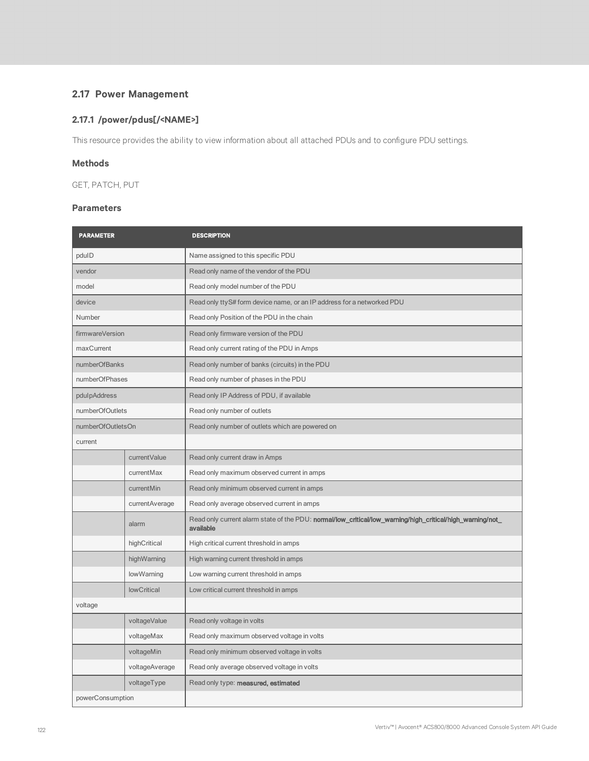## 2.17 Power Management

### 2.17.1 /power/pdus[/<NAME>]

This resource provides the ability to view information about all attached PDUs and to configure PDU settings.

#### Methods

GET, PATCH, PUT

#### Parameters

| PARAMETER | | DESCRIPTION |
|---|---|---|
| pduID | | Name assigned to this specific PDU |
| vendor | | Read only name of the vendor of the PDU |
| model | | Read only model number of the PDU |
| device | | Read only ttyS# form device name, or an IP address for a networked PDU |
| Number | | Read only Position of the PDU in the chain |
| firmwareVersion | | Read only firmware version of the PDU |
| maxCurrent | | Read only current rating of the PDU in Amps |
| numberOfBanks | | Read only number of banks (circuits) in the PDU |
| numberOfPhases | | Read only number of phases in the PDU |
| pduIpAddress | | Read only IP Address of PDU, if available |
| numberOfOutlets | | Read only number of outlets |
| numberOfOutletsOn | | Read only number of outlets which are powered on |
| current | | |
| | currentValue | Read only current draw in Amps |
| | currentMax | Read only maximum observed current in amps |
| | currentMin | Read only minimum observed current in amps |
| | currentAverage | Read only average observed current in amps |
| | alarm | Read only current alarm state of the PDU: **normal/low_critical/low_warning/high_critical/high_warning/not_available** |
| | highCritical | High critical current threshold in amps |
| | highWarning | High warning current threshold in amps |
| | lowWarning | Low warning current threshold in amps |
| | lowCritical | Low critical current threshold in amps |
| voltage | | |
| | voltageValue | Read only voltage in volts |
| | voltageMax | Read only maximum observed voltage in volts |
| | voltageMin | Read only minimum observed voltage in volts |
| | voltageAverage | Read only average observed voltage in volts |
| | voltageType | Read only type: **measured, estimated** |
| powerConsumption | | |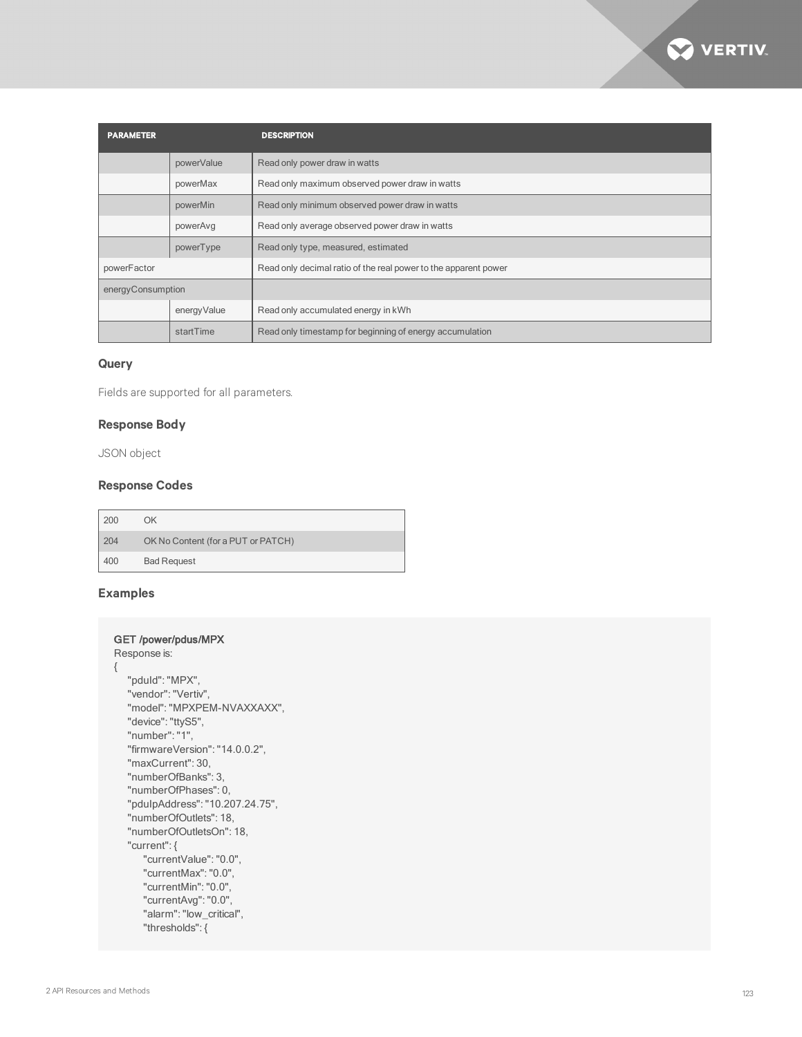| PARAMETER | | DESCRIPTION |
|---|---|---|
| | powerValue | Read only power draw in watts |
| | powerMax | Read only maximum observed power draw in watts |
| | powerMin | Read only minimum observed power draw in watts |
| | powerAvg | Read only average observed power draw in watts |
| | powerType | Read only type, measured, estimated |
| powerFactor | | Read only decimal ratio of the real power to the apparent power |
| energyConsumption | | |
| | energyValue | Read only accumulated energy in kWh |
| | startTime | Read only timestamp for beginning of energy accumulation |

### Query

Fields are supported for all parameters.

### Response Body

JSON object

### Response Codes

| | |
|---|---|
| 200 | OK |
| 204 | OK No Content (for a PUT or PATCH) |
| 400 | Bad Request |

### Examples

```
GET /power/pdus/MPX
Response is:
{
    "pduId": "MPX",
    "vendor": "Vertiv",
    "model": "MPXPEM-NVAXXAXX",
    "device": "ttyS5",
    "number": "1",
    "firmwareVersion": "14.0.0.2",
    "maxCurrent": 30,
    "numberOfBanks": 3,
    "numberOfPhases": 0,
    "pduIpAddress": "10.207.24.75",
    "numberOfOutlets": 18,
    "numberOfOutletsOn": 18,
    "current": {
        "currentValue": "0.0",
        "currentMax": "0.0",
        "currentMin": "0.0",
        "currentAvg": "0.0",
        "alarm": "low_critical",
        "thresholds": {
```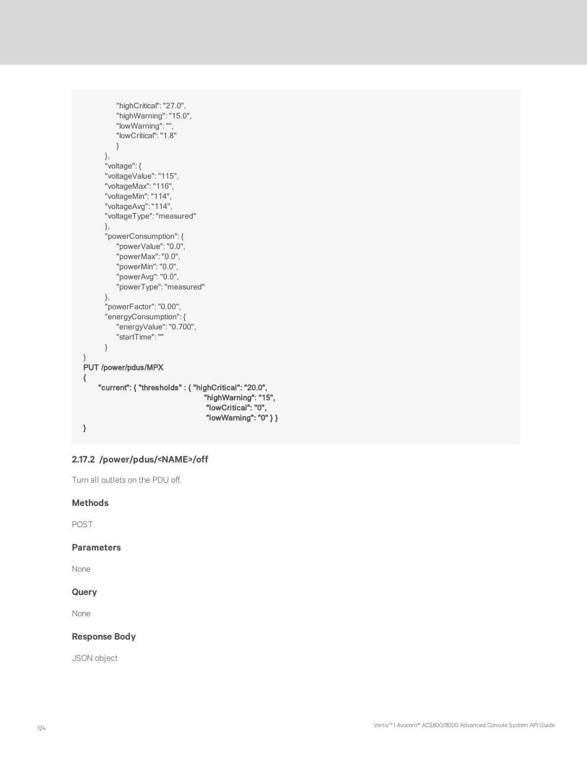```
                "highCritical": "27.0",
                "highWarning": "15.0",
                "lowWarning": "",
                "lowCritical": "1.8"
                }
        },
        "voltage": {
        "voltageValue": "115",
        "voltageMax": "116",
        "voltageMin": "114",
        "voltageAvg": "114",
        "voltageType": "measured"
        },
        "powerConsumption": {
            "powerValue": "0.0",
            "powerMax": "0.0",
            "powerMin": "0.0",
            "powerAvg": "0.0",
            "powerType": "measured"
        },
        "powerFactor": "0.00",
        "energyConsumption": {
            "energyValue": "0.700",
            "startTime": ""
        }
}
PUT /power/pdus/MPX
{
     "current": { "thresholds" : { "highCritical": "20.0",
                                    "highWarning": "15",
                                    "lowCritical": "0",
                                    "lowWarning": "0" } }
}
```

### 2.17.2 /power/pdus/<NAME>/off

Turn all outlets on the PDU off.

#### Methods

POST

#### Parameters

None

#### Query

None

#### Response Body

JSON object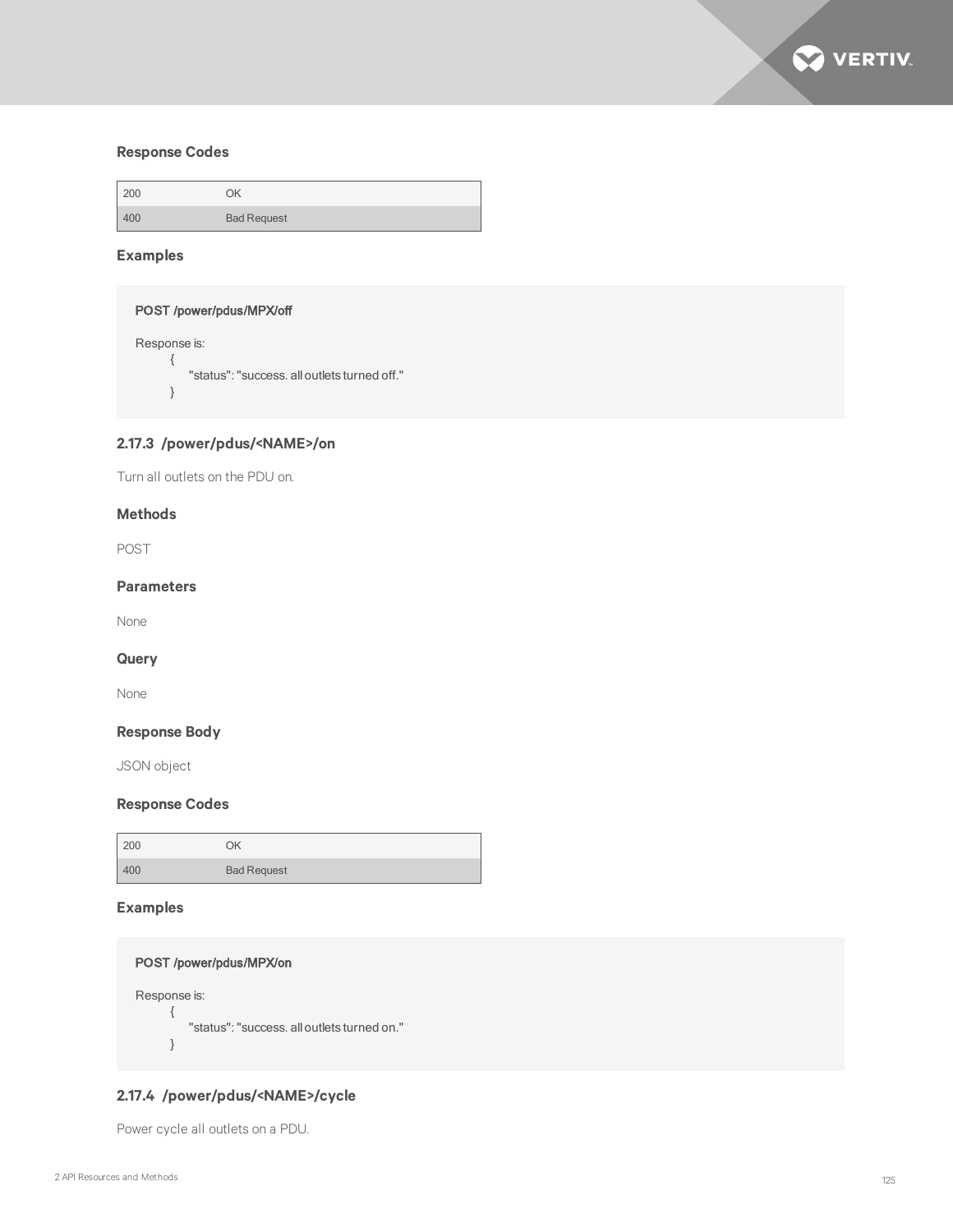### Response Codes

| 200 | OK |
|---|---|
| 400 | Bad Request |

### Examples

```
POST /power/pdus/MPX/off

Response is:
    {
        "status": "success. all outlets turned off."
    }
```

## 2.17.3 /power/pdus/<NAME>/on

Turn all outlets on the PDU on.

### Methods

POST

### Parameters

None

### Query

None

### Response Body

JSON object

### Response Codes

| 200 | OK |
|---|---|
| 400 | Bad Request |

### Examples

```
POST /power/pdus/MPX/on

Response is:
    {
        "status": "success. all outlets turned on."
    }
```

## 2.17.4 /power/pdus/<NAME>/cycle

Power cycle all outlets on a PDU.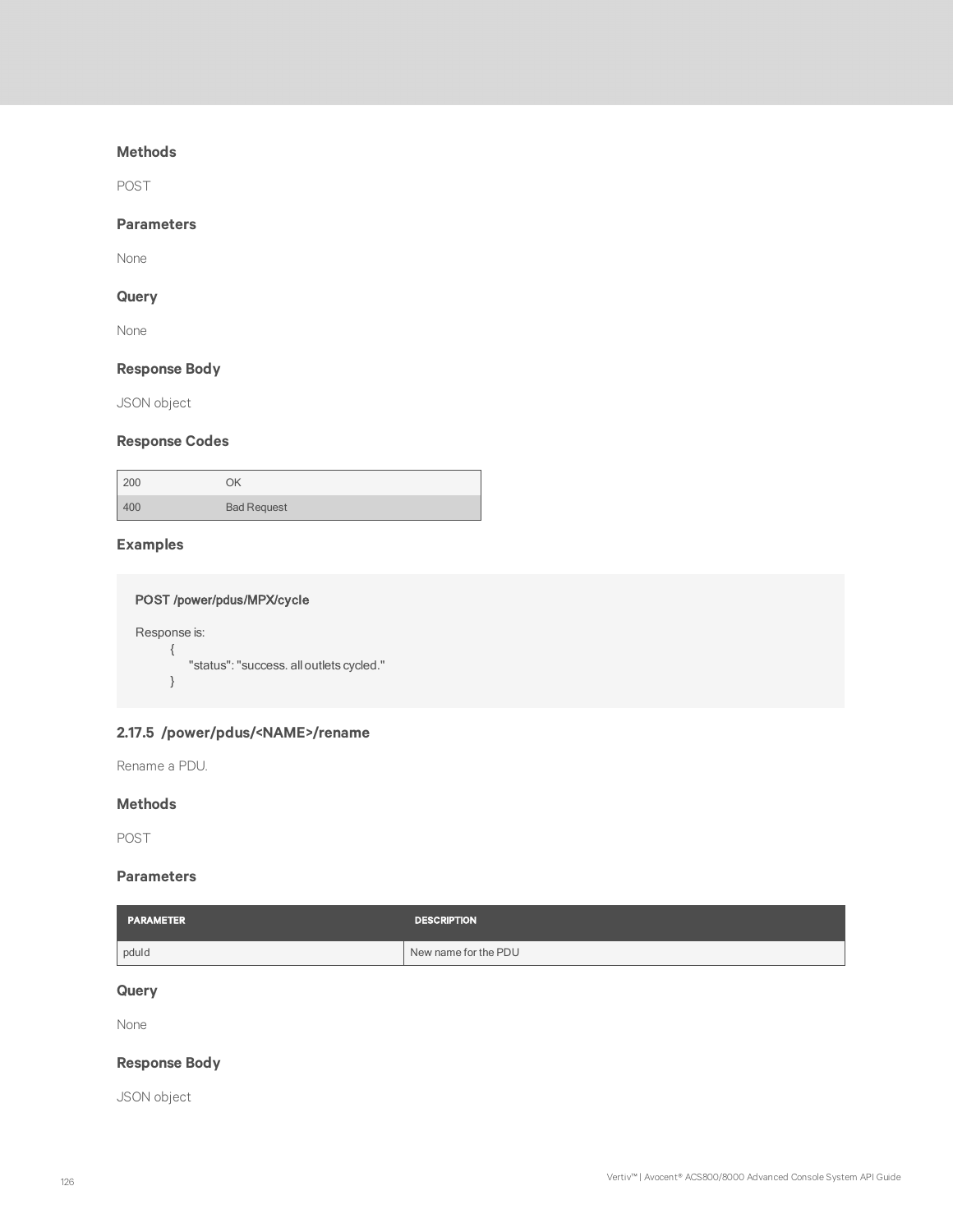### Methods

POST

### Parameters

None

### Query

None

### Response Body

JSON object

### Response Codes

| | |
|---|---|
| 200 | OK |
| 400 | Bad Request |

### Examples

```
POST /power/pdus/MPX/cycle

Response is:
    {
        "status": "success. all outlets cycled."
    }
```

## 2.17.5 /power/pdus/<NAME>/rename

Rename a PDU.

### Methods

POST

### Parameters

| PARAMETER | DESCRIPTION |
|---|---|
| pduId | New name for the PDU |

### Query

None

### Response Body

JSON object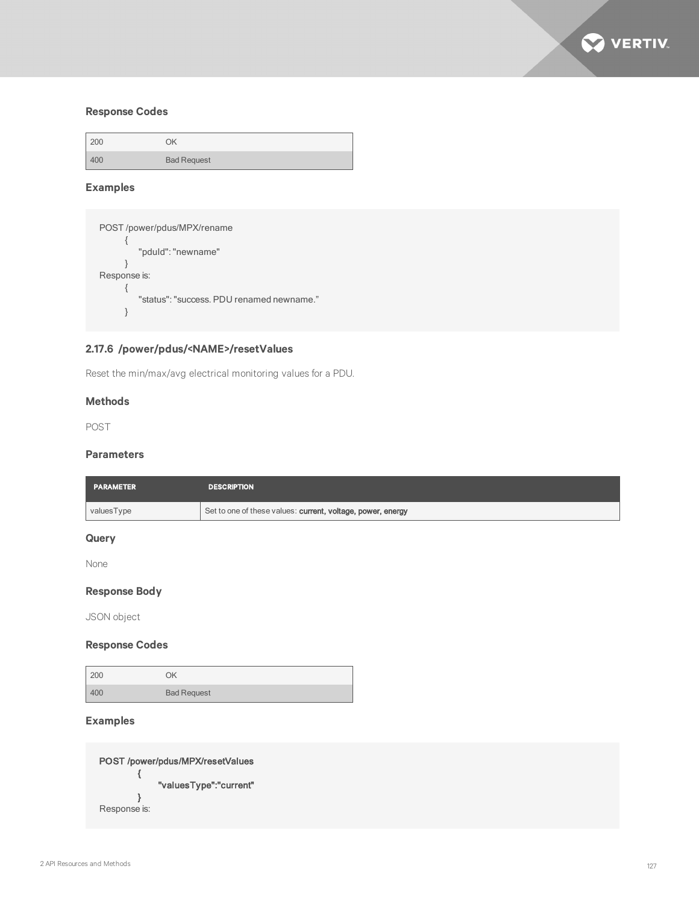### Response Codes

| | |
|---|---|
| 200 | OK |
| 400 | Bad Request |

### Examples

```
POST /power/pdus/MPX/rename
        {
            "pduId": "newname"
        }
Response is:
        {
            "status": "success. PDU renamed newname."
        }
```

## 2.17.6 /power/pdus/<NAME>/resetValues

Reset the min/max/avg electrical monitoring values for a PDU.

### Methods

POST

### Parameters

| PARAMETER | DESCRIPTION |
|---|---|
| valuesType | Set to one of these values: **current, voltage, power, energy** |

### Query

None

### Response Body

JSON object

### Response Codes

| | |
|---|---|
| 200 | OK |
| 400 | Bad Request |

### Examples

```
POST /power/pdus/MPX/resetValues
        {
            "valuesType":"current"
        }
Response is:
```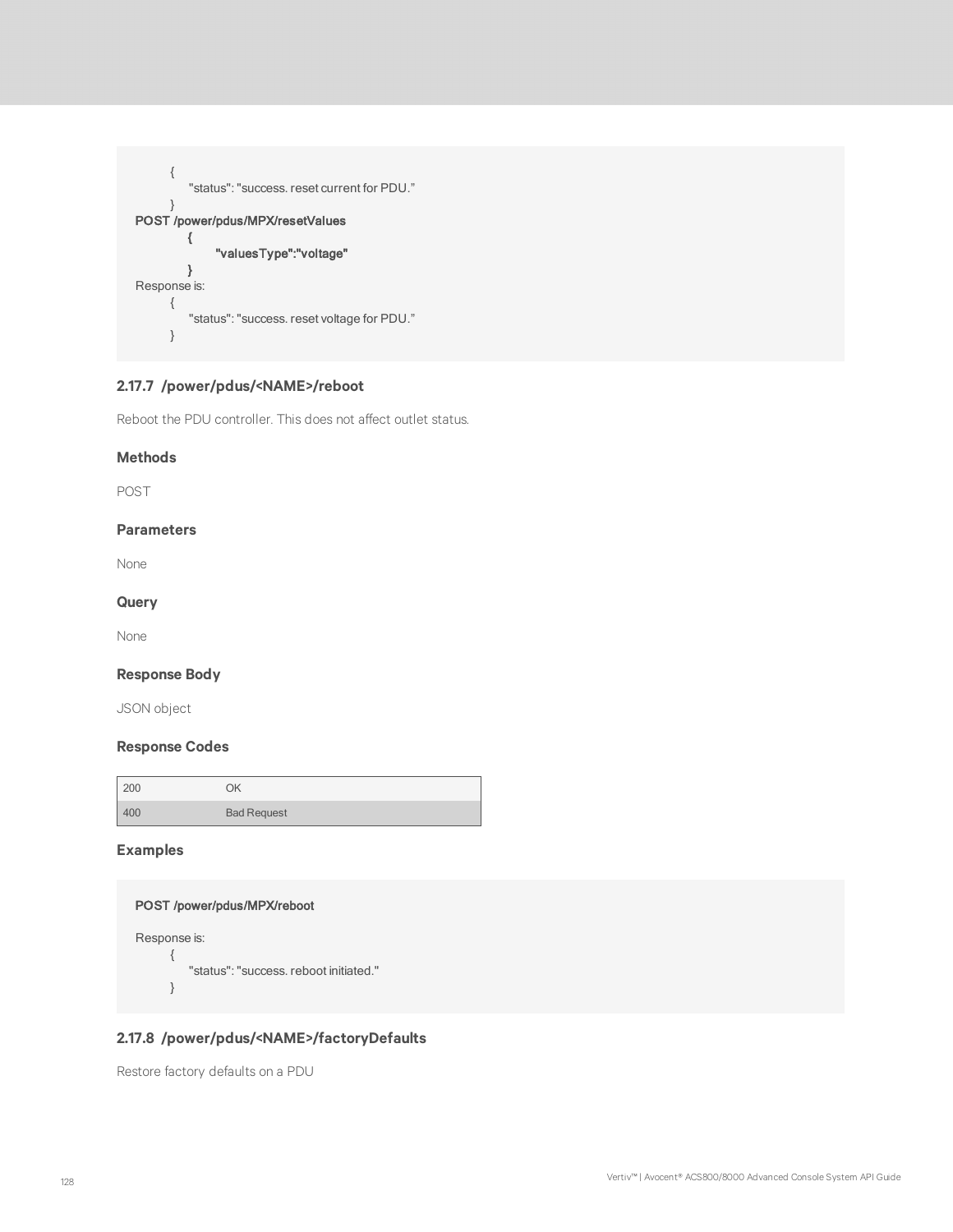```
    {
        "status": "success. reset current for PDU."
    }
POST /power/pdus/MPX/resetValues
    {
        "valuesType":"voltage"
    }
Response is:
    {
        "status": "success. reset voltage for PDU."
    }
```

### 2.17.7 /power/pdus/<NAME>/reboot

Reboot the PDU controller. This does not affect outlet status.

#### Methods

POST

#### Parameters

None

#### Query

None

#### Response Body

JSON object

#### Response Codes

| | |
|---|---|
| 200 | OK |
| 400 | Bad Request |

#### Examples

```
POST /power/pdus/MPX/reboot

Response is:
    {
        "status": "success. reboot initiated."
    }
```

### 2.17.8 /power/pdus/<NAME>/factoryDefaults

Restore factory defaults on a PDU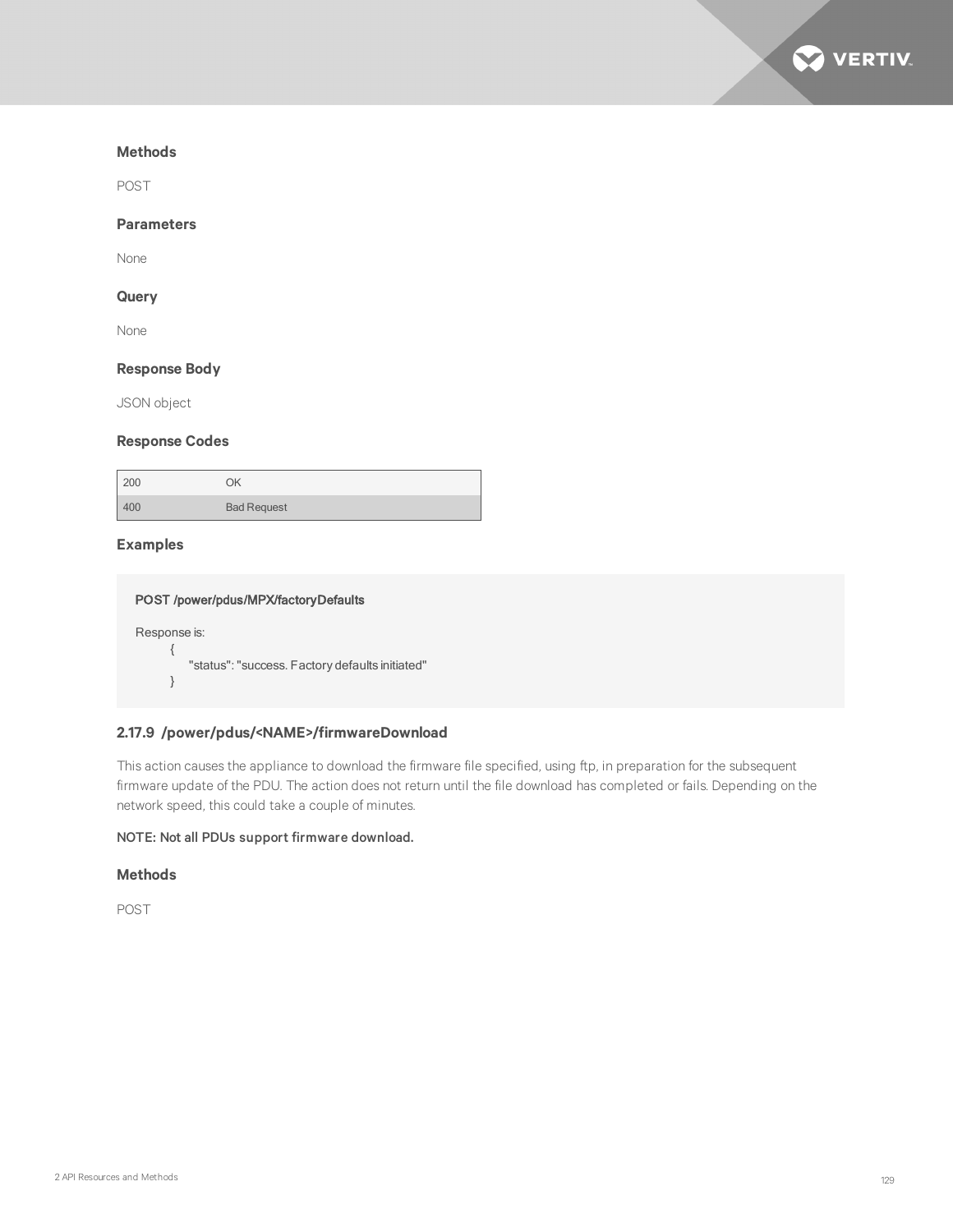#### Methods

POST

#### Parameters

None

#### Query

None

#### Response Body

JSON object

#### Response Codes

| | |
|---|---|
| 200 | OK |
| 400 | Bad Request |

#### Examples

```
POST /power/pdus/MPX/factoryDefaults

Response is:
        {
            "status": "success. Factory defaults initiated"
        }
```

### 2.17.9 /power/pdus/<NAME>/firmwareDownload

This action causes the appliance to download the firmware file specified, using ftp, in preparation for the subsequent firmware update of the PDU. The action does not return until the file download has completed or fails. Depending on the network speed, this could take a couple of minutes.

NOTE: Not all PDUs support firmware download.

#### Methods

POST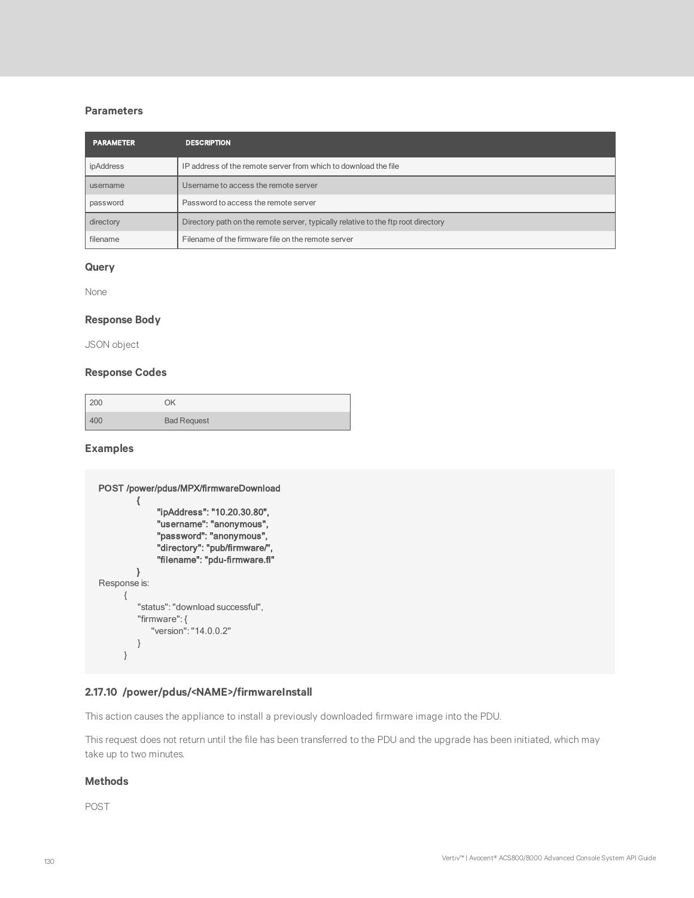### Parameters

| PARAMETER | DESCRIPTION |
|---|---|
| ipAddress | IP address of the remote server from which to download the file |
| username | Username to access the remote server |
| password | Password to access the remote server |
| directory | Directory path on the remote server, typically relative to the ftp root directory |
| filename | Filename of the firmware file on the remote server |

### Query

None

### Response Body

JSON object

### Response Codes

| | |
|---|---|
| 200 | OK |
| 400 | Bad Request |

### Examples

```
POST /power/pdus/MPX/firmwareDownload
        {
                "ipAddress": "10.20.30.80",
                "username": "anonymous",
                "password": "anonymous",
                "directory": "pub/firmware/",
                "filename": "pdu-firmware.fl"
        }
Response is:
    {
        "status": "download successful",
        "firmware": {
            "version": "14.0.0.2"
        }
    }
```

## 2.17.10 /power/pdus/<NAME>/firmwareInstall

This action causes the appliance to install a previously downloaded firmware image into the PDU.

This request does not return until the file has been transferred to the PDU and the upgrade has been initiated, which may take up to two minutes.

### Methods

POST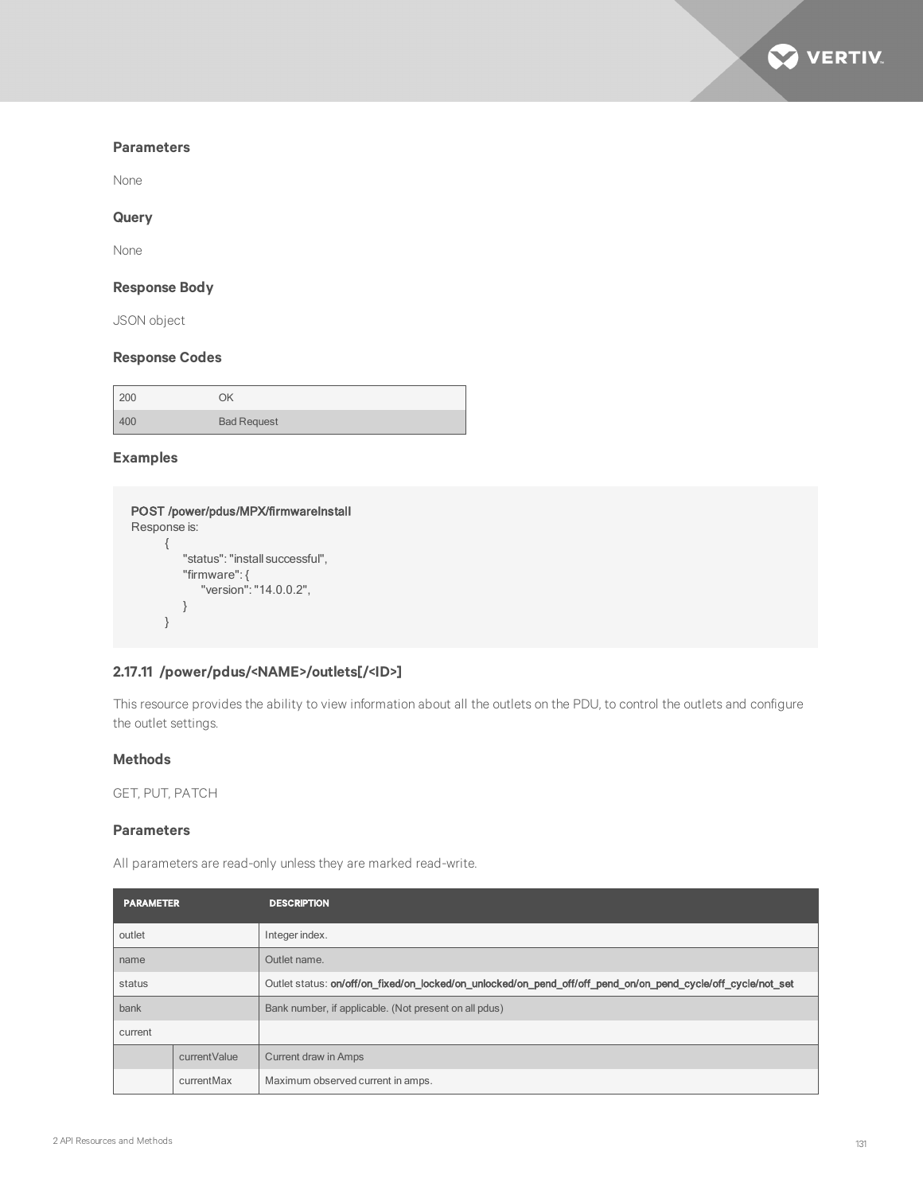### Parameters

None

### Query

None

### Response Body

JSON object

### Response Codes

| | |
|---|---|
| 200 | OK |
| 400 | Bad Request |

### Examples

```
POST /power/pdus/MPX/firmwareInstall
Response is:
    {
        "status": "install successful",
        "firmware": {
            "version": "14.0.0.2",
        }
    }
```

## 2.17.11 /power/pdus/<NAME>/outlets[/<ID>]

This resource provides the ability to view information about all the outlets on the PDU, to control the outlets and configure the outlet settings.

### Methods

GET, PUT, PATCH

### Parameters

All parameters are read-only unless they are marked read-write.

| PARAMETER | | DESCRIPTION |
|---|---|---|
| outlet | | Integer index. |
| name | | Outlet name. |
| status | | Outlet status: **on/off/on_fixed/on_locked/on_unlocked/on_pend_off/off_pend_on/on_pend_cycle/off_cycle/not_set** |
| bank | | Bank number, if applicable. (Not present on all pdus) |
| current | | |
| | currentValue | Current draw in Amps |
| | currentMax | Maximum observed current in amps. |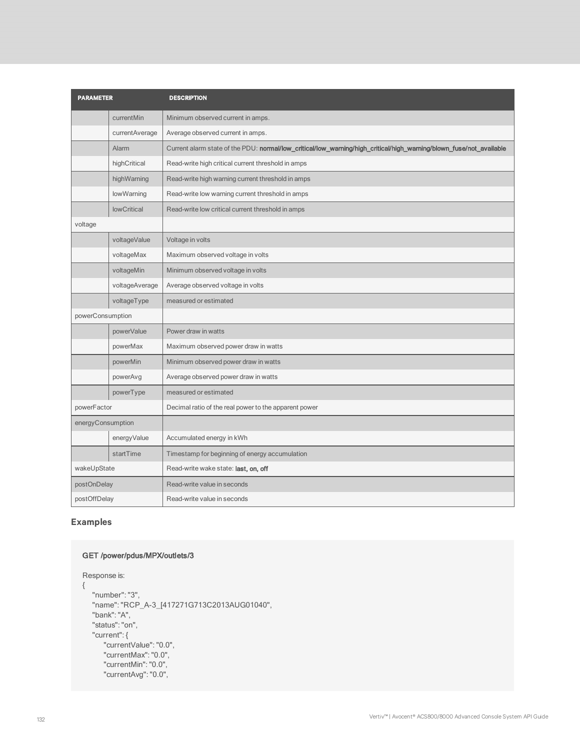| PARAMETER | | DESCRIPTION |
|---|---|---|
| | currentMin | Minimum observed current in amps. |
| | currentAverage | Average observed current in amps. |
| | Alarm | Current alarm state of the PDU: **normal/low_critical/low_warning/high_critical/high_warning/blown_fuse/not_available** |
| | highCritical | Read-write high critical current threshold in amps |
| | highWarning | Read-write high warning current threshold in amps |
| | lowWarning | Read-write low warning current threshold in amps |
| | lowCritical | Read-write low critical current threshold in amps |
| voltage | | |
| | voltageValue | Voltage in volts |
| | voltageMax | Maximum observed voltage in volts |
| | voltageMin | Minimum observed voltage in volts |
| | voltageAverage | Average observed voltage in volts |
| | voltageType | measured or estimated |
| powerConsumption | | |
| | powerValue | Power draw in watts |
| | powerMax | Maximum observed power draw in watts |
| | powerMin | Minimum observed power draw in watts |
| | powerAvg | Average observed power draw in watts |
| | powerType | measured or estimated |
| powerFactor | | Decimal ratio of the real power to the apparent power |
| energyConsumption | | |
| | energyValue | Accumulated energy in kWh |
| | startTime | Timestamp for beginning of energy accumulation |
| wakeUpState | | Read-write wake state: **last, on, off** |
| postOnDelay | | Read-write value in seconds |
| postOffDelay | | Read-write value in seconds |

### Examples

```
GET /power/pdus/MPX/outlets/3

Response is:
{
    "number": "3",
    "name": "RCP_A-3_[417271G713C2013AUG01040",
    "bank": "A",
    "status": "on",
    "current": {
        "currentValue": "0.0",
        "currentMax": "0.0",
        "currentMin": "0.0",
        "currentAvg": "0.0",
```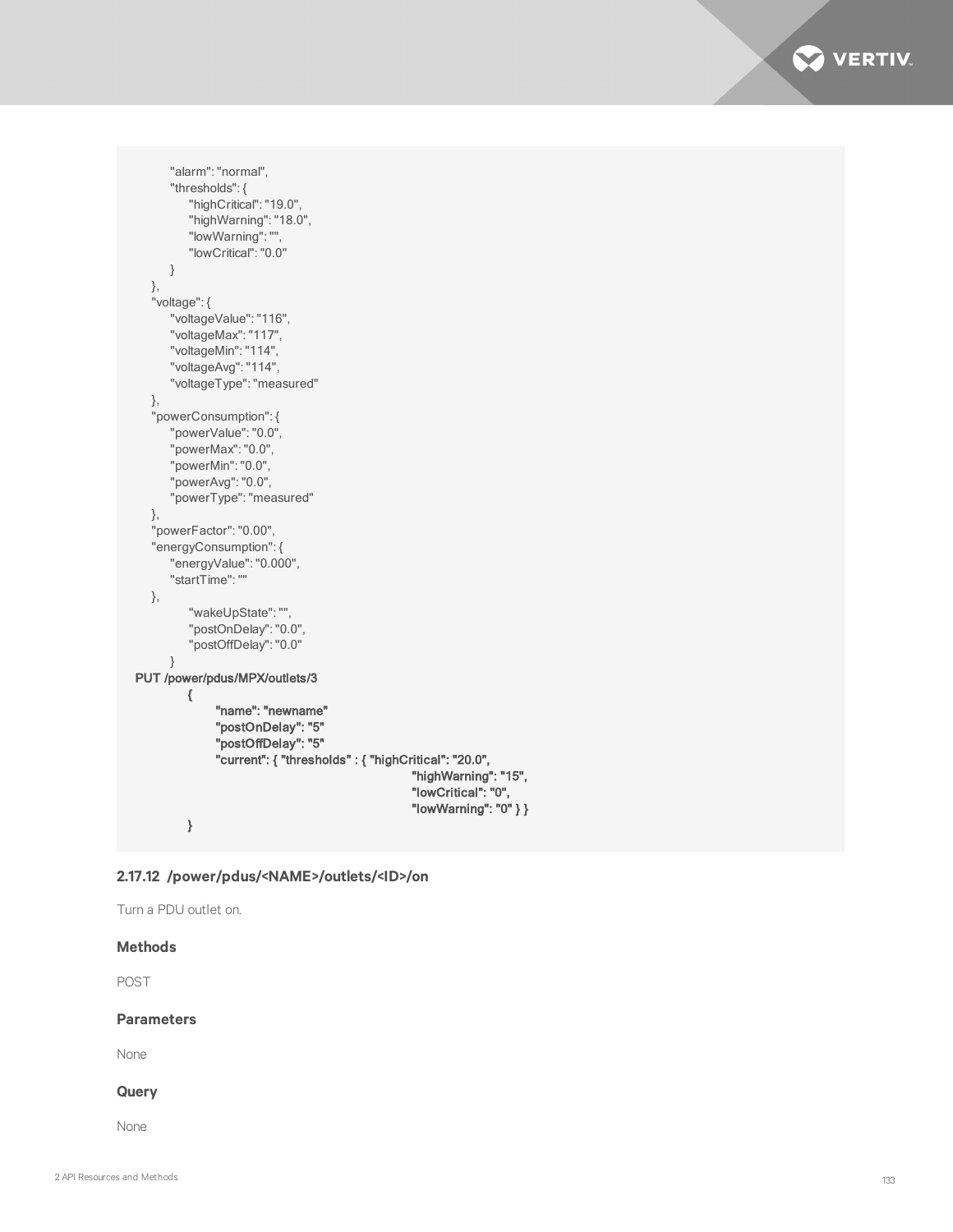```
            "alarm": "normal",
            "thresholds": {
                "highCritical": "19.0",
                "highWarning": "18.0",
                "lowWarning": "",
                "lowCritical": "0.0"
            }
        },
        "voltage": {
            "voltageValue": "116",
            "voltageMax": "117",
            "voltageMin": "114",
            "voltageAvg": "114",
            "voltageType": "measured"
        },
        "powerConsumption": {
            "powerValue": "0.0",
            "powerMax": "0.0",
            "powerMin": "0.0",
            "powerAvg": "0.0",
            "powerType": "measured"
        },
        "powerFactor": "0.00",
        "energyConsumption": {
            "energyValue": "0.000",
            "startTime": ""
        },
                "wakeUpState": "",
                "postOnDelay": "0.0",
                "postOffDelay": "0.0"
            }
PUT /power/pdus/MPX/outlets/3
        {
            "name": "newname"
            "postOnDelay": "5"
            "postOffDelay": "5"
            "current": { "thresholds" : { "highCritical": "20.0",
                                          "highWarning": "15",
                                          "lowCritical": "0",
                                          "lowWarning": "0" } }
        }
```

### 2.17.12 /power/pdus/<NAME>/outlets/<ID>/on

Turn a PDU outlet on.

**Methods**

POST

**Parameters**

None

**Query**

None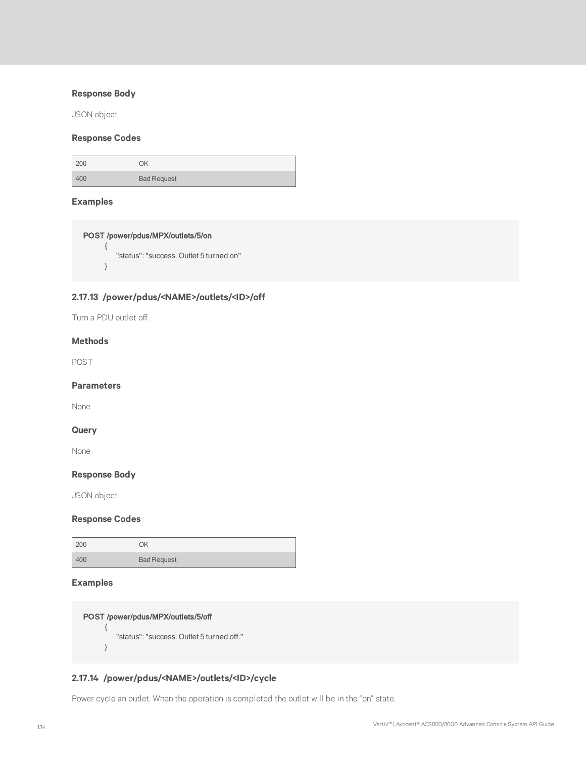### Response Body

JSON object

### Response Codes

| | |
|---|---|
| 200 | OK |
| 400 | Bad Request |

### Examples

```
POST /power/pdus/MPX/outlets/5/on
        {
            "status": "success. Outlet 5 turned on"
        }
```

## 2.17.13 /power/pdus/<NAME>/outlets/<ID>/off

Turn a PDU outlet off.

### Methods

POST

### Parameters

None

### Query

None

### Response Body

JSON object

### Response Codes

| | |
|---|---|
| 200 | OK |
| 400 | Bad Request |

### Examples

```
POST /power/pdus/MPX/outlets/5/off
        {
            "status": "success. Outlet 5 turned off."
        }
```

## 2.17.14 /power/pdus/<NAME>/outlets/<ID>/cycle

Power cycle an outlet. When the operation is completed the outlet will be in the "on" state.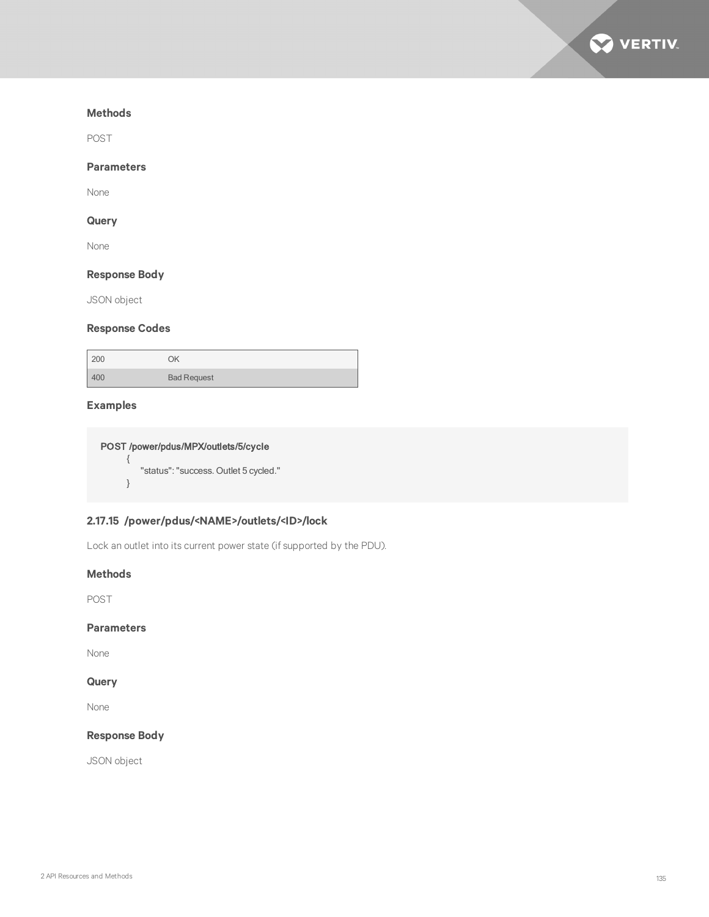#### Methods

POST

#### Parameters

None

#### Query

None

#### Response Body

JSON object

#### Response Codes

| | |
|---|---|
| 200 | OK |
| 400 | Bad Request |

#### Examples

```
POST /power/pdus/MPX/outlets/5/cycle
    {
        "status": "success. Outlet 5 cycled."
    }
```

### 2.17.15 /power/pdus/<NAME>/outlets/<ID>/lock

Lock an outlet into its current power state (if supported by the PDU).

#### Methods

POST

#### Parameters

None

#### Query

None

#### Response Body

JSON object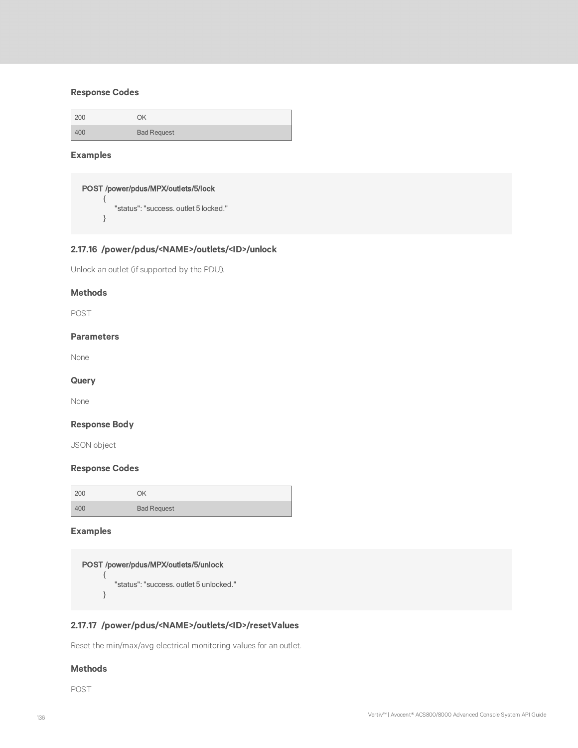### Response Codes

| | |
|---|---|
| 200 | OK |
| 400 | Bad Request |

### Examples

```
POST /power/pdus/MPX/outlets/5/lock
        {
            "status": "success. outlet 5 locked."
        }
```

## 2.17.16 /power/pdus/<NAME>/outlets/<ID>/unlock

Unlock an outlet (if supported by the PDU).

### Methods

POST

### Parameters

None

### Query

None

### Response Body

JSON object

### Response Codes

| | |
|---|---|
| 200 | OK |
| 400 | Bad Request |

### Examples

```
POST /power/pdus/MPX/outlets/5/unlock
        {
            "status": "success. outlet 5 unlocked."
        }
```

## 2.17.17 /power/pdus/<NAME>/outlets/<ID>/resetValues

Reset the min/max/avg electrical monitoring values for an outlet.

### Methods

POST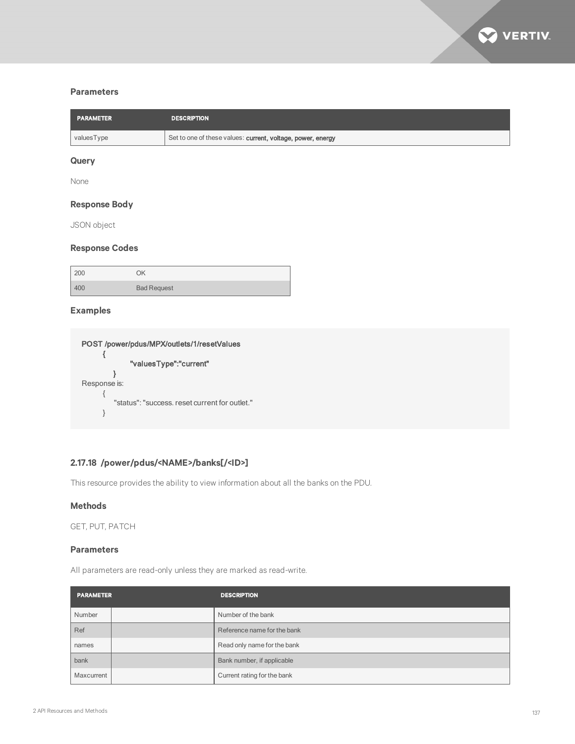### Parameters

| PARAMETER | DESCRIPTION |
|---|---|
| valuesType | Set to one of these values: **current, voltage, power, energy** |

### Query

None

### Response Body

JSON object

### Response Codes

| | |
|---|---|
| 200 | OK |
| 400 | Bad Request |

### Examples

```
POST /power/pdus/MPX/outlets/1/resetValues
        {
                "valuesType":"current"
            }
Response is:
        {
            "status": "success. reset current for outlet."
        }
```

## 2.17.18 /power/pdus/<NAME>/banks[/<ID>]

This resource provides the ability to view information about all the banks on the PDU.

### Methods

GET, PUT, PATCH

### Parameters

All parameters are read-only unless they are marked as read-write.

| PARAMETER | | DESCRIPTION |
|---|---|---|
| Number | | Number of the bank |
| Ref | | Reference name for the bank |
| names | | Read only name for the bank |
| bank | | Bank number, if applicable |
| Maxcurrent | | Current rating for the bank |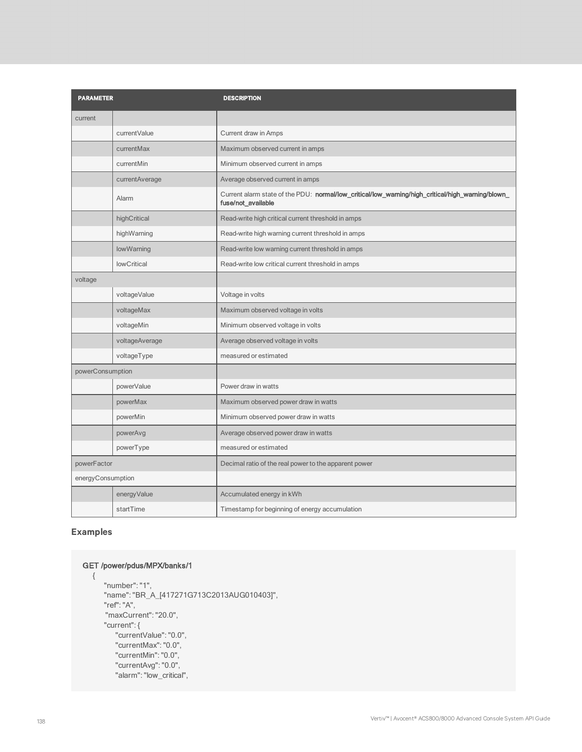| PARAMETER | | DESCRIPTION |
|---|---|---|
| current | | |
| | currentValue | Current draw in Amps |
| | currentMax | Maximum observed current in amps |
| | currentMin | Minimum observed current in amps |
| | currentAverage | Average observed current in amps |
| | Alarm | Current alarm state of the PDU: **normal/low_critical/low_warning/high_critical/high_warning/blown_fuse/not_available** |
| | highCritical | Read-write high critical current threshold in amps |
| | highWarning | Read-write high warning current threshold in amps |
| | lowWarning | Read-write low warning current threshold in amps |
| | lowCritical | Read-write low critical current threshold in amps |
| voltage | | |
| | voltageValue | Voltage in volts |
| | voltageMax | Maximum observed voltage in volts |
| | voltageMin | Minimum observed voltage in volts |
| | voltageAverage | Average observed voltage in volts |
| | voltageType | measured or estimated |
| powerConsumption | | |
| | powerValue | Power draw in watts |
| | powerMax | Maximum observed power draw in watts |
| | powerMin | Minimum observed power draw in watts |
| | powerAvg | Average observed power draw in watts |
| | powerType | measured or estimated |
| powerFactor | | Decimal ratio of the real power to the apparent power |
| energyConsumption | | |
| | energyValue | Accumulated energy in kWh |
| | startTime | Timestamp for beginning of energy accumulation |

## Examples

```
GET /power/pdus/MPX/banks/1
   {
       "number": "1",
       "name": "BR_A_[417271G713C2013AUG010403]",
       "ref": "A",
        "maxCurrent": "20.0",
       "current": {
           "currentValue": "0.0",
           "currentMax": "0.0",
           "currentMin": "0.0",
           "currentAvg": "0.0",
           "alarm": "low_critical",
```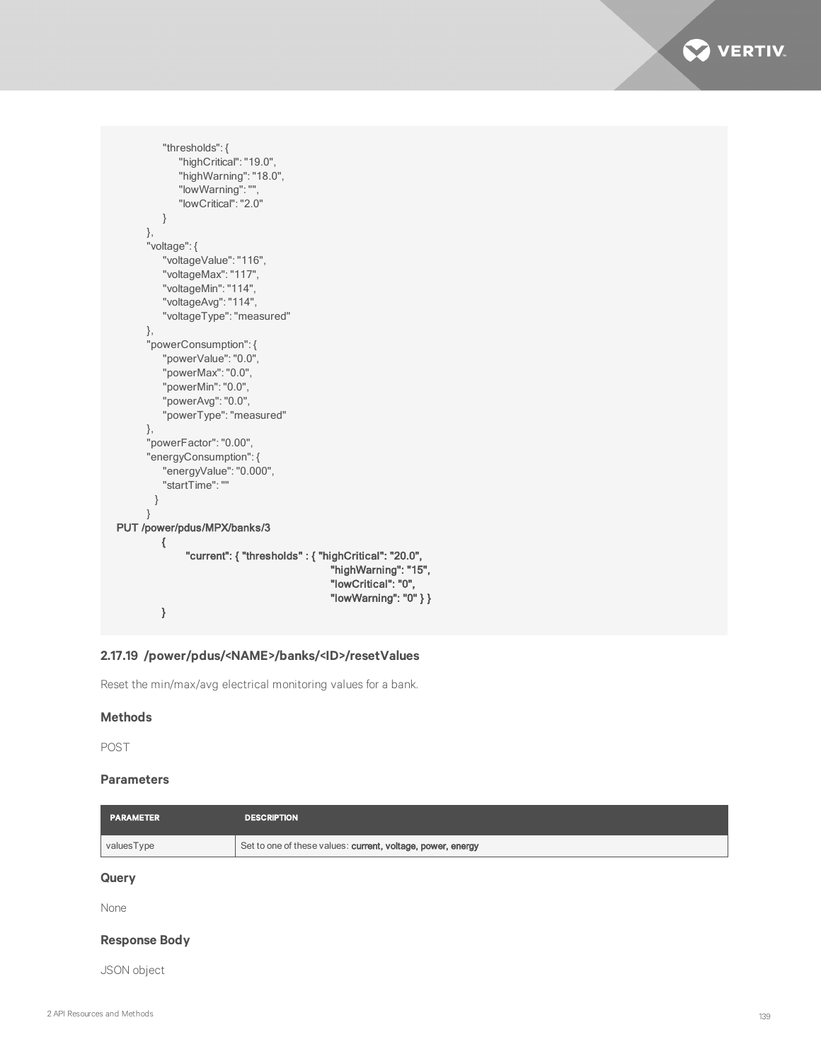```
            "thresholds": {
                "highCritical": "19.0",
                "highWarning": "18.0",
                "lowWarning": "",
                "lowCritical": "2.0"
            }
        },
        "voltage": {
            "voltageValue": "116",
            "voltageMax": "117",
            "voltageMin": "114",
            "voltageAvg": "114",
            "voltageType": "measured"
        },
        "powerConsumption": {
            "powerValue": "0.0",
            "powerMax": "0.0",
            "powerMin": "0.0",
            "powerAvg": "0.0",
            "powerType": "measured"
        },
        "powerFactor": "0.00",
        "energyConsumption": {
            "energyValue": "0.000",
            "startTime": ""
          }
        }
PUT /power/pdus/MPX/banks/3
        {
            "current": { "thresholds" : { "highCritical": "20.0",
                                           "highWarning": "15",
                                           "lowCritical": "0",
                                           "lowWarning": "0" } }
        }
```

### 2.17.19 /power/pdus/<NAME>/banks/<ID>/resetValues

Reset the min/max/avg electrical monitoring values for a bank.

#### Methods

POST

#### Parameters

| PARAMETER | DESCRIPTION |
|---|---|
| valuesType | Set to one of these values: **current, voltage, power, energy** |

#### Query

None

#### Response Body

JSON object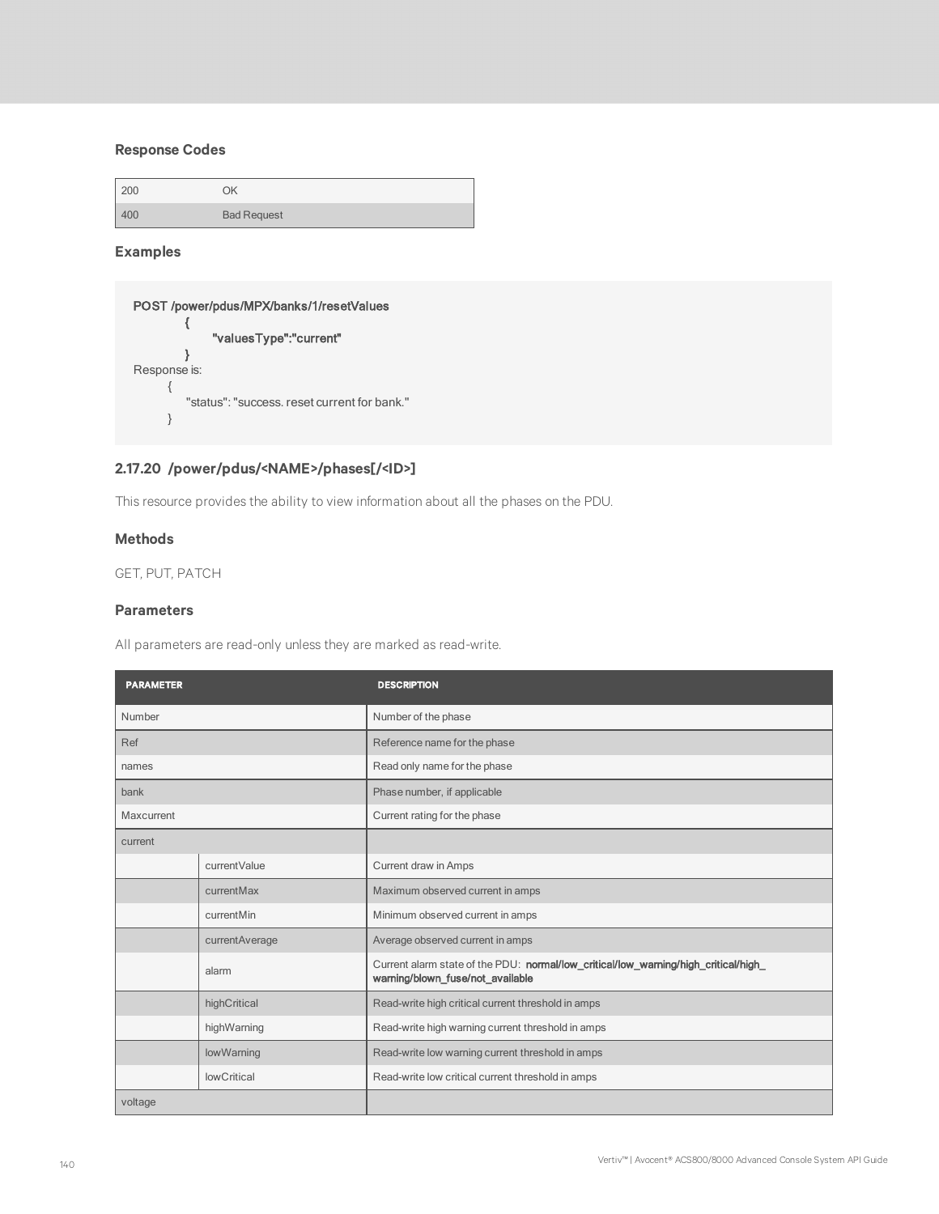### Response Codes

| | |
|---|---|
| 200 | OK |
| 400 | Bad Request |

### Examples

```
POST /power/pdus/MPX/banks/1/resetValues
        {
              "valuesType":"current"
        }
Response is:
      {
          "status": "success. reset current for bank."
      }
```

## 2.17.20 /power/pdus/<NAME>/phases[/<ID>]

This resource provides the ability to view information about all the phases on the PDU.

### Methods

GET, PUT, PATCH

### Parameters

All parameters are read-only unless they are marked as read-write.

| PARAMETER | | DESCRIPTION |
|---|---|---|
| Number | | Number of the phase |
| Ref | | Reference name for the phase |
| names | | Read only name for the phase |
| bank | | Phase number, if applicable |
| Maxcurrent | | Current rating for the phase |
| current | | |
| | currentValue | Current draw in Amps |
| | currentMax | Maximum observed current in amps |
| | currentMin | Minimum observed current in amps |
| | currentAverage | Average observed current in amps |
| | alarm | Current alarm state of the PDU: **normal/low_critical/low_warning/high_critical/high_warning/blown_fuse/not_available** |
| | highCritical | Read-write high critical current threshold in amps |
| | highWarning | Read-write high warning current threshold in amps |
| | lowWarning | Read-write low warning current threshold in amps |
| | lowCritical | Read-write low critical current threshold in amps |
| voltage | | |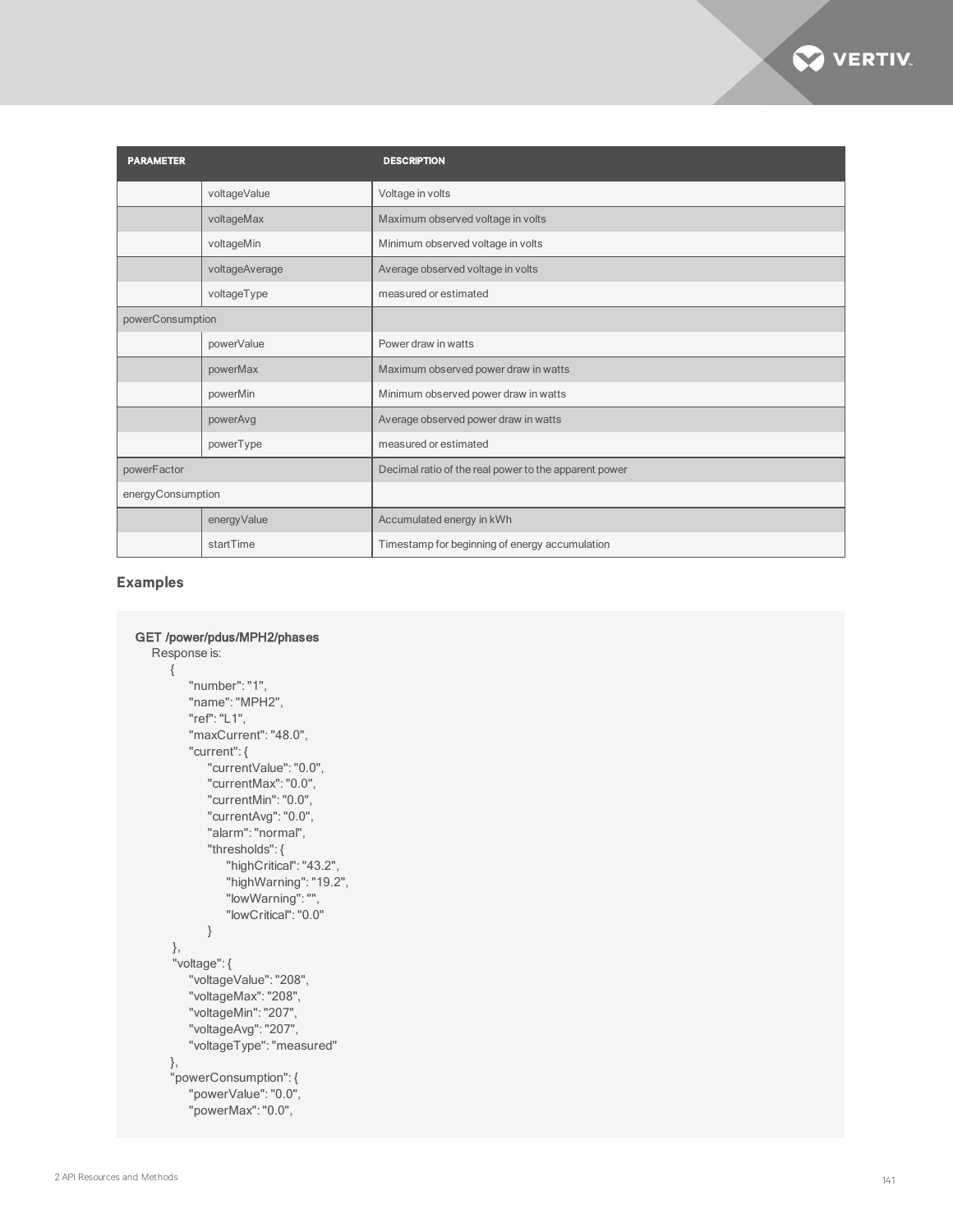| PARAMETER | | DESCRIPTION |
|---|---|---|
| | voltageValue | Voltage in volts |
| | voltageMax | Maximum observed voltage in volts |
| | voltageMin | Minimum observed voltage in volts |
| | voltageAverage | Average observed voltage in volts |
| | voltageType | measured or estimated |
| powerConsumption | | |
| | powerValue | Power draw in watts |
| | powerMax | Maximum observed power draw in watts |
| | powerMin | Minimum observed power draw in watts |
| | powerAvg | Average observed power draw in watts |
| | powerType | measured or estimated |
| powerFactor | | Decimal ratio of the real power to the apparent power |
| energyConsumption | | |
| | energyValue | Accumulated energy in kWh |
| | startTime | Timestamp for beginning of energy accumulation |

### Examples

```
GET /power/pdus/MPH2/phases
    Response is:
        {
            "number": "1",
            "name": "MPH2",
            "ref": "L1",
            "maxCurrent": "48.0",
            "current": {
                "currentValue": "0.0",
                "currentMax": "0.0",
                "currentMin": "0.0",
                "currentAvg": "0.0",
                "alarm": "normal",
                "thresholds": {
                    "highCritical": "43.2",
                    "highWarning": "19.2",
                    "lowWarning": "",
                    "lowCritical": "0.0"
                }
        },
        "voltage": {
            "voltageValue": "208",
            "voltageMax": "208",
            "voltageMin": "207",
            "voltageAvg": "207",
            "voltageType": "measured"
        },
        "powerConsumption": {
            "powerValue": "0.0",
            "powerMax": "0.0",
```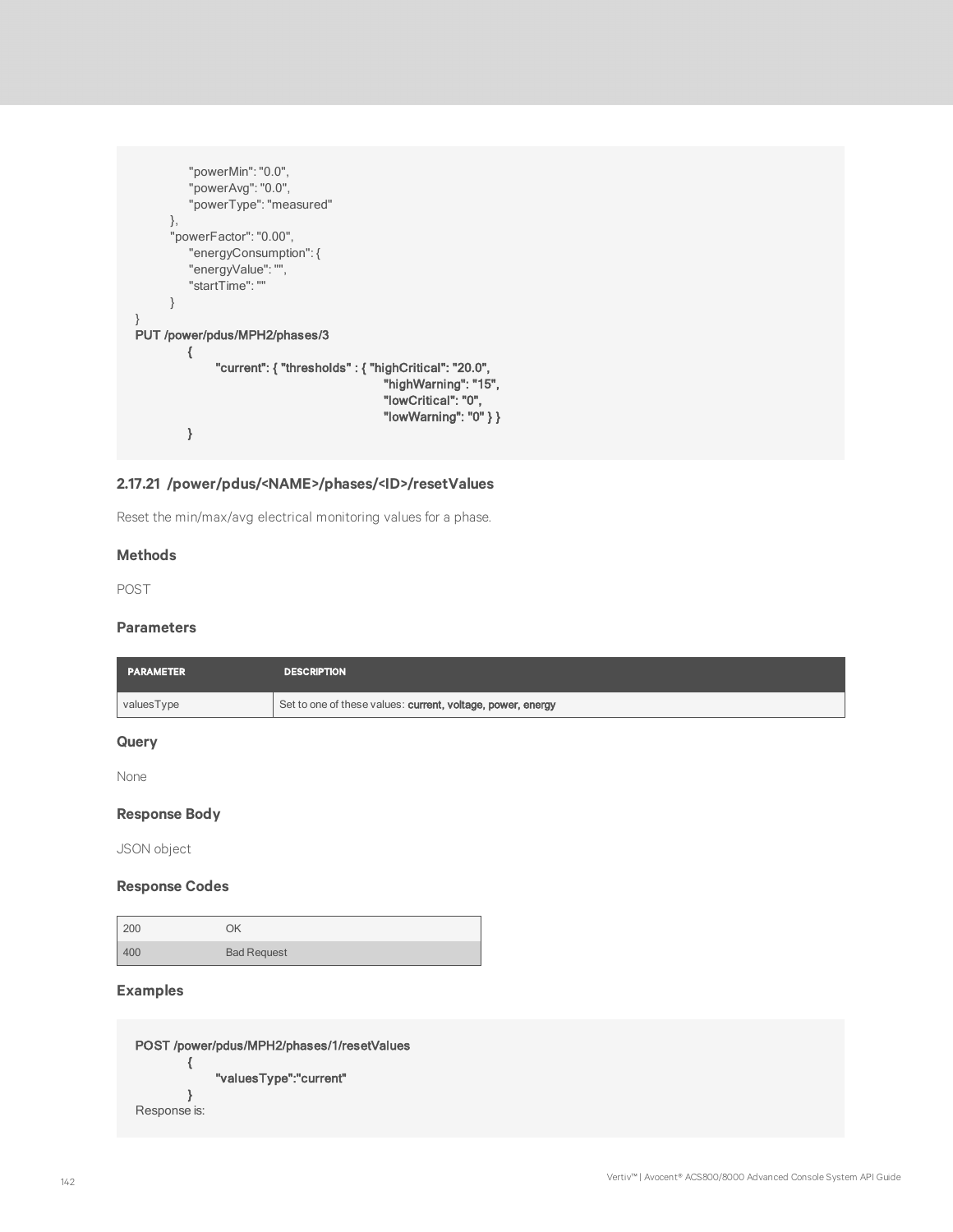```
            "powerMin": "0.0",
            "powerAvg": "0.0",
            "powerType": "measured"
        },
        "powerFactor": "0.00",
            "energyConsumption": {
            "energyValue": "",
            "startTime": ""
        }
}
PUT /power/pdus/MPH2/phases/3
        {
            "current": { "thresholds" : { "highCritical": "20.0",
                                          "highWarning": "15",
                                          "lowCritical": "0",
                                          "lowWarning": "0" } }
        }
```

### 2.17.21 /power/pdus/<NAME>/phases/<ID>/resetValues

Reset the min/max/avg electrical monitoring values for a phase.

#### Methods

POST

#### Parameters

| PARAMETER | DESCRIPTION |
| --- | --- |
| valuesType | Set to one of these values: **current, voltage, power, energy** |

#### Query

None

#### Response Body

JSON object

#### Response Codes

| | |
| --- | --- |
| 200 | OK |
| 400 | Bad Request |

#### Examples

```
POST /power/pdus/MPH2/phases/1/resetValues
        {
            "valuesType":"current"
        }
Response is:
```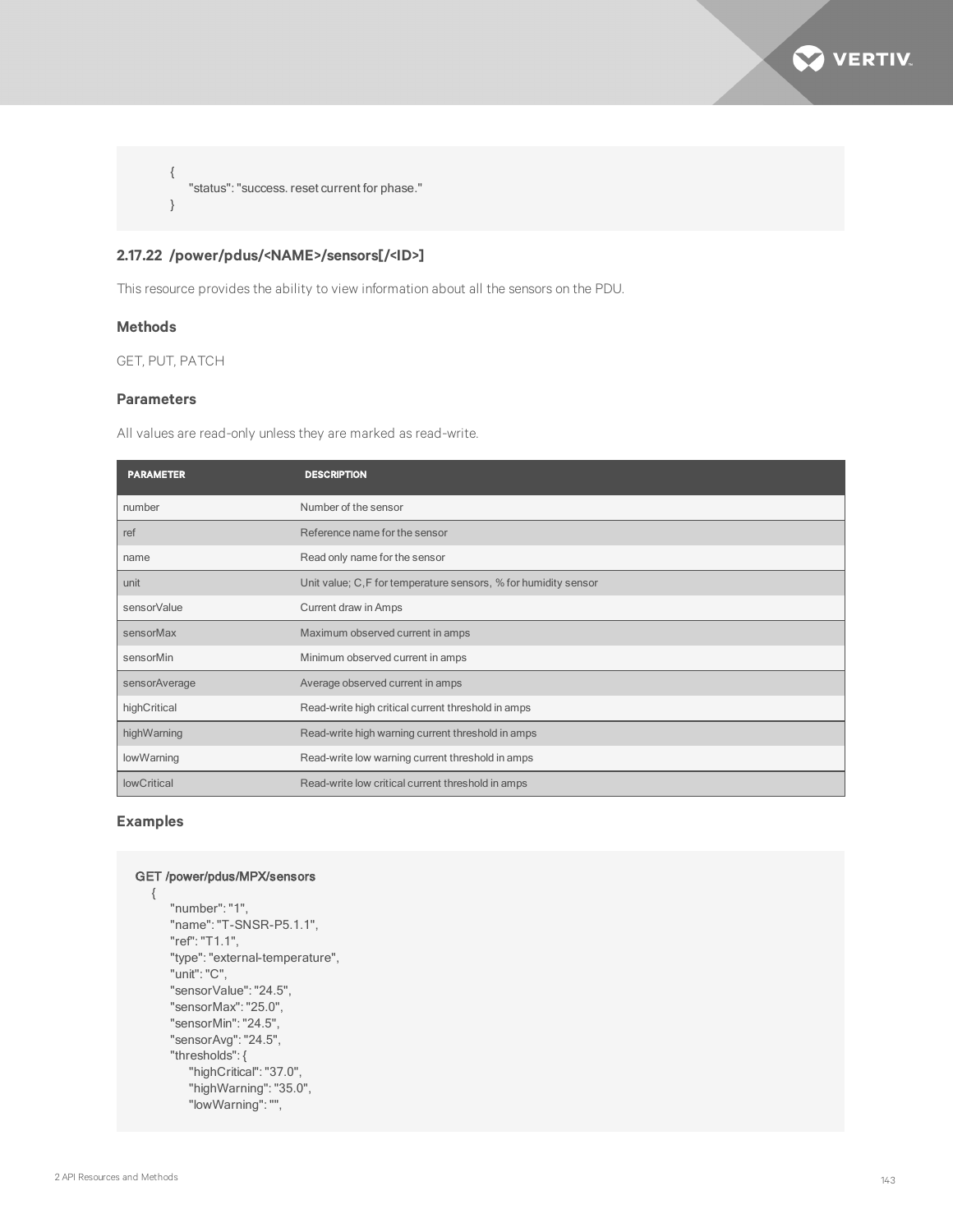```
{
    "status": "success. reset current for phase."
}
```

### 2.17.22 /power/pdus/<NAME>/sensors[/<ID>]

This resource provides the ability to view information about all the sensors on the PDU.

#### Methods

GET, PUT, PATCH

#### Parameters

All values are read-only unless they are marked as read-write.

| PARAMETER | DESCRIPTION |
|---|---|
| number | Number of the sensor |
| ref | Reference name for the sensor |
| name | Read only name for the sensor |
| unit | Unit value; C,F for temperature sensors, % for humidity sensor |
| sensorValue | Current draw in Amps |
| sensorMax | Maximum observed current in amps |
| sensorMin | Minimum observed current in amps |
| sensorAverage | Average observed current in amps |
| highCritical | Read-write high critical current threshold in amps |
| highWarning | Read-write high warning current threshold in amps |
| lowWarning | Read-write low warning current threshold in amps |
| lowCritical | Read-write low critical current threshold in amps |

#### Examples

```
GET /power/pdus/MPX/sensors
  {
      "number": "1",
      "name": "T-SNSR-P5.1.1",
      "ref": "T1.1",
      "type": "external-temperature",
      "unit": "C",
      "sensorValue": "24.5",
      "sensorMax": "25.0",
      "sensorMin": "24.5",
      "sensorAvg": "24.5",
      "thresholds": {
          "highCritical": "37.0",
          "highWarning": "35.0",
          "lowWarning": "",
```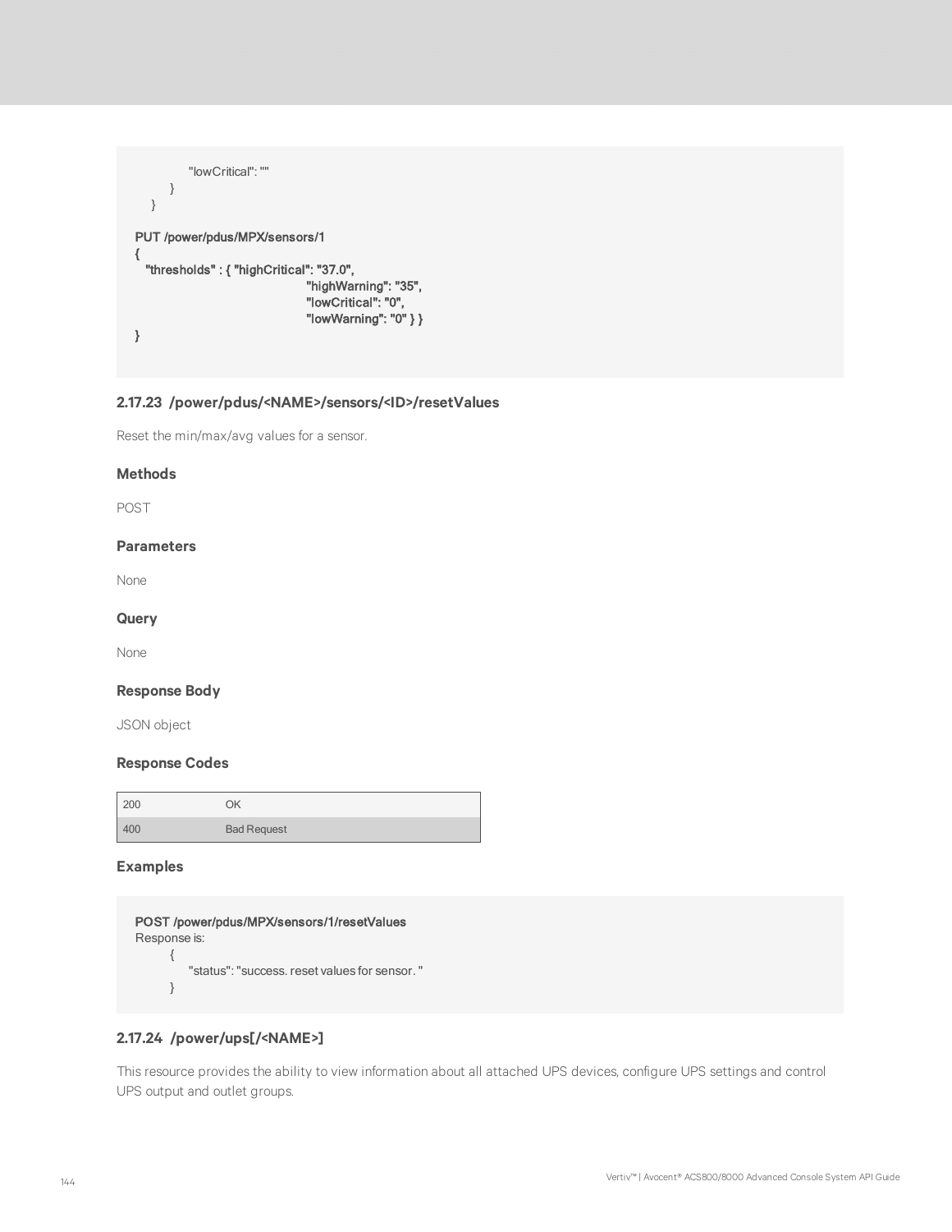```
            "lowCritical": ""
        }
    }

PUT /power/pdus/MPX/sensors/1
{
  "thresholds" : { "highCritical": "37.0",
                                   "highWarning": "35",
                                   "lowCritical": "0",
                                   "lowWarning": "0" } }
}
```

### 2.17.23 /power/pdus/<NAME>/sensors/<ID>/resetValues

Reset the min/max/avg values for a sensor.

#### Methods

POST

#### Parameters

None

#### Query

None

#### Response Body

JSON object

#### Response Codes

| | |
|---|---|
| 200 | OK |
| 400 | Bad Request |

#### Examples

```
POST /power/pdus/MPX/sensors/1/resetValues
Response is:
    {
        "status": "success. reset values for sensor. "
    }
```

### 2.17.24 /power/ups[/<NAME>]

This resource provides the ability to view information about all attached UPS devices, configure UPS settings and control UPS output and outlet groups.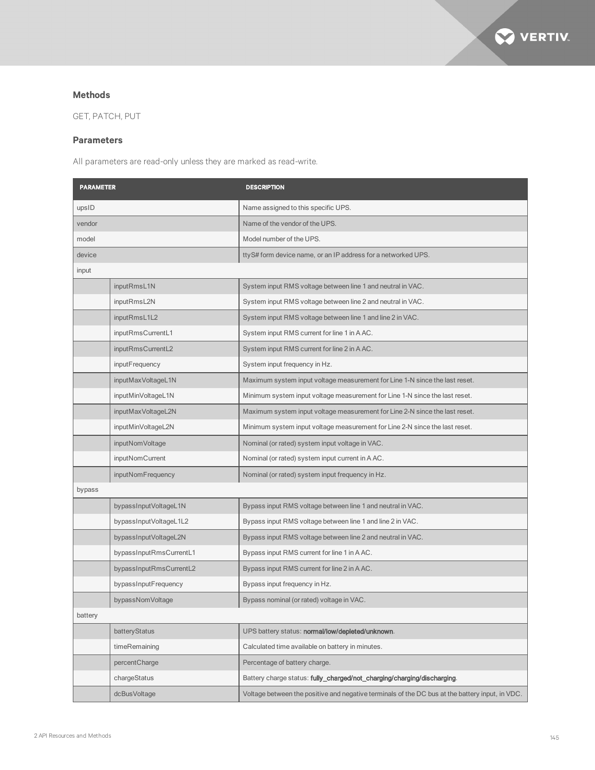### Methods

GET, PATCH, PUT

### Parameters

All parameters are read-only unless they are marked as read-write.

| PARAMETER | | DESCRIPTION |
|---|---|---|
| upsID | | Name assigned to this specific UPS. |
| vendor | | Name of the vendor of the UPS. |
| model | | Model number of the UPS. |
| device | | ttyS# form device name, or an IP address for a networked UPS. |
| input | | |
| | inputRmsL1N | System input RMS voltage between line 1 and neutral in VAC. |
| | inputRmsL2N | System input RMS voltage between line 2 and neutral in VAC. |
| | inputRmsL1L2 | System input RMS voltage between line 1 and line 2 in VAC. |
| | inputRmsCurrentL1 | System input RMS current for line 1 in A AC. |
| | inputRmsCurrentL2 | System input RMS current for line 2 in A AC. |
| | inputFrequency | System input frequency in Hz. |
| | inputMaxVoltageL1N | Maximum system input voltage measurement for Line 1-N since the last reset. |
| | inputMinVoltageL1N | Minimum system input voltage measurement for Line 1-N since the last reset. |
| | inputMaxVoltageL2N | Maximum system input voltage measurement for Line 2-N since the last reset. |
| | inputMinVoltageL2N | Minimum system input voltage measurement for Line 2-N since the last reset. |
| | inputNomVoltage | Nominal (or rated) system input voltage in VAC. |
| | inputNomCurrent | Nominal (or rated) system input current in A AC. |
| | inputNomFrequency | Nominal (or rated) system input frequency in Hz. |
| bypass | | |
| | bypassInputVoltageL1N | Bypass input RMS voltage between line 1 and neutral in VAC. |
| | bypassInputVoltageL1L2 | Bypass input RMS voltage between line 1 and line 2 in VAC. |
| | bypassInputVoltageL2N | Bypass input RMS voltage between line 2 and neutral in VAC. |
| | bypassInputRmsCurrentL1 | Bypass input RMS current for line 1 in A AC. |
| | bypassInputRmsCurrentL2 | Bypass input RMS current for line 2 in A AC. |
| | bypassInputFrequency | Bypass input frequency in Hz. |
| | bypassNomVoltage | Bypass nominal (or rated) voltage in VAC. |
| battery | | |
| | batteryStatus | UPS battery status: **normal/low/depleted/unknown**. |
| | timeRemaining | Calculated time available on battery in minutes. |
| | percentCharge | Percentage of battery charge. |
| | chargeStatus | Battery charge status: **fully_charged/not_charging/charging/discharging**. |
| | dcBusVoltage | Voltage between the positive and negative terminals of the DC bus at the battery input, in VDC. |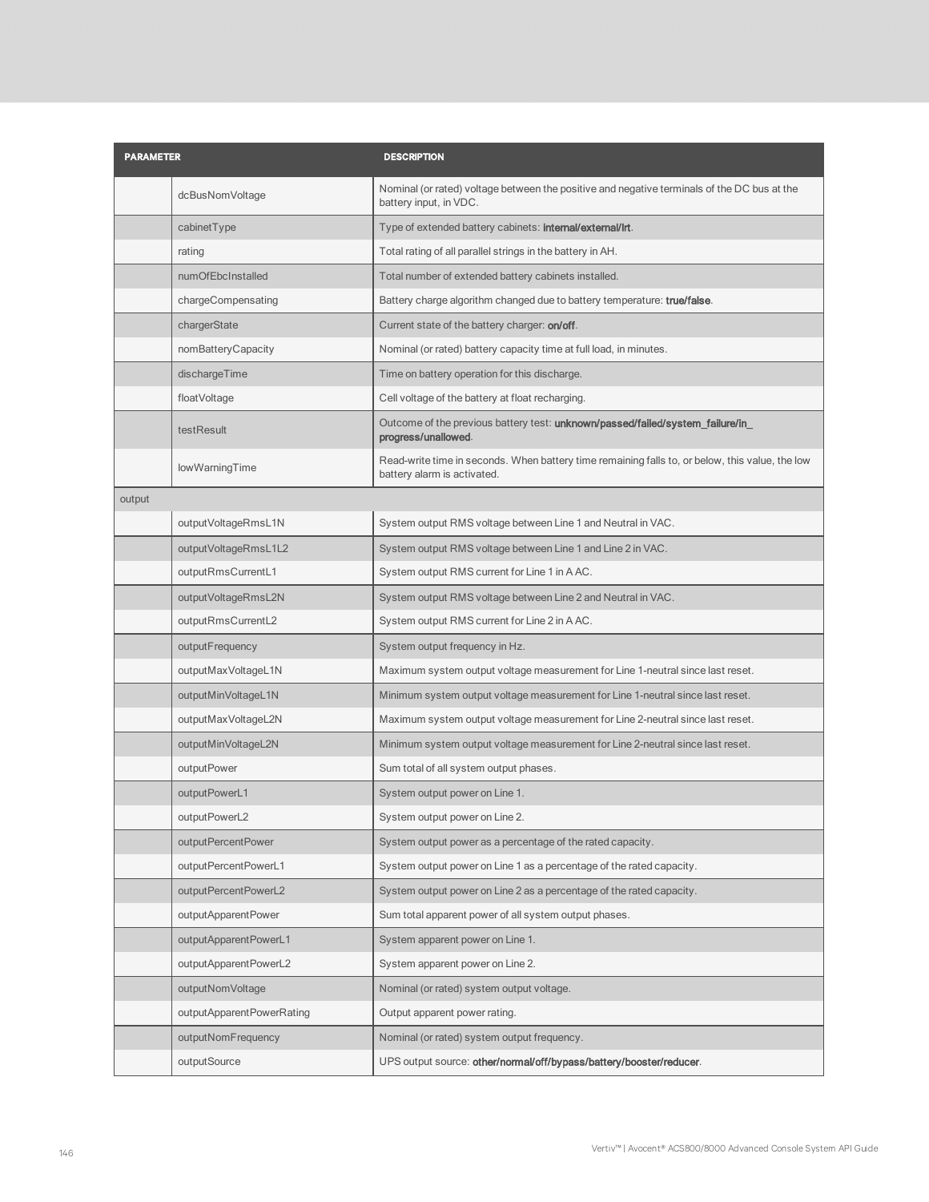| PARAMETER | | DESCRIPTION |
|---|---|---|
| | dcBusNomVoltage | Nominal (or rated) voltage between the positive and negative terminals of the DC bus at the battery input, in VDC. |
| | cabinetType | Type of extended battery cabinets: **internal/external/lrt**. |
| | rating | Total rating of all parallel strings in the battery in AH. |
| | numOfEbcInstalled | Total number of extended battery cabinets installed. |
| | chargeCompensating | Battery charge algorithm changed due to battery temperature: **true/false**. |
| | chargerState | Current state of the battery charger: **on/off**. |
| | nomBatteryCapacity | Nominal (or rated) battery capacity time at full load, in minutes. |
| | dischargeTime | Time on battery operation for this discharge. |
| | floatVoltage | Cell voltage of the battery at float recharging. |
| | testResult | Outcome of the previous battery test: **unknown/passed/failed/system_failure/in_progress/unallowed**. |
| | lowWarningTime | Read-write time in seconds. When battery time remaining falls to, or below, this value, the low battery alarm is activated. |
| output | | |
| | outputVoltageRmsL1N | System output RMS voltage between Line 1 and Neutral in VAC. |
| | outputVoltageRmsL1L2 | System output RMS voltage between Line 1 and Line 2 in VAC. |
| | outputRmsCurrentL1 | System output RMS current for Line 1 in A AC. |
| | outputVoltageRmsL2N | System output RMS voltage between Line 2 and Neutral in VAC. |
| | outputRmsCurrentL2 | System output RMS current for Line 2 in A AC. |
| | outputFrequency | System output frequency in Hz. |
| | outputMaxVoltageL1N | Maximum system output voltage measurement for Line 1-neutral since last reset. |
| | outputMinVoltageL1N | Minimum system output voltage measurement for Line 1-neutral since last reset. |
| | outputMaxVoltageL2N | Maximum system output voltage measurement for Line 2-neutral since last reset. |
| | outputMinVoltageL2N | Minimum system output voltage measurement for Line 2-neutral since last reset. |
| | outputPower | Sum total of all system output phases. |
| | outputPowerL1 | System output power on Line 1. |
| | outputPowerL2 | System output power on Line 2. |
| | outputPercentPower | System output power as a percentage of the rated capacity. |
| | outputPercentPowerL1 | System output power on Line 1 as a percentage of the rated capacity. |
| | outputPercentPowerL2 | System output power on Line 2 as a percentage of the rated capacity. |
| | outputApparentPower | Sum total apparent power of all system output phases. |
| | outputApparentPowerL1 | System apparent power on Line 1. |
| | outputApparentPowerL2 | System apparent power on Line 2. |
| | outputNomVoltage | Nominal (or rated) system output voltage. |
| | outputApparentPowerRating | Output apparent power rating. |
| | outputNomFrequency | Nominal (or rated) system output frequency. |
| | outputSource | UPS output source: **other/normal/off/bypass/battery/booster/reducer**. |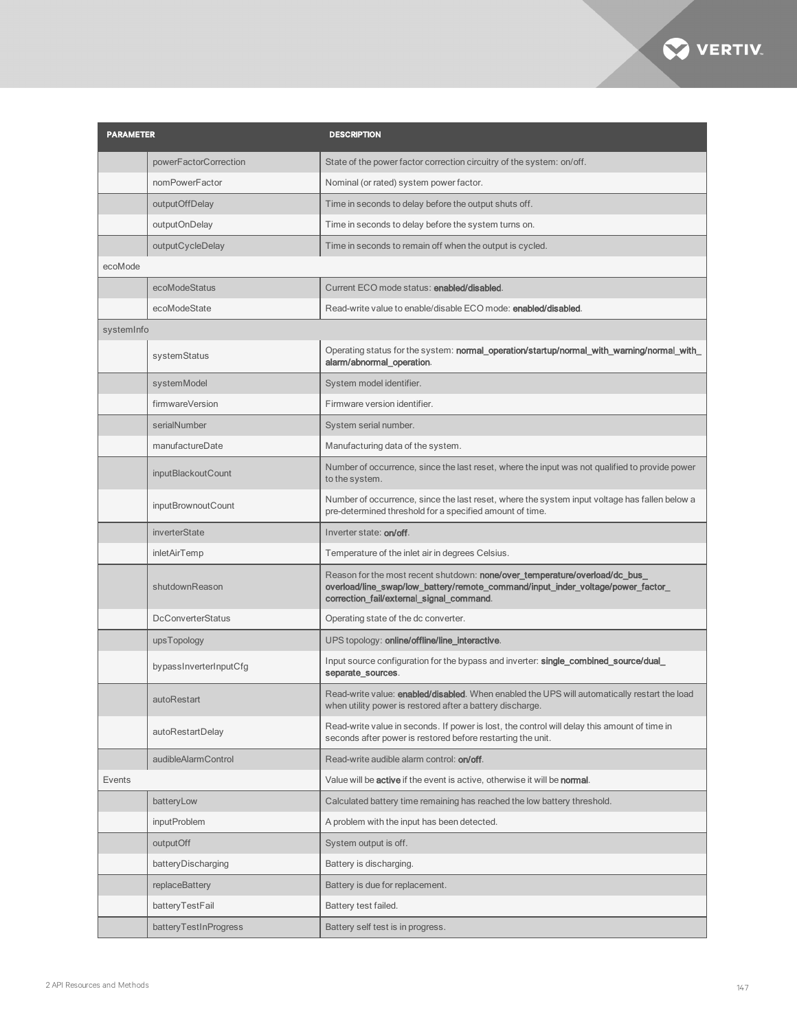| PARAMETER | | DESCRIPTION |
|---|---|---|
| | powerFactorCorrection | State of the power factor correction circuitry of the system: on/off. |
| | nomPowerFactor | Nominal (or rated) system power factor. |
| | outputOffDelay | Time in seconds to delay before the output shuts off. |
| | outputOnDelay | Time in seconds to delay before the system turns on. |
| | outputCycleDelay | Time in seconds to remain off when the output is cycled. |
| ecoMode | | |
| | ecoModeStatus | Current ECO mode status: **enabled/disabled**. |
| | ecoModeState | Read-write value to enable/disable ECO mode: **enabled/disabled**. |
| systemInfo | | |
| | systemStatus | Operating status for the system: **normal_operation/startup/normal_with_warning/normal_with_alarm/abnormal_operation**. |
| | systemModel | System model identifier. |
| | firmwareVersion | Firmware version identifier. |
| | serialNumber | System serial number. |
| | manufactureDate | Manufacturing data of the system. |
| | inputBlackoutCount | Number of occurrence, since the last reset, where the input was not qualified to provide power to the system. |
| | inputBrownoutCount | Number of occurrence, since the last reset, where the system input voltage has fallen below a pre-determined threshold for a specified amount of time. |
| | inverterState | Inverter state: **on/off**. |
| | inletAirTemp | Temperature of the inlet air in degrees Celsius. |
| | shutdownReason | Reason for the most recent shutdown: **none/over_temperature/overload/dc_bus_overload/line_swap/low_battery/remote_command/input_inder_voltage/power_factor_correction_fail/external_signal_command**. |
| | DcConverterStatus | Operating state of the dc converter. |
| | upsTopology | UPS topology: **online/offline/line_interactive**. |
| | bypassInverterInputCfg | Input source configuration for the bypass and inverter: **single_combined_source/dual_separate_sources**. |
| | autoRestart | Read-write value: **enabled/disabled**. When enabled the UPS will automatically restart the load when utility power is restored after a battery discharge. |
| | autoRestartDelay | Read-write value in seconds. If power is lost, the control will delay this amount of time in seconds after power is restored before restarting the unit. |
| | audibleAlarmControl | Read-write audible alarm control: **on/off**. |
| Events | | Value will be **active** if the event is active, otherwise it will be **normal**. |
| | batteryLow | Calculated battery time remaining has reached the low battery threshold. |
| | inputProblem | A problem with the input has been detected. |
| | outputOff | System output is off. |
| | batteryDischarging | Battery is discharging. |
| | replaceBattery | Battery is due for replacement. |
| | batteryTestFail | Battery test failed. |
| | batteryTestInProgress | Battery self test is in progress. |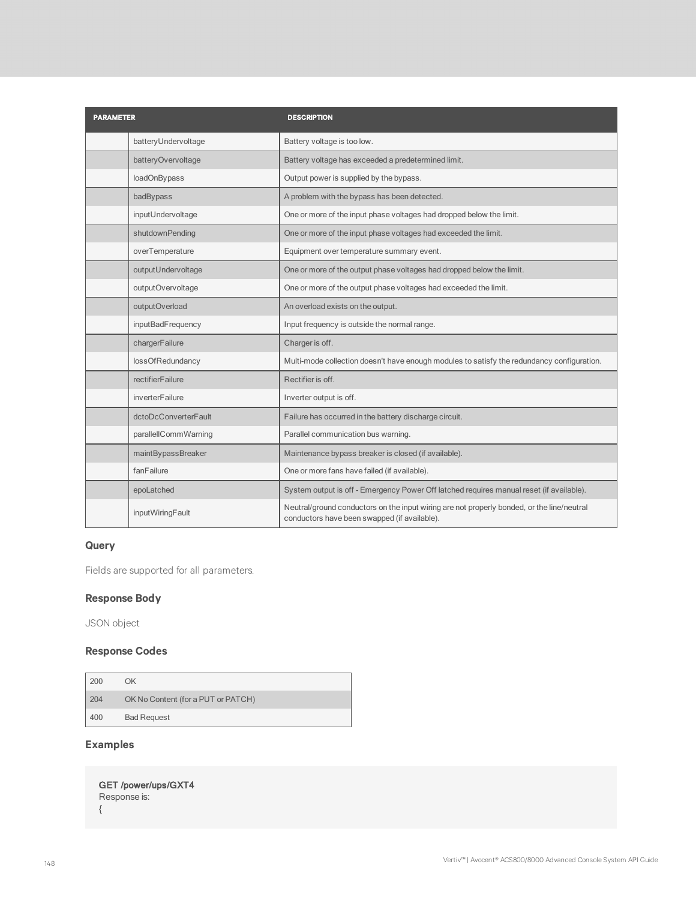| PARAMETER | | DESCRIPTION |
|---|---|---|
| | batteryUndervoltage | Battery voltage is too low. |
| | batteryOvervoltage | Battery voltage has exceeded a predetermined limit. |
| | loadOnBypass | Output power is supplied by the bypass. |
| | badBypass | A problem with the bypass has been detected. |
| | inputUndervoltage | One or more of the input phase voltages had dropped below the limit. |
| | shutdownPending | One or more of the input phase voltages had exceeded the limit. |
| | overTemperature | Equipment over temperature summary event. |
| | outputUndervoltage | One or more of the output phase voltages had dropped below the limit. |
| | outputOvervoltage | One or more of the output phase voltages had exceeded the limit. |
| | outputOverload | An overload exists on the output. |
| | inputBadFrequency | Input frequency is outside the normal range. |
| | chargerFailure | Charger is off. |
| | lossOfRedundancy | Multi-mode collection doesn't have enough modules to satisfy the redundancy configuration. |
| | rectifierFailure | Rectifier is off. |
| | inverterFailure | Inverter output is off. |
| | dctoDcConverterFault | Failure has occurred in the battery discharge circuit. |
| | parallellCommWarning | Parallel communication bus warning. |
| | maintBypassBreaker | Maintenance bypass breaker is closed (if available). |
| | fanFailure | One or more fans have failed (if available). |
| | epoLatched | System output is off - Emergency Power Off latched requires manual reset (if available). |
| | inputWiringFault | Neutral/ground conductors on the input wiring are not properly bonded, or the line/neutral conductors have been swapped (if available). |

### Query

Fields are supported for all parameters.

### Response Body

JSON object

### Response Codes

| | |
|---|---|
| 200 | OK |
| 204 | OK No Content (for a PUT or PATCH) |
| 400 | Bad Request |

### Examples

```
GET /power/ups/GXT4
Response is:
{
```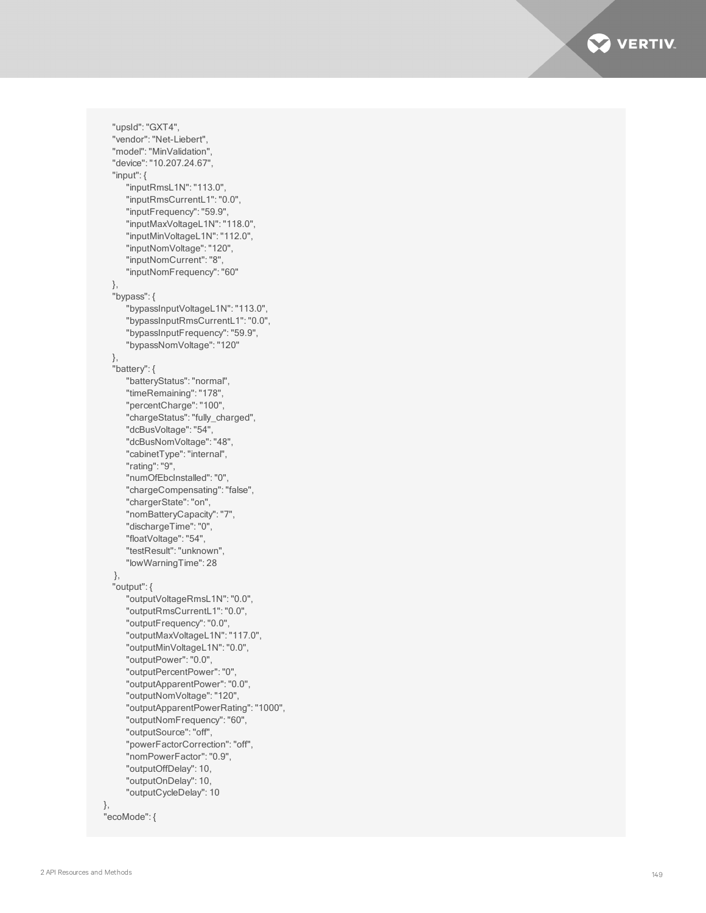```
    "upsId": "GXT4",
    "vendor": "Net-Liebert",
    "model": "MinValidation",
    "device": "10.207.24.67",
    "input": {
        "inputRmsL1N": "113.0",
        "inputRmsCurrentL1": "0.0",
        "inputFrequency": "59.9",
        "inputMaxVoltageL1N": "118.0",
        "inputMinVoltageL1N": "112.0",
        "inputNomVoltage": "120",
        "inputNomCurrent": "8",
        "inputNomFrequency": "60"
    },
    "bypass": {
        "bypassInputVoltageL1N": "113.0",
        "bypassInputRmsCurrentL1": "0.0",
        "bypassInputFrequency": "59.9",
        "bypassNomVoltage": "120"
    },
    "battery": {
        "batteryStatus": "normal",
        "timeRemaining": "178",
        "percentCharge": "100",
        "chargeStatus": "fully_charged",
        "dcBusVoltage": "54",
        "dcBusNomVoltage": "48",
        "cabinetType": "internal",
        "rating": "9",
        "numOfEbcInstalled": "0",
        "chargeCompensating": "false",
        "chargerState": "on",
        "nomBatteryCapacity": "7",
        "dischargeTime": "0",
        "floatVoltage": "54",
        "testResult": "unknown",
        "lowWarningTime": 28
     },
    "output": {
        "outputVoltageRmsL1N": "0.0",
        "outputRmsCurrentL1": "0.0",
        "outputFrequency": "0.0",
        "outputMaxVoltageL1N": "117.0",
        "outputMinVoltageL1N": "0.0",
        "outputPower": "0.0",
        "outputPercentPower": "0",
        "outputApparentPower": "0.0",
        "outputNomVoltage": "120",
        "outputApparentPowerRating": "1000",
        "outputNomFrequency": "60",
        "outputSource": "off",
        "powerFactorCorrection": "off",
        "nomPowerFactor": "0.9",
        "outputOffDelay": 10,
        "outputOnDelay": 10,
        "outputCycleDelay": 10
  },
  "ecoMode": {
```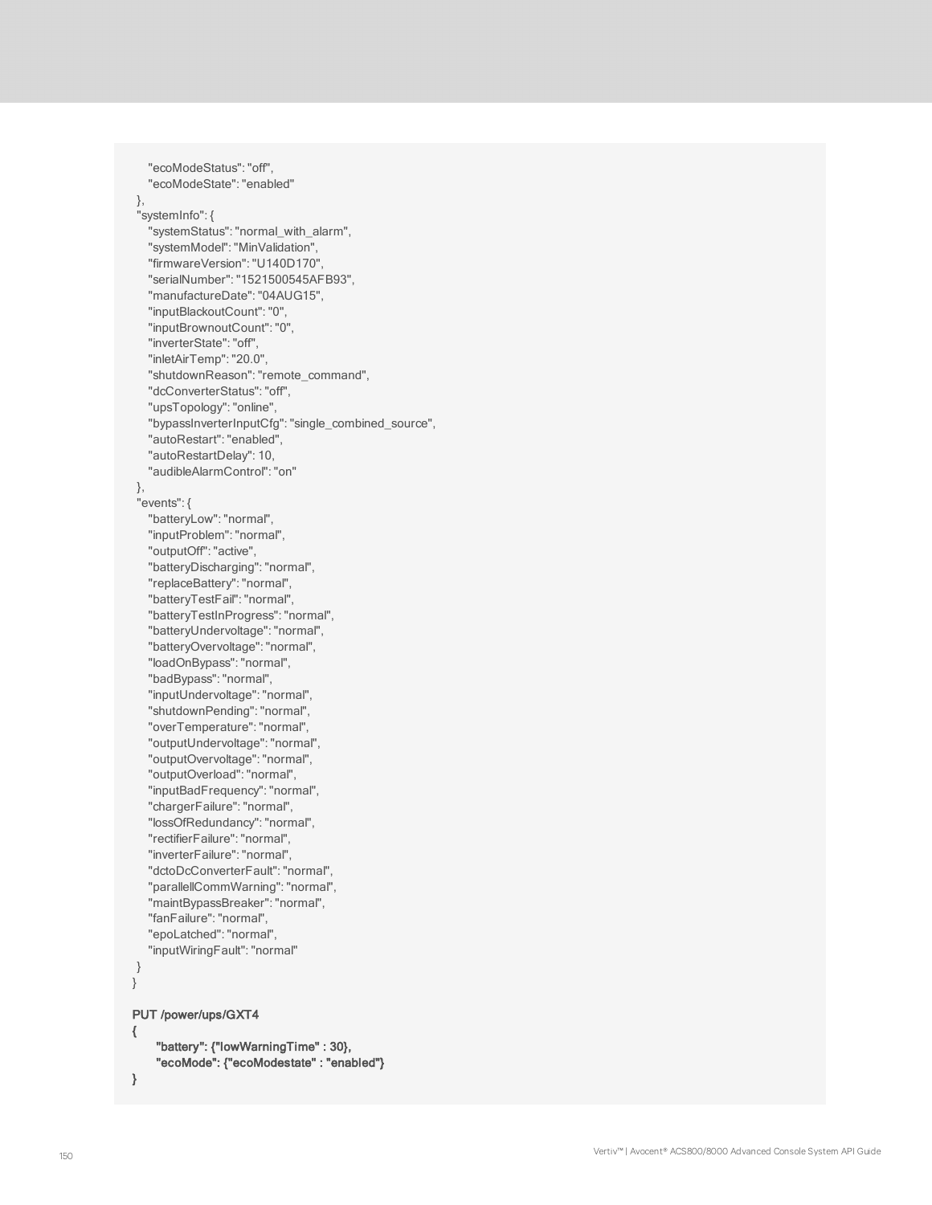```
    "ecoModeStatus": "off",
    "ecoModeState": "enabled"
  },
  "systemInfo": {
    "systemStatus": "normal_with_alarm",
    "systemModel": "MinValidation",
    "firmwareVersion": "U140D170",
    "serialNumber": "1521500545AFB93",
    "manufactureDate": "04AUG15",
    "inputBlackoutCount": "0",
    "inputBrownoutCount": "0",
    "inverterState": "off",
    "inletAirTemp": "20.0",
    "shutdownReason": "remote_command",
    "dcConverterStatus": "off",
    "upsTopology": "online",
    "bypassInverterInputCfg": "single_combined_source",
    "autoRestart": "enabled",
    "autoRestartDelay": 10,
    "audibleAlarmControl": "on"
  },
  "events": {
    "batteryLow": "normal",
    "inputProblem": "normal",
    "outputOff": "active",
    "batteryDischarging": "normal",
    "replaceBattery": "normal",
    "batteryTestFail": "normal",
    "batteryTestInProgress": "normal",
    "batteryUndervoltage": "normal",
    "batteryOvervoltage": "normal",
    "loadOnBypass": "normal",
    "badBypass": "normal",
    "inputUndervoltage": "normal",
    "shutdownPending": "normal",
    "overTemperature": "normal",
    "outputUndervoltage": "normal",
    "outputOvervoltage": "normal",
    "outputOverload": "normal",
    "inputBadFrequency": "normal",
    "chargerFailure": "normal",
    "lossOfRedundancy": "normal",
    "rectifierFailure": "normal",
    "inverterFailure": "normal",
    "dctoDcConverterFault": "normal",
    "parallellCommWarning": "normal",
    "maintBypassBreaker": "normal",
    "fanFailure": "normal",
    "epoLatched": "normal",
    "inputWiringFault": "normal"
  }
}
```

**PUT /power/ups/GXT4**

```
{
      "battery": {"lowWarningTime" : 30},
      "ecoMode": {"ecoModestate" : "enabled"}
}
```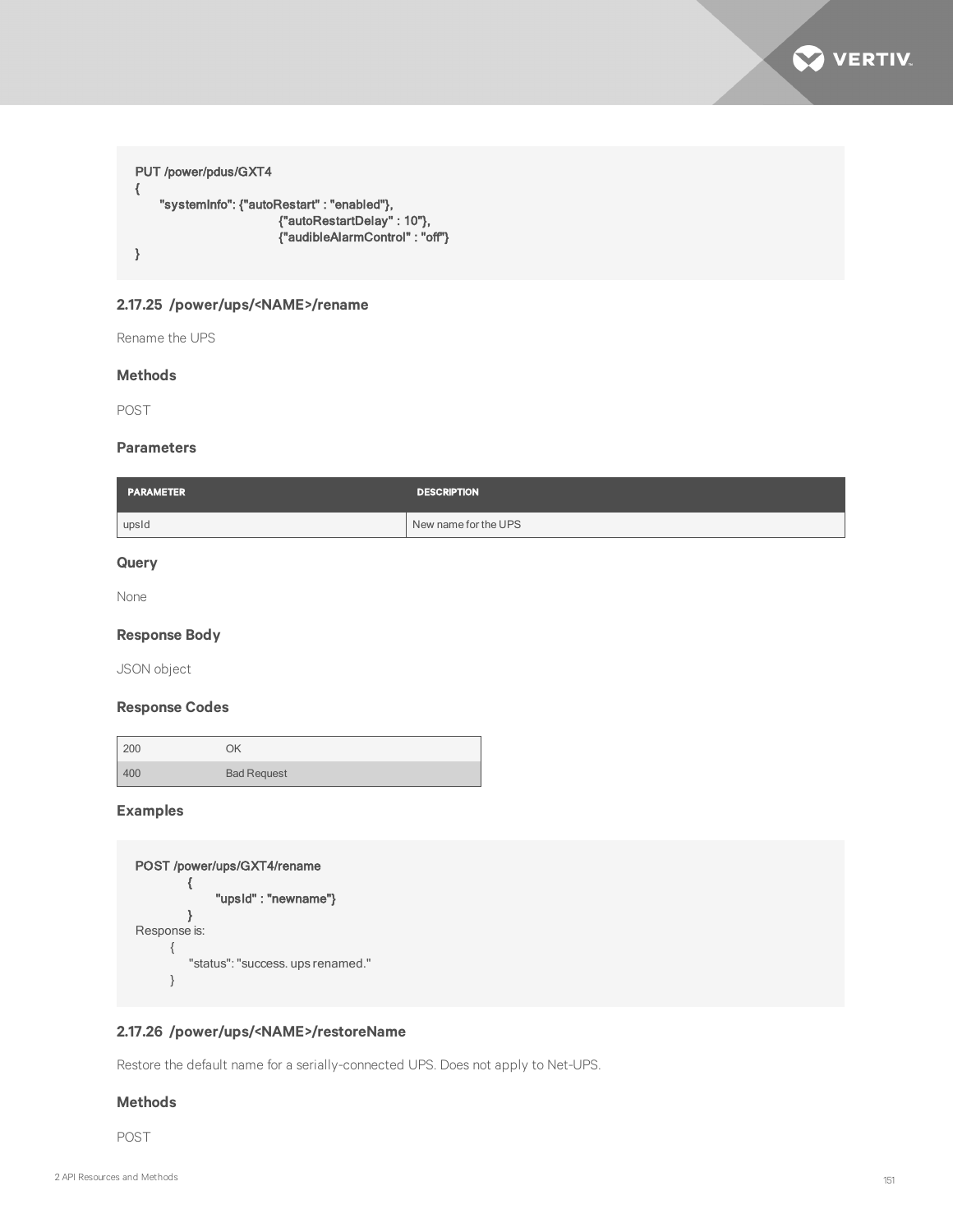```
PUT /power/pdus/GXT4
{
      "systemInfo": {"autoRestart" : "enabled"},
                              {"autoRestartDelay" : 10"},
                              {"audibleAlarmControl" : "off"}
}
```

### 2.17.25 /power/ups/<NAME>/rename

Rename the UPS

#### Methods

POST

#### Parameters

| PARAMETER | DESCRIPTION |
|---|---|
| upsId | New name for the UPS |

#### Query

None

#### Response Body

JSON object

#### Response Codes

| | |
|---|---|
| 200 | OK |
| 400 | Bad Request |

#### Examples

```
POST /power/ups/GXT4/rename
          {
                "upsId" : "newname"}
          }
Response is:
      {
          "status": "success. ups renamed."
      }
```

### 2.17.26 /power/ups/<NAME>/restoreName

Restore the default name for a serially-connected UPS. Does not apply to Net-UPS.

#### Methods

POST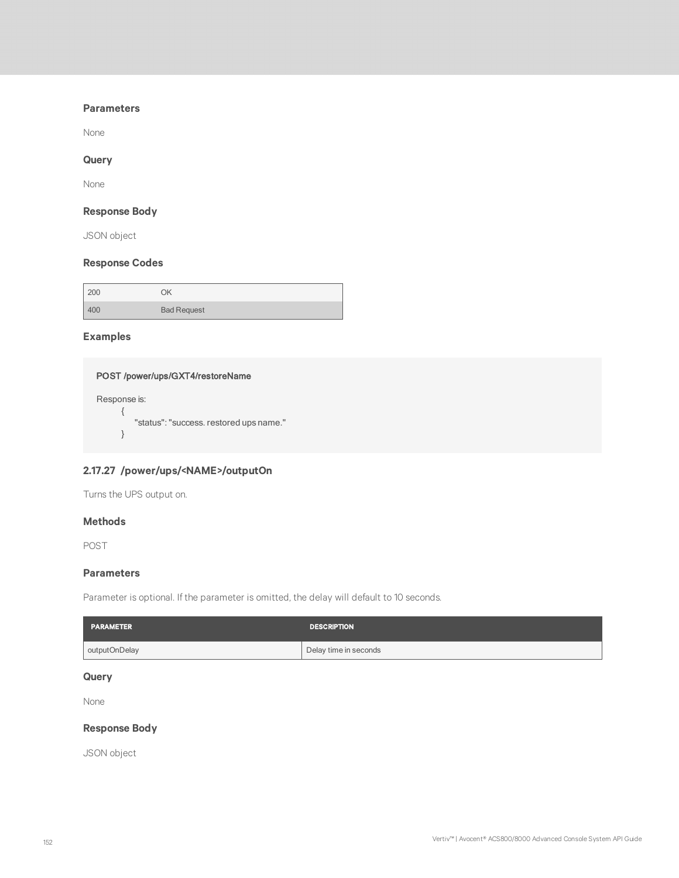### Parameters

None

### Query

None

### Response Body

JSON object

### Response Codes

| | |
|---|---|
| 200 | OK |
| 400 | Bad Request |

### Examples

```
POST /power/ups/GXT4/restoreName

Response is:
    {
        "status": "success. restored ups name."
    }
```

## 2.17.27 /power/ups/<NAME>/outputOn

Turns the UPS output on.

### Methods

POST

### Parameters

Parameter is optional. If the parameter is omitted, the delay will default to 10 seconds.

| PARAMETER | DESCRIPTION |
|---|---|
| outputOnDelay | Delay time in seconds |

### Query

None

### Response Body

JSON object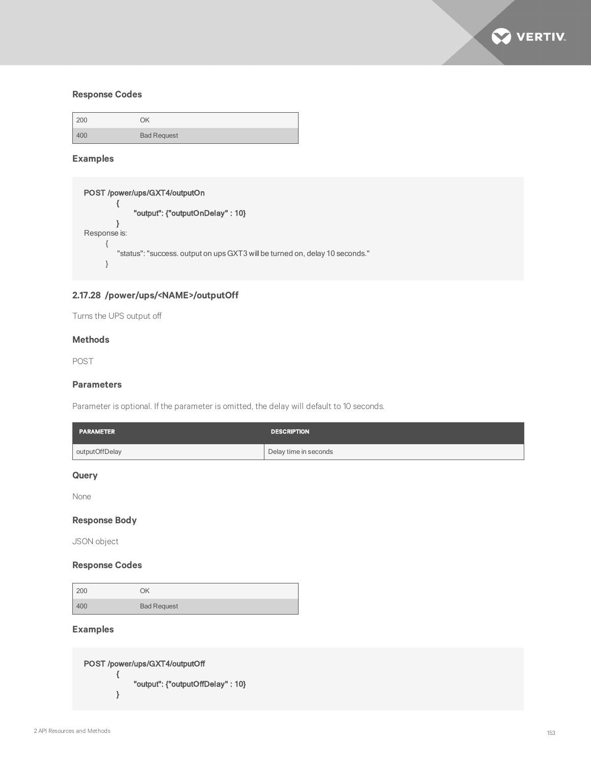### Response Codes

| | |
|---|---|
| 200 | OK |
| 400 | Bad Request |

### Examples

```
POST /power/ups/GXT4/outputOn
        {
            "output": {"outputOnDelay" : 10}
        }
Response is:
    {
        "status": "success. output on ups GXT3 will be turned on, delay 10 seconds."
    }
```

## 2.17.28 /power/ups/<NAME>/outputOff

Turns the UPS output off

### Methods

POST

### Parameters

Parameter is optional. If the parameter is omitted, the delay will default to 10 seconds.

| PARAMETER | DESCRIPTION |
|---|---|
| outputOffDelay | Delay time in seconds |

### Query

None

### Response Body

JSON object

### Response Codes

| | |
|---|---|
| 200 | OK |
| 400 | Bad Request |

### Examples

```
POST /power/ups/GXT4/outputOff
        {
            "output": {"outputOffDelay" : 10}
        }
```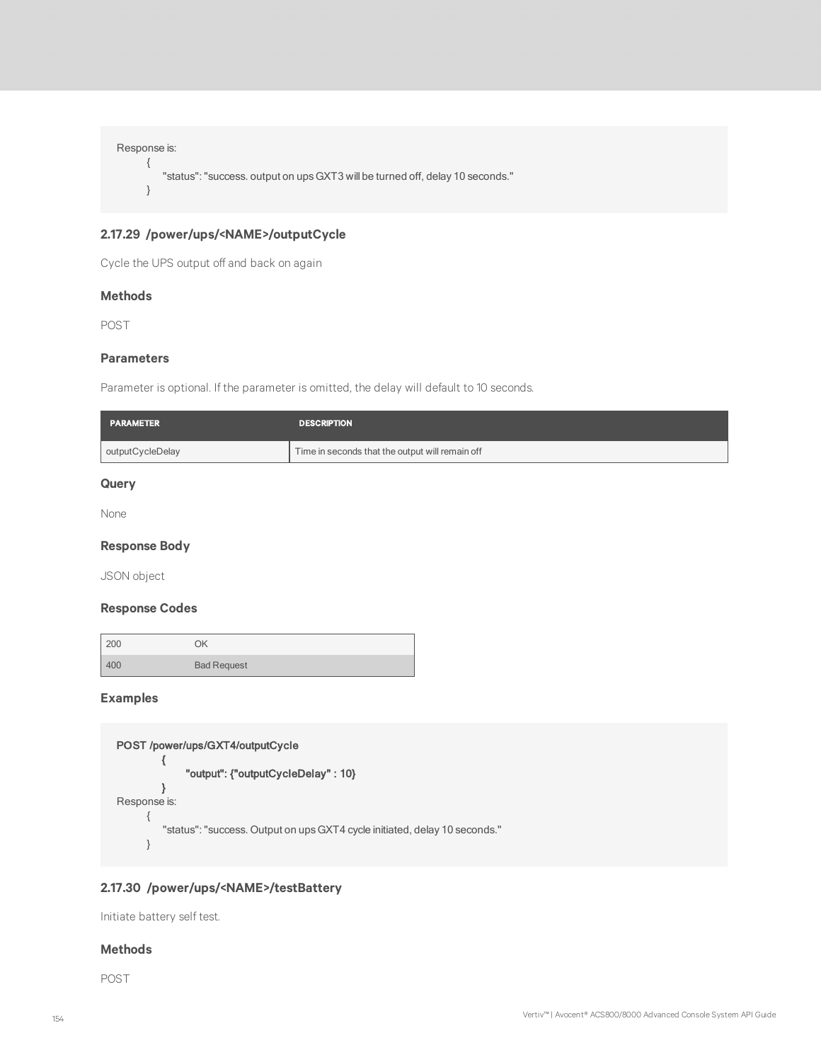```
Response is:
    {
        "status": "success. output on ups GXT3 will be turned off, delay 10 seconds."
    }
```

### 2.17.29 /power/ups/<NAME>/outputCycle

Cycle the UPS output off and back on again

#### Methods

POST

#### Parameters

Parameter is optional. If the parameter is omitted, the delay will default to 10 seconds.

| PARAMETER | DESCRIPTION |
|---|---|
| outputCycleDelay | Time in seconds that the output will remain off |

#### Query

None

#### Response Body

JSON object

#### Response Codes

| | |
|---|---|
| 200 | OK |
| 400 | Bad Request |

#### Examples

```
POST /power/ups/GXT4/outputCycle
        {
            "output": {"outputCycleDelay" : 10}
        }
Response is:
    {
        "status": "success. Output on ups GXT4 cycle initiated, delay 10 seconds."
    }
```

### 2.17.30 /power/ups/<NAME>/testBattery

Initiate battery self test.

#### Methods

POST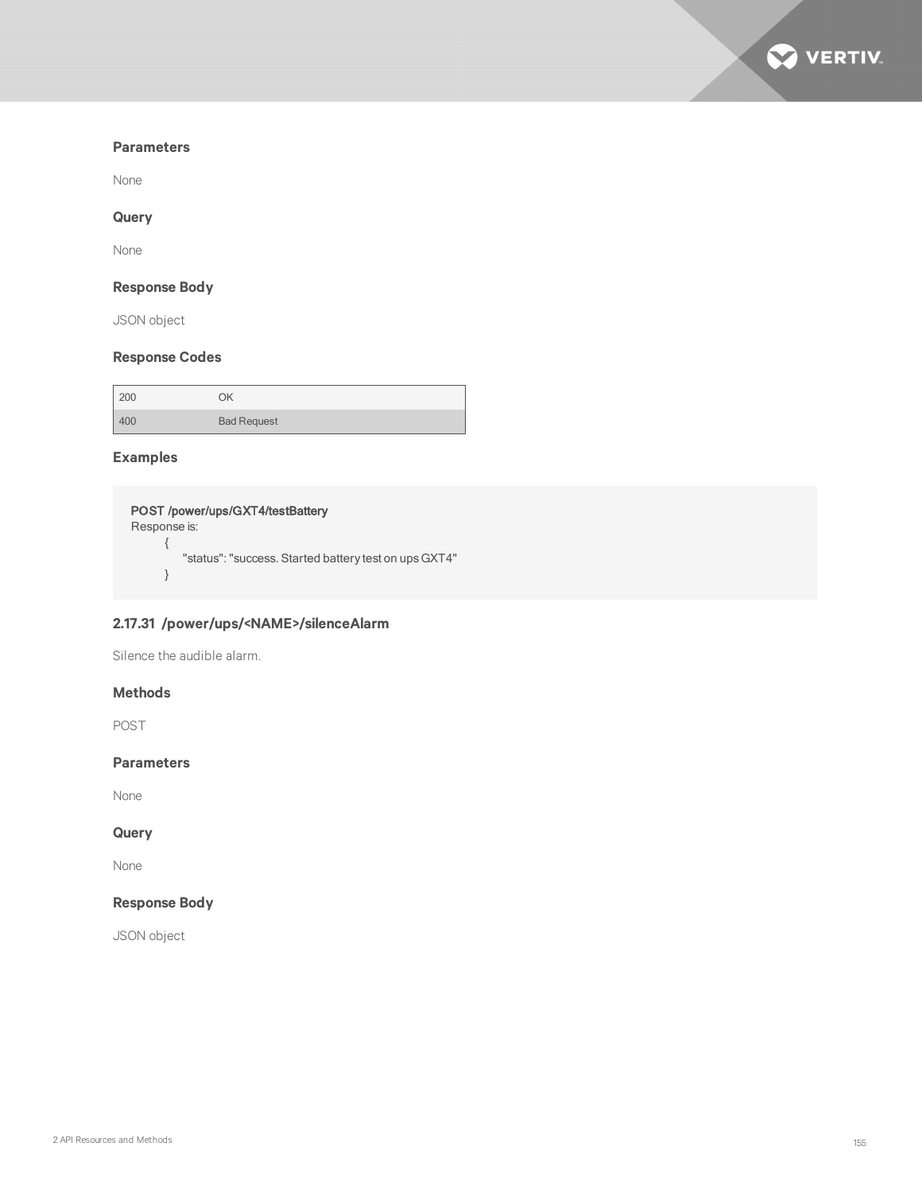#### Parameters

None

#### Query

None

#### Response Body

JSON object

#### Response Codes

| | |
|---|---|
| 200 | OK |
| 400 | Bad Request |

#### Examples

```
POST /power/ups/GXT4/testBattery
Response is:
    {
        "status": "success. Started battery test on ups GXT4"
    }
```

### 2.17.31 /power/ups/<NAME>/silenceAlarm

Silence the audible alarm.

#### Methods

POST

#### Parameters

None

#### Query

None

#### Response Body

JSON object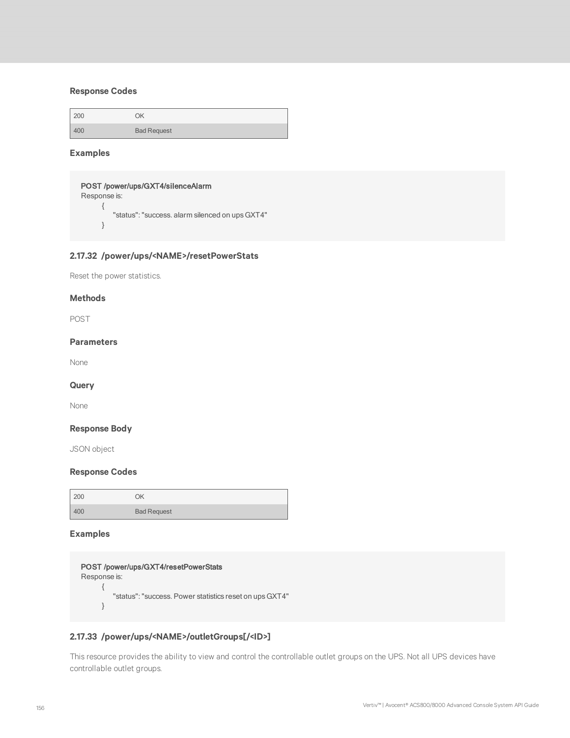#### Response Codes

| 200 | OK |
|---|---|
| 400 | Bad Request |

#### Examples

```
POST /power/ups/GXT4/silenceAlarm
Response is:
    {
        "status": "success. alarm silenced on ups GXT4"
    }
```

### 2.17.32 /power/ups/<NAME>/resetPowerStats

Reset the power statistics.

#### Methods

POST

#### Parameters

None

#### Query

None

#### Response Body

JSON object

#### Response Codes

| 200 | OK |
|---|---|
| 400 | Bad Request |

#### Examples

```
POST /power/ups/GXT4/resetPowerStats
Response is:
    {
        "status": "success. Power statistics reset on ups GXT4"
    }
```

### 2.17.33 /power/ups/<NAME>/outletGroups[/<ID>]

This resource provides the ability to view and control the controllable outlet groups on the UPS. Not all UPS devices have controllable outlet groups.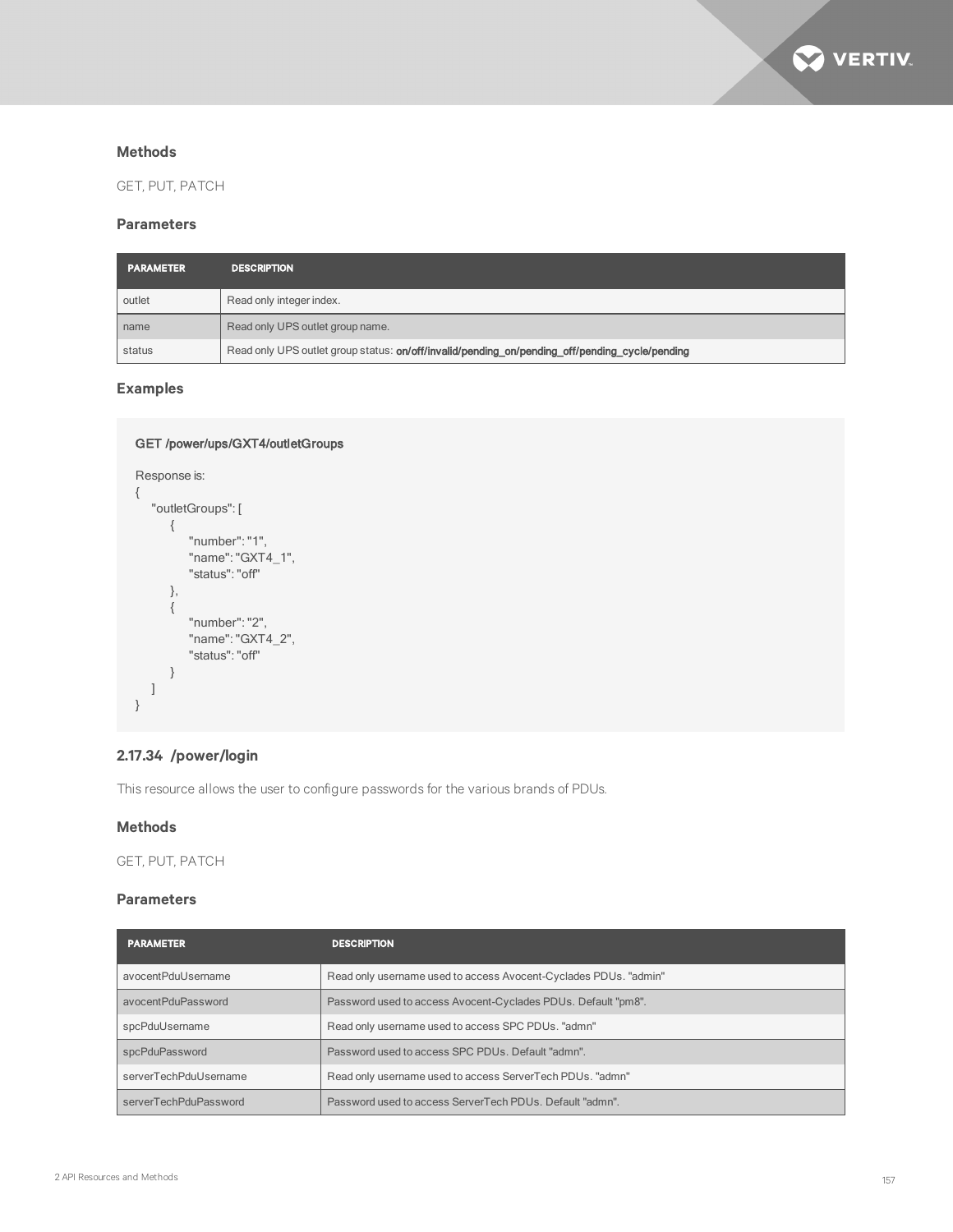### Methods

GET, PUT, PATCH

### Parameters

| PARAMETER | DESCRIPTION |
|---|---|
| outlet | Read only integer index. |
| name | Read only UPS outlet group name. |
| status | Read only UPS outlet group status: **on/off/invalid/pending_on/pending_off/pending_cycle/pending** |

### Examples

```
GET /power/ups/GXT4/outletGroups

Response is:
{
    "outletGroups": [
        {
            "number": "1",
            "name": "GXT4_1",
            "status": "off"
        },
        {
            "number": "2",
            "name": "GXT4_2",
            "status": "off"
        }
    ]
}
```

## 2.17.34 /power/login

This resource allows the user to configure passwords for the various brands of PDUs.

### Methods

GET, PUT, PATCH

### Parameters

| PARAMETER | DESCRIPTION |
|---|---|
| avocentPduUsername | Read only username used to access Avocent-Cyclades PDUs. "admin" |
| avocentPduPassword | Password used to access Avocent-Cyclades PDUs. Default "pm8". |
| spcPduUsername | Read only username used to access SPC PDUs. "admn" |
| spcPduPassword | Password used to access SPC PDUs. Default "admn". |
| serverTechPduUsername | Read only username used to access ServerTech PDUs. "admn" |
| serverTechPduPassword | Password used to access ServerTech PDUs. Default "admn". |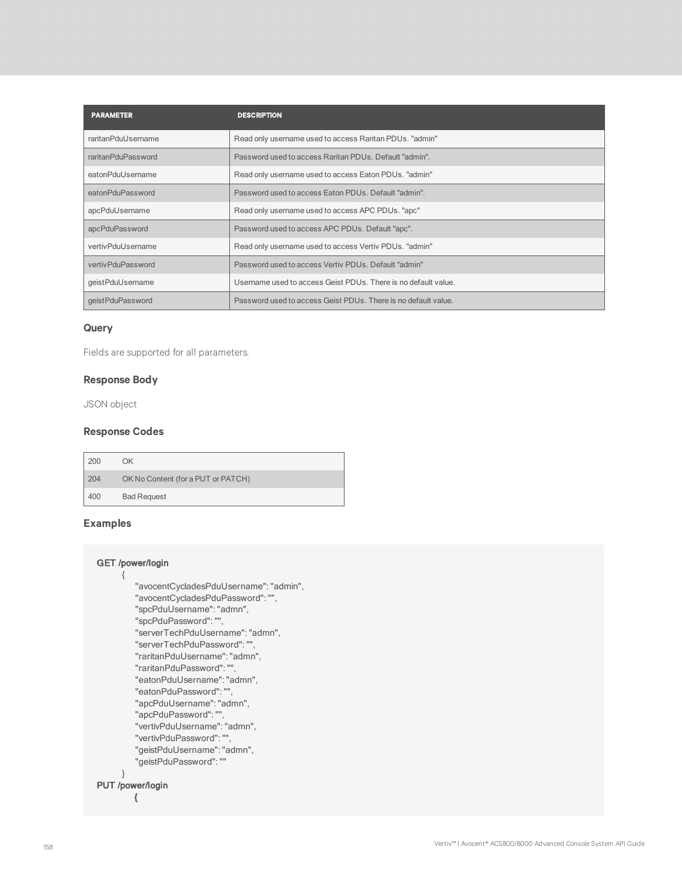| PARAMETER | DESCRIPTION |
|---|---|
| raritanPduUsername | Read only username used to access Raritan PDUs. "admin" |
| raritanPduPassword | Password used to access Raritan PDUs. Default "admin". |
| eatonPduUsername | Read only username used to access Eaton PDUs. "admin" |
| eatonPduPassword | Password used to access Eaton PDUs. Default "admin". |
| apcPduUsername | Read only username used to access APC PDUs. "apc" |
| apcPduPassword | Password used to access APC PDUs. Default "apc". |
| vertivPduUsername | Read only username used to access Vertiv PDUs. "admin" |
| vertivPduPassword | Password used to access Vertiv PDUs. Default "admin" |
| geistPduUsername | Username used to access Geist PDUs. There is no default value. |
| geistPduPassword | Password used to access Geist PDUs. There is no default value. |

### Query

Fields are supported for all parameters.

### Response Body

JSON object

### Response Codes

| | |
|---|---|
| 200 | OK |
| 204 | OK No Content (for a PUT or PATCH) |
| 400 | Bad Request |

### Examples

```
GET /power/login
        {
            "avocentCycladesPduUsername": "admin",
            "avocentCycladesPduPassword": "",
            "spcPduUsername": "admn",
            "spcPduPassword": "",
            "serverTechPduUsername": "admn",
            "serverTechPduPassword": "",
            "raritanPduUsername": "admn",
            "raritanPduPassword": "",
            "eatonPduUsername": "admn",
            "eatonPduPassword": "",
            "apcPduUsername": "admn",
            "apcPduPassword": "",
            "vertivPduUsername": "admn",
            "vertivPduPassword": "",
            "geistPduUsername": "admn",
            "geistPduPassword": ""
        }
PUT /power/login
            {
```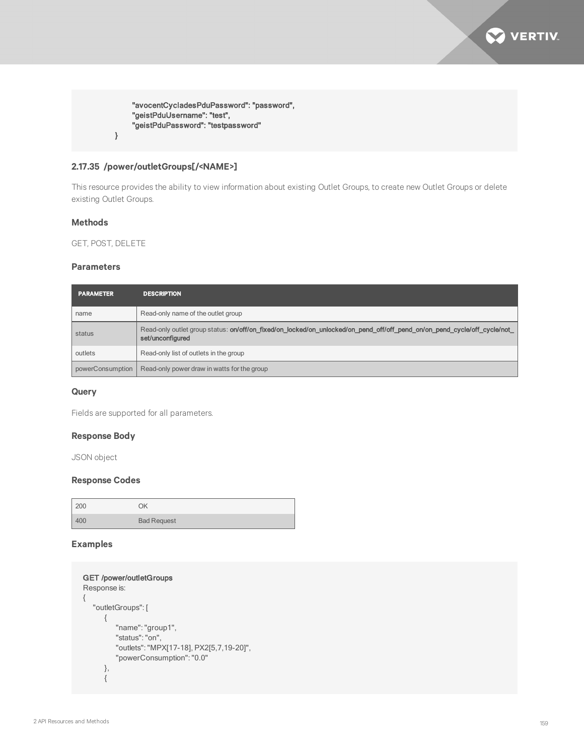```
        "avocentCycladesPduPassword": "password",
        "geistPduUsername": "test",
        "geistPduPassword": "testpassword"
    }
```

### 2.17.35 /power/outletGroups[/<NAME>]

This resource provides the ability to view information about existing Outlet Groups, to create new Outlet Groups or delete existing Outlet Groups.

#### Methods

GET, POST, DELETE

#### Parameters

| PARAMETER | DESCRIPTION |
|---|---|
| name | Read-only name of the outlet group |
| status | Read-only outlet group status: **on/off/on_fixed/on_locked/on_unlocked/on_pend_off/off_pend_on/on_pend_cycle/off_cycle/not_set/unconfigured** |
| outlets | Read-only list of outlets in the group |
| powerConsumption | Read-only power draw in watts for the group |

#### Query

Fields are supported for all parameters.

#### Response Body

JSON object

#### Response Codes

| | |
|---|---|
| 200 | OK |
| 400 | Bad Request |

#### Examples

```
GET /power/outletGroups
Response is:
{
    "outletGroups": [
        {
            "name": "group1",
            "status": "on",
            "outlets": "MPX[17-18], PX2[5,7,19-20]",
            "powerConsumption": "0.0"
        },
        {
```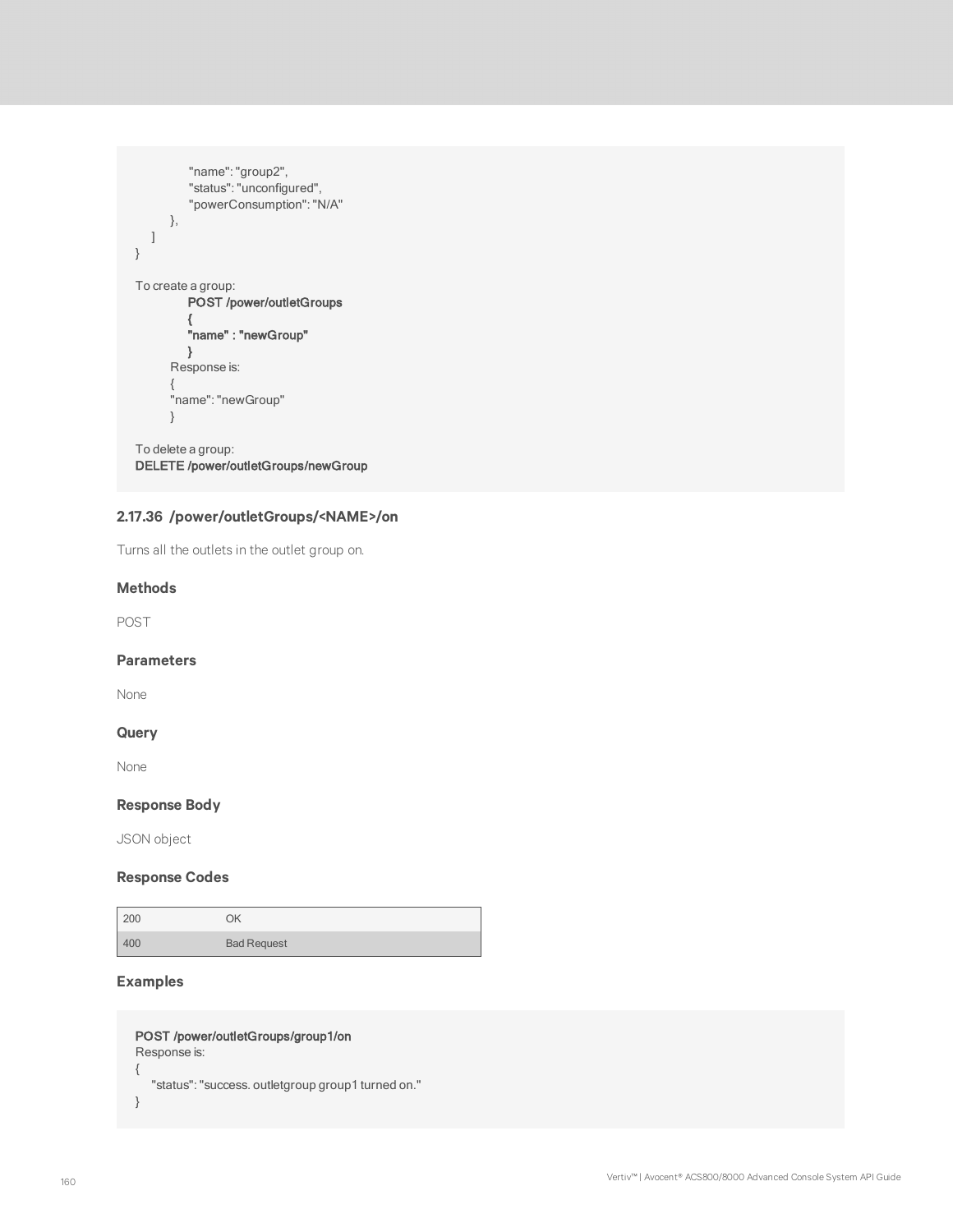```
            "name": "group2",
            "status": "unconfigured",
            "powerConsumption": "N/A"
        },
    ]
}

To create a group:
            POST /power/outletGroups
            {
            "name" : "newGroup"
            }
        Response is:
        {
        "name": "newGroup"
        }

To delete a group:
DELETE /power/outletGroups/newGroup
```

### 2.17.36 /power/outletGroups/<NAME>/on

Turns all the outlets in the outlet group on.

#### Methods

POST

#### Parameters

None

#### Query

None

#### Response Body

JSON object

#### Response Codes

| | |
|---|---|
| 200 | OK |
| 400 | Bad Request |

#### Examples

```
POST /power/outletGroups/group1/on
Response is:
{
    "status": "success. outletgroup group1 turned on."
}
```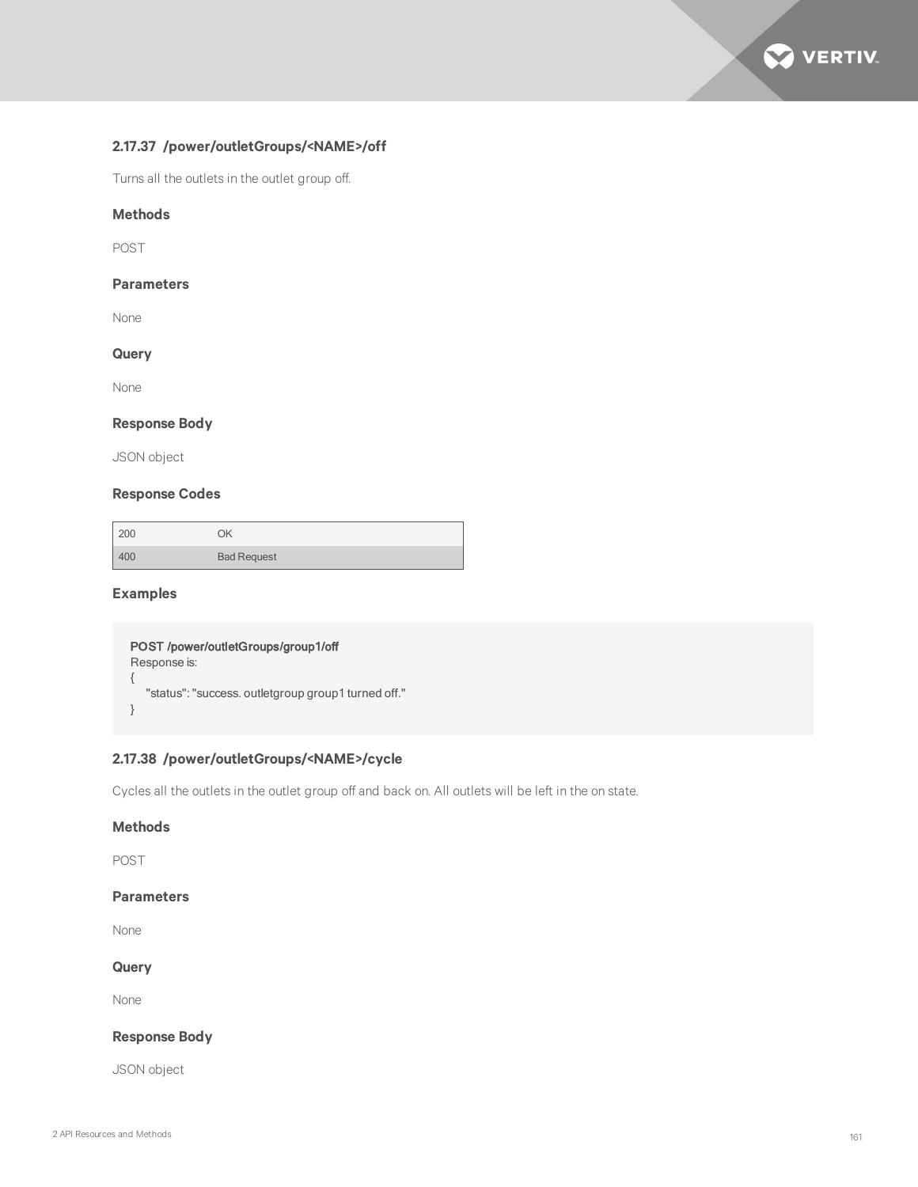### 2.17.37 /power/outletGroups/<NAME>/off

Turns all the outlets in the outlet group off.

#### Methods

POST

#### Parameters

None

#### Query

None

#### Response Body

JSON object

#### Response Codes

| | |
|---|---|
| 200 | OK |
| 400 | Bad Request |

#### Examples

```
POST /power/outletGroups/group1/off
Response is:
{
    "status": "success. outletgroup group1 turned off."
}
```

### 2.17.38 /power/outletGroups/<NAME>/cycle

Cycles all the outlets in the outlet group off and back on. All outlets will be left in the on state.

#### Methods

POST

#### Parameters

None

#### Query

None

#### Response Body

JSON object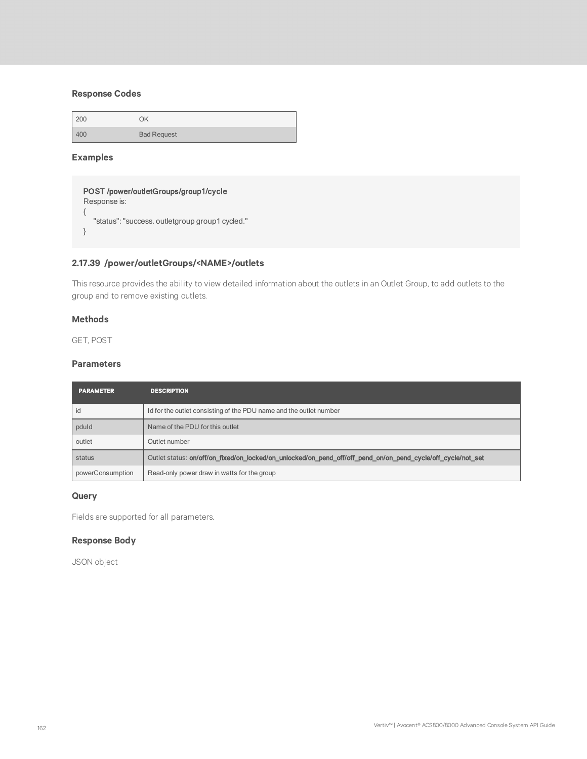### Response Codes

| | |
|---|---|
| 200 | OK |
| 400 | Bad Request |

### Examples

```
POST /power/outletGroups/group1/cycle
Response is:
{
    "status": "success. outletgroup group1 cycled."
}
```

## 2.17.39 /power/outletGroups/<NAME>/outlets

This resource provides the ability to view detailed information about the outlets in an Outlet Group, to add outlets to the group and to remove existing outlets.

### Methods

GET, POST

### Parameters

| PARAMETER | DESCRIPTION |
|---|---|
| id | Id for the outlet consisting of the PDU name and the outlet number |
| pduId | Name of the PDU for this outlet |
| outlet | Outlet number |
| status | Outlet status: **on/off/on_fixed/on_locked/on_unlocked/on_pend_off/off_pend_on/on_pend_cycle/off_cycle/not_set** |
| powerConsumption | Read-only power draw in watts for the group |

### Query

Fields are supported for all parameters.

### Response Body

JSON object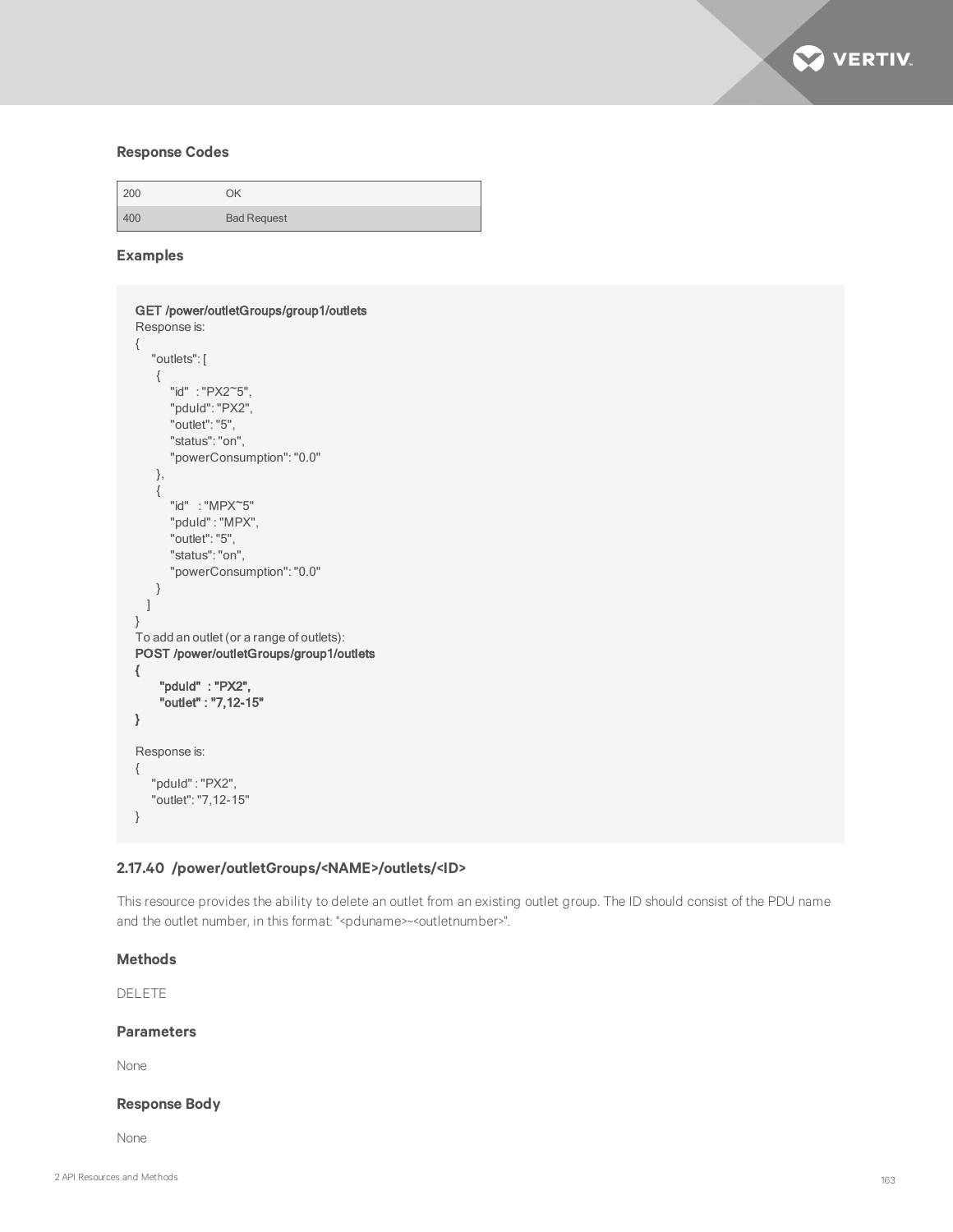### Response Codes

| 200 | OK |
|---|---|
| 400 | Bad Request |

### Examples

```
GET /power/outletGroups/group1/outlets
Response is:
{
    "outlets": [
      {
        "id"  : "PX2~5",
        "pduId": "PX2",
        "outlet": "5",
        "status": "on",
        "powerConsumption": "0.0"
      },
      {
        "id"  : "MPX~5"
        "pduId" : "MPX",
        "outlet": "5",
        "status": "on",
        "powerConsumption": "0.0"
      }
    ]
}
To add an outlet (or a range of outlets):
POST /power/outletGroups/group1/outlets
{
      "pduId"  : "PX2",
      "outlet" : "7,12-15"
}

Response is:
{
    "pduId" : "PX2",
    "outlet": "7,12-15"
}
```

### 2.17.40 /power/outletGroups/<NAME>/outlets/<ID>

This resource provides the ability to delete an outlet from an existing outlet group. The ID should consist of the PDU name and the outlet number, in this format: "<pduname>~<outletnumber>".

### Methods

DELETE

### Parameters

None

### Response Body

None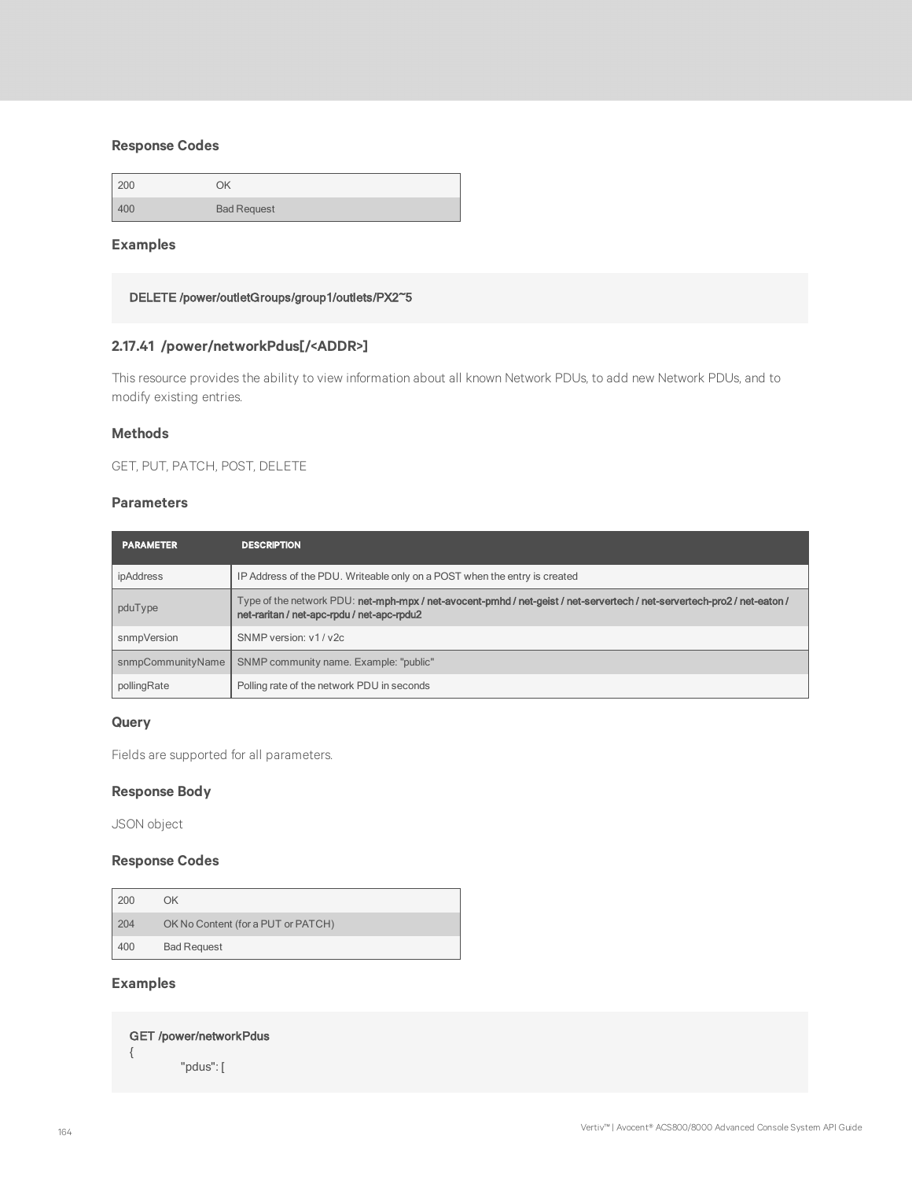### Response Codes

| | |
|---|---|
| 200 | OK |
| 400 | Bad Request |

### Examples

```
DELETE /power/outletGroups/group1/outlets/PX2~5
```

## 2.17.41 /power/networkPdus[/<ADDR>]

This resource provides the ability to view information about all known Network PDUs, to add new Network PDUs, and to modify existing entries.

### Methods

GET, PUT, PATCH, POST, DELETE

### Parameters

| PARAMETER | DESCRIPTION |
|---|---|
| ipAddress | IP Address of the PDU. Writeable only on a POST when the entry is created |
| pduType | Type of the network PDU: **net-mph-mpx / net-avocent-pmhd / net-geist / net-servertech / net-servertech-pro2 / net-eaton / net-raritan / net-apc-rpdu / net-apc-rpdu2** |
| snmpVersion | SNMP version: v1 / v2c |
| snmpCommunityName | SNMP community name. Example: "public" |
| pollingRate | Polling rate of the network PDU in seconds |

### Query

Fields are supported for all parameters.

### Response Body

JSON object

### Response Codes

| | |
|---|---|
| 200 | OK |
| 204 | OK No Content (for a PUT or PATCH) |
| 400 | Bad Request |

### Examples

```
GET /power/networkPdus
{
        "pdus": [
```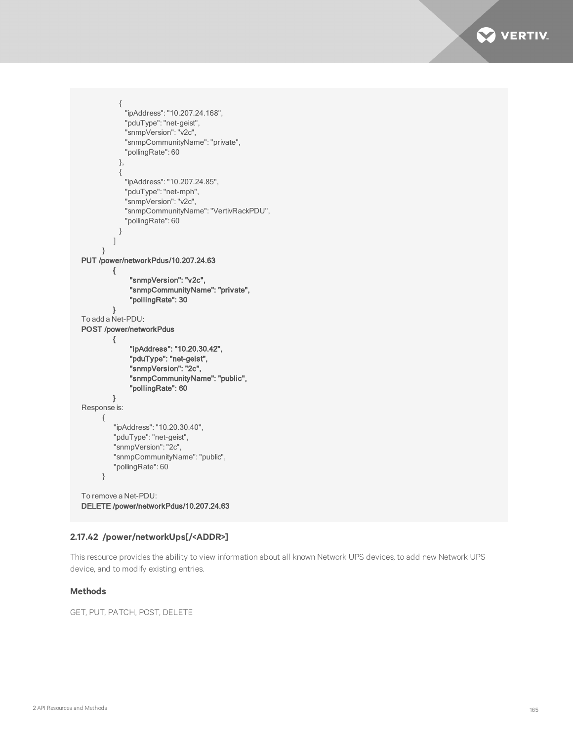```
            {
               "ipAddress": "10.207.24.168",
               "pduType": "net-geist",
               "snmpVersion": "v2c",
               "snmpCommunityName": "private",
               "pollingRate": 60
            },
            {
               "ipAddress": "10.207.24.85",
               "pduType": "net-mph",
               "snmpVersion": "v2c",
               "snmpCommunityName": "VertivRackPDU",
               "pollingRate": 60
            }
         ]
      }
PUT /power/networkPdus/10.207.24.63
         {
               "snmpVersion": "v2c",
               "snmpCommunityName": "private",
               "pollingRate": 30
         }
To add a Net-PDU:
POST /power/networkPdus
         {
               "ipAddress": "10.20.30.42",
               "pduType": "net-geist",
               "snmpVersion": "2c",
               "snmpCommunityName": "public",
               "pollingRate": 60
         }
Response is:
      {
         "ipAddress": "10.20.30.40",
         "pduType": "net-geist",
         "snmpVersion": "2c",
         "snmpCommunityName": "public",
         "pollingRate": 60
      }

To remove a Net-PDU:
DELETE /power/networkPdus/10.207.24.63
```

### 2.17.42 /power/networkUps[/<ADDR>]

This resource provides the ability to view information about all known Network UPS devices, to add new Network UPS device, and to modify existing entries.

#### Methods

GET, PUT, PATCH, POST, DELETE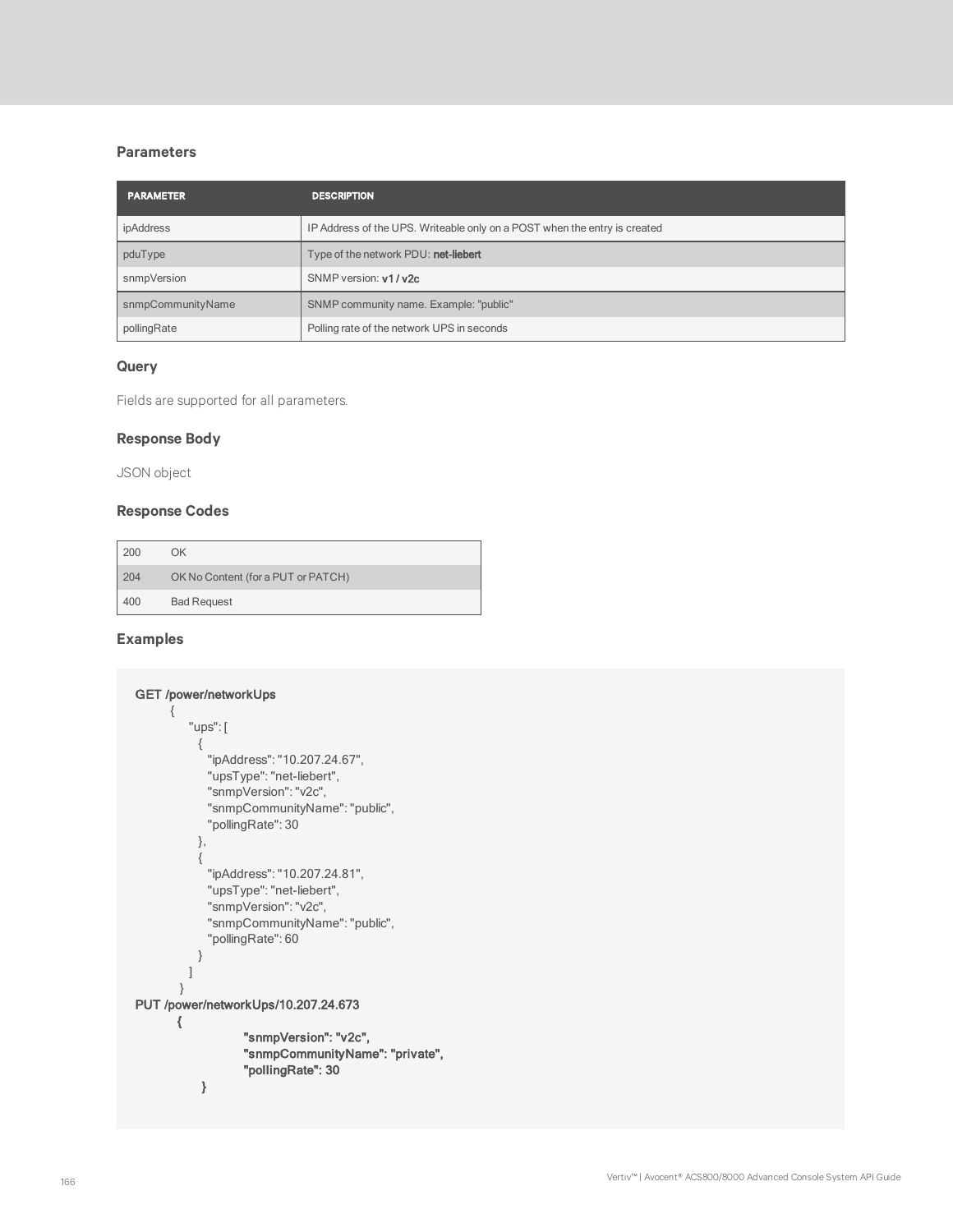### Parameters

| PARAMETER | DESCRIPTION |
|---|---|
| ipAddress | IP Address of the UPS. Writeable only on a POST when the entry is created |
| pduType | Type of the network PDU: **net-liebert** |
| snmpVersion | SNMP version: **v1 / v2c** |
| snmpCommunityName | SNMP community name. Example: "public" |
| pollingRate | Polling rate of the network UPS in seconds |

### Query

Fields are supported for all parameters.

### Response Body

JSON object

### Response Codes

| | |
|---|---|
| 200 | OK |
| 204 | OK No Content (for a PUT or PATCH) |
| 400 | Bad Request |

### Examples

```
GET /power/networkUps
      {
          "ups": [
            {
              "ipAddress": "10.207.24.67",
              "upsType": "net-liebert",
              "snmpVersion": "v2c",
              "snmpCommunityName": "public",
              "pollingRate": 30
            },
            {
              "ipAddress": "10.207.24.81",
              "upsType": "net-liebert",
              "snmpVersion": "v2c",
              "snmpCommunityName": "public",
              "pollingRate": 60
            }
          ]
       }
PUT /power/networkUps/10.207.24.673
       {
                    "snmpVersion": "v2c",
                    "snmpCommunityName": "private",
                    "pollingRate": 30
         }
```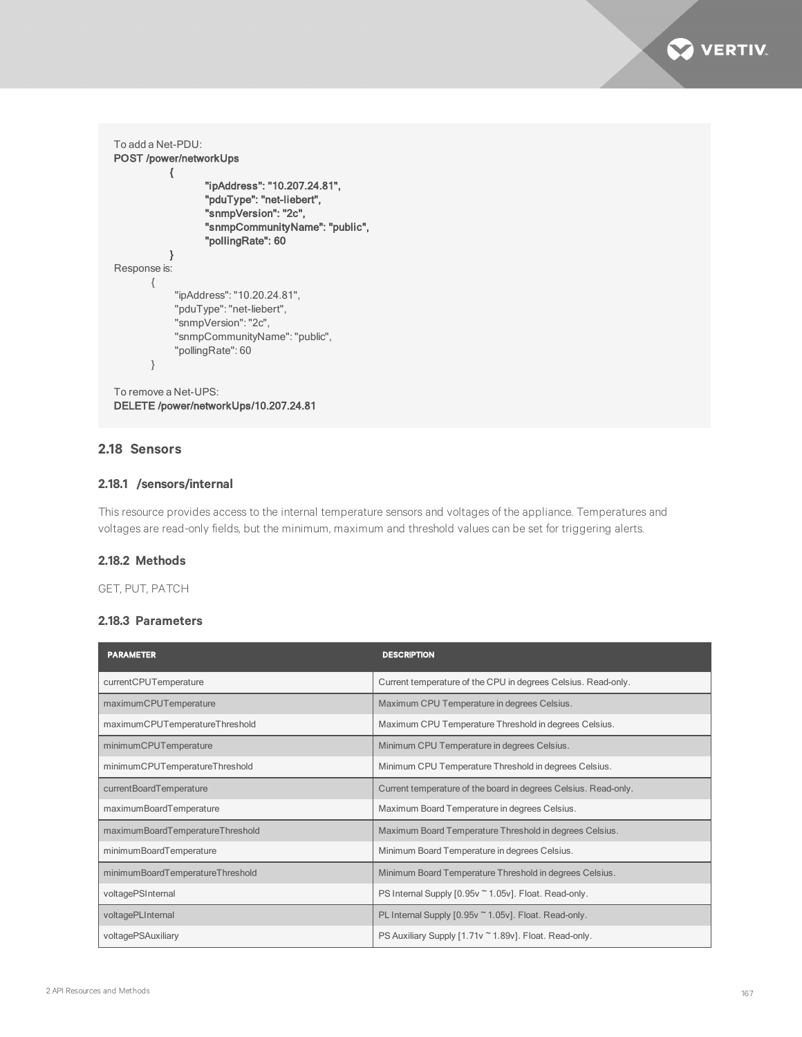```
To add a Net-PDU:
POST /power/networkUps
        {
                "ipAddress": "10.207.24.81",
                "pduType": "net-liebert",
                "snmpVersion": "2c",
                "snmpCommunityName": "public",
                "pollingRate": 60
        }
Response is:
    {
        "ipAddress": "10.20.24.81",
        "pduType": "net-liebert",
        "snmpVersion": "2c",
        "snmpCommunityName": "public",
        "pollingRate": 60
    }

To remove a Net-UPS:
DELETE /power/networkUps/10.207.24.81
```

## 2.18 Sensors

### 2.18.1 /sensors/internal

This resource provides access to the internal temperature sensors and voltages of the appliance. Temperatures and voltages are read-only fields, but the minimum, maximum and threshold values can be set for triggering alerts.

### 2.18.2 Methods

GET, PUT, PATCH

### 2.18.3 Parameters

| PARAMETER | DESCRIPTION |
|---|---|
| currentCPUTemperature | Current temperature of the CPU in degrees Celsius. Read-only. |
| maximumCPUTemperature | Maximum CPU Temperature in degrees Celsius. |
| maximumCPUTemperatureThreshold | Maximum CPU Temperature Threshold in degrees Celsius. |
| minimumCPUTemperature | Minimum CPU Temperature in degrees Celsius. |
| minimumCPUTemperatureThreshold | Minimum CPU Temperature Threshold in degrees Celsius. |
| currentBoardTemperature | Current temperature of the board in degrees Celsius. Read-only. |
| maximumBoardTemperature | Maximum Board Temperature in degrees Celsius. |
| maximumBoardTemperatureThreshold | Maximum Board Temperature Threshold in degrees Celsius. |
| minimumBoardTemperature | Minimum Board Temperature in degrees Celsius. |
| minimumBoardTemperatureThreshold | Minimum Board Temperature Threshold in degrees Celsius. |
| voltagePSInternal | PS Internal Supply [0.95v ~ 1.05v]. Float. Read-only. |
| voltagePLInternal | PL Internal Supply [0.95v ~ 1.05v]. Float. Read-only. |
| voltagePSAuxiliary | PS Auxiliary Supply [1.71v ~ 1.89v]. Float. Read-only. |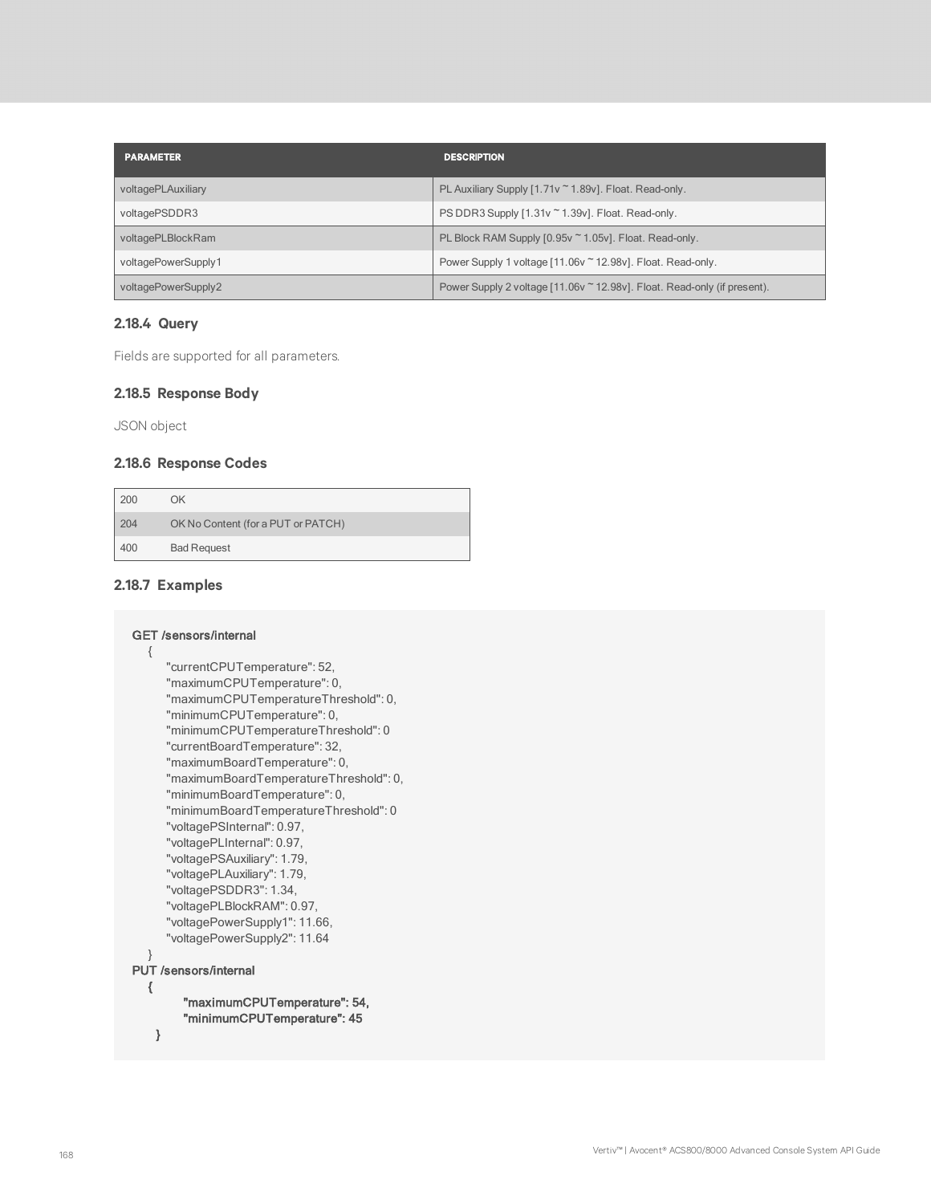| PARAMETER | DESCRIPTION |
|---|---|
| voltagePLAuxiliary | PL Auxiliary Supply [1.71v ~ 1.89v]. Float. Read-only. |
| voltagePSDDR3 | PS DDR3 Supply [1.31v ~ 1.39v]. Float. Read-only. |
| voltagePLBlockRam | PL Block RAM Supply [0.95v ~ 1.05v]. Float. Read-only. |
| voltagePowerSupply1 | Power Supply 1 voltage [11.06v ~ 12.98v]. Float. Read-only. |
| voltagePowerSupply2 | Power Supply 2 voltage [11.06v ~ 12.98v]. Float. Read-only (if present). |

### 2.18.4 Query

Fields are supported for all parameters.

### 2.18.5 Response Body

JSON object

### 2.18.6 Response Codes

| | |
|---|---|
| 200 | OK |
| 204 | OK No Content (for a PUT or PATCH) |
| 400 | Bad Request |

### 2.18.7 Examples

```
GET /sensors/internal
    {
        "currentCPUTemperature": 52,
        "maximumCPUTemperature": 0,
        "maximumCPUTemperatureThreshold": 0,
        "minimumCPUTemperature": 0,
        "minimumCPUTemperatureThreshold": 0
        "currentBoardTemperature": 32,
        "maximumBoardTemperature": 0,
        "maximumBoardTemperatureThreshold": 0,
        "minimumBoardTemperature": 0,
        "minimumBoardTemperatureThreshold": 0
        "voltagePSInternal": 0.97,
        "voltagePLInternal": 0.97,
        "voltagePSAuxiliary": 1.79,
        "voltagePLAuxiliary": 1.79,
        "voltagePSDDR3": 1.34,
        "voltagePLBlockRAM": 0.97,
        "voltagePowerSupply1": 11.66,
        "voltagePowerSupply2": 11.64
    }
PUT /sensors/internal
    {
            "maximumCPUTemperature": 54,
            "minimumCPUTemperature": 45
      }
```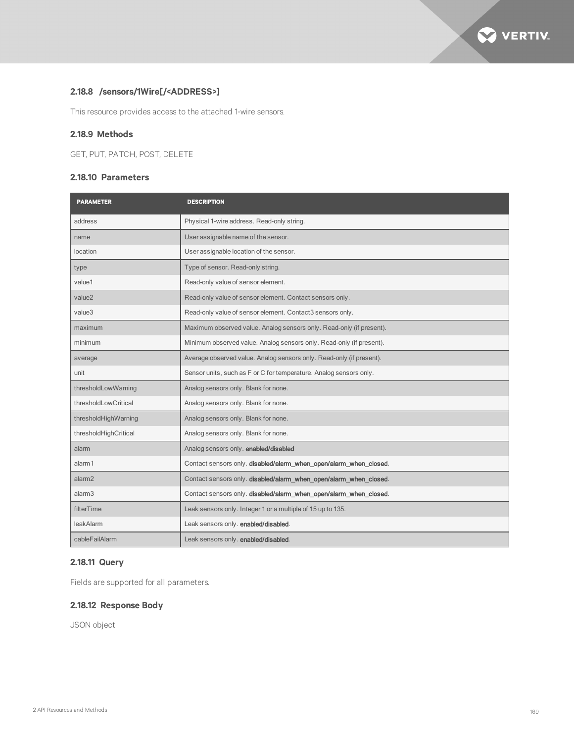### 2.18.8 /sensors/1Wire[/<ADDRESS>]

This resource provides access to the attached 1-wire sensors.

### 2.18.9 Methods

GET, PUT, PATCH, POST, DELETE

### 2.18.10 Parameters

| PARAMETER | DESCRIPTION |
| --- | --- |
| address | Physical 1-wire address. Read-only string. |
| name | User assignable name of the sensor. |
| location | User assignable location of the sensor. |
| type | Type of sensor. Read-only string. |
| value1 | Read-only value of sensor element. |
| value2 | Read-only value of sensor element. Contact sensors only. |
| value3 | Read-only value of sensor element. Contact3 sensors only. |
| maximum | Maximum observed value. Analog sensors only. Read-only (if present). |
| minimum | Minimum observed value. Analog sensors only. Read-only (if present). |
| average | Average observed value. Analog sensors only. Read-only (if present). |
| unit | Sensor units, such as F or C for temperature. Analog sensors only. |
| thresholdLowWarning | Analog sensors only. Blank for none. |
| thresholdLowCritical | Analog sensors only. Blank for none. |
| thresholdHighWarning | Analog sensors only. Blank for none. |
| thresholdHighCritical | Analog sensors only. Blank for none. |
| alarm | Analog sensors only. **enabled/disabled** |
| alarm1 | Contact sensors only. **disabled/alarm_when_open/alarm_when_closed**. |
| alarm2 | Contact sensors only. **disabled/alarm_when_open/alarm_when_closed**. |
| alarm3 | Contact sensors only. **disabled/alarm_when_open/alarm_when_closed**. |
| filterTime | Leak sensors only. Integer 1 or a multiple of 15 up to 135. |
| leakAlarm | Leak sensors only. **enabled/disabled**. |
| cableFailAlarm | Leak sensors only. **enabled/disabled**. |

### 2.18.11 Query

Fields are supported for all parameters.

### 2.18.12 Response Body

JSON object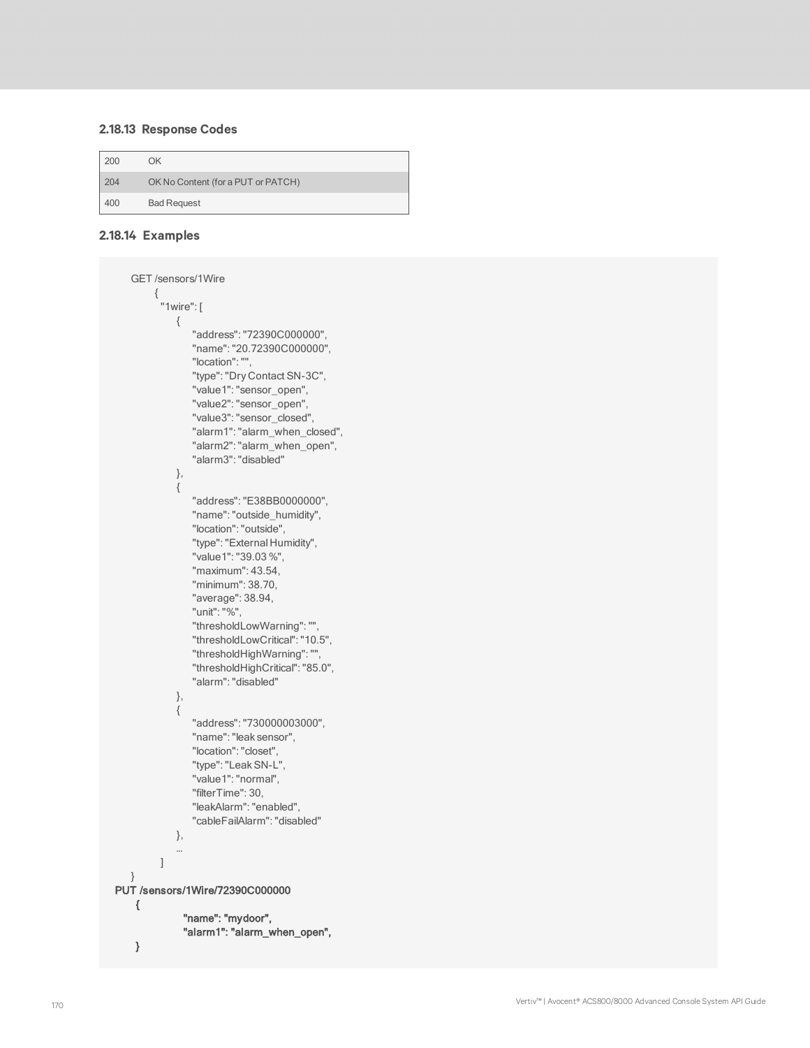### 2.18.13 Response Codes

| | |
|---|---|
| 200 | OK |
| 204 | OK No Content (for a PUT or PATCH) |
| 400 | Bad Request |

### 2.18.14 Examples

```
GET /sensors/1Wire
    {
      "1wire": [
          {
              "address": "72390C000000",
              "name": "20.72390C000000",
              "location": "",
              "type": "Dry Contact SN-3C",
              "value1": "sensor_open",
              "value2": "sensor_open",
              "value3": "sensor_closed",
              "alarm1": "alarm_when_closed",
              "alarm2": "alarm_when_open",
              "alarm3": "disabled"
          },
          {
              "address": "E38BB0000000",
              "name": "outside_humidity",
              "location": "outside",
              "type": "External Humidity",
              "value1": "39.03 %",
              "maximum": 43.54,
              "minimum": 38.70,
              "average": 38.94,
              "unit": "%",
              "thresholdLowWarning": "",
              "thresholdLowCritical": "10.5",
              "thresholdHighWarning": "",
              "thresholdHighCritical": "85.0",
              "alarm": "disabled"
          },
          {
              "address": "730000003000",
              "name": "leak sensor",
              "location": "closet",
              "type": "Leak SN-L",
              "value1": "normal",
              "filterTime": 30,
              "leakAlarm": "enabled",
              "cableFailAlarm": "disabled"
          },
          ...
      ]
}
PUT /sensors/1Wire/72390C000000
  {
      "name": "mydoor",
      "alarm1": "alarm_when_open",
  }
```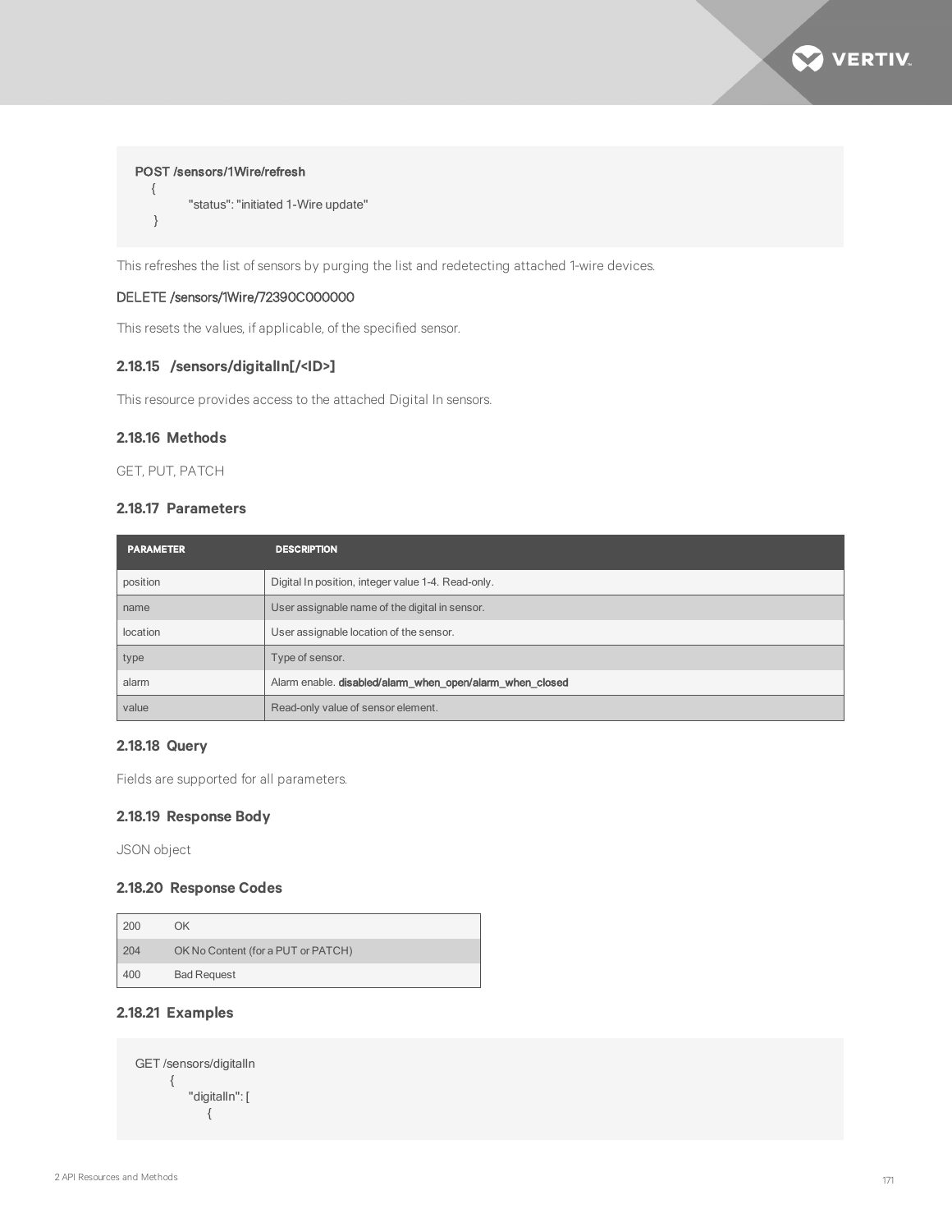```
POST /sensors/1Wire/refresh
  {
        "status": "initiated 1-Wire update"
  }
```

This refreshes the list of sensors by purging the list and redetecting attached 1-wire devices.

DELETE /sensors/1Wire/72390C000000

This resets the values, if applicable, of the specified sensor.

### 2.18.15 /sensors/digitalIn[/<ID>]

This resource provides access to the attached Digital In sensors.

### 2.18.16 Methods

GET, PUT, PATCH

### 2.18.17 Parameters

| PARAMETER | DESCRIPTION |
|---|---|
| position | Digital In position, integer value 1-4. Read-only. |
| name | User assignable name of the digital in sensor. |
| location | User assignable location of the sensor. |
| type | Type of sensor. |
| alarm | Alarm enable. **disabled/alarm_when_open/alarm_when_closed** |
| value | Read-only value of sensor element. |

### 2.18.18 Query

Fields are supported for all parameters.

### 2.18.19 Response Body

JSON object

### 2.18.20 Response Codes

| | |
|---|---|
| 200 | OK |
| 204 | OK No Content (for a PUT or PATCH) |
| 400 | Bad Request |

### 2.18.21 Examples

```
GET /sensors/digitalIn
    {
        "digitalIn": [
            {
```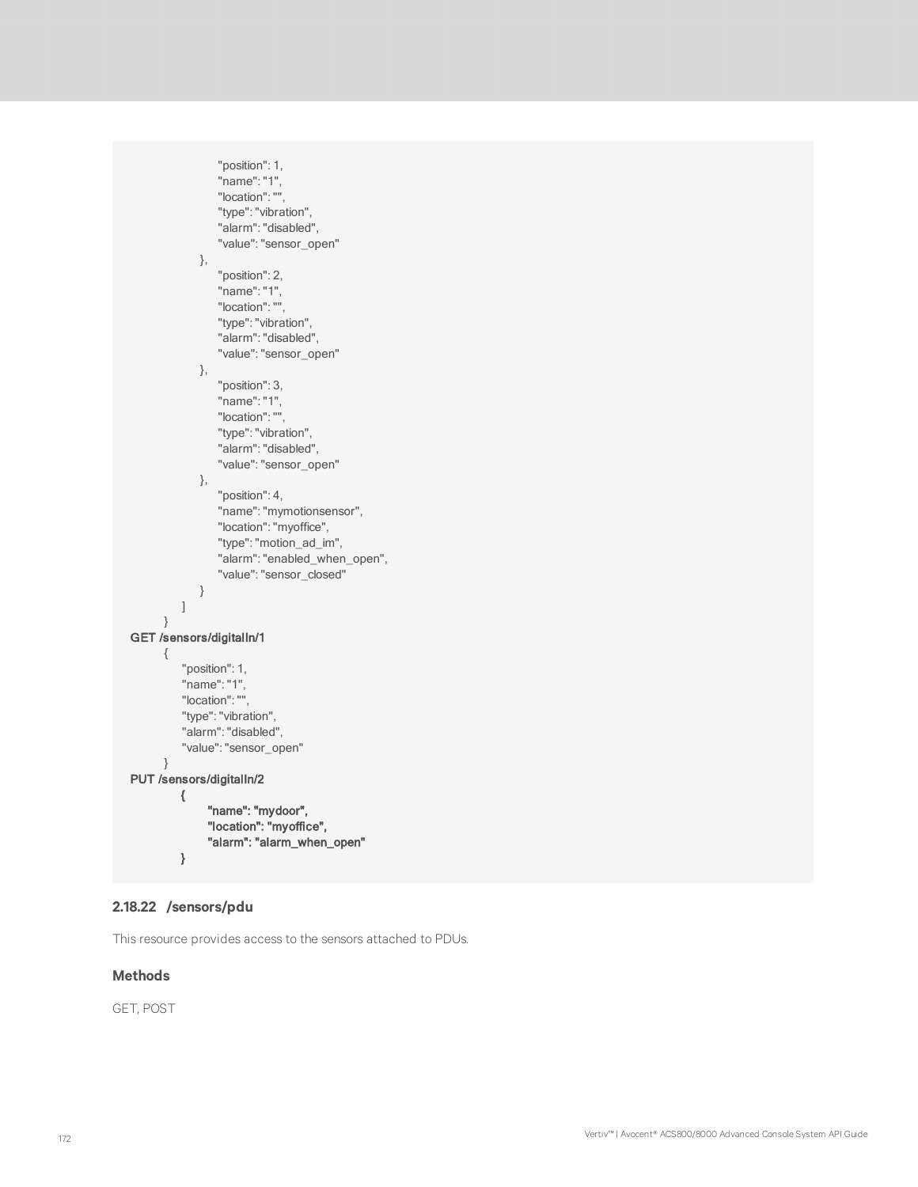```
                    "position": 1,
                    "name": "1",
                    "location": "",
                    "type": "vibration",
                    "alarm": "disabled",
                    "value": "sensor_open"
                },
                    "position": 2,
                    "name": "1",
                    "location": "",
                    "type": "vibration",
                    "alarm": "disabled",
                    "value": "sensor_open"
                },
                    "position": 3,
                    "name": "1",
                    "location": "",
                    "type": "vibration",
                    "alarm": "disabled",
                    "value": "sensor_open"
                },
                    "position": 4,
                    "name": "mymotionsensor",
                    "location": "myoffice",
                    "type": "motion_ad_im",
                    "alarm": "enabled_when_open",
                    "value": "sensor_closed"
                }
            ]
        }
GET /sensors/digitalIn/1
        {
            "position": 1,
            "name": "1",
            "location": "",
            "type": "vibration",
            "alarm": "disabled",
            "value": "sensor_open"
        }
PUT /sensors/digitalIn/2
            {
                "name": "mydoor",
                "location": "myoffice",
                "alarm": "alarm_when_open"
            }
```

### 2.18.22 /sensors/pdu

This resource provides access to the sensors attached to PDUs.

#### Methods

GET, POST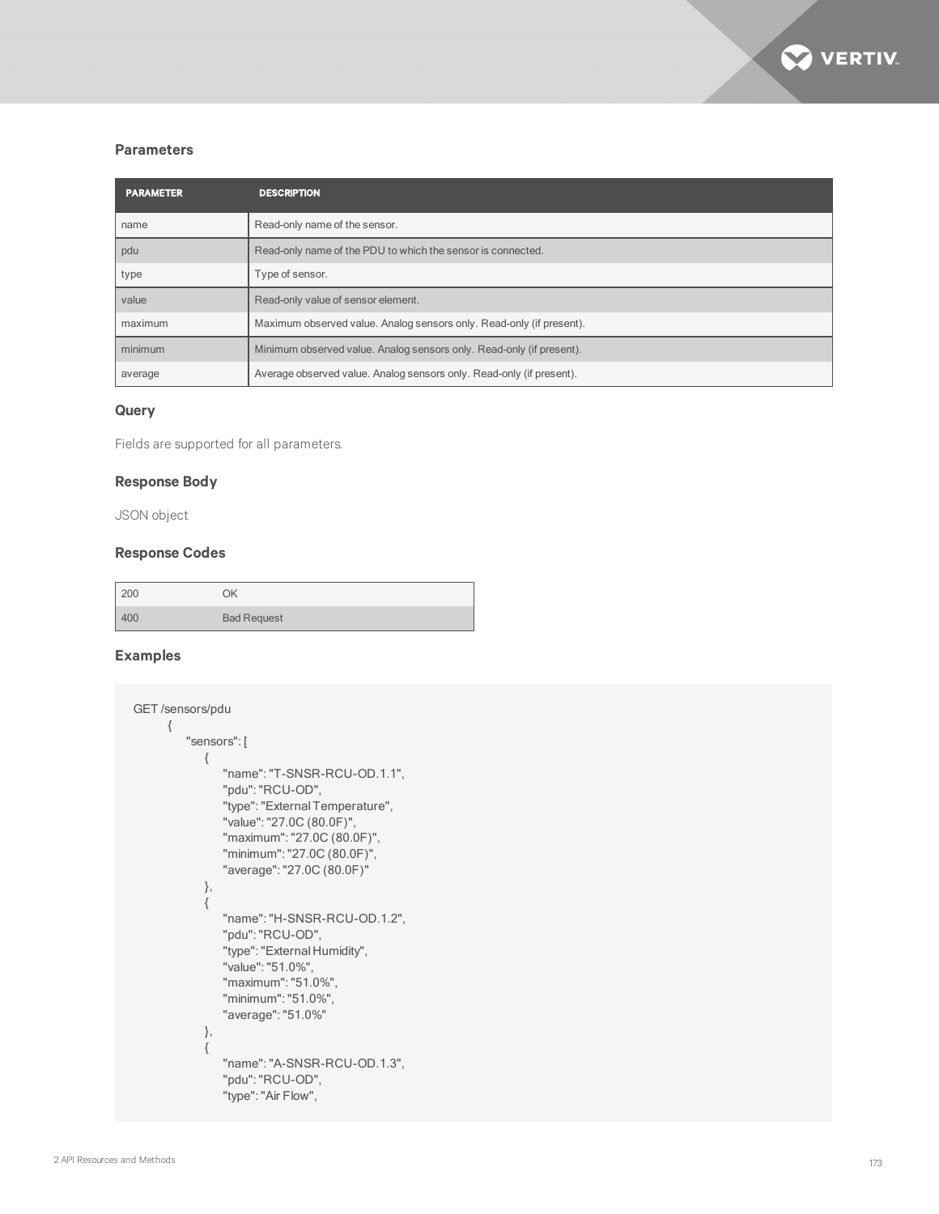### Parameters

| PARAMETER | DESCRIPTION |
| --- | --- |
| name | Read-only name of the sensor. |
| pdu | Read-only name of the PDU to which the sensor is connected. |
| type | Type of sensor. |
| value | Read-only value of sensor element. |
| maximum | Maximum observed value. Analog sensors only. Read-only (if present). |
| minimum | Minimum observed value. Analog sensors only. Read-only (if present). |
| average | Average observed value. Analog sensors only. Read-only (if present). |

### Query

Fields are supported for all parameters.

### Response Body

JSON object

### Response Codes

| | |
| --- | --- |
| 200 | OK |
| 400 | Bad Request |

### Examples

```
GET /sensors/pdu
    {
        "sensors": [
            {
                "name": "T-SNSR-RCU-OD.1.1",
                "pdu": "RCU-OD",
                "type": "External Temperature",
                "value": "27.0C (80.0F)",
                "maximum": "27.0C (80.0F)",
                "minimum": "27.0C (80.0F)",
                "average": "27.0C (80.0F)"
            },
            {
                "name": "H-SNSR-RCU-OD.1.2",
                "pdu": "RCU-OD",
                "type": "External Humidity",
                "value": "51.0%",
                "maximum": "51.0%",
                "minimum": "51.0%",
                "average": "51.0%"
            },
            {
                "name": "A-SNSR-RCU-OD.1.3",
                "pdu": "RCU-OD",
                "type": "Air Flow",
```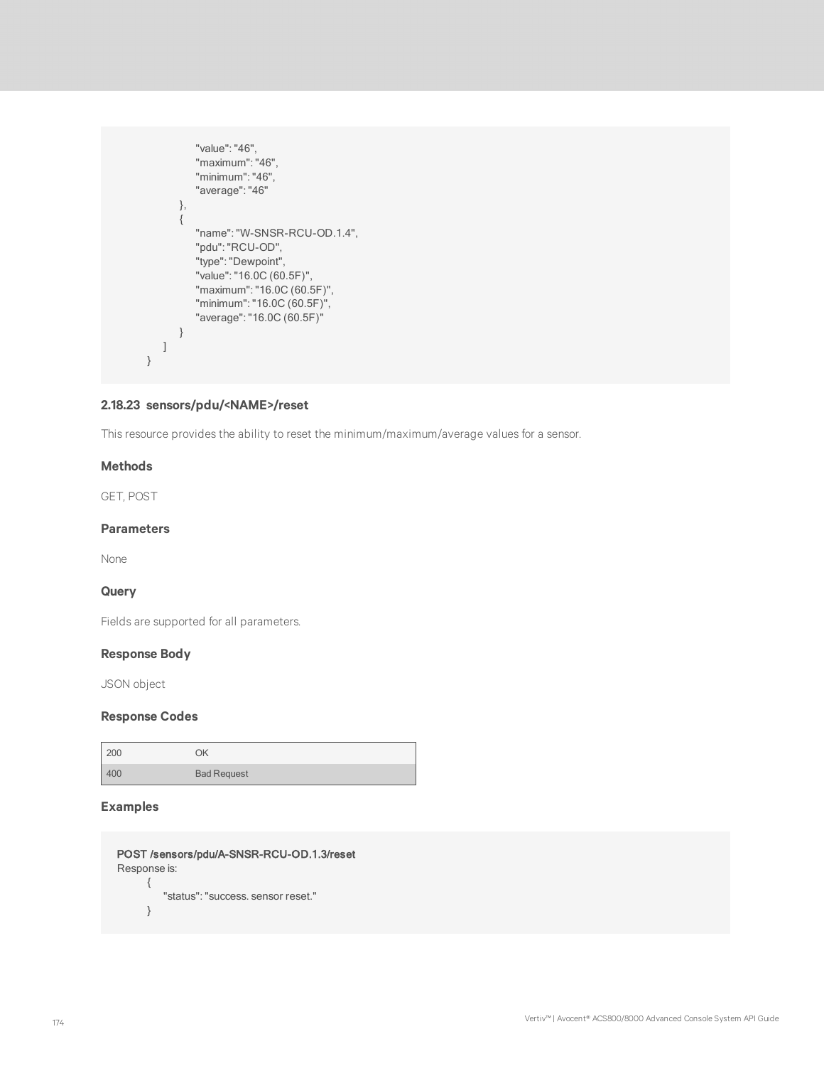```
                "value": "46",
                "maximum": "46",
                "minimum": "46",
                "average": "46"
            },
            {
                "name": "W-SNSR-RCU-OD.1.4",
                "pdu": "RCU-OD",
                "type": "Dewpoint",
                "value": "16.0C (60.5F)",
                "maximum": "16.0C (60.5F)",
                "minimum": "16.0C (60.5F)",
                "average": "16.0C (60.5F)"
            }
        ]
    }
```

### 2.18.23 sensors/pdu/<NAME>/reset

This resource provides the ability to reset the minimum/maximum/average values for a sensor.

#### Methods

GET, POST

#### Parameters

None

#### Query

Fields are supported for all parameters.

#### Response Body

JSON object

#### Response Codes

| | |
|---|---|
| 200 | OK |
| 400 | Bad Request |

#### Examples

```
POST /sensors/pdu/A-SNSR-RCU-OD.1.3/reset
Response is:
    {
        "status": "success. sensor reset."
    }
```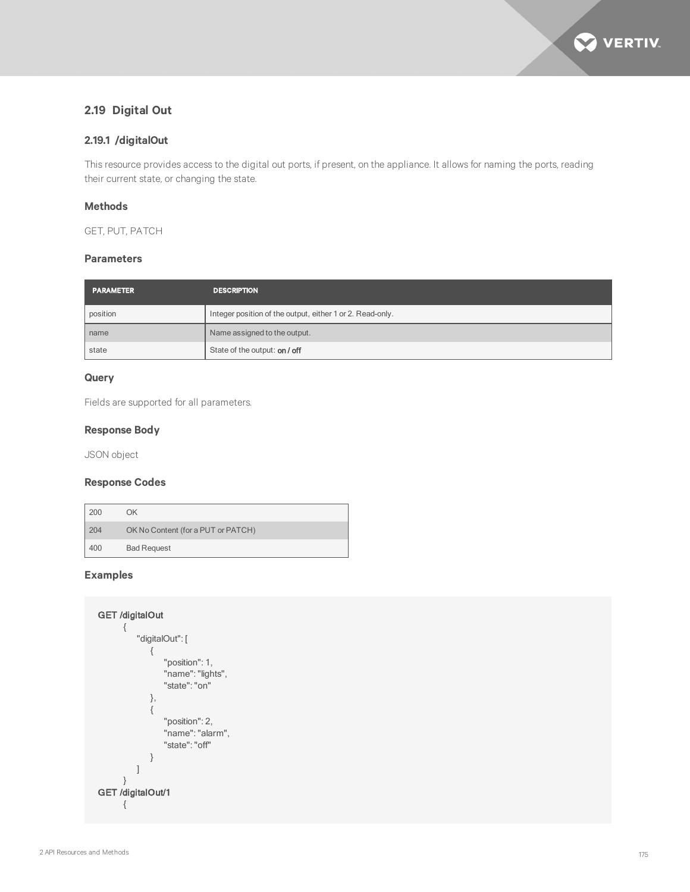## 2.19 Digital Out

### 2.19.1 /digitalOut

This resource provides access to the digital out ports, if present, on the appliance. It allows for naming the ports, reading their current state, or changing the state.

#### Methods

GET, PUT, PATCH

#### Parameters

| PARAMETER | DESCRIPTION |
|---|---|
| position | Integer position of the output, either 1 or 2. Read-only. |
| name | Name assigned to the output. |
| state | State of the output: **on / off** |

#### Query

Fields are supported for all parameters.

#### Response Body

JSON object

#### Response Codes

| | |
|---|---|
| 200 | OK |
| 204 | OK No Content (for a PUT or PATCH) |
| 400 | Bad Request |

#### Examples

```
GET /digitalOut
    {
        "digitalOut": [
            {
                "position": 1,
                "name": "lights",
                "state": "on"
            },
            {
                "position": 2,
                "name": "alarm",
                "state": "off"
            }
        ]
    }
GET /digitalOut/1
    {
```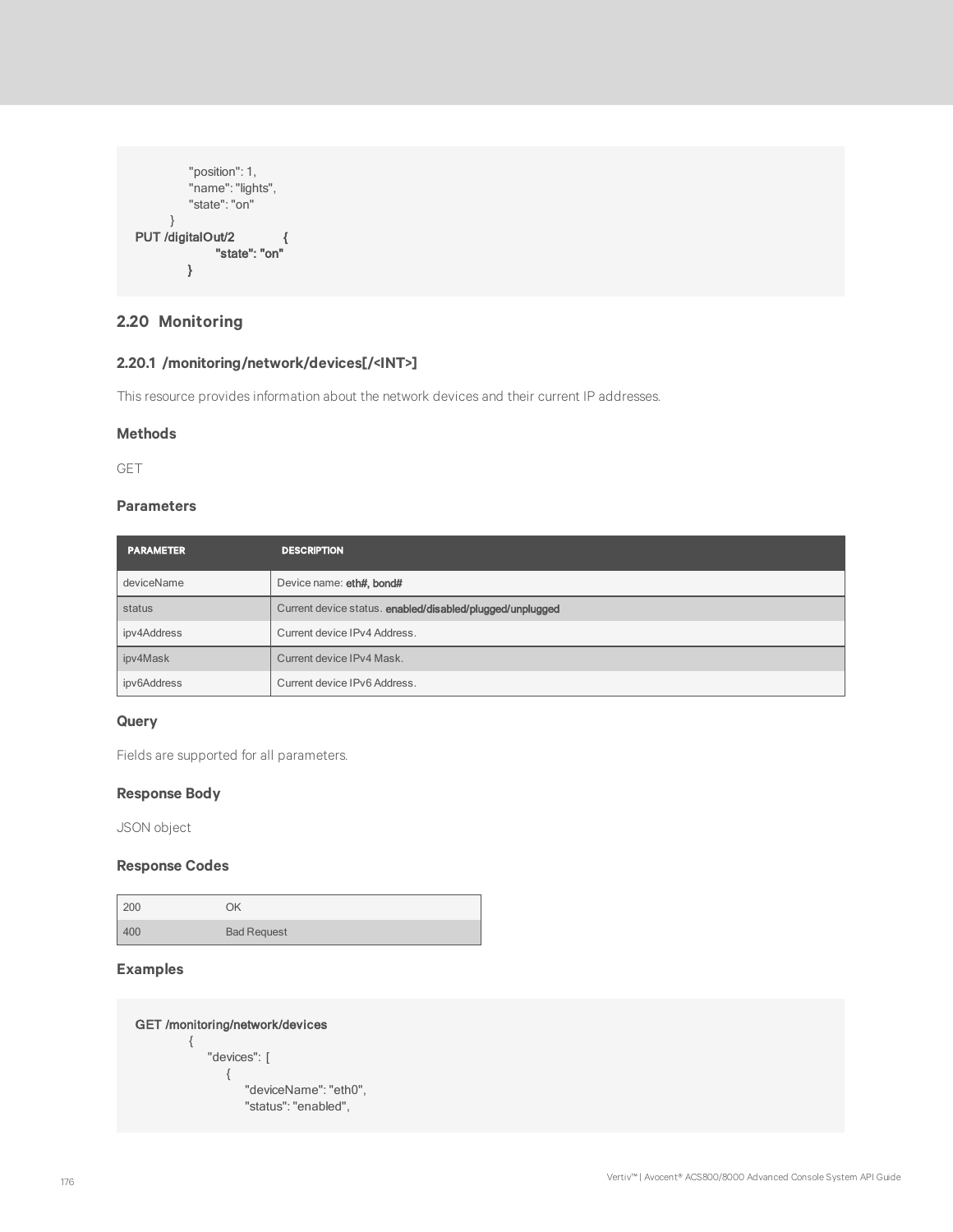```
            "position": 1,
            "name": "lights",
            "state": "on"
        }
PUT /digitalOut/2        {
            "state": "on"
        }
```

## 2.20 Monitoring

### 2.20.1 /monitoring/network/devices[/<INT>]

This resource provides information about the network devices and their current IP addresses.

#### Methods

GET

#### Parameters

| PARAMETER | DESCRIPTION |
|---|---|
| deviceName | Device name: **eth#, bond#** |
| status | Current device status. **enabled/disabled/plugged/unplugged** |
| ipv4Address | Current device IPv4 Address. |
| ipv4Mask | Current device IPv4 Mask. |
| ipv6Address | Current device IPv6 Address. |

#### Query

Fields are supported for all parameters.

#### Response Body

JSON object

#### Response Codes

| | |
|---|---|
| 200 | OK |
| 400 | Bad Request |

#### Examples

```
GET /monitoring/network/devices
        {
            "devices": [
                {
                    "deviceName": "eth0",
                    "status": "enabled",
```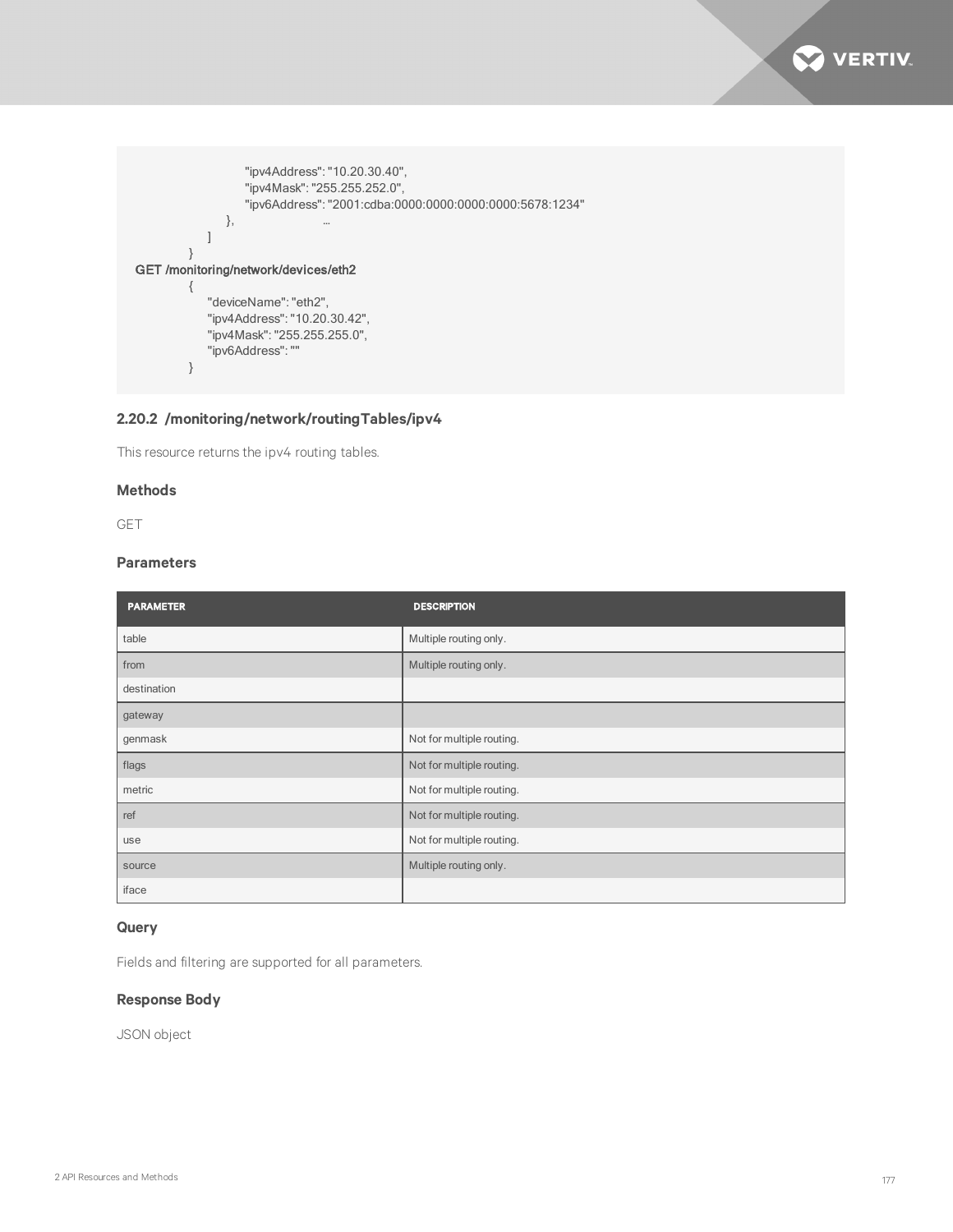```
                        "ipv4Address": "10.20.30.40",
                        "ipv4Mask": "255.255.252.0",
                        "ipv6Address": "2001:cdba:0000:0000:0000:0000:5678:1234"
                    },                        …
                ]
            }
GET /monitoring/network/devices/eth2
            {
                "deviceName": "eth2",
                "ipv4Address": "10.20.30.42",
                "ipv4Mask": "255.255.255.0",
                "ipv6Address": ""
            }
```

### 2.20.2 /monitoring/network/routingTables/ipv4

This resource returns the ipv4 routing tables.

#### Methods

GET

#### Parameters

| PARAMETER | DESCRIPTION |
|---|---|
| table | Multiple routing only. |
| from | Multiple routing only. |
| destination | |
| gateway | |
| genmask | Not for multiple routing. |
| flags | Not for multiple routing. |
| metric | Not for multiple routing. |
| ref | Not for multiple routing. |
| use | Not for multiple routing. |
| source | Multiple routing only. |
| iface | |

#### Query

Fields and filtering are supported for all parameters.

#### Response Body

JSON object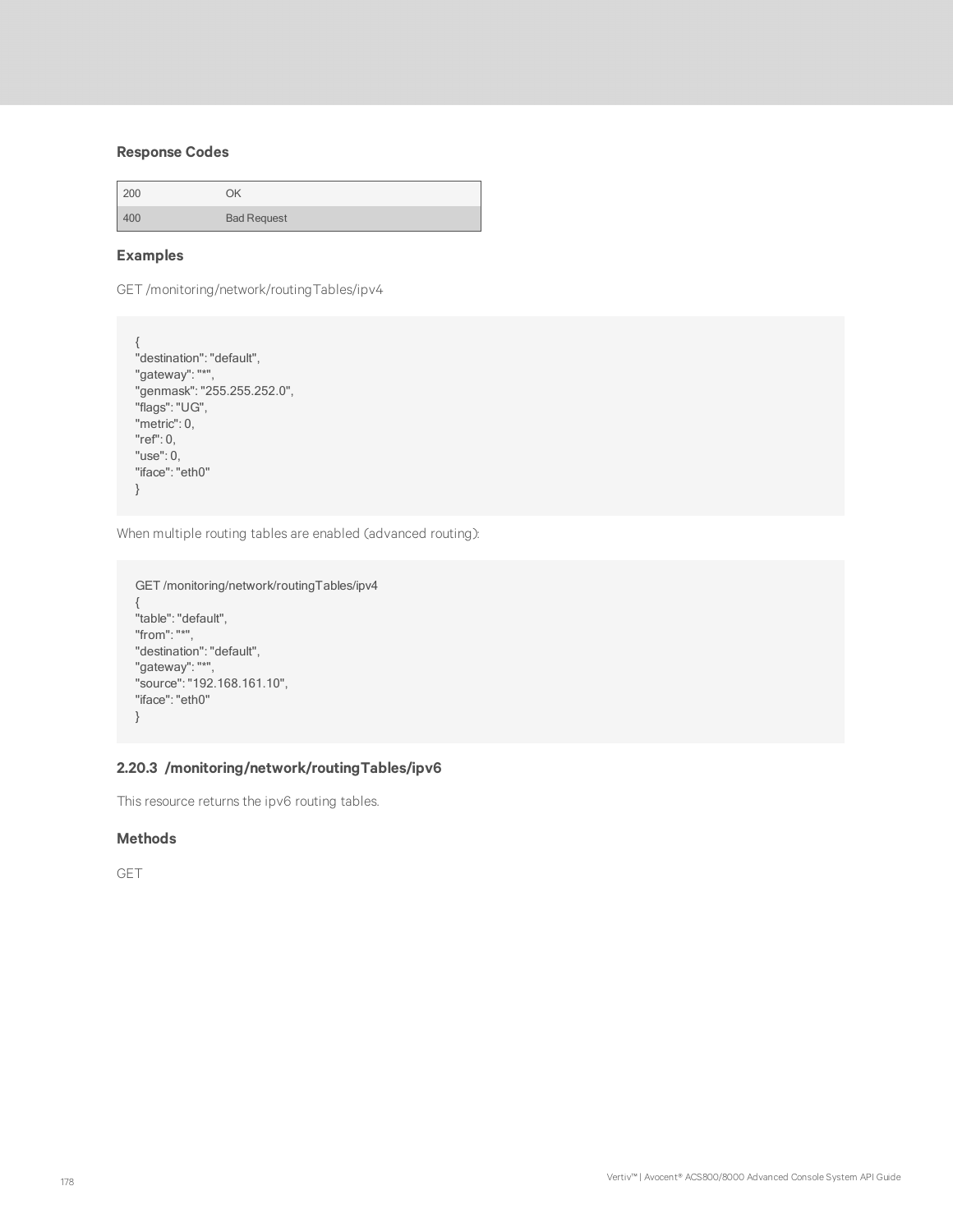### Response Codes

| | |
|---|---|
| 200 | OK |
| 400 | Bad Request |

### Examples

GET /monitoring/network/routingTables/ipv4

```
{
"destination": "default",
"gateway": "*",
"genmask": "255.255.252.0",
"flags": "UG",
"metric": 0,
"ref": 0,
"use": 0,
"iface": "eth0"
}
```

When multiple routing tables are enabled (advanced routing):

```
GET /monitoring/network/routingTables/ipv4
{
"table": "default",
"from": "*",
"destination": "default",
"gateway": "*",
"source": "192.168.161.10",
"iface": "eth0"
}
```

## 2.20.3 /monitoring/network/routingTables/ipv6

This resource returns the ipv6 routing tables.

### Methods

GET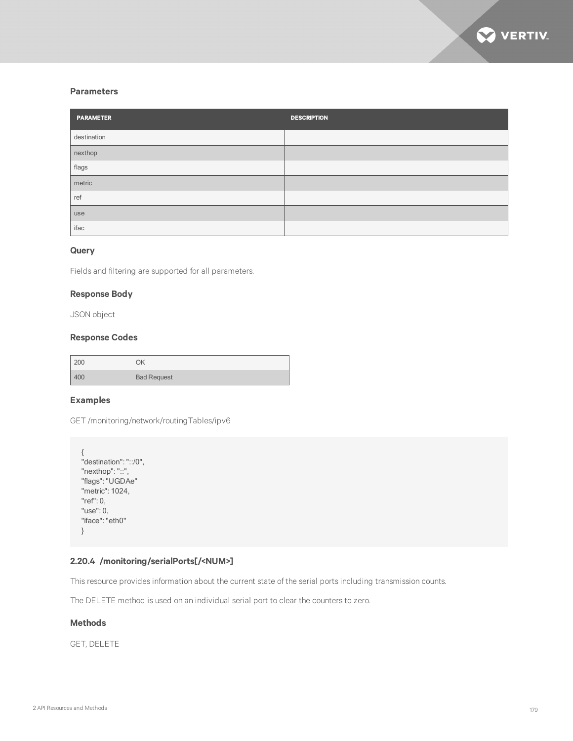### Parameters

| PARAMETER | DESCRIPTION |
|---|---|
| destination | |
| nexthop | |
| flags | |
| metric | |
| ref | |
| use | |
| ifac | |

### Query

Fields and filtering are supported for all parameters.

### Response Body

JSON object

### Response Codes

| | |
|---|---|
| 200 | OK |
| 400 | Bad Request |

### Examples

GET /monitoring/network/routingTables/ipv6

```
{
"destination": "::/0",
"nexthop": "::",
"flags": "UGDAe"
"metric": 1024,
"ref": 0,
"use": 0,
"iface": "eth0"
}
```

### 2.20.4 /monitoring/serialPorts[/<NUM>]

This resource provides information about the current state of the serial ports including transmission counts.

The DELETE method is used on an individual serial port to clear the counters to zero.

### Methods

GET, DELETE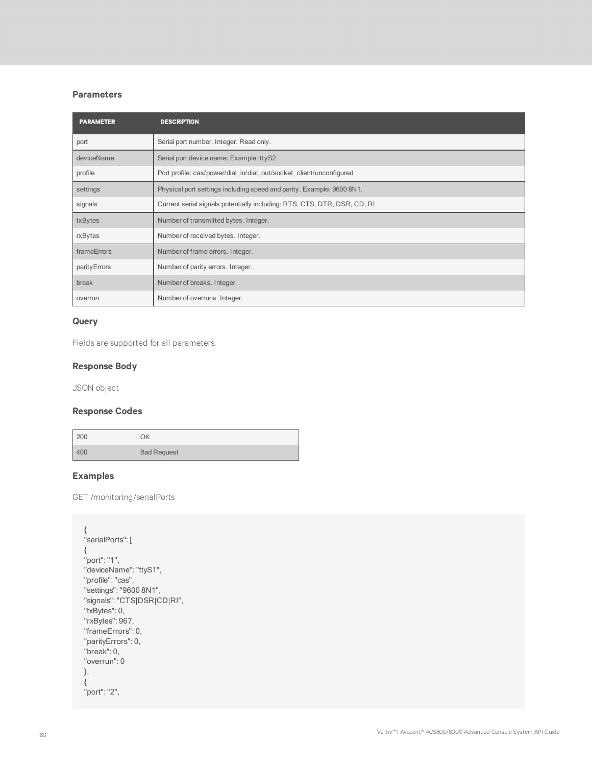### Parameters

| PARAMETER | DESCRIPTION |
| --- | --- |
| port | Serial port number. Integer. Read only. |
| deviceName | Serial port device name: Example: ttyS2 |
| profile | Port profile: cas/power/dial_in/dial_out/socket_client/unconfigured |
| settings | Physical port settings including speed and parity. Example: 9600 8N1. |
| signals | Current serial signals potentially including: RTS, CTS, DTR, DSR, CD, RI |
| txBytes | Number of transmitted bytes. Integer. |
| rxBytes | Number of received bytes. Integer. |
| frameErrors | Number of frame errors. Integer. |
| parityErrors | Number of parity errors. Integer. |
| break | Number of breaks. Integer. |
| overrun | Number of overruns. Integer. |

### Query

Fields are supported for all parameters.

### Response Body

JSON object

### Response Codes

| | |
| --- | --- |
| 200 | OK |
| 400 | Bad Request |

### Examples

GET /monitoring/serialPorts

```
{
"serialPorts": [
{
"port": "1",
"deviceName": "ttyS1",
"profile": "cas",
"settings": "9600 8N1",
"signals": "CTS|DSR|CD|RI",
"txBytes": 0,
"rxBytes": 967,
"frameErrors": 0,
"parityErrors": 0,
"break": 0,
"overrun": 0
},
{
"port": "2",
```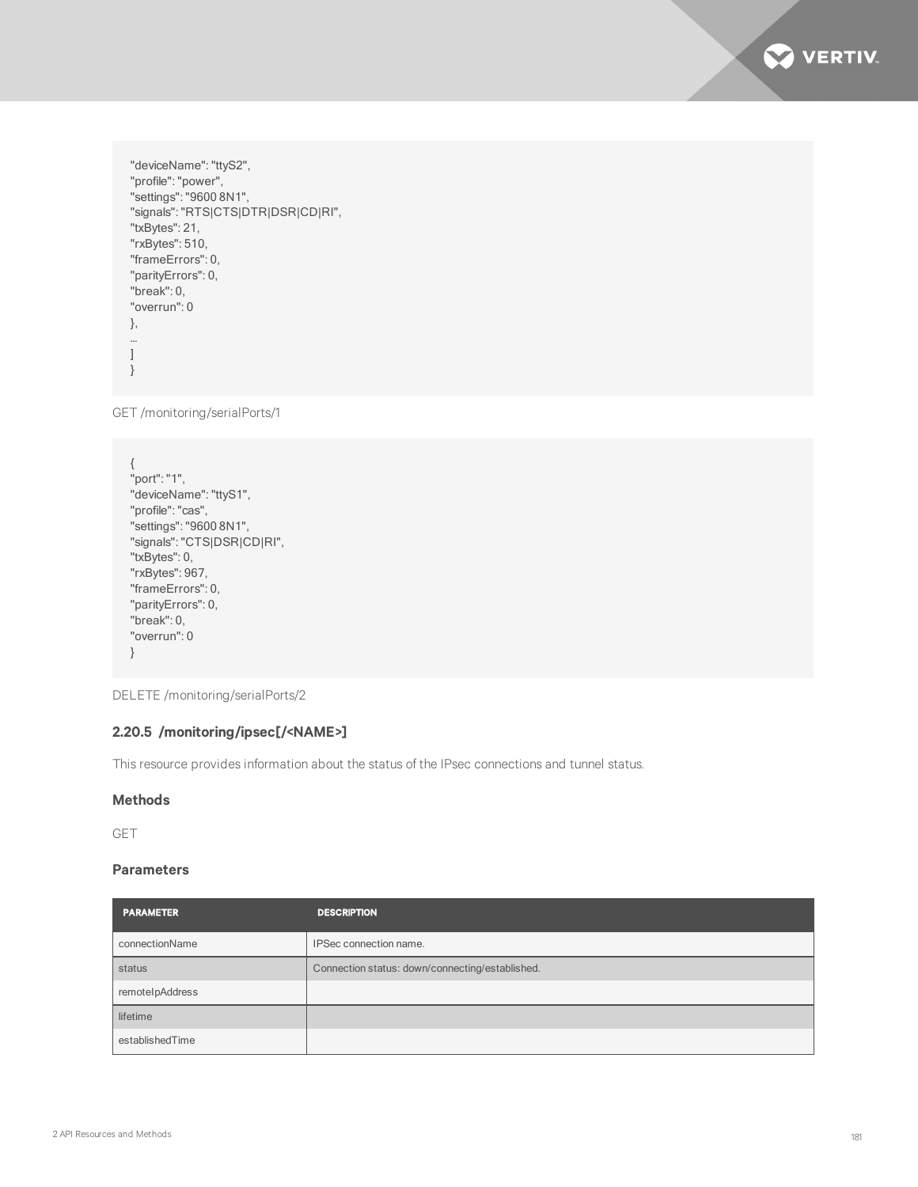```
"deviceName": "ttyS2",
"profile": "power",
"settings": "9600 8N1",
"signals": "RTS|CTS|DTR|DSR|CD|RI",
"txBytes": 21,
"rxBytes": 510,
"frameErrors": 0,
"parityErrors": 0,
"break": 0,
"overrun": 0
},
...
]
}
```

GET /monitoring/serialPorts/1

```
{
"port": "1",
"deviceName": "ttyS1",
"profile": "cas",
"settings": "9600 8N1",
"signals": "CTS|DSR|CD|RI",
"txBytes": 0,
"rxBytes": 967,
"frameErrors": 0,
"parityErrors": 0,
"break": 0,
"overrun": 0
}
```

DELETE /monitoring/serialPorts/2

### 2.20.5 /monitoring/ipsec[/<NAME>]

This resource provides information about the status of the IPsec connections and tunnel status.

#### Methods

GET

#### Parameters

| PARAMETER | DESCRIPTION |
| --- | --- |
| connectionName | IPSec connection name. |
| status | Connection status: down/connecting/established. |
| remoteIpAddress | |
| lifetime | |
| establishedTime | |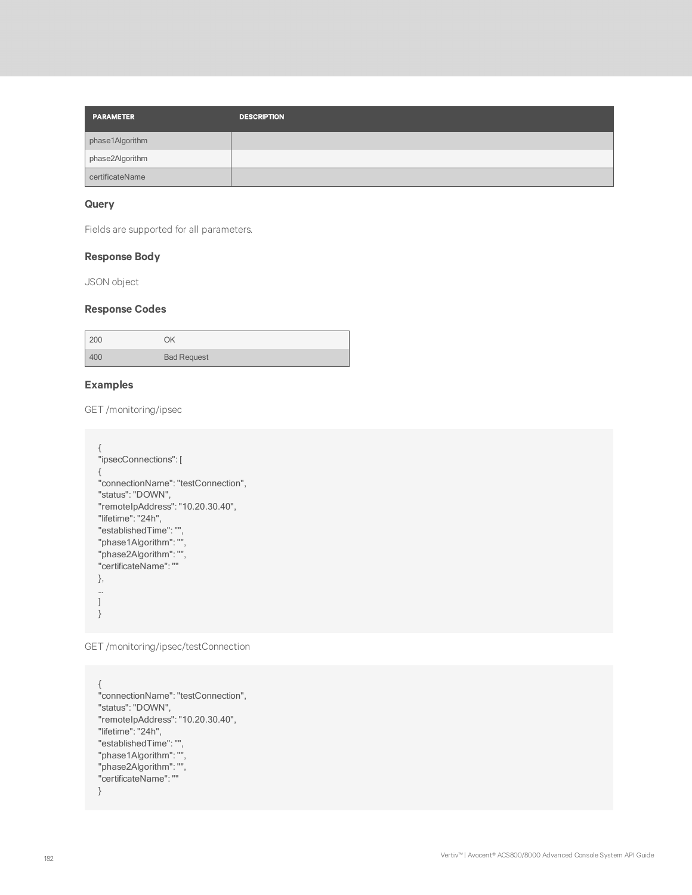| PARAMETER | DESCRIPTION |
| --- | --- |
| phase1Algorithm | |
| phase2Algorithm | |
| certificateName | |

### Query

Fields are supported for all parameters.

### Response Body

JSON object

### Response Codes

| | |
| --- | --- |
| 200 | OK |
| 400 | Bad Request |

### Examples

GET /monitoring/ipsec

```
{
"ipsecConnections": [
{
"connectionName": "testConnection",
"status": "DOWN",
"remoteIpAddress": "10.20.30.40",
"lifetime": "24h",
"establishedTime": "",
"phase1Algorithm": "",
"phase2Algorithm": "",
"certificateName": ""
},
...
]
}
```

GET /monitoring/ipsec/testConnection

```
{
"connectionName": "testConnection",
"status": "DOWN",
"remoteIpAddress": "10.20.30.40",
"lifetime": "24h",
"establishedTime": "",
"phase1Algorithm": "",
"phase2Algorithm": "",
"certificateName": ""
}
```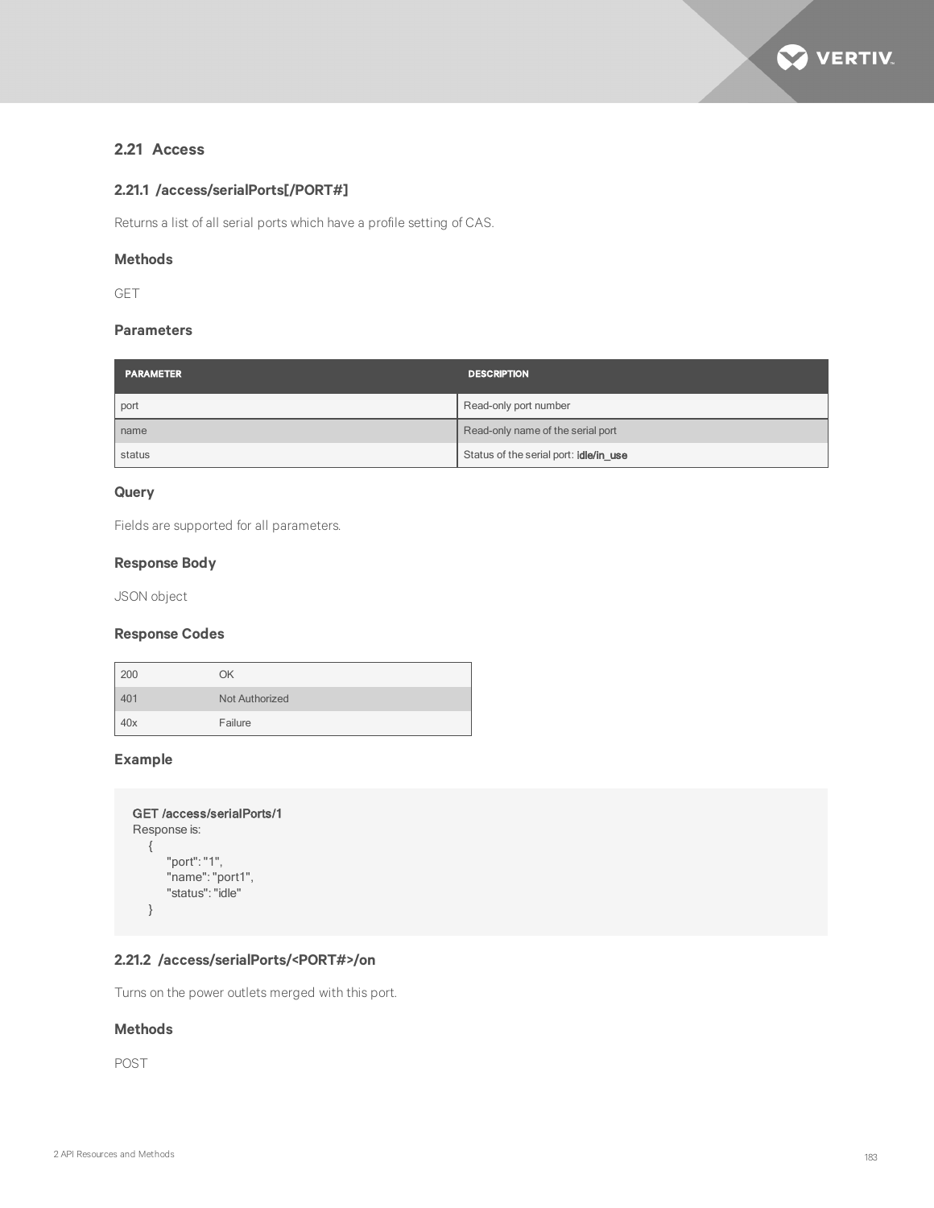## 2.21 Access

### 2.21.1 /access/serialPorts[/PORT#]

Returns a list of all serial ports which have a profile setting of CAS.

#### Methods

GET

#### Parameters

| PARAMETER | DESCRIPTION |
|---|---|
| port | Read-only port number |
| name | Read-only name of the serial port |
| status | Status of the serial port: **idle/in_use** |

#### Query

Fields are supported for all parameters.

#### Response Body

JSON object

#### Response Codes

| | |
|---|---|
| 200 | OK |
| 401 | Not Authorized |
| 40x | Failure |

#### Example

```
GET /access/serialPorts/1
Response is:
   {
       "port": "1",
       "name": "port1",
       "status": "idle"
   }
```

### 2.21.2 /access/serialPorts/<PORT#>/on

Turns on the power outlets merged with this port.

#### Methods

POST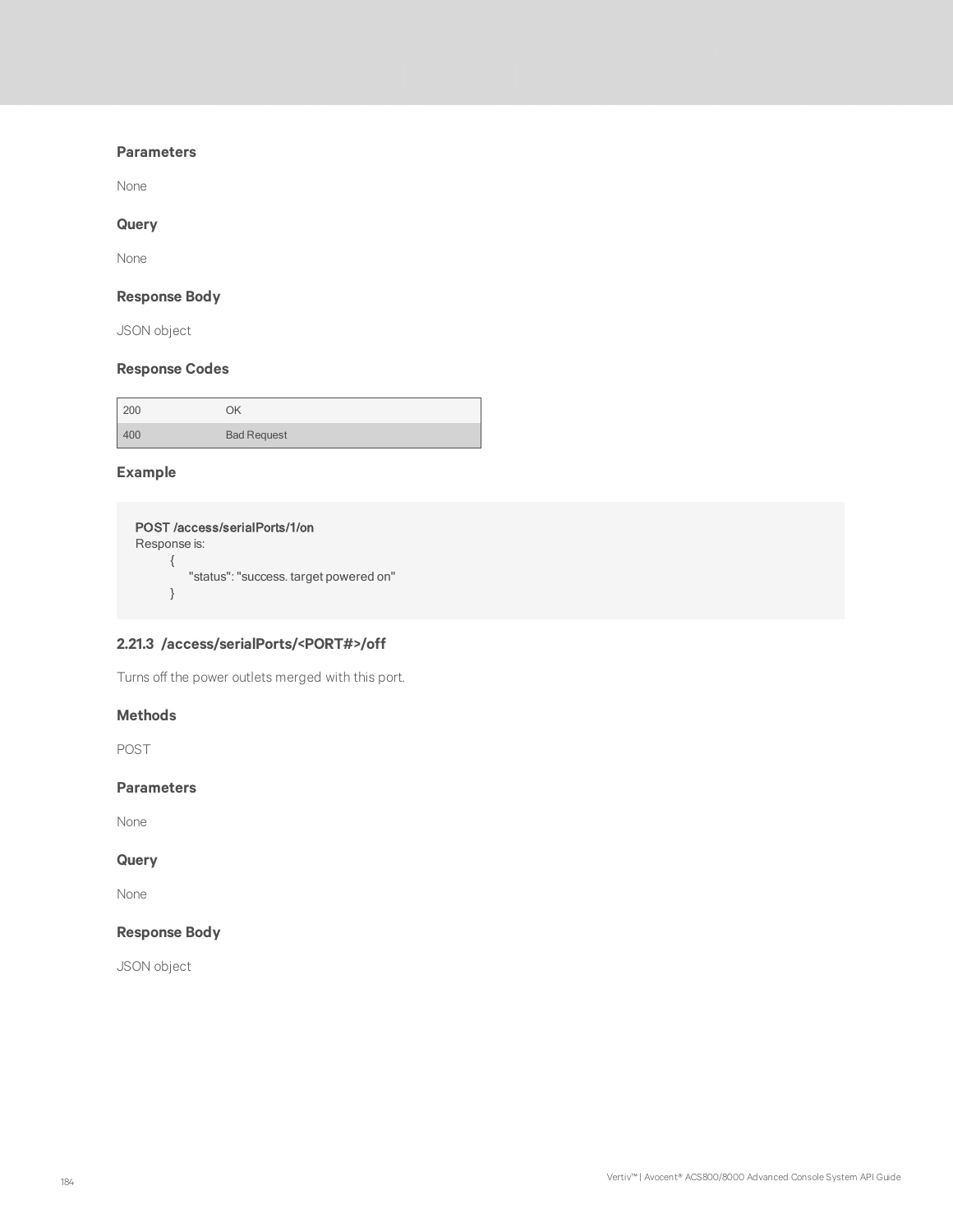### Parameters

None

### Query

None

### Response Body

JSON object

### Response Codes

| | |
|---|---|
| 200 | OK |
| 400 | Bad Request |

### Example

```
POST /access/serialPorts/1/on
Response is:
    {
        "status": "success. target powered on"
    }
```

## 2.21.3 /access/serialPorts/<PORT#>/off

Turns off the power outlets merged with this port.

### Methods

POST

### Parameters

None

### Query

None

### Response Body

JSON object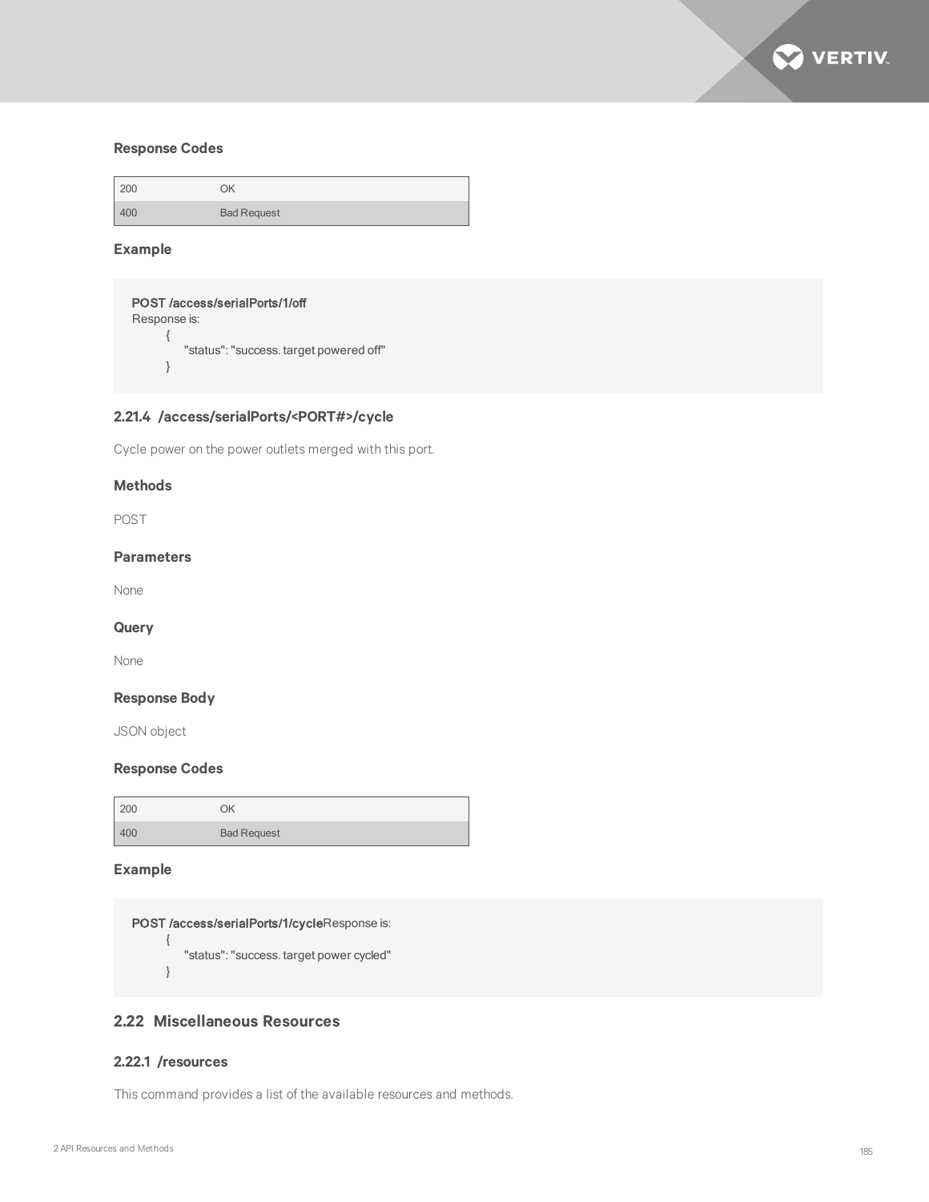### Response Codes

| | |
|---|---|
| 200 | OK |
| 400 | Bad Request |

### Example

```
POST /access/serialPorts/1/off
Response is:
    {
        "status": "success. target powered off"
    }
```

### 2.21.4 /access/serialPorts/<PORT#>/cycle

Cycle power on the power outlets merged with this port.

### Methods

POST

### Parameters

None

### Query

None

### Response Body

JSON object

### Response Codes

| | |
|---|---|
| 200 | OK |
| 400 | Bad Request |

### Example

```
POST /access/serialPorts/1/cycleResponse is:
    {
        "status": "success. target power cycled"
    }
```

## 2.22 Miscellaneous Resources

### 2.22.1 /resources

This command provides a list of the available resources and methods.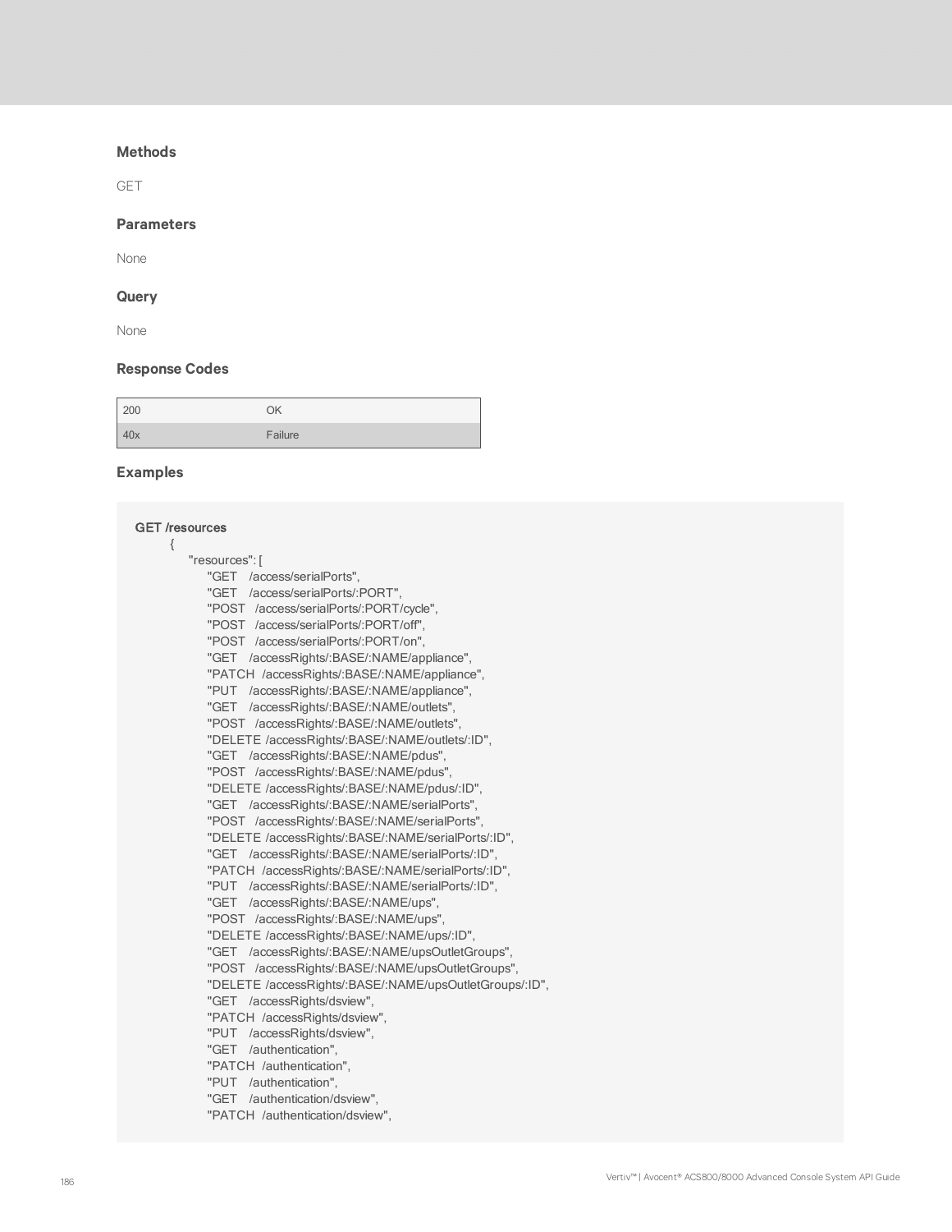### Methods

GET

### Parameters

None

### Query

None

### Response Codes

| | |
|---|---|
| 200 | OK |
| 40x | Failure |

### Examples

```
GET /resources
    {
        "resources": [
            "GET    /access/serialPorts",
            "GET    /access/serialPorts/:PORT",
            "POST   /access/serialPorts/:PORT/cycle",
            "POST   /access/serialPorts/:PORT/off",
            "POST   /access/serialPorts/:PORT/on",
            "GET    /accessRights/:BASE/:NAME/appliance",
            "PATCH  /accessRights/:BASE/:NAME/appliance",
            "PUT    /accessRights/:BASE/:NAME/appliance",
            "GET    /accessRights/:BASE/:NAME/outlets",
            "POST   /accessRights/:BASE/:NAME/outlets",
            "DELETE /accessRights/:BASE/:NAME/outlets/:ID",
            "GET    /accessRights/:BASE/:NAME/pdus",
            "POST   /accessRights/:BASE/:NAME/pdus",
            "DELETE /accessRights/:BASE/:NAME/pdus/:ID",
            "GET    /accessRights/:BASE/:NAME/serialPorts",
            "POST   /accessRights/:BASE/:NAME/serialPorts",
            "DELETE /accessRights/:BASE/:NAME/serialPorts/:ID",
            "GET    /accessRights/:BASE/:NAME/serialPorts/:ID",
            "PATCH  /accessRights/:BASE/:NAME/serialPorts/:ID",
            "PUT    /accessRights/:BASE/:NAME/serialPorts/:ID",
            "GET    /accessRights/:BASE/:NAME/ups",
            "POST   /accessRights/:BASE/:NAME/ups",
            "DELETE /accessRights/:BASE/:NAME/ups/:ID",
            "GET    /accessRights/:BASE/:NAME/upsOutletGroups",
            "POST   /accessRights/:BASE/:NAME/upsOutletGroups",
            "DELETE /accessRights/:BASE/:NAME/upsOutletGroups/:ID",
            "GET    /accessRights/dsview",
            "PATCH  /accessRights/dsview",
            "PUT    /accessRights/dsview",
            "GET    /authentication",
            "PATCH  /authentication",
            "PUT    /authentication",
            "GET    /authentication/dsview",
            "PATCH  /authentication/dsview",
```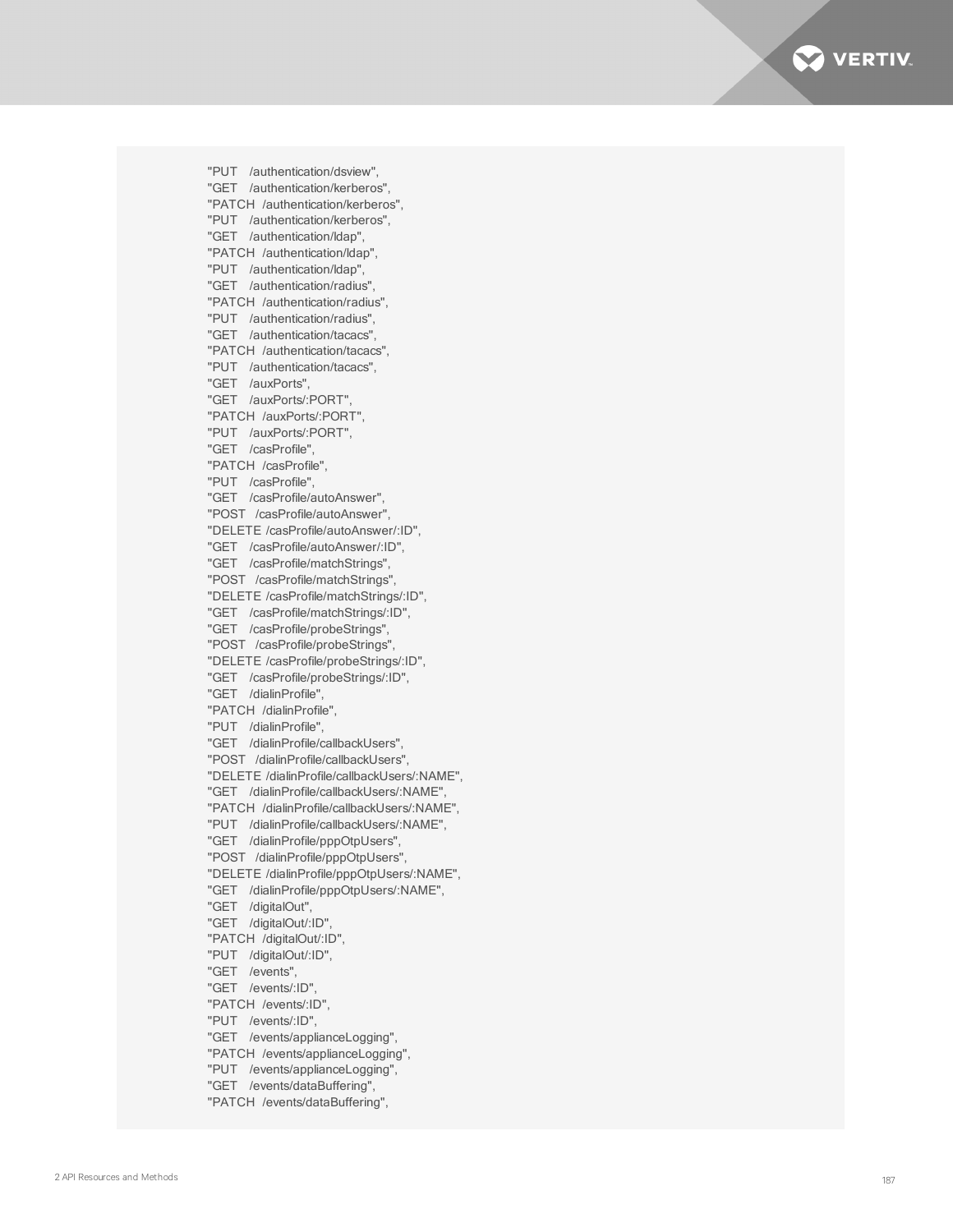```
"PUT    /authentication/dsview",
"GET    /authentication/kerberos",
"PATCH  /authentication/kerberos",
"PUT    /authentication/kerberos",
"GET    /authentication/ldap",
"PATCH  /authentication/ldap",
"PUT    /authentication/ldap",
"GET    /authentication/radius",
"PATCH  /authentication/radius",
"PUT    /authentication/radius",
"GET    /authentication/tacacs",
"PATCH  /authentication/tacacs",
"PUT    /authentication/tacacs",
"GET    /auxPorts",
"GET    /auxPorts/:PORT",
"PATCH  /auxPorts/:PORT",
"PUT    /auxPorts/:PORT",
"GET    /casProfile",
"PATCH  /casProfile",
"PUT    /casProfile",
"GET    /casProfile/autoAnswer",
"POST   /casProfile/autoAnswer",
"DELETE /casProfile/autoAnswer/:ID",
"GET    /casProfile/autoAnswer/:ID",
"GET    /casProfile/matchStrings",
"POST   /casProfile/matchStrings",
"DELETE /casProfile/matchStrings/:ID",
"GET    /casProfile/matchStrings/:ID",
"GET    /casProfile/probeStrings",
"POST   /casProfile/probeStrings",
"DELETE /casProfile/probeStrings/:ID",
"GET    /casProfile/probeStrings/:ID",
"GET    /dialinProfile",
"PATCH  /dialinProfile",
"PUT    /dialinProfile",
"GET    /dialinProfile/callbackUsers",
"POST   /dialinProfile/callbackUsers",
"DELETE /dialinProfile/callbackUsers/:NAME",
"GET    /dialinProfile/callbackUsers/:NAME",
"PATCH  /dialinProfile/callbackUsers/:NAME",
"PUT    /dialinProfile/callbackUsers/:NAME",
"GET    /dialinProfile/pppOtpUsers",
"POST   /dialinProfile/pppOtpUsers",
"DELETE /dialinProfile/pppOtpUsers/:NAME",
"GET    /dialinProfile/pppOtpUsers/:NAME",
"GET    /digitalOut",
"GET    /digitalOut/:ID",
"PATCH  /digitalOut/:ID",
"PUT    /digitalOut/:ID",
"GET    /events",
"GET    /events/:ID",
"PATCH  /events/:ID",
"PUT    /events/:ID",
"GET    /events/applianceLogging",
"PATCH  /events/applianceLogging",
"PUT    /events/applianceLogging",
"GET    /events/dataBuffering",
"PATCH  /events/dataBuffering",
```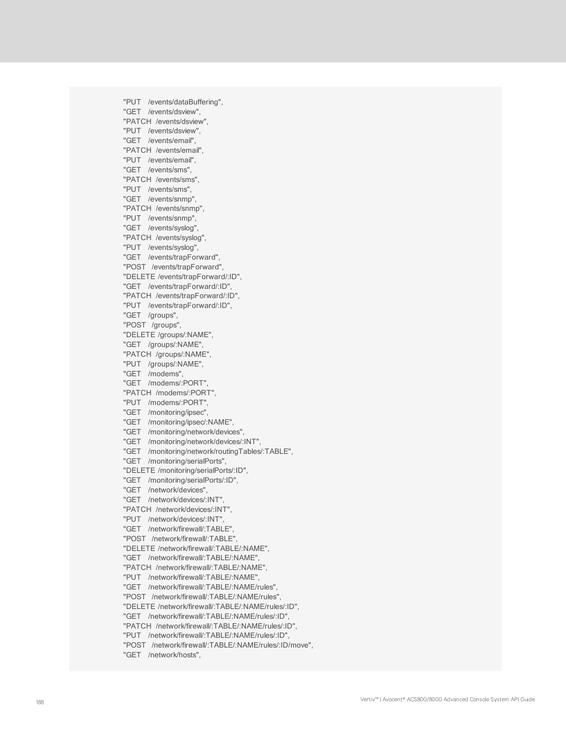```
"PUT    /events/dataBuffering",
"GET    /events/dsview",
"PATCH  /events/dsview",
"PUT    /events/dsview",
"GET    /events/email",
"PATCH  /events/email",
"PUT    /events/email",
"GET    /events/sms",
"PATCH  /events/sms",
"PUT    /events/sms",
"GET    /events/snmp",
"PATCH  /events/snmp",
"PUT    /events/snmp",
"GET    /events/syslog",
"PATCH  /events/syslog",
"PUT    /events/syslog",
"GET    /events/trapForward",
"POST   /events/trapForward",
"DELETE /events/trapForward/:ID",
"GET    /events/trapForward/:ID",
"PATCH  /events/trapForward/:ID",
"PUT    /events/trapForward/:ID",
"GET    /groups",
"POST   /groups",
"DELETE /groups/:NAME",
"GET    /groups/:NAME",
"PATCH  /groups/:NAME",
"PUT    /groups/:NAME",
"GET    /modems",
"GET    /modems/:PORT",
"PATCH  /modems/:PORT",
"PUT    /modems/:PORT",
"GET    /monitoring/ipsec",
"GET    /monitoring/ipsec/:NAME",
"GET    /monitoring/network/devices",
"GET    /monitoring/network/devices/:INT",
"GET    /monitoring/network/routingTables/:TABLE",
"GET    /monitoring/serialPorts",
"DELETE /monitoring/serialPorts/:ID",
"GET    /monitoring/serialPorts/:ID",
"GET    /network/devices",
"GET    /network/devices/:INT",
"PATCH  /network/devices/:INT",
"PUT    /network/devices/:INT",
"GET    /network/firewall/:TABLE",
"POST   /network/firewall/:TABLE",
"DELETE /network/firewall/:TABLE/:NAME",
"GET    /network/firewall/:TABLE/:NAME",
"PATCH  /network/firewall/:TABLE/:NAME",
"PUT    /network/firewall/:TABLE/:NAME",
"GET    /network/firewall/:TABLE/:NAME/rules",
"POST   /network/firewall/:TABLE/:NAME/rules",
"DELETE /network/firewall/:TABLE/:NAME/rules/:ID",
"GET    /network/firewall/:TABLE/:NAME/rules/:ID",
"PATCH  /network/firewall/:TABLE/:NAME/rules/:ID",
"PUT    /network/firewall/:TABLE/:NAME/rules/:ID",
"POST   /network/firewall/:TABLE/:NAME/rules/:ID/move",
"GET    /network/hosts",
```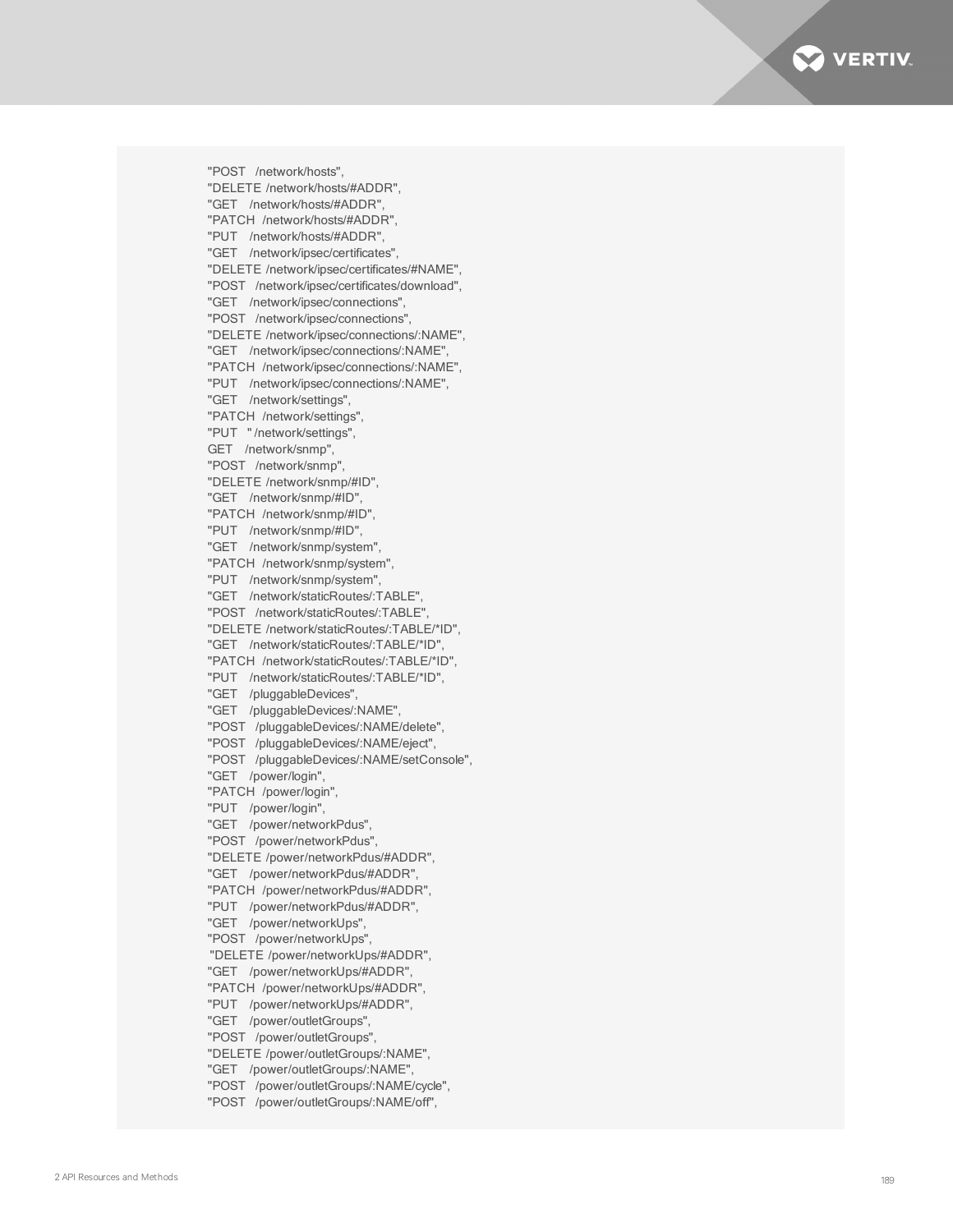```
"POST   /network/hosts",
"DELETE /network/hosts/#ADDR",
"GET    /network/hosts/#ADDR",
"PATCH  /network/hosts/#ADDR",
"PUT    /network/hosts/#ADDR",
"GET    /network/ipsec/certificates",
"DELETE /network/ipsec/certificates/#NAME",
"POST   /network/ipsec/certificates/download",
"GET    /network/ipsec/connections",
"POST   /network/ipsec/connections",
"DELETE /network/ipsec/connections/:NAME",
"GET    /network/ipsec/connections/:NAME",
"PATCH  /network/ipsec/connections/:NAME",
"PUT    /network/ipsec/connections/:NAME",
"GET    /network/settings",
"PATCH  /network/settings",
"PUT    " /network/settings",
GET    /network/snmp",
"POST   /network/snmp",
"DELETE /network/snmp/#ID",
"GET    /network/snmp/#ID",
"PATCH  /network/snmp/#ID",
"PUT    /network/snmp/#ID",
"GET    /network/snmp/system",
"PATCH  /network/snmp/system",
"PUT    /network/snmp/system",
"GET    /network/staticRoutes/:TABLE",
"POST   /network/staticRoutes/:TABLE",
"DELETE /network/staticRoutes/:TABLE/*ID",
"GET    /network/staticRoutes/:TABLE/*ID",
"PATCH  /network/staticRoutes/:TABLE/*ID",
"PUT    /network/staticRoutes/:TABLE/*ID",
"GET    /pluggableDevices",
"GET    /pluggableDevices/:NAME",
"POST   /pluggableDevices/:NAME/delete",
"POST   /pluggableDevices/:NAME/eject",
"POST   /pluggableDevices/:NAME/setConsole",
"GET    /power/login",
"PATCH  /power/login",
"PUT    /power/login",
"GET    /power/networkPdus",
"POST   /power/networkPdus",
"DELETE /power/networkPdus/#ADDR",
"GET    /power/networkPdus/#ADDR",
"PATCH  /power/networkPdus/#ADDR",
"PUT    /power/networkPdus/#ADDR",
"GET    /power/networkUps",
"POST   /power/networkUps",
 "DELETE /power/networkUps/#ADDR",
"GET    /power/networkUps/#ADDR",
"PATCH  /power/networkUps/#ADDR",
"PUT    /power/networkUps/#ADDR",
"GET    /power/outletGroups",
"POST   /power/outletGroups",
"DELETE /power/outletGroups/:NAME",
"GET    /power/outletGroups/:NAME",
"POST   /power/outletGroups/:NAME/cycle",
"POST   /power/outletGroups/:NAME/off",
```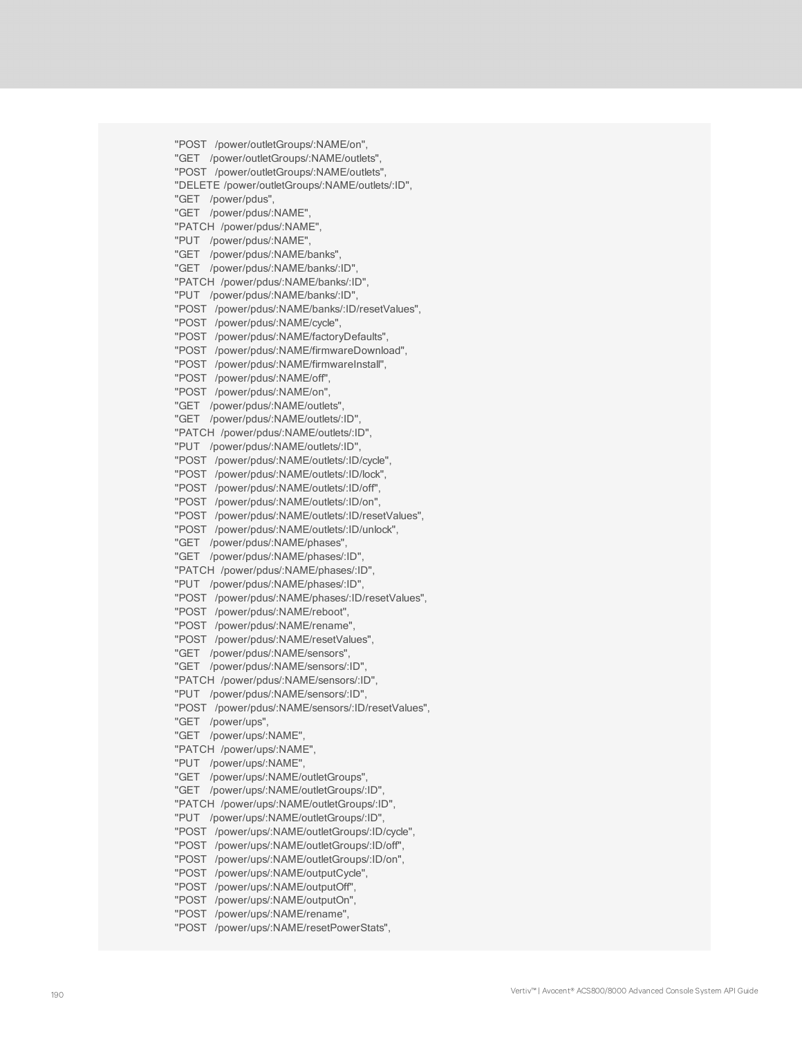```
"POST   /power/outletGroups/:NAME/on",
"GET    /power/outletGroups/:NAME/outlets",
"POST   /power/outletGroups/:NAME/outlets",
"DELETE /power/outletGroups/:NAME/outlets/:ID",
"GET    /power/pdus",
"GET    /power/pdus/:NAME",
"PATCH  /power/pdus/:NAME",
"PUT    /power/pdus/:NAME",
"GET    /power/pdus/:NAME/banks",
"GET    /power/pdus/:NAME/banks/:ID",
"PATCH  /power/pdus/:NAME/banks/:ID",
"PUT    /power/pdus/:NAME/banks/:ID",
"POST   /power/pdus/:NAME/banks/:ID/resetValues",
"POST   /power/pdus/:NAME/cycle",
"POST   /power/pdus/:NAME/factoryDefaults",
"POST   /power/pdus/:NAME/firmwareDownload",
"POST   /power/pdus/:NAME/firmwareInstall",
"POST   /power/pdus/:NAME/off",
"POST   /power/pdus/:NAME/on",
"GET    /power/pdus/:NAME/outlets",
"GET    /power/pdus/:NAME/outlets/:ID",
"PATCH  /power/pdus/:NAME/outlets/:ID",
"PUT    /power/pdus/:NAME/outlets/:ID",
"POST   /power/pdus/:NAME/outlets/:ID/cycle",
"POST   /power/pdus/:NAME/outlets/:ID/lock",
"POST   /power/pdus/:NAME/outlets/:ID/off",
"POST   /power/pdus/:NAME/outlets/:ID/on",
"POST   /power/pdus/:NAME/outlets/:ID/resetValues",
"POST   /power/pdus/:NAME/outlets/:ID/unlock",
"GET    /power/pdus/:NAME/phases",
"GET    /power/pdus/:NAME/phases/:ID",
"PATCH  /power/pdus/:NAME/phases/:ID",
"PUT    /power/pdus/:NAME/phases/:ID",
"POST   /power/pdus/:NAME/phases/:ID/resetValues",
"POST   /power/pdus/:NAME/reboot",
"POST   /power/pdus/:NAME/rename",
"POST   /power/pdus/:NAME/resetValues",
"GET    /power/pdus/:NAME/sensors",
"GET    /power/pdus/:NAME/sensors/:ID",
"PATCH  /power/pdus/:NAME/sensors/:ID",
"PUT    /power/pdus/:NAME/sensors/:ID",
"POST   /power/pdus/:NAME/sensors/:ID/resetValues",
"GET    /power/ups",
"GET    /power/ups/:NAME",
"PATCH  /power/ups/:NAME",
"PUT    /power/ups/:NAME",
"GET    /power/ups/:NAME/outletGroups",
"GET    /power/ups/:NAME/outletGroups/:ID",
"PATCH  /power/ups/:NAME/outletGroups/:ID",
"PUT    /power/ups/:NAME/outletGroups/:ID",
"POST   /power/ups/:NAME/outletGroups/:ID/cycle",
"POST   /power/ups/:NAME/outletGroups/:ID/off",
"POST   /power/ups/:NAME/outletGroups/:ID/on",
"POST   /power/ups/:NAME/outputCycle",
"POST   /power/ups/:NAME/outputOff",
"POST   /power/ups/:NAME/outputOn",
"POST   /power/ups/:NAME/rename",
"POST   /power/ups/:NAME/resetPowerStats",
```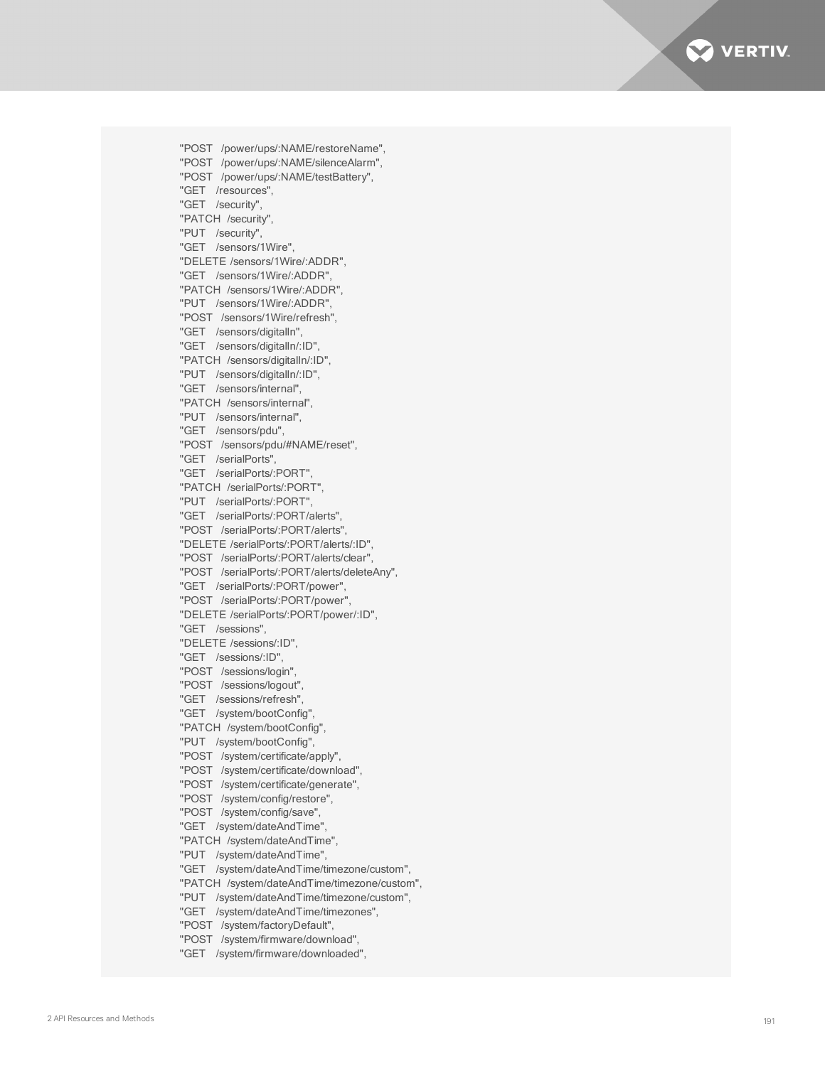```
"POST   /power/ups/:NAME/restoreName",
"POST   /power/ups/:NAME/silenceAlarm",
"POST   /power/ups/:NAME/testBattery",
"GET    /resources",
"GET    /security",
"PATCH  /security",
"PUT    /security",
"GET    /sensors/1Wire",
"DELETE /sensors/1Wire/:ADDR",
"GET    /sensors/1Wire/:ADDR",
"PATCH  /sensors/1Wire/:ADDR",
"PUT    /sensors/1Wire/:ADDR",
"POST   /sensors/1Wire/refresh",
"GET    /sensors/digitalIn",
"GET    /sensors/digitalIn/:ID",
"PATCH  /sensors/digitalIn/:ID",
"PUT    /sensors/digitalIn/:ID",
"GET    /sensors/internal",
"PATCH  /sensors/internal",
"PUT    /sensors/internal",
"GET    /sensors/pdu",
"POST   /sensors/pdu/#NAME/reset",
"GET    /serialPorts",
"GET    /serialPorts/:PORT",
"PATCH  /serialPorts/:PORT",
"PUT    /serialPorts/:PORT",
"GET    /serialPorts/:PORT/alerts",
"POST   /serialPorts/:PORT/alerts",
"DELETE /serialPorts/:PORT/alerts/:ID",
"POST   /serialPorts/:PORT/alerts/clear",
"POST   /serialPorts/:PORT/alerts/deleteAny",
"GET    /serialPorts/:PORT/power",
"POST   /serialPorts/:PORT/power",
"DELETE /serialPorts/:PORT/power/:ID",
"GET    /sessions",
"DELETE /sessions/:ID",
"GET    /sessions/:ID",
"POST   /sessions/login",
"POST   /sessions/logout",
"GET    /sessions/refresh",
"GET    /system/bootConfig",
"PATCH  /system/bootConfig",
"PUT    /system/bootConfig",
"POST   /system/certificate/apply",
"POST   /system/certificate/download",
"POST   /system/certificate/generate",
"POST   /system/config/restore",
"POST   /system/config/save",
"GET    /system/dateAndTime",
"PATCH  /system/dateAndTime",
"PUT    /system/dateAndTime",
"GET    /system/dateAndTime/timezone/custom",
"PATCH  /system/dateAndTime/timezone/custom",
"PUT    /system/dateAndTime/timezone/custom",
"GET    /system/dateAndTime/timezones",
"POST   /system/factoryDefault",
"POST   /system/firmware/download",
"GET    /system/firmware/downloaded",
```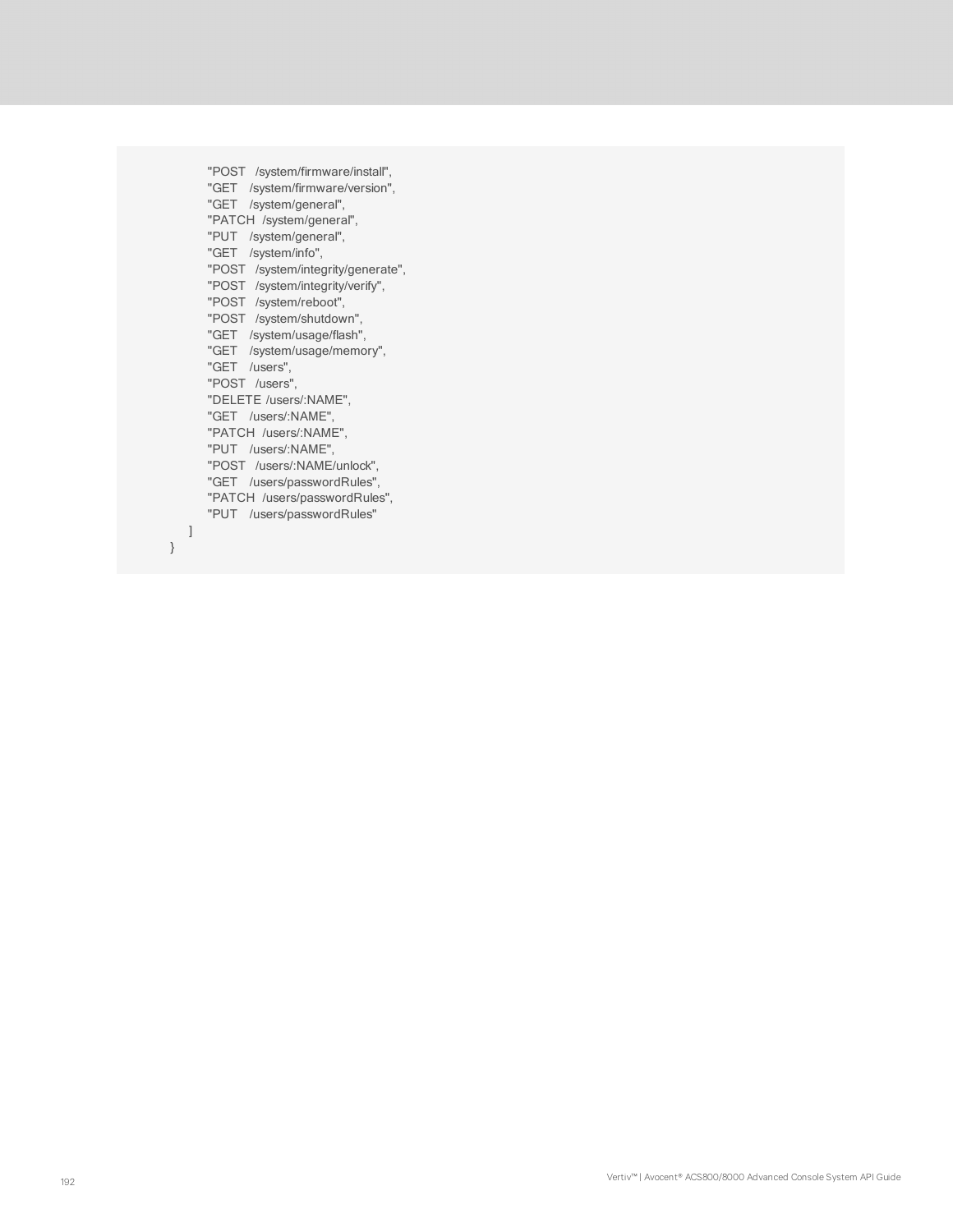```
        "POST   /system/firmware/install",
        "GET    /system/firmware/version",
        "GET    /system/general",
        "PATCH  /system/general",
        "PUT    /system/general",
        "GET    /system/info",
        "POST   /system/integrity/generate",
        "POST   /system/integrity/verify",
        "POST   /system/reboot",
        "POST   /system/shutdown",
        "GET    /system/usage/flash",
        "GET    /system/usage/memory",
        "GET    /users",
        "POST   /users",
        "DELETE /users/:NAME",
        "GET    /users/:NAME",
        "PATCH  /users/:NAME",
        "PUT    /users/:NAME",
        "POST   /users/:NAME/unlock",
        "GET    /users/passwordRules",
        "PATCH  /users/passwordRules",
        "PUT    /users/passwordRules"
    ]
}
```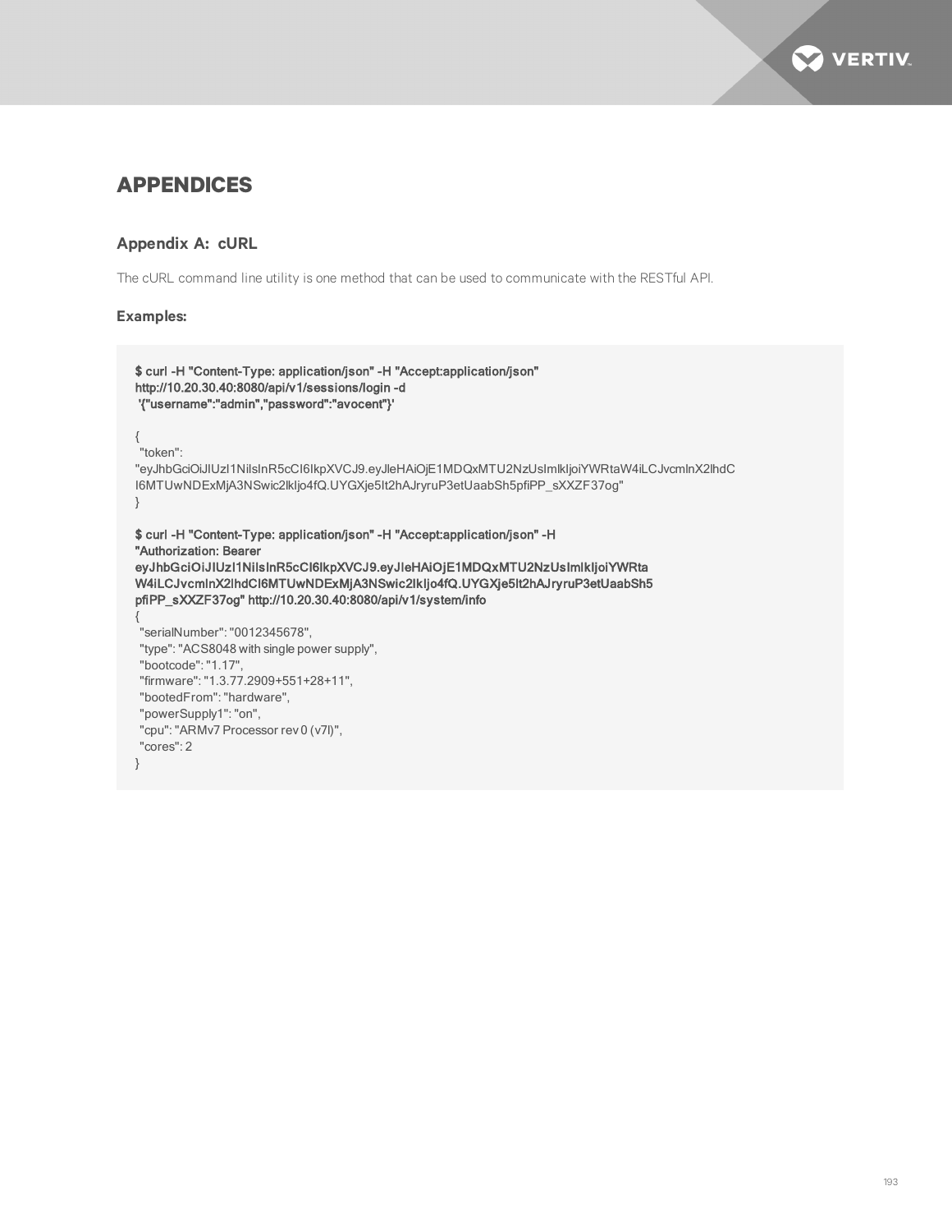# APPENDICES

## Appendix A: cURL

The cURL command line utility is one method that can be used to communicate with the RESTful API.

### Examples:

```
$ curl -H "Content-Type: application/json" -H "Accept:application/json"
http://10.20.30.40:8080/api/v1/sessions/login -d
 '{"username":"admin","password":"avocent"}'

{
  "token":
"eyJhbGciOiJIUzI1NiIsInR5cCI6IkpXVCJ9.eyJleHAiOjE1MDQxMTU2NzUsImlkIjoiYWRtaW4iLCJvcmlnX2lhdC
I6MTUwNDExMjA3NSwic2lkIjo4fQ.UYGXje5It2hAJryruP3etUaabSh5pfiPP_sXXZF37og"
}

$ curl -H "Content-Type: application/json" -H "Accept:application/json" -H
"Authorization: Bearer
eyJhbGciOiJIUzI1NiIsInR5cCI6IkpXVCJ9.eyJleHAiOjE1MDQxMTU2NzUsImlkIjoiYWRta
W4iLCJvcmlnX2lhdCI6MTUwNDExMjA3NSwic2lkIjo4fQ.UYGXje5It2hAJryruP3etUaabSh5
pfiPP_sXXZF37og" http://10.20.30.40:8080/api/v1/system/info
{
  "serialNumber": "0012345678",
  "type": "ACS8048 with single power supply",
  "bootcode": "1.17",
  "firmware": "1.3.77.2909+551+28+11",
  "bootedFrom": "hardware",
  "powerSupply1": "on",
  "cpu": "ARMv7 Processor rev 0 (v7l)",
  "cores": 2
}
```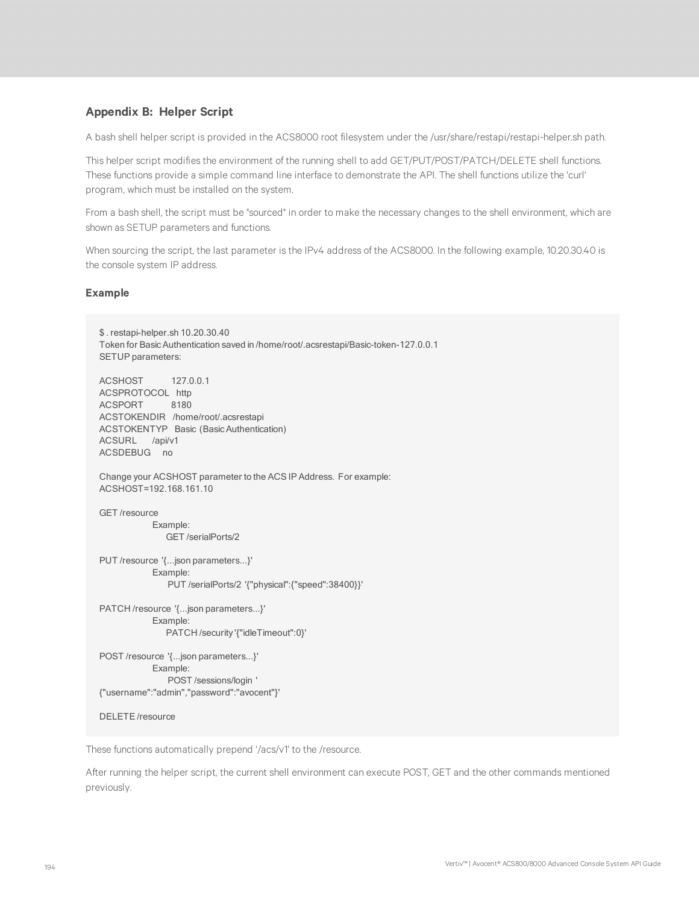## Appendix B: Helper Script

A bash shell helper script is provided in the ACS8000 root filesystem under the /usr/share/restapi/restapi-helper.sh path.

This helper script modifies the environment of the running shell to add GET/PUT/POST/PATCH/DELETE shell functions. These functions provide a simple command line interface to demonstrate the API. The shell functions utilize the 'curl' program, which must be installed on the system.

From a bash shell, the script must be "sourced" in order to make the necessary changes to the shell environment, which are shown as SETUP parameters and functions.

When sourcing the script, the last parameter is the IPv4 address of the ACS8000. In the following example, 10.20.30.40 is the console system IP address.

### Example

```
$ . restapi-helper.sh 10.20.30.40
Token for Basic Authentication saved in /home/root/.acsrestapi/Basic-token-127.0.0.1
SETUP parameters:

ACSHOST          127.0.0.1
ACSPROTOCOL   http
ACSPORT          8180
ACSTOKENDIR   /home/root/.acsrestapi
ACSTOKENTYP   Basic (Basic Authentication)
ACSURL      /api/v1
ACSDEBUG     no

Change your ACSHOST parameter to the ACS IP Address.  For example:
ACSHOST=192.168.161.10

GET /resource
              Example:
                   GET /serialPorts/2

PUT /resource  '{...json parameters...}'
              Example:
                   PUT /serialPorts/2  '{"physical":{"speed":38400}}'

PATCH /resource  '{...json parameters...}'
              Example:
                   PATCH /security '{"idleTimeout":0}'

POST /resource  '{...json parameters...}'
              Example:
                   POST /sessions/login  '
{"username":"admin","password":"avocent"}'

DELETE /resource
```

These functions automatically prepend '/acs/v1' to the /resource.

After running the helper script, the current shell environment can execute POST, GET and the other commands mentioned previously.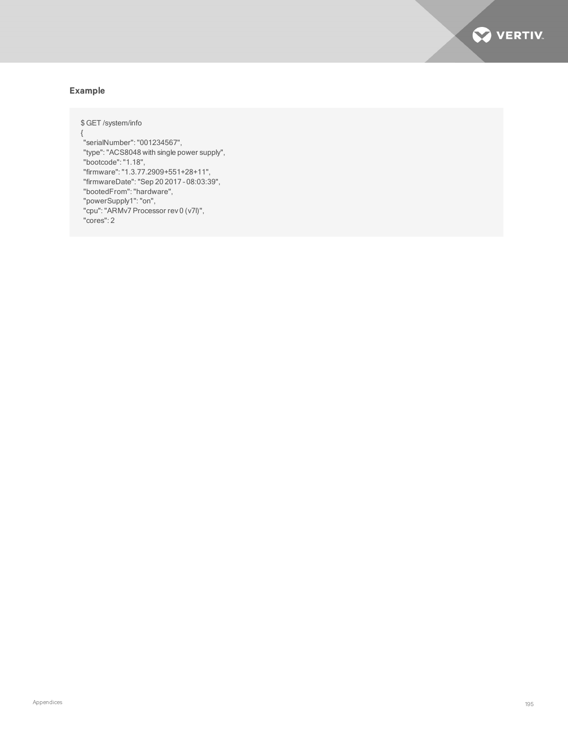### Example

```
$ GET /system/info
{
 "serialNumber": "001234567",
 "type": "ACS8048 with single power supply",
 "bootcode": "1.18",
 "firmware": "1.3.77.2909+551+28+11",
 "firmwareDate": "Sep 20 2017 - 08:03:39",
 "bootedFrom": "hardware",
 "powerSupply1": "on",
 "cpu": "ARMv7 Processor rev 0 (v7l)",
 "cores": 2
```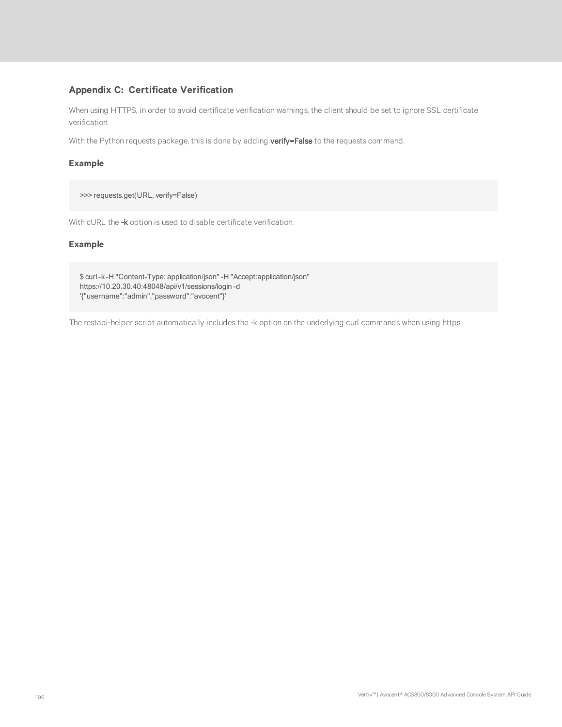## Appendix C: Certificate Verification

When using HTTPS, in order to avoid certificate verification warnings, the client should be set to ignore SSL certificate verification.

With the Python requests package, this is done by adding **verify=False** to the requests command.

### Example

```
>>> requests.get(URL, verify=False)
```

With cURL the **-k** option is used to disable certificate verification.

### Example

```
$ curl -k -H "Content-Type: application/json" -H "Accept:application/json"
https://10.20.30.40:48048/api/v1/sessions/login -d
'{"username":"admin","password":"avocent"}'
```

The restapi-helper script automatically includes the -k option on the underlying curl commands when using https.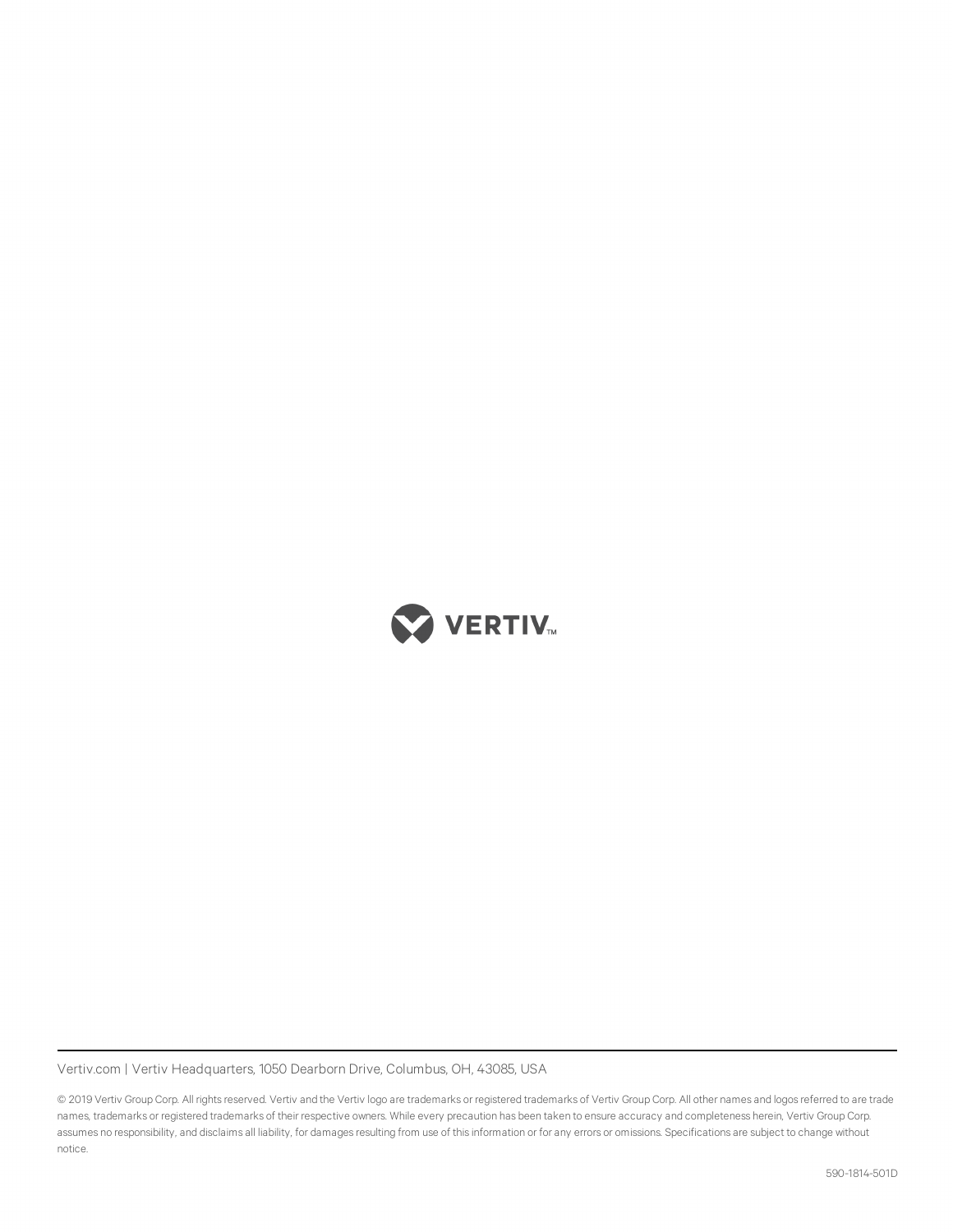VERTIV™

Vertiv.com | Vertiv Headquarters, 1050 Dearborn Drive, Columbus, OH, 43085, USA

© 2019 Vertiv Group Corp. All rights reserved. Vertiv and the Vertiv logo are trademarks or registered trademarks of Vertiv Group Corp. All other names and logos referred to are trade names, trademarks or registered trademarks of their respective owners. While every precaution has been taken to ensure accuracy and completeness herein, Vertiv Group Corp. assumes no responsibility, and disclaims all liability, for damages resulting from use of this information or for any errors or omissions. Specifications are subject to change without notice.

590-1814-501D